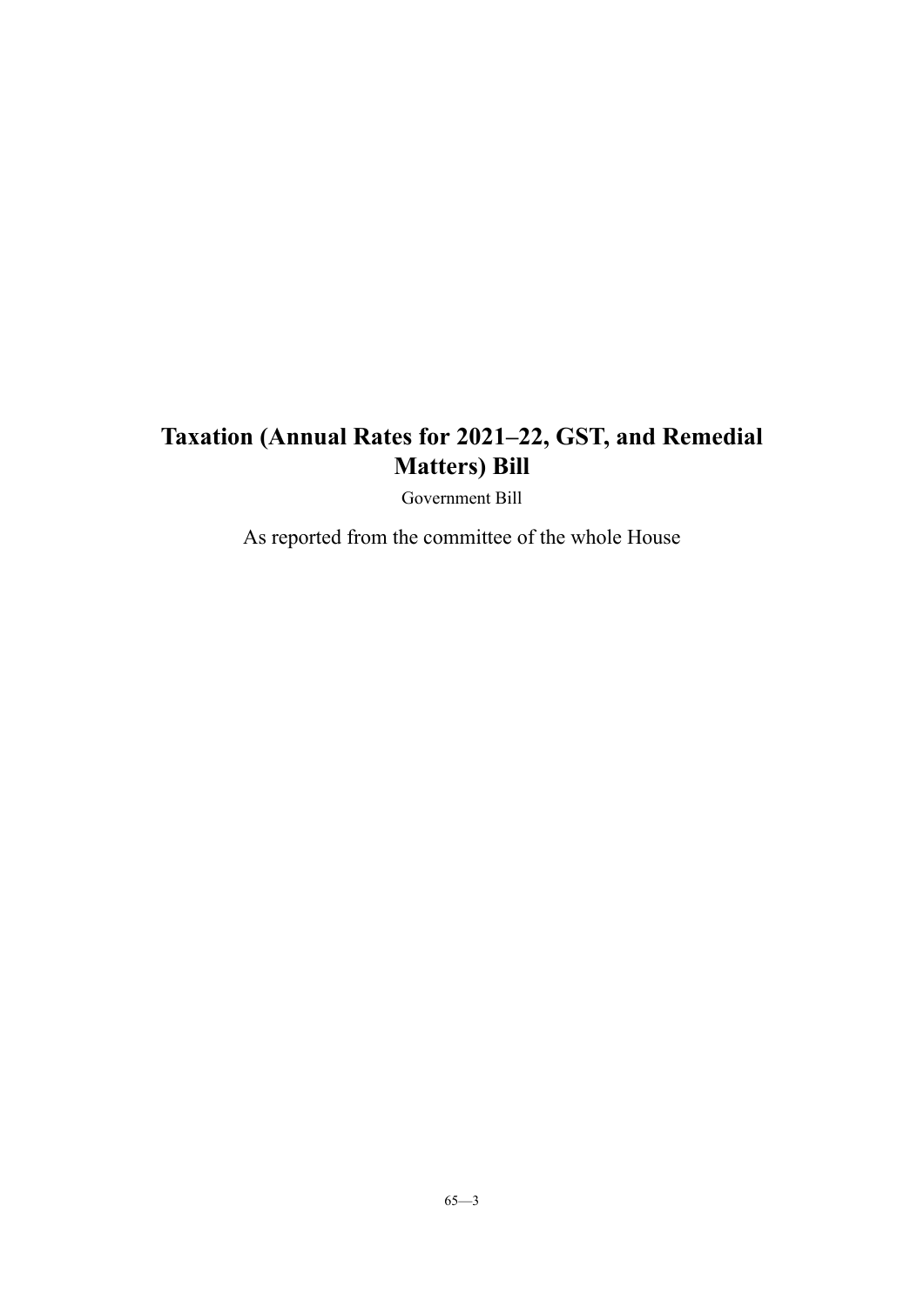# Taxation (Annual Rates for 2021–22, GST, and Remedial Matters) Bill

Government Bill

As reported from the committee of the whole House

65—3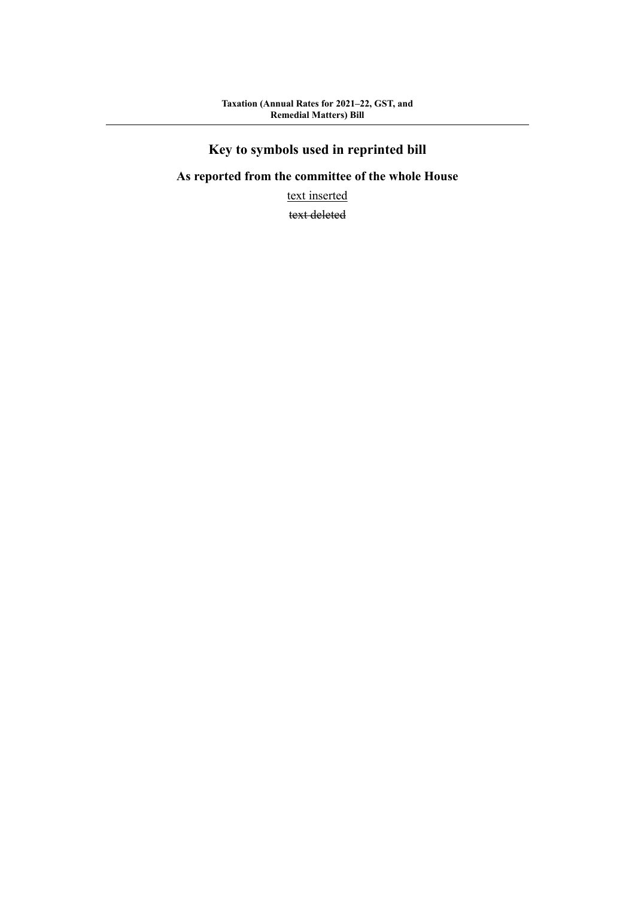## Key to symbols used in reprinted bill

### As reported from the committee of the whole House

<u>text inserted</u>

~~text deleted~~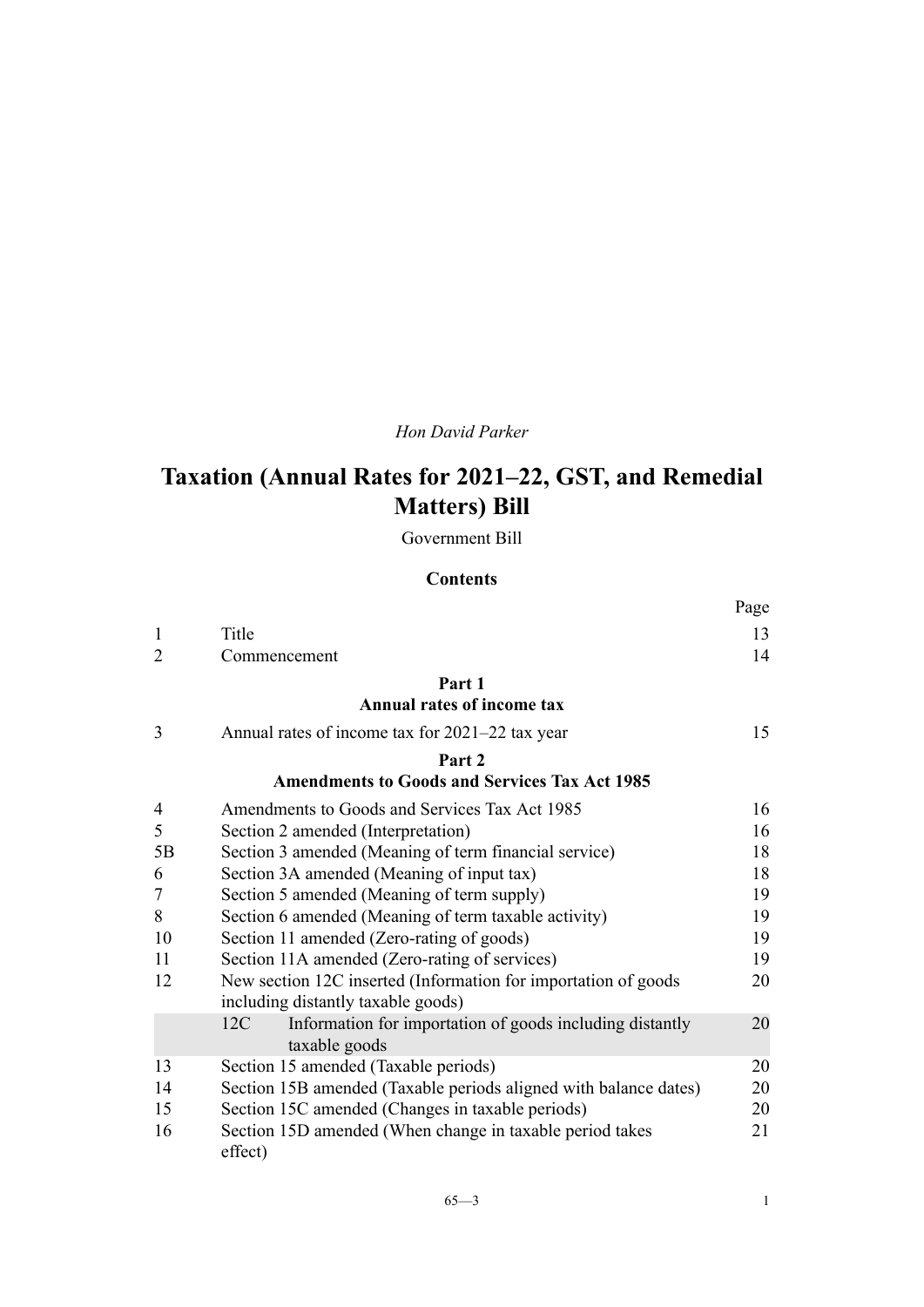*Hon David Parker*

# Taxation (Annual Rates for 2021–22, GST, and Remedial Matters) Bill

Government Bill

## Contents

| | | Page |
|---|---|---|
| 1 | Title | 13 |
| 2 | Commencement | 14 |
| | **Part 1** **Annual rates of income tax** | |
| 3 | Annual rates of income tax for 2021–22 tax year | 15 |
| | **Part 2** **Amendments to Goods and Services Tax Act 1985** | |
| 4 | Amendments to Goods and Services Tax Act 1985 | 16 |
| 5 | Section 2 amended (Interpretation) | 16 |
| 5B | Section 3 amended (Meaning of term financial service) | 18 |
| 6 | Section 3A amended (Meaning of input tax) | 18 |
| 7 | Section 5 amended (Meaning of term supply) | 19 |
| 8 | Section 6 amended (Meaning of term taxable activity) | 19 |
| 10 | Section 11 amended (Zero-rating of goods) | 19 |
| 11 | Section 11A amended (Zero-rating of services) | 19 |
| 12 | New section 12C inserted (Information for importation of goods including distantly taxable goods) | 20 |
| | 12C Information for importation of goods including distantly taxable goods | 20 |
| 13 | Section 15 amended (Taxable periods) | 20 |
| 14 | Section 15B amended (Taxable periods aligned with balance dates) | 20 |
| 15 | Section 15C amended (Changes in taxable periods) | 20 |
| 16 | Section 15D amended (When change in taxable period takes effect) | 21 |

65—3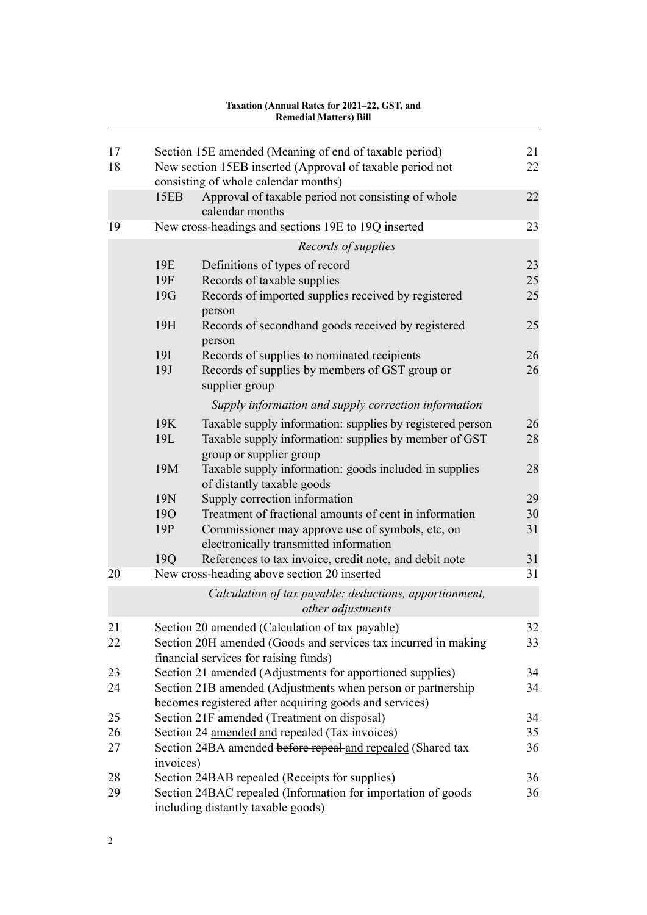| | | | |
|---|---|---|---|
| 17 | Section 15E amended (Meaning of end of taxable period) | | 21 |
| 18 | New section 15EB inserted (Approval of taxable period not consisting of whole calendar months) | | 22 |
| | 15EB | Approval of taxable period not consisting of whole calendar months | 22 |
| 19 | New cross-headings and sections 19E to 19Q inserted | | 23 |
| | | *Records of supplies* | |
| | 19E | Definitions of types of record | 23 |
| | 19F | Records of taxable supplies | 25 |
| | 19G | Records of imported supplies received by registered person | 25 |
| | 19H | Records of secondhand goods received by registered person | 25 |
| | 19I | Records of supplies to nominated recipients | 26 |
| | 19J | Records of supplies by members of GST group or supplier group | 26 |
| | | *Supply information and supply correction information* | |
| | 19K | Taxable supply information: supplies by registered person | 26 |
| | 19L | Taxable supply information: supplies by member of GST group or supplier group | 28 |
| | 19M | Taxable supply information: goods included in supplies of distantly taxable goods | 28 |
| | 19N | Supply correction information | 29 |
| | 19O | Treatment of fractional amounts of cent in information | 30 |
| | 19P | Commissioner may approve use of symbols, etc, on electronically transmitted information | 31 |
| | 19Q | References to tax invoice, credit note, and debit note | 31 |
| 20 | New cross-heading above section 20 inserted | | 31 |
| | | *Calculation of tax payable: deductions, apportionment, other adjustments* | |
| 21 | Section 20 amended (Calculation of tax payable) | | 32 |
| 22 | Section 20H amended (Goods and services tax incurred in making financial services for raising funds) | | 33 |
| 23 | Section 21 amended (Adjustments for apportioned supplies) | | 34 |
| 24 | Section 21B amended (Adjustments when person or partnership becomes registered after acquiring goods and services) | | 34 |
| 25 | Section 21F amended (Treatment on disposal) | | 34 |
| 26 | Section 24 <u>amended and</u> repealed (Tax invoices) | | 35 |
| 27 | Section 24BA amended ~~before repeal~~ <u>and repealed</u> (Shared tax invoices) | | 36 |
| 28 | Section 24BAB repealed (Receipts for supplies) | | 36 |
| 29 | Section 24BAC repealed (Information for importation of goods including distantly taxable goods) | | 36 |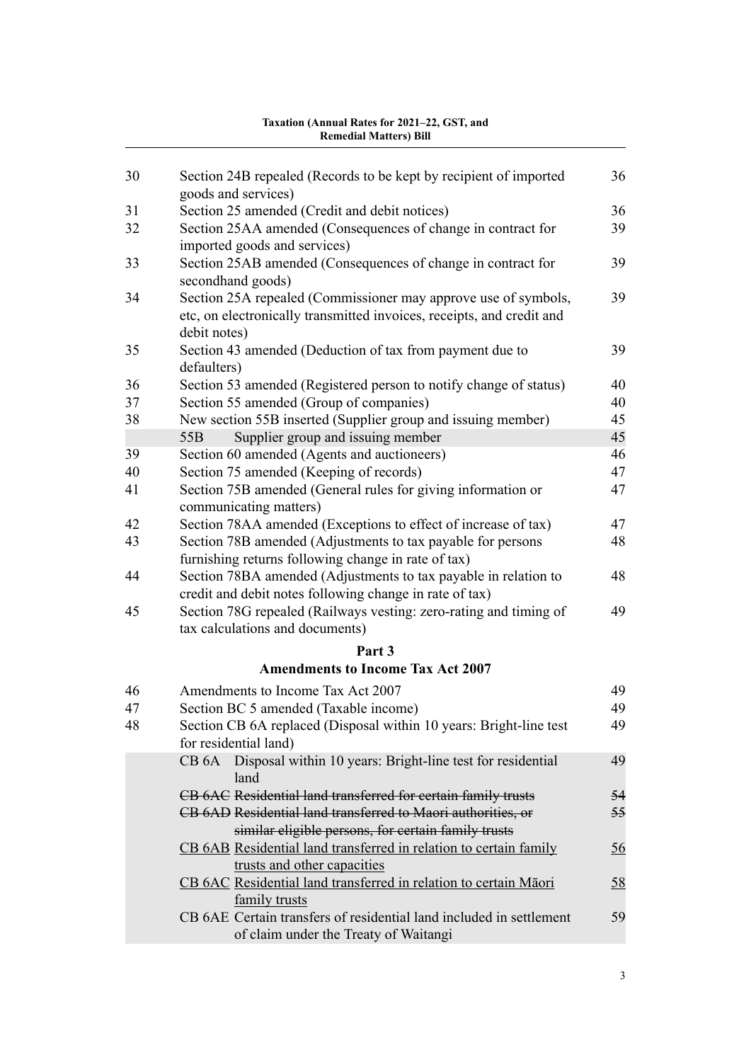| | | |
|---|---|---|
| 30 | Section 24B repealed (Records to be kept by recipient of imported goods and services) | 36 |
| 31 | Section 25 amended (Credit and debit notices) | 36 |
| 32 | Section 25AA amended (Consequences of change in contract for imported goods and services) | 39 |
| 33 | Section 25AB amended (Consequences of change in contract for secondhand goods) | 39 |
| 34 | Section 25A repealed (Commissioner may approve use of symbols, etc, on electronically transmitted invoices, receipts, and credit and debit notes) | 39 |
| 35 | Section 43 amended (Deduction of tax from payment due to defaulters) | 39 |
| 36 | Section 53 amended (Registered person to notify change of status) | 40 |
| 37 | Section 55 amended (Group of companies) | 40 |
| 38 | New section 55B inserted (Supplier group and issuing member) | 45 |
| | 55B Supplier group and issuing member | 45 |
| 39 | Section 60 amended (Agents and auctioneers) | 46 |
| 40 | Section 75 amended (Keeping of records) | 47 |
| 41 | Section 75B amended (General rules for giving information or communicating matters) | 47 |
| 42 | Section 78AA amended (Exceptions to effect of increase of tax) | 47 |
| 43 | Section 78B amended (Adjustments to tax payable for persons furnishing returns following change in rate of tax) | 48 |
| 44 | Section 78BA amended (Adjustments to tax payable in relation to credit and debit notes following change in rate of tax) | 48 |
| 45 | Section 78G repealed (Railways vesting: zero-rating and timing of tax calculations and documents) | 49 |

## Part 3
## Amendments to Income Tax Act 2007

| | | |
|---|---|---|
| 46 | Amendments to Income Tax Act 2007 | 49 |
| 47 | Section BC 5 amended (Taxable income) | 49 |
| 48 | Section CB 6A replaced (Disposal within 10 years: Bright-line test for residential land) | 49 |
| | CB 6A Disposal within 10 years: Bright-line test for residential land | 49 |
| | ~~CB 6AC Residential land transferred for certain family trusts~~ | ~~54~~ |
| | ~~CB 6AD Residential land transferred to Maori authorities, or similar eligible persons, for certain family trusts~~ | ~~55~~ |
| | <u>CB 6AB Residential land transferred in relation to certain family trusts and other capacities</u> | <u>56</u> |
| | <u>CB 6AC Residential land transferred in relation to certain Māori family trusts</u> | <u>58</u> |
| | CB 6AE Certain transfers of residential land included in settlement of claim under the Treaty of Waitangi | 59 |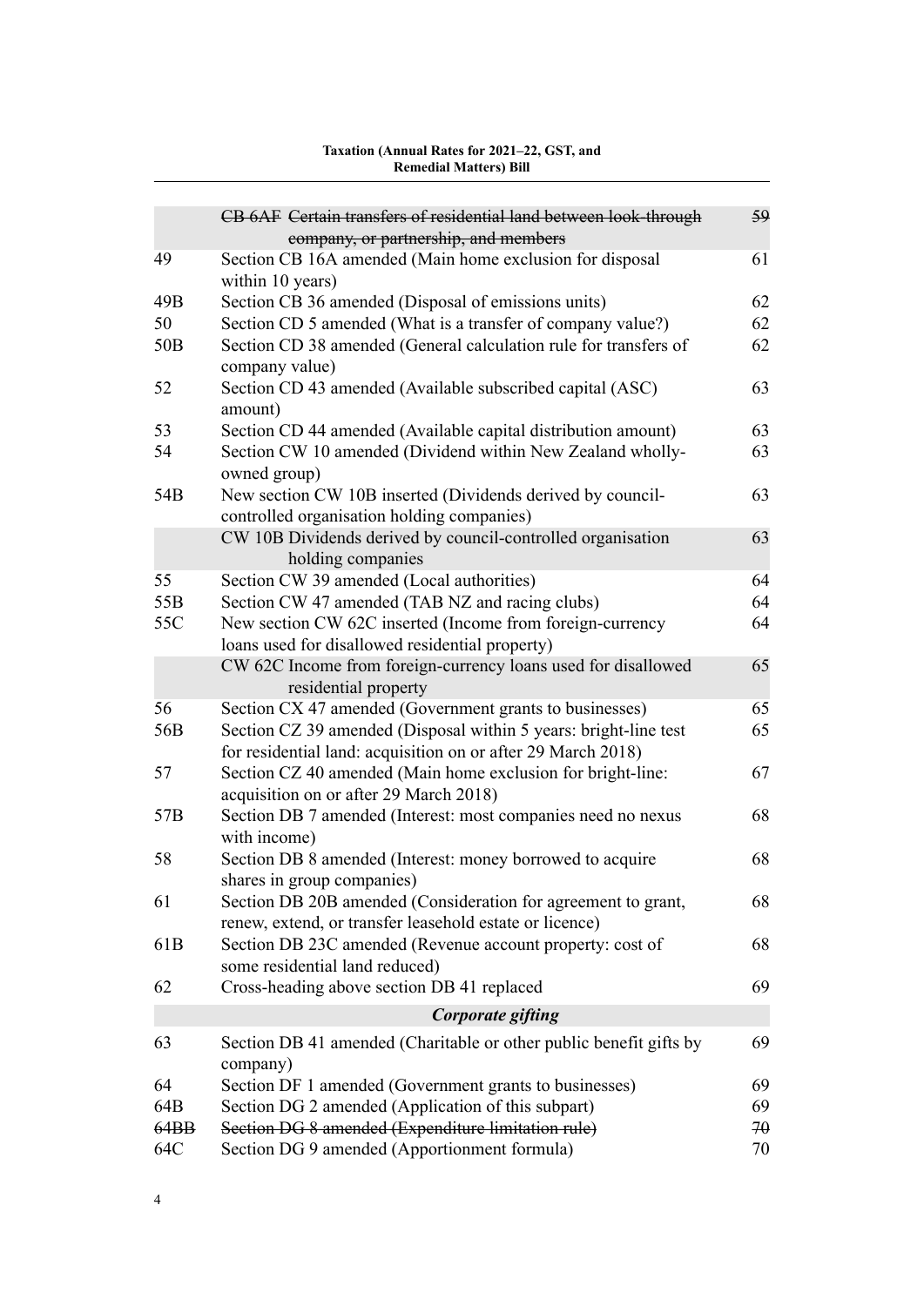| | | |
|---|---|---|
| | ~~CB 6AF Certain transfers of residential land between look-through company, or partnership, and members~~ | ~~59~~ |
| 49 | Section CB 16A amended (Main home exclusion for disposal within 10 years) | 61 |
| 49B | Section CB 36 amended (Disposal of emissions units) | 62 |
| 50 | Section CD 5 amended (What is a transfer of company value?) | 62 |
| 50B | Section CD 38 amended (General calculation rule for transfers of company value) | 62 |
| 52 | Section CD 43 amended (Available subscribed capital (ASC) amount) | 63 |
| 53 | Section CD 44 amended (Available capital distribution amount) | 63 |
| 54 | Section CW 10 amended (Dividend within New Zealand wholly-owned group) | 63 |
| 54B | New section CW 10B inserted (Dividends derived by council-controlled organisation holding companies) | 63 |
| | CW 10B Dividends derived by council-controlled organisation holding companies | 63 |
| 55 | Section CW 39 amended (Local authorities) | 64 |
| 55B | Section CW 47 amended (TAB NZ and racing clubs) | 64 |
| 55C | New section CW 62C inserted (Income from foreign-currency loans used for disallowed residential property) | 64 |
| | CW 62C Income from foreign-currency loans used for disallowed residential property | 65 |
| 56 | Section CX 47 amended (Government grants to businesses) | 65 |
| 56B | Section CZ 39 amended (Disposal within 5 years: bright-line test for residential land: acquisition on or after 29 March 2018) | 65 |
| 57 | Section CZ 40 amended (Main home exclusion for bright-line: acquisition on or after 29 March 2018) | 67 |
| 57B | Section DB 7 amended (Interest: most companies need no nexus with income) | 68 |
| 58 | Section DB 8 amended (Interest: money borrowed to acquire shares in group companies) | 68 |
| 61 | Section DB 20B amended (Consideration for agreement to grant, renew, extend, or transfer leasehold estate or licence) | 68 |
| 61B | Section DB 23C amended (Revenue account property: cost of some residential land reduced) | 68 |
| 62 | Cross-heading above section DB 41 replaced | 69 |
| | ***Corporate gifting*** | |
| 63 | Section DB 41 amended (Charitable or other public benefit gifts by company) | 69 |
| 64 | Section DF 1 amended (Government grants to businesses) | 69 |
| 64B | Section DG 2 amended (Application of this subpart) | 69 |
| ~~64BB~~ | ~~Section DG 8 amended (Expenditure limitation rule)~~ | ~~70~~ |
| 64C | Section DG 9 amended (Apportionment formula) | 70 |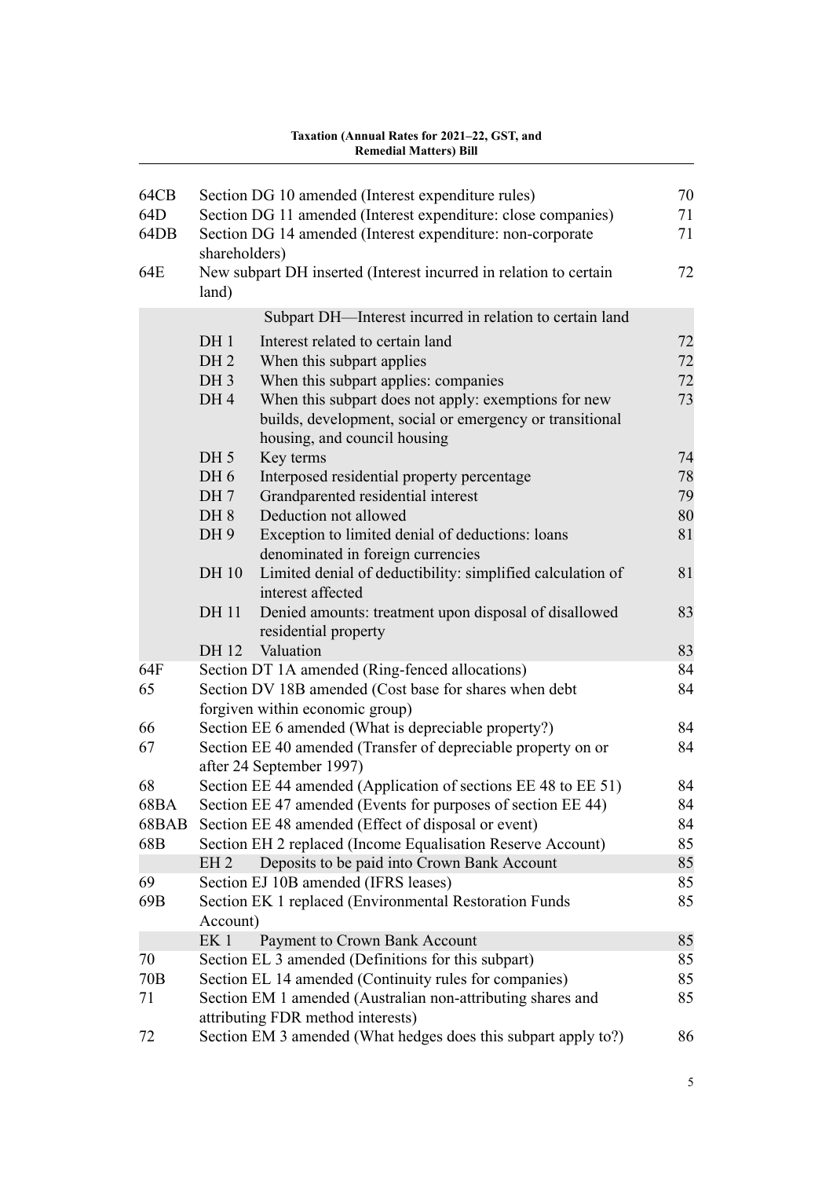| | | |
|---|---|---|
| 64CB | Section DG 10 amended (Interest expenditure rules) | 70 |
| 64D | Section DG 11 amended (Interest expenditure: close companies) | 71 |
| 64DB | Section DG 14 amended (Interest expenditure: non-corporate shareholders) | 71 |
| 64E | New subpart DH inserted (Interest incurred in relation to certain land) | 72 |
| | Subpart DH—Interest incurred in relation to certain land | |
| DH 1 | Interest related to certain land | 72 |
| DH 2 | When this subpart applies | 72 |
| DH 3 | When this subpart applies: companies | 72 |
| DH 4 | When this subpart does not apply: exemptions for new builds, development, social or emergency or transitional housing, and council housing | 73 |
| DH 5 | Key terms | 74 |
| DH 6 | Interposed residential property percentage | 78 |
| DH 7 | Grandparented residential interest | 79 |
| DH 8 | Deduction not allowed | 80 |
| DH 9 | Exception to limited denial of deductions: loans denominated in foreign currencies | 81 |
| DH 10 | Limited denial of deductibility: simplified calculation of interest affected | 81 |
| DH 11 | Denied amounts: treatment upon disposal of disallowed residential property | 83 |
| DH 12 | Valuation | 83 |
| 64F | Section DT 1A amended (Ring-fenced allocations) | 84 |
| 65 | Section DV 18B amended (Cost base for shares when debt forgiven within economic group) | 84 |
| 66 | Section EE 6 amended (What is depreciable property?) | 84 |
| 67 | Section EE 40 amended (Transfer of depreciable property on or after 24 September 1997) | 84 |
| 68 | Section EE 44 amended (Application of sections EE 48 to EE 51) | 84 |
| 68BA | Section EE 47 amended (Events for purposes of section EE 44) | 84 |
| 68BAB | Section EE 48 amended (Effect of disposal or event) | 84 |
| 68B | Section EH 2 replaced (Income Equalisation Reserve Account) | 85 |
| EH 2 | Deposits to be paid into Crown Bank Account | 85 |
| 69 | Section EJ 10B amended (IFRS leases) | 85 |
| 69B | Section EK 1 replaced (Environmental Restoration Funds Account) | 85 |
| EK 1 | Payment to Crown Bank Account | 85 |
| 70 | Section EL 3 amended (Definitions for this subpart) | 85 |
| 70B | Section EL 14 amended (Continuity rules for companies) | 85 |
| 71 | Section EM 1 amended (Australian non-attributing shares and attributing FDR method interests) | 85 |
| 72 | Section EM 3 amended (What hedges does this subpart apply to?) | 86 |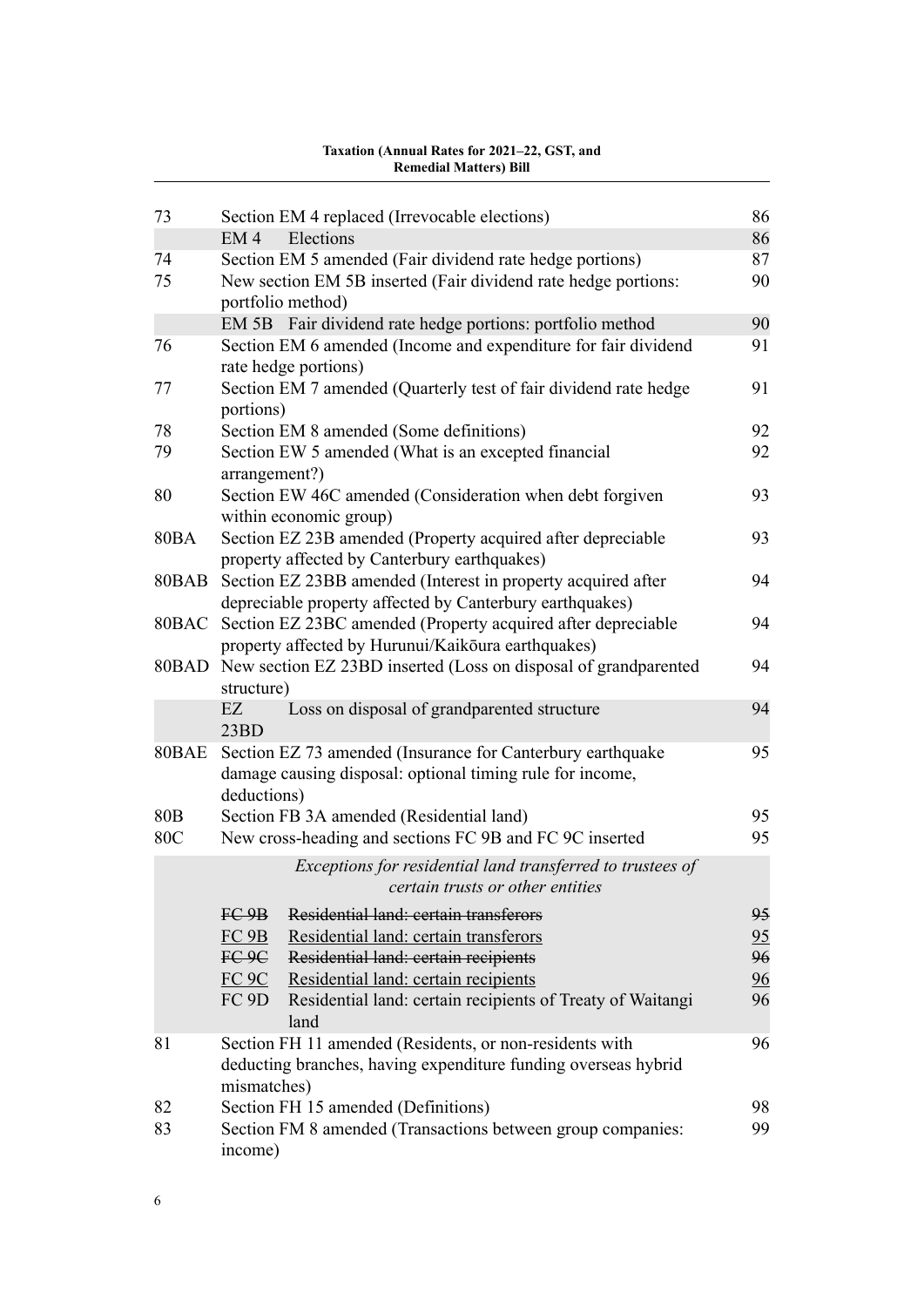| | | |
|---|---|---|
| 73 | Section EM 4 replaced (Irrevocable elections) | 86 |
| | EM 4 Elections | 86 |
| 74 | Section EM 5 amended (Fair dividend rate hedge portions) | 87 |
| 75 | New section EM 5B inserted (Fair dividend rate hedge portions: portfolio method) | 90 |
| | EM 5B Fair dividend rate hedge portions: portfolio method | 90 |
| 76 | Section EM 6 amended (Income and expenditure for fair dividend rate hedge portions) | 91 |
| 77 | Section EM 7 amended (Quarterly test of fair dividend rate hedge portions) | 91 |
| 78 | Section EM 8 amended (Some definitions) | 92 |
| 79 | Section EW 5 amended (What is an excepted financial arrangement?) | 92 |
| 80 | Section EW 46C amended (Consideration when debt forgiven within economic group) | 93 |
| 80BA | Section EZ 23B amended (Property acquired after depreciable property affected by Canterbury earthquakes) | 93 |
| 80BAB | Section EZ 23BB amended (Interest in property acquired after depreciable property affected by Canterbury earthquakes) | 94 |
| 80BAC | Section EZ 23BC amended (Property acquired after depreciable property affected by Hurunui/Kaikōura earthquakes) | 94 |
| 80BAD | New section EZ 23BD inserted (Loss on disposal of grandparented structure) | 94 |
| | EZ 23BD Loss on disposal of grandparented structure | 94 |
| 80BAE | Section EZ 73 amended (Insurance for Canterbury earthquake damage causing disposal: optional timing rule for income, deductions) | 95 |
| 80B | Section FB 3A amended (Residential land) | 95 |
| 80C | New cross-heading and sections FC 9B and FC 9C inserted | 95 |
| | *Exceptions for residential land transferred to trustees of certain trusts or other entities* | |
| | ~~FC 9B Residential land: certain transferors~~ | ~~95~~ |
| | <u>FC 9B Residential land: certain transferors</u> | <u>95</u> |
| | ~~FC 9C Residential land: certain recipients~~ | ~~96~~ |
| | <u>FC 9C Residential land: certain recipients</u> | <u>96</u> |
| | FC 9D Residential land: certain recipients of Treaty of Waitangi land | 96 |
| 81 | Section FH 11 amended (Residents, or non-residents with deducting branches, having expenditure funding overseas hybrid mismatches) | 96 |
| 82 | Section FH 15 amended (Definitions) | 98 |
| 83 | Section FM 8 amended (Transactions between group companies: income) | 99 |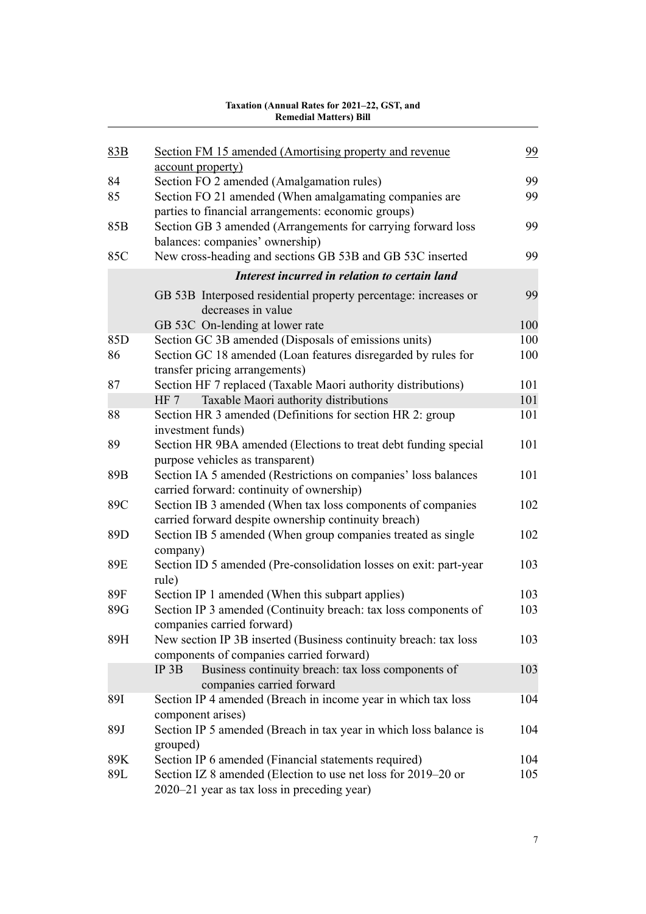| | | |
|---|---|---|
| 83B | Section FM 15 amended (Amortising property and revenue account property) | 99 |
| 84 | Section FO 2 amended (Amalgamation rules) | 99 |
| 85 | Section FO 21 amended (When amalgamating companies are parties to financial arrangements: economic groups) | 99 |
| 85B | Section GB 3 amended (Arrangements for carrying forward loss balances: companies' ownership) | 99 |
| 85C | New cross-heading and sections GB 53B and GB 53C inserted | 99 |
| | ***Interest incurred in relation to certain land*** | |
| | GB 53B Interposed residential property percentage: increases or decreases in value | 99 |
| | GB 53C On-lending at lower rate | 100 |
| 85D | Section GC 3B amended (Disposals of emissions units) | 100 |
| 86 | Section GC 18 amended (Loan features disregarded by rules for transfer pricing arrangements) | 100 |
| 87 | Section HF 7 replaced (Taxable Maori authority distributions) | 101 |
| | HF 7 Taxable Maori authority distributions | 101 |
| 88 | Section HR 3 amended (Definitions for section HR 2: group investment funds) | 101 |
| 89 | Section HR 9BA amended (Elections to treat debt funding special purpose vehicles as transparent) | 101 |
| 89B | Section IA 5 amended (Restrictions on companies' loss balances carried forward: continuity of ownership) | 101 |
| 89C | Section IB 3 amended (When tax loss components of companies carried forward despite ownership continuity breach) | 102 |
| 89D | Section IB 5 amended (When group companies treated as single company) | 102 |
| 89E | Section ID 5 amended (Pre-consolidation losses on exit: part-year rule) | 103 |
| 89F | Section IP 1 amended (When this subpart applies) | 103 |
| 89G | Section IP 3 amended (Continuity breach: tax loss components of companies carried forward) | 103 |
| 89H | New section IP 3B inserted (Business continuity breach: tax loss components of companies carried forward) | 103 |
| | IP 3B Business continuity breach: tax loss components of companies carried forward | 103 |
| 89I | Section IP 4 amended (Breach in income year in which tax loss component arises) | 104 |
| 89J | Section IP 5 amended (Breach in tax year in which loss balance is grouped) | 104 |
| 89K | Section IP 6 amended (Financial statements required) | 104 |
| 89L | Section IZ 8 amended (Election to use net loss for 2019–20 or 2020–21 year as tax loss in preceding year) | 105 |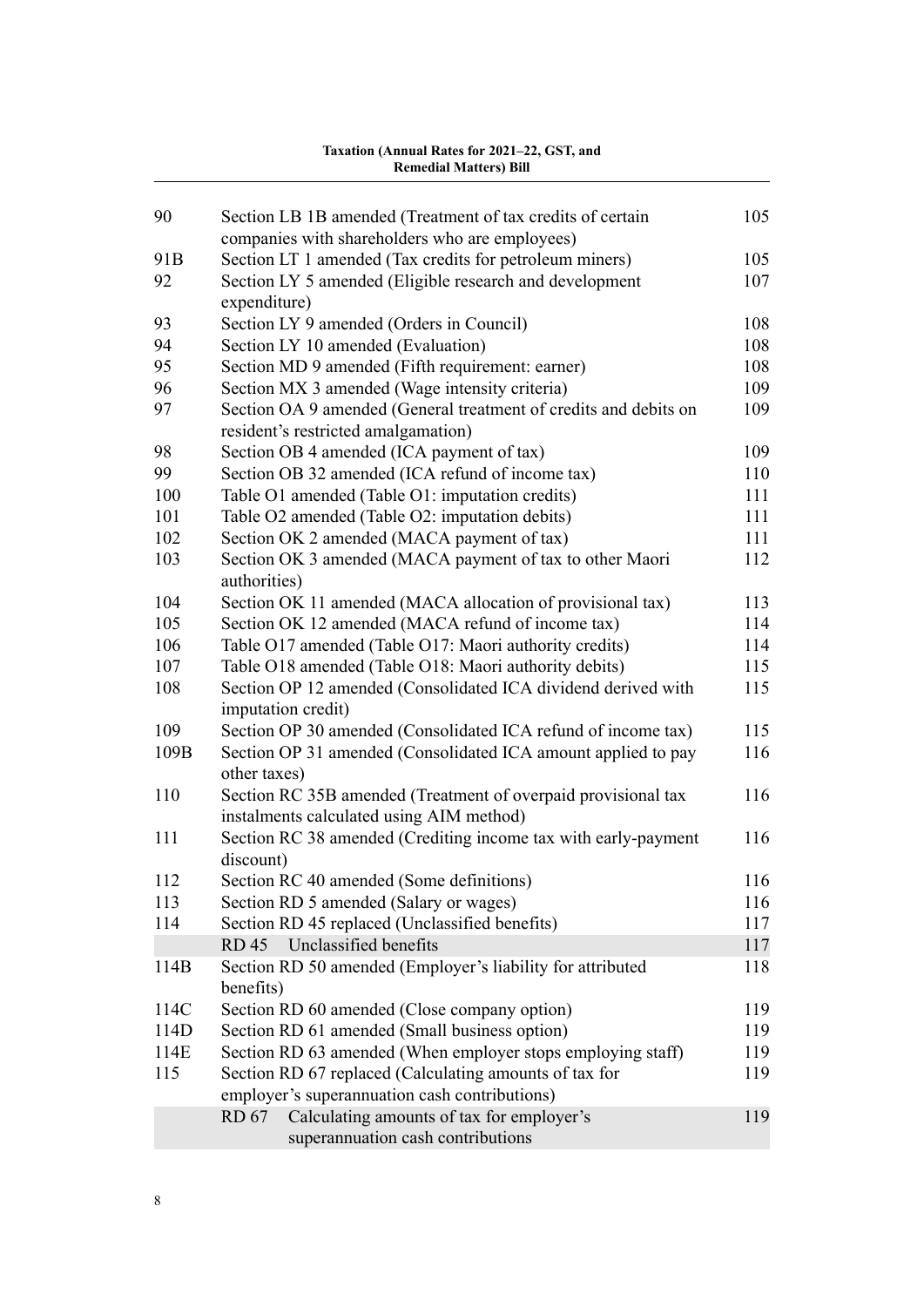| | | |
|---|---|---|
| 90 | Section LB 1B amended (Treatment of tax credits of certain companies with shareholders who are employees) | 105 |
| 91B | Section LT 1 amended (Tax credits for petroleum miners) | 105 |
| 92 | Section LY 5 amended (Eligible research and development expenditure) | 107 |
| 93 | Section LY 9 amended (Orders in Council) | 108 |
| 94 | Section LY 10 amended (Evaluation) | 108 |
| 95 | Section MD 9 amended (Fifth requirement: earner) | 108 |
| 96 | Section MX 3 amended (Wage intensity criteria) | 109 |
| 97 | Section OA 9 amended (General treatment of credits and debits on resident's restricted amalgamation) | 109 |
| 98 | Section OB 4 amended (ICA payment of tax) | 109 |
| 99 | Section OB 32 amended (ICA refund of income tax) | 110 |
| 100 | Table O1 amended (Table O1: imputation credits) | 111 |
| 101 | Table O2 amended (Table O2: imputation debits) | 111 |
| 102 | Section OK 2 amended (MACA payment of tax) | 111 |
| 103 | Section OK 3 amended (MACA payment of tax to other Maori authorities) | 112 |
| 104 | Section OK 11 amended (MACA allocation of provisional tax) | 113 |
| 105 | Section OK 12 amended (MACA refund of income tax) | 114 |
| 106 | Table O17 amended (Table O17: Maori authority credits) | 114 |
| 107 | Table O18 amended (Table O18: Maori authority debits) | 115 |
| 108 | Section OP 12 amended (Consolidated ICA dividend derived with imputation credit) | 115 |
| 109 | Section OP 30 amended (Consolidated ICA refund of income tax) | 115 |
| 109B | Section OP 31 amended (Consolidated ICA amount applied to pay other taxes) | 116 |
| 110 | Section RC 35B amended (Treatment of overpaid provisional tax instalments calculated using AIM method) | 116 |
| 111 | Section RC 38 amended (Crediting income tax with early-payment discount) | 116 |
| 112 | Section RC 40 amended (Some definitions) | 116 |
| 113 | Section RD 5 amended (Salary or wages) | 116 |
| 114 | Section RD 45 replaced (Unclassified benefits) | 117 |
| | RD 45 Unclassified benefits | 117 |
| 114B | Section RD 50 amended (Employer's liability for attributed benefits) | 118 |
| 114C | Section RD 60 amended (Close company option) | 119 |
| 114D | Section RD 61 amended (Small business option) | 119 |
| 114E | Section RD 63 amended (When employer stops employing staff) | 119 |
| 115 | Section RD 67 replaced (Calculating amounts of tax for employer's superannuation cash contributions) | 119 |
| | RD 67 Calculating amounts of tax for employer's superannuation cash contributions | 119 |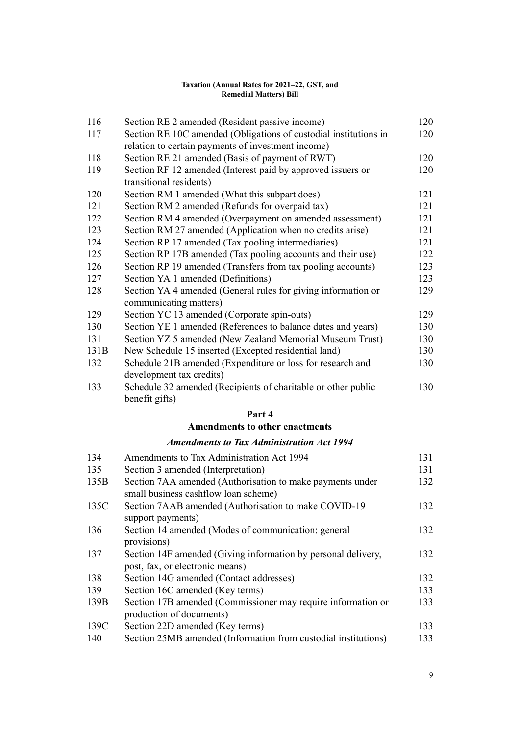| | | |
|---|---|---|
| 116 | Section RE 2 amended (Resident passive income) | 120 |
| 117 | Section RE 10C amended (Obligations of custodial institutions in relation to certain payments of investment income) | 120 |
| 118 | Section RE 21 amended (Basis of payment of RWT) | 120 |
| 119 | Section RF 12 amended (Interest paid by approved issuers or transitional residents) | 120 |
| 120 | Section RM 1 amended (What this subpart does) | 121 |
| 121 | Section RM 2 amended (Refunds for overpaid tax) | 121 |
| 122 | Section RM 4 amended (Overpayment on amended assessment) | 121 |
| 123 | Section RM 27 amended (Application when no credits arise) | 121 |
| 124 | Section RP 17 amended (Tax pooling intermediaries) | 121 |
| 125 | Section RP 17B amended (Tax pooling accounts and their use) | 122 |
| 126 | Section RP 19 amended (Transfers from tax pooling accounts) | 123 |
| 127 | Section YA 1 amended (Definitions) | 123 |
| 128 | Section YA 4 amended (General rules for giving information or communicating matters) | 129 |
| 129 | Section YC 13 amended (Corporate spin-outs) | 129 |
| 130 | Section YE 1 amended (References to balance dates and years) | 130 |
| 131 | Section YZ 5 amended (New Zealand Memorial Museum Trust) | 130 |
| 131B | New Schedule 15 inserted (Excepted residential land) | 130 |
| 132 | Schedule 21B amended (Expenditure or loss for research and development tax credits) | 130 |
| 133 | Schedule 32 amended (Recipients of charitable or other public benefit gifts) | 130 |

## Part 4
## Amendments to other enactments

### *Amendments to Tax Administration Act 1994*

| | | |
|---|---|---|
| 134 | Amendments to Tax Administration Act 1994 | 131 |
| 135 | Section 3 amended (Interpretation) | 131 |
| 135B | Section 7AA amended (Authorisation to make payments under small business cashflow loan scheme) | 132 |
| 135C | Section 7AAB amended (Authorisation to make COVID-19 support payments) | 132 |
| 136 | Section 14 amended (Modes of communication: general provisions) | 132 |
| 137 | Section 14F amended (Giving information by personal delivery, post, fax, or electronic means) | 132 |
| 138 | Section 14G amended (Contact addresses) | 132 |
| 139 | Section 16C amended (Key terms) | 133 |
| 139B | Section 17B amended (Commissioner may require information or production of documents) | 133 |
| 139C | Section 22D amended (Key terms) | 133 |
| 140 | Section 25MB amended (Information from custodial institutions) | 133 |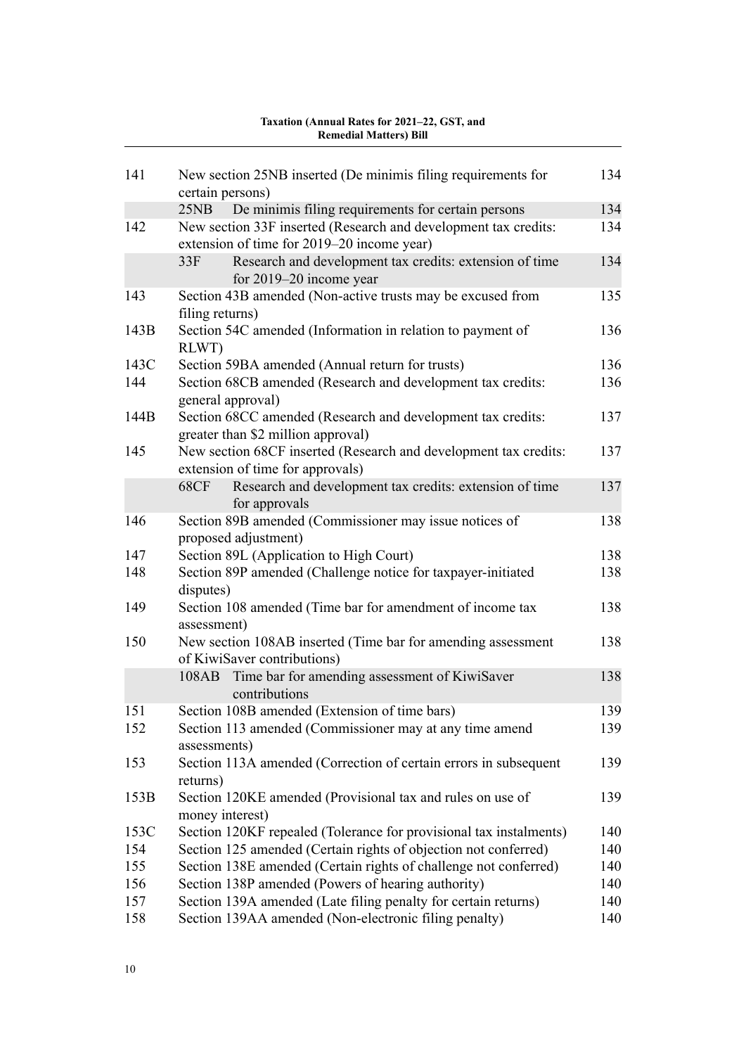| | | |
|---|---|---|
| 141 | New section 25NB inserted (De minimis filing requirements for certain persons) | 134 |
| | 25NB De minimis filing requirements for certain persons | 134 |
| 142 | New section 33F inserted (Research and development tax credits: extension of time for 2019–20 income year) | 134 |
| | 33F Research and development tax credits: extension of time for 2019–20 income year | 134 |
| 143 | Section 43B amended (Non-active trusts may be excused from filing returns) | 135 |
| 143B | Section 54C amended (Information in relation to payment of RLWT) | 136 |
| 143C | Section 59BA amended (Annual return for trusts) | 136 |
| 144 | Section 68CB amended (Research and development tax credits: general approval) | 136 |
| 144B | Section 68CC amended (Research and development tax credits: greater than $2 million approval) | 137 |
| 145 | New section 68CF inserted (Research and development tax credits: extension of time for approvals) | 137 |
| | 68CF Research and development tax credits: extension of time for approvals | 137 |
| 146 | Section 89B amended (Commissioner may issue notices of proposed adjustment) | 138 |
| 147 | Section 89L (Application to High Court) | 138 |
| 148 | Section 89P amended (Challenge notice for taxpayer-initiated disputes) | 138 |
| 149 | Section 108 amended (Time bar for amendment of income tax assessment) | 138 |
| 150 | New section 108AB inserted (Time bar for amending assessment of KiwiSaver contributions) | 138 |
| | 108AB Time bar for amending assessment of KiwiSaver contributions | 138 |
| 151 | Section 108B amended (Extension of time bars) | 139 |
| 152 | Section 113 amended (Commissioner may at any time amend assessments) | 139 |
| 153 | Section 113A amended (Correction of certain errors in subsequent returns) | 139 |
| 153B | Section 120KE amended (Provisional tax and rules on use of money interest) | 139 |
| 153C | Section 120KF repealed (Tolerance for provisional tax instalments) | 140 |
| 154 | Section 125 amended (Certain rights of objection not conferred) | 140 |
| 155 | Section 138E amended (Certain rights of challenge not conferred) | 140 |
| 156 | Section 138P amended (Powers of hearing authority) | 140 |
| 157 | Section 139A amended (Late filing penalty for certain returns) | 140 |
| 158 | Section 139AA amended (Non-electronic filing penalty) | 140 |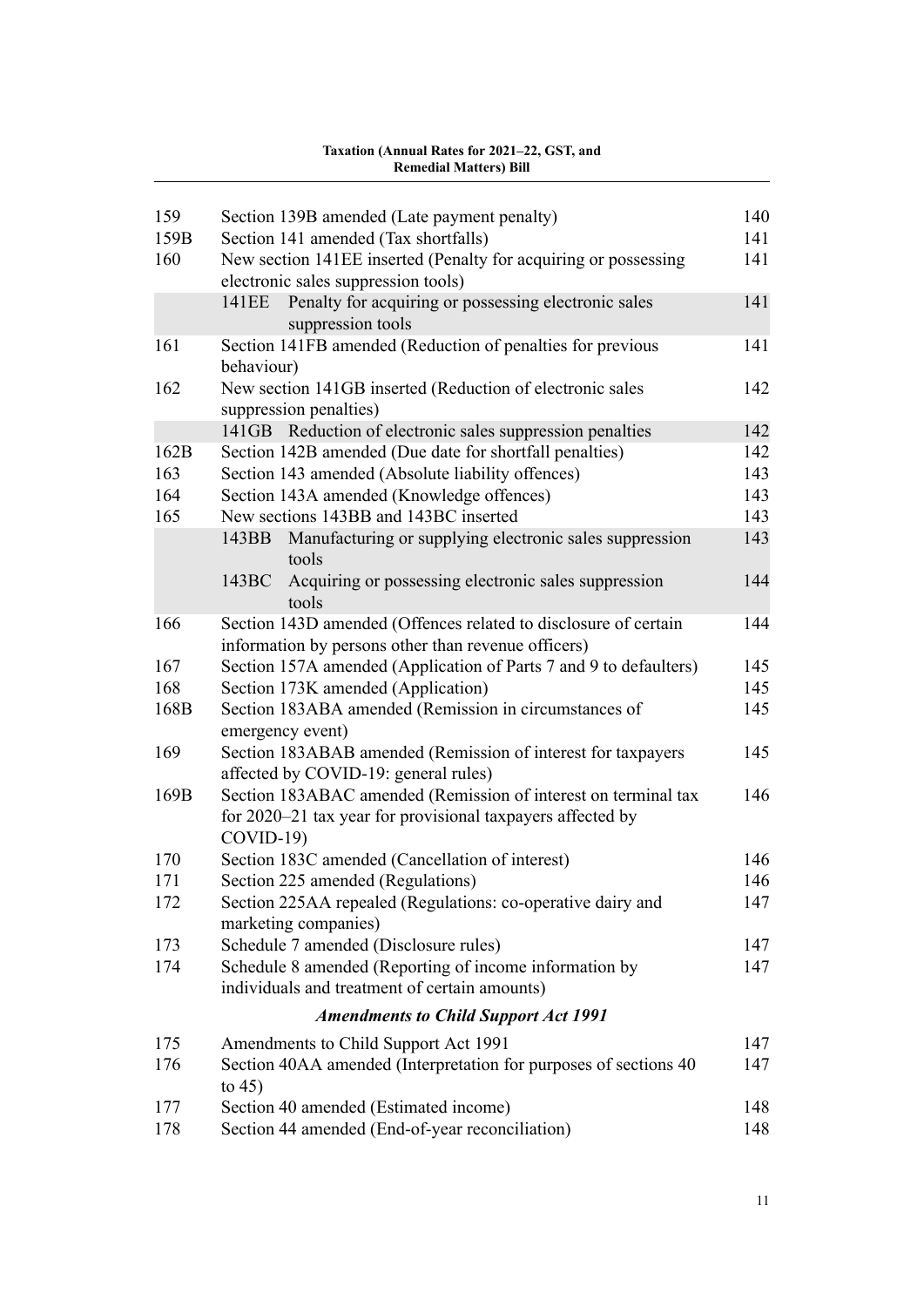| | | |
|---|---|---|
| 159 | Section 139B amended (Late payment penalty) | 140 |
| 159B | Section 141 amended (Tax shortfalls) | 141 |
| 160 | New section 141EE inserted (Penalty for acquiring or possessing electronic sales suppression tools) | 141 |
| | 141EE Penalty for acquiring or possessing electronic sales suppression tools | 141 |
| 161 | Section 141FB amended (Reduction of penalties for previous behaviour) | 141 |
| 162 | New section 141GB inserted (Reduction of electronic sales suppression penalties) | 142 |
| | 141GB Reduction of electronic sales suppression penalties | 142 |
| 162B | Section 142B amended (Due date for shortfall penalties) | 142 |
| 163 | Section 143 amended (Absolute liability offences) | 143 |
| 164 | Section 143A amended (Knowledge offences) | 143 |
| 165 | New sections 143BB and 143BC inserted | 143 |
| | 143BB Manufacturing or supplying electronic sales suppression tools | 143 |
| | 143BC Acquiring or possessing electronic sales suppression tools | 144 |
| 166 | Section 143D amended (Offences related to disclosure of certain information by persons other than revenue officers) | 144 |
| 167 | Section 157A amended (Application of Parts 7 and 9 to defaulters) | 145 |
| 168 | Section 173K amended (Application) | 145 |
| 168B | Section 183ABA amended (Remission in circumstances of emergency event) | 145 |
| 169 | Section 183ABAB amended (Remission of interest for taxpayers affected by COVID-19: general rules) | 145 |
| 169B | Section 183ABAC amended (Remission of interest on terminal tax for 2020–21 tax year for provisional taxpayers affected by COVID-19) | 146 |
| 170 | Section 183C amended (Cancellation of interest) | 146 |
| 171 | Section 225 amended (Regulations) | 146 |
| 172 | Section 225AA repealed (Regulations: co-operative dairy and marketing companies) | 147 |
| 173 | Schedule 7 amended (Disclosure rules) | 147 |
| 174 | Schedule 8 amended (Reporting of income information by individuals and treatment of certain amounts) | 147 |

### *Amendments to Child Support Act 1991*

| | | |
|---|---|---|
| 175 | Amendments to Child Support Act 1991 | 147 |
| 176 | Section 40AA amended (Interpretation for purposes of sections 40 to 45) | 147 |
| 177 | Section 40 amended (Estimated income) | 148 |
| 178 | Section 44 amended (End-of-year reconciliation) | 148 |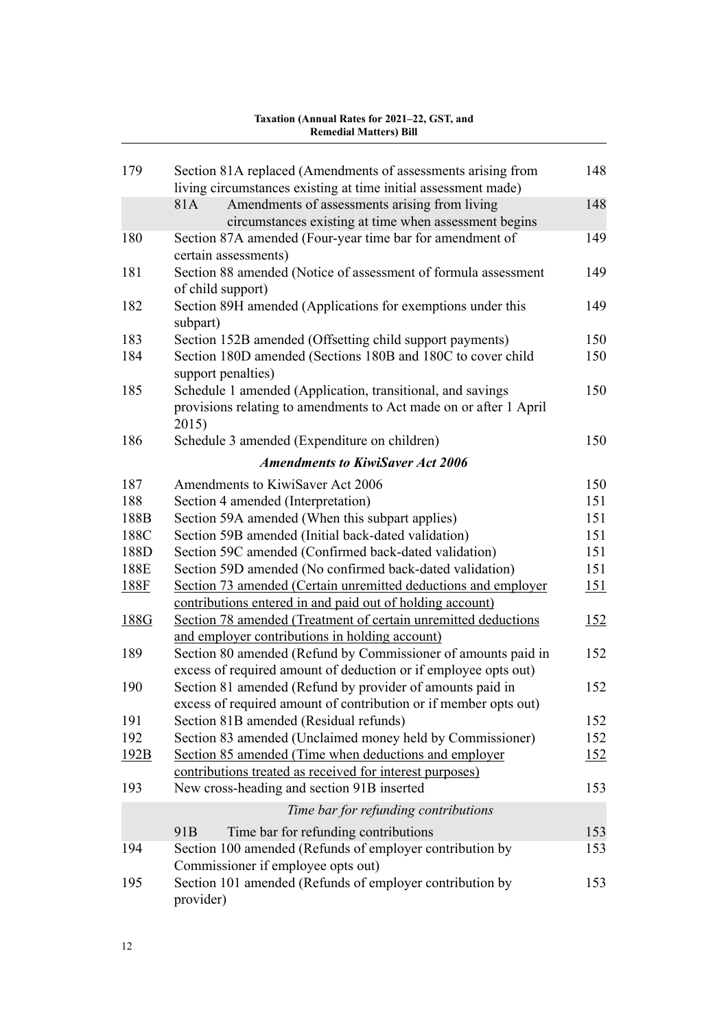| | | |
|---|---|---|
| 179 | Section 81A replaced (Amendments of assessments arising from living circumstances existing at time initial assessment made) | 148 |
| | 81A Amendments of assessments arising from living circumstances existing at time when assessment begins | 148 |
| 180 | Section 87A amended (Four-year time bar for amendment of certain assessments) | 149 |
| 181 | Section 88 amended (Notice of assessment of formula assessment of child support) | 149 |
| 182 | Section 89H amended (Applications for exemptions under this subpart) | 149 |
| 183 | Section 152B amended (Offsetting child support payments) | 150 |
| 184 | Section 180D amended (Sections 180B and 180C to cover child support penalties) | 150 |
| 185 | Schedule 1 amended (Application, transitional, and savings provisions relating to amendments to Act made on or after 1 April 2015) | 150 |
| 186 | Schedule 3 amended (Expenditure on children) | 150 |

***Amendments to KiwiSaver Act 2006***

| | | |
|---|---|---|
| 187 | Amendments to KiwiSaver Act 2006 | 150 |
| 188 | Section 4 amended (Interpretation) | 151 |
| 188B | Section 59A amended (When this subpart applies) | 151 |
| 188C | Section 59B amended (Initial back-dated validation) | 151 |
| 188D | Section 59C amended (Confirmed back-dated validation) | 151 |
| 188E | Section 59D amended (No confirmed back-dated validation) | 151 |
| 188F | Section 73 amended (Certain unremitted deductions and employer contributions entered in and paid out of holding account) | 151 |
| 188G | Section 78 amended (Treatment of certain unremitted deductions and employer contributions in holding account) | 152 |
| 189 | Section 80 amended (Refund by Commissioner of amounts paid in excess of required amount of deduction or if employee opts out) | 152 |
| 190 | Section 81 amended (Refund by provider of amounts paid in excess of required amount of contribution or if member opts out) | 152 |
| 191 | Section 81B amended (Residual refunds) | 152 |
| 192 | Section 83 amended (Unclaimed money held by Commissioner) | 152 |
| 192B | Section 85 amended (Time when deductions and employer contributions treated as received for interest purposes) | 152 |
| 193 | New cross-heading and section 91B inserted | 153 |

*Time bar for refunding contributions*

| | | |
|---|---|---|
| | 91B Time bar for refunding contributions | 153 |
| 194 | Section 100 amended (Refunds of employer contribution by Commissioner if employee opts out) | 153 |
| 195 | Section 101 amended (Refunds of employer contribution by provider) | 153 |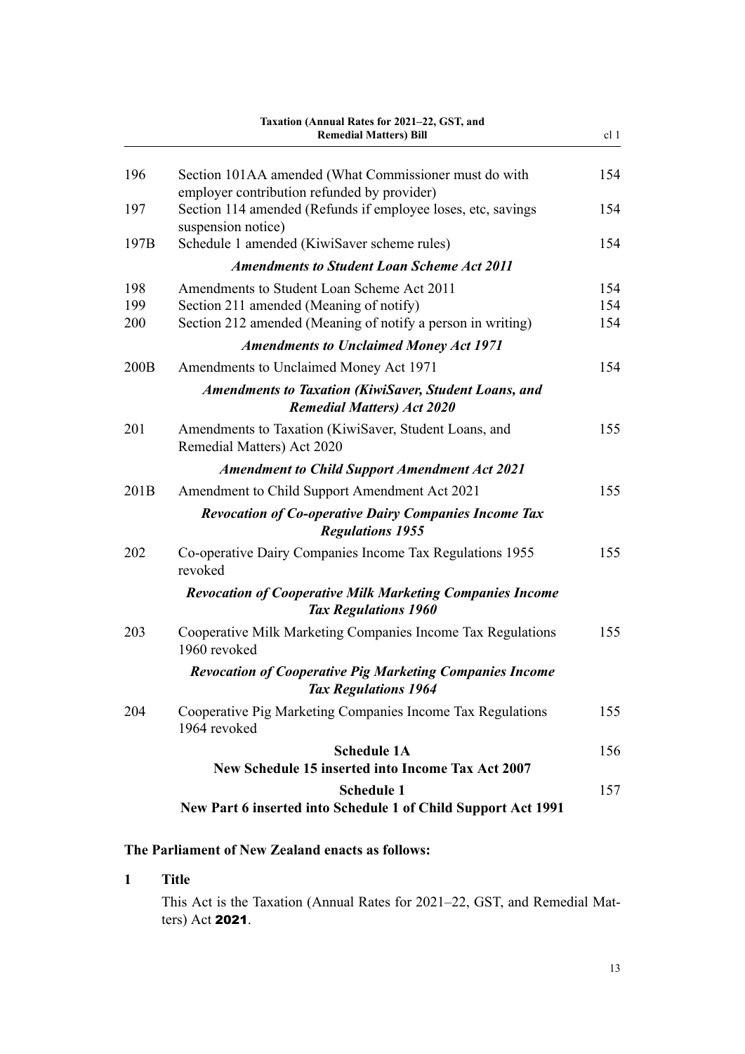| | | |
|---|---|---|
| 196 | Section 101AA amended (What Commissioner must do with employer contribution refunded by provider) | 154 |
| 197 | Section 114 amended (Refunds if employee loses, etc, savings suspension notice) | 154 |
| 197B | Schedule 1 amended (KiwiSaver scheme rules) | 154 |
| | ***Amendments to Student Loan Scheme Act 2011*** | |
| 198 | Amendments to Student Loan Scheme Act 2011 | 154 |
| 199 | Section 211 amended (Meaning of notify) | 154 |
| 200 | Section 212 amended (Meaning of notify a person in writing) | 154 |
| | ***Amendments to Unclaimed Money Act 1971*** | |
| 200B | Amendments to Unclaimed Money Act 1971 | 154 |
| | ***Amendments to Taxation (KiwiSaver, Student Loans, and Remedial Matters) Act 2020*** | |
| 201 | Amendments to Taxation (KiwiSaver, Student Loans, and Remedial Matters) Act 2020 | 155 |
| | ***Amendment to Child Support Amendment Act 2021*** | |
| 201B | Amendment to Child Support Amendment Act 2021 | 155 |
| | ***Revocation of Co-operative Dairy Companies Income Tax Regulations 1955*** | |
| 202 | Co-operative Dairy Companies Income Tax Regulations 1955 revoked | 155 |
| | ***Revocation of Cooperative Milk Marketing Companies Income Tax Regulations 1960*** | |
| 203 | Cooperative Milk Marketing Companies Income Tax Regulations 1960 revoked | 155 |
| | ***Revocation of Cooperative Pig Marketing Companies Income Tax Regulations 1964*** | |
| 204 | Cooperative Pig Marketing Companies Income Tax Regulations 1964 revoked | 155 |
| | **Schedule 1A**<br>**New Schedule 15 inserted into Income Tax Act 2007** | 156 |
| | **Schedule 1**<br>**New Part 6 inserted into Schedule 1 of Child Support Act 1991** | 157 |

**The Parliament of New Zealand enacts as follows:**

**1 Title**

This Act is the Taxation (Annual Rates for 2021–22, GST, and Remedial Matters) Act **2021**.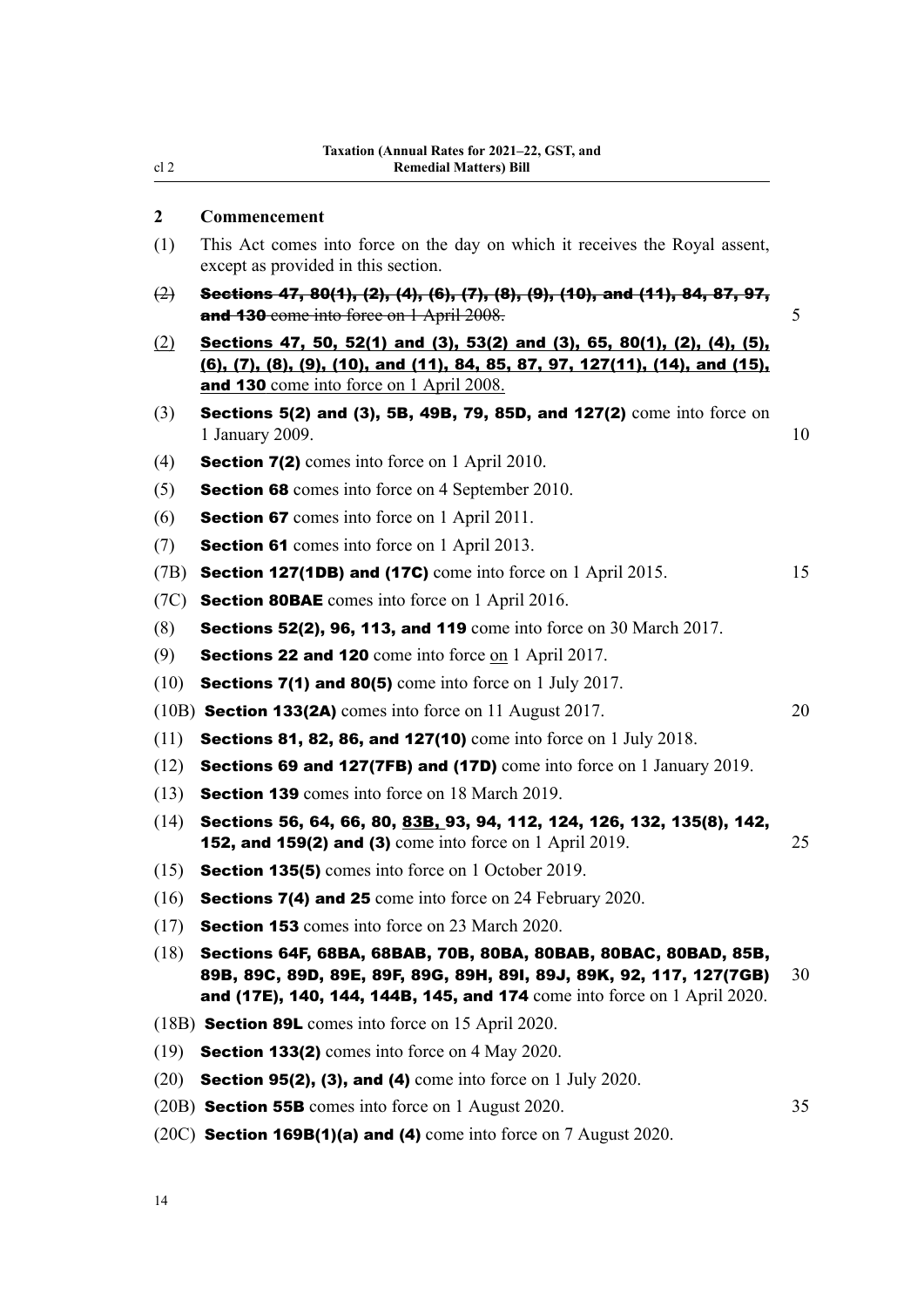## 2 Commencement

(1) This Act comes into force on the day on which it receives the Royal assent, except as provided in this section.

~~(2) **Sections 47, 80(1), (2), (4), (6), (7), (8), (9), (10), and (11), 84, 87, 97, and 130** come into force on 1 April 2008.~~

(2) **Sections 47, 50, 52(1) and (3), 53(2) and (3), 65, 80(1), (2), (4), (5), (6), (7), (8), (9), (10), and (11), 84, 85, 87, 97, 127(11), (14), and (15), and 130** come into force on 1 April 2008.

(3) **Sections 5(2) and (3), 5B, 49B, 79, 85D, and 127(2)** come into force on 1 January 2009.

(4) **Section 7(2)** comes into force on 1 April 2010.

(5) **Section 68** comes into force on 4 September 2010.

(6) **Section 67** comes into force on 1 April 2011.

(7) **Section 61** comes into force on 1 April 2013.

(7B) **Section 127(1DB) and (17C)** come into force on 1 April 2015.

(7C) **Section 80BAE** comes into force on 1 April 2016.

(8) **Sections 52(2), 96, 113, and 119** come into force on 30 March 2017.

(9) **Sections 22 and 120** come into force on 1 April 2017.

(10) **Sections 7(1) and 80(5)** come into force on 1 July 2017.

(10B) **Section 133(2A)** comes into force on 11 August 2017.

(11) **Sections 81, 82, 86, and 127(10)** come into force on 1 July 2018.

(12) **Sections 69 and 127(7FB) and (17D)** come into force on 1 January 2019.

(13) **Section 139** comes into force on 18 March 2019.

(14) **Sections 56, 64, 66, 80, 83B, 93, 94, 112, 124, 126, 132, 135(8), 142, 152, and 159(2) and (3)** come into force on 1 April 2019.

(15) **Section 135(5)** comes into force on 1 October 2019.

(16) **Sections 7(4) and 25** come into force on 24 February 2020.

(17) **Section 153** comes into force on 23 March 2020.

(18) **Sections 64F, 68BA, 68BAB, 70B, 80BA, 80BAB, 80BAC, 80BAD, 85B, 89B, 89C, 89D, 89E, 89F, 89G, 89H, 89I, 89J, 89K, 92, 117, 127(7GB) and (17E), 140, 144, 144B, 145, and 174** come into force on 1 April 2020.

(18B) **Section 89L** comes into force on 15 April 2020.

(19) **Section 133(2)** comes into force on 4 May 2020.

(20) **Section 95(2), (3), and (4)** come into force on 1 July 2020.

(20B) **Section 55B** comes into force on 1 August 2020.

(20C) **Section 169B(1)(a) and (4)** come into force on 7 August 2020.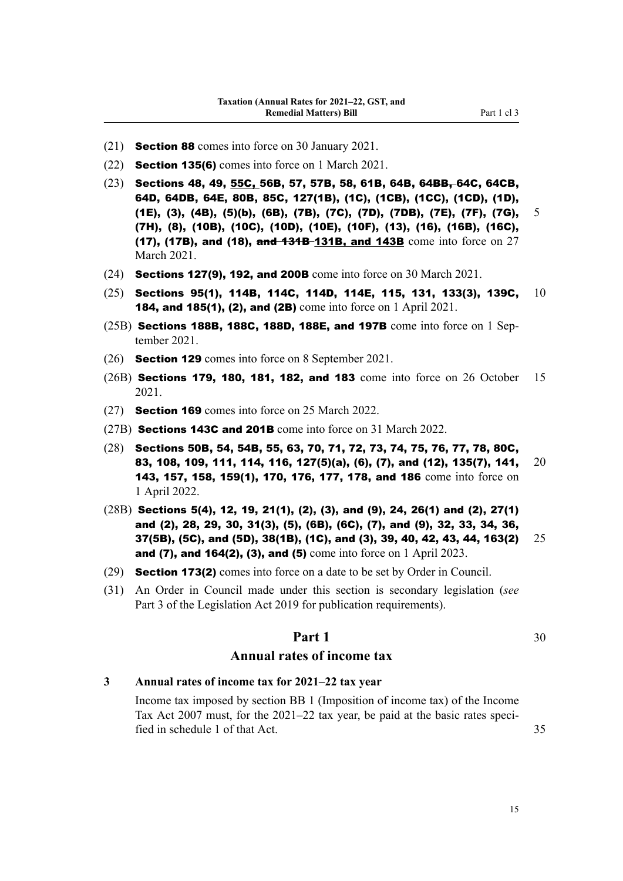(21) **Section 88** comes into force on 30 January 2021.

(22) **Section 135(6)** comes into force on 1 March 2021.

(23) **Sections 48, 49, 55C, 56B, 57, 57B, 58, 61B, 64B, ~~64BB,~~ 64C, 64CB, 64D, 64DB, 64E, 80B, 85C, 127(1B), (1C), (1CB), (1CC), (1CD), (1D), (1E), (3), (4B), (5)(b), (6B), (7B), (7C), (7D), (7DB), (7E), (7F), (7G), (7H), (8), (10B), (10C), (10D), (10E), (10F), (13), (16), (16B), (16C), (17), (17B), and (18), ~~and 131B~~ 131B, and 143B** come into force on 27 March 2021.

(24) **Sections 127(9), 192, and 200B** come into force on 30 March 2021.

(25) **Sections 95(1), 114B, 114C, 114D, 114E, 115, 131, 133(3), 139C, 184, and 185(1), (2), and (2B)** come into force on 1 April 2021.

(25B) **Sections 188B, 188C, 188D, 188E, and 197B** come into force on 1 September 2021.

(26) **Section 129** comes into force on 8 September 2021.

(26B) **Sections 179, 180, 181, 182, and 183** come into force on 26 October 2021.

(27) **Section 169** comes into force on 25 March 2022.

(27B) **Sections 143C and 201B** come into force on 31 March 2022.

(28) **Sections 50B, 54, 54B, 55, 63, 70, 71, 72, 73, 74, 75, 76, 77, 78, 80C, 83, 108, 109, 111, 114, 116, 127(5)(a), (6), (7), and (12), 135(7), 141, 143, 157, 158, 159(1), 170, 176, 177, 178, and 186** come into force on 1 April 2022.

(28B) **Sections 5(4), 12, 19, 21(1), (2), (3), and (9), 24, 26(1) and (2), 27(1) and (2), 28, 29, 30, 31(3), (5), (6B), (6C), (7), and (9), 32, 33, 34, 36, 37(5B), (5C), and (5D), 38(1B), (1C), and (3), 39, 40, 42, 43, 44, 163(2) and (7), and 164(2), (3), and (5)** come into force on 1 April 2023.

(29) **Section 173(2)** comes into force on a date to be set by Order in Council.

(31) An Order in Council made under this section is secondary legislation (*see* Part 3 of the Legislation Act 2019 for publication requirements).

## Part 1
## Annual rates of income tax

### 3 Annual rates of income tax for 2021–22 tax year

Income tax imposed by section BB 1 (Imposition of income tax) of the Income Tax Act 2007 must, for the 2021–22 tax year, be paid at the basic rates specified in schedule 1 of that Act.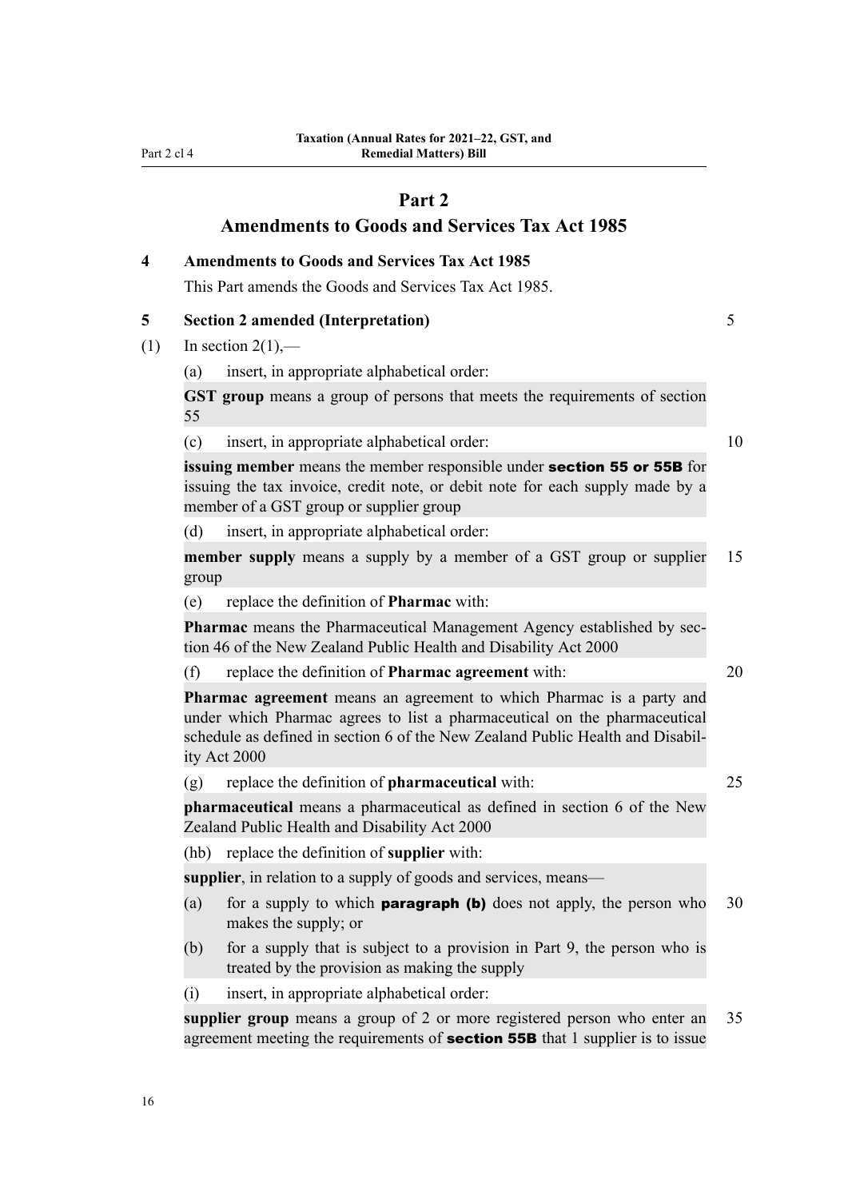## Part 2
## Amendments to Goods and Services Tax Act 1985

**4 Amendments to Goods and Services Tax Act 1985**

This Part amends the Goods and Services Tax Act 1985.

**5 Section 2 amended (Interpretation)**

(1) In section 2(1),—

(a) insert, in appropriate alphabetical order:

**GST group** means a group of persons that meets the requirements of section 55

(c) insert, in appropriate alphabetical order:

**issuing member** means the member responsible under **section 55 or 55B** for issuing the tax invoice, credit note, or debit note for each supply made by a member of a GST group or supplier group

(d) insert, in appropriate alphabetical order:

**member supply** means a supply by a member of a GST group or supplier group

(e) replace the definition of **Pharmac** with:

**Pharmac** means the Pharmaceutical Management Agency established by section 46 of the New Zealand Public Health and Disability Act 2000

(f) replace the definition of **Pharmac agreement** with:

**Pharmac agreement** means an agreement to which Pharmac is a party and under which Pharmac agrees to list a pharmaceutical on the pharmaceutical schedule as defined in section 6 of the New Zealand Public Health and Disability Act 2000

(g) replace the definition of **pharmaceutical** with:

**pharmaceutical** means a pharmaceutical as defined in section 6 of the New Zealand Public Health and Disability Act 2000

(hb) replace the definition of **supplier** with:

**supplier**, in relation to a supply of goods and services, means—

(a) for a supply to which **paragraph (b)** does not apply, the person who makes the supply; or

(b) for a supply that is subject to a provision in Part 9, the person who is treated by the provision as making the supply

(i) insert, in appropriate alphabetical order:

**supplier group** means a group of 2 or more registered person who enter an agreement meeting the requirements of **section 55B** that 1 supplier is to issue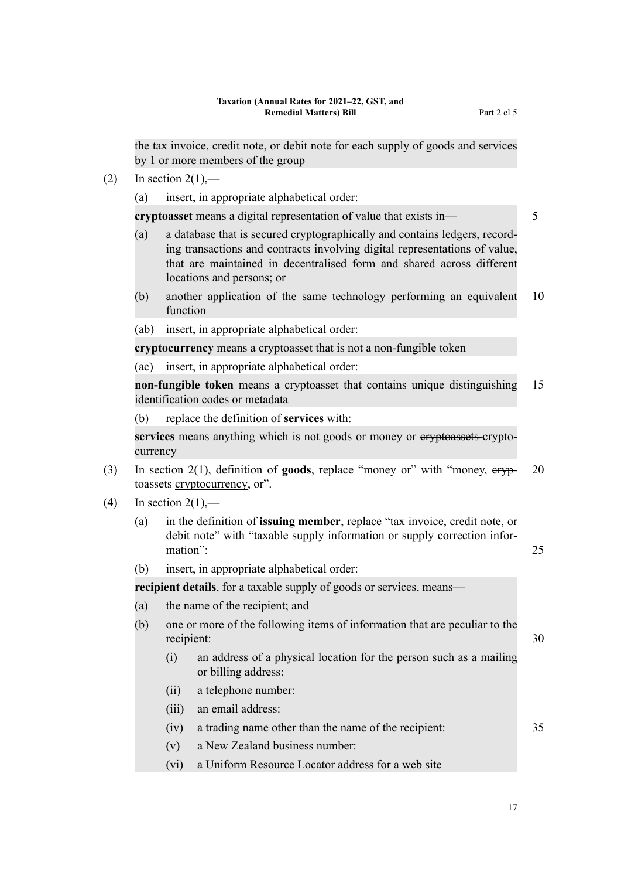the tax invoice, credit note, or debit note for each supply of goods and services by 1 or more members of the group

(2) In section 2(1),—

(a) insert, in appropriate alphabetical order:

**cryptoasset** means a digital representation of value that exists in—

(a) a database that is secured cryptographically and contains ledgers, recording transactions and contracts involving digital representations of value, that are maintained in decentralised form and shared across different locations and persons; or

(b) another application of the same technology performing an equivalent function

(ab) insert, in appropriate alphabetical order:

**cryptocurrency** means a cryptoasset that is not a non-fungible token

(ac) insert, in appropriate alphabetical order:

**non-fungible token** means a cryptoasset that contains unique distinguishing identification codes or metadata

(b) replace the definition of **services** with:

**services** means anything which is not goods or money or ~~cryptoassets~~ <u>cryptocurrency</u>

(3) In section 2(1), definition of **goods**, replace "money or" with "money, ~~cryptoassets~~ <u>cryptocurrency</u>, or".

(4) In section 2(1),—

(a) in the definition of **issuing member**, replace "tax invoice, credit note, or debit note" with "taxable supply information or supply correction information":

(b) insert, in appropriate alphabetical order:

**recipient details**, for a taxable supply of goods or services, means—

(a) the name of the recipient; and

(b) one or more of the following items of information that are peculiar to the recipient:

(i) an address of a physical location for the person such as a mailing or billing address:

(ii) a telephone number:

(iii) an email address:

(iv) a trading name other than the name of the recipient:

(v) a New Zealand business number:

(vi) a Uniform Resource Locator address for a web site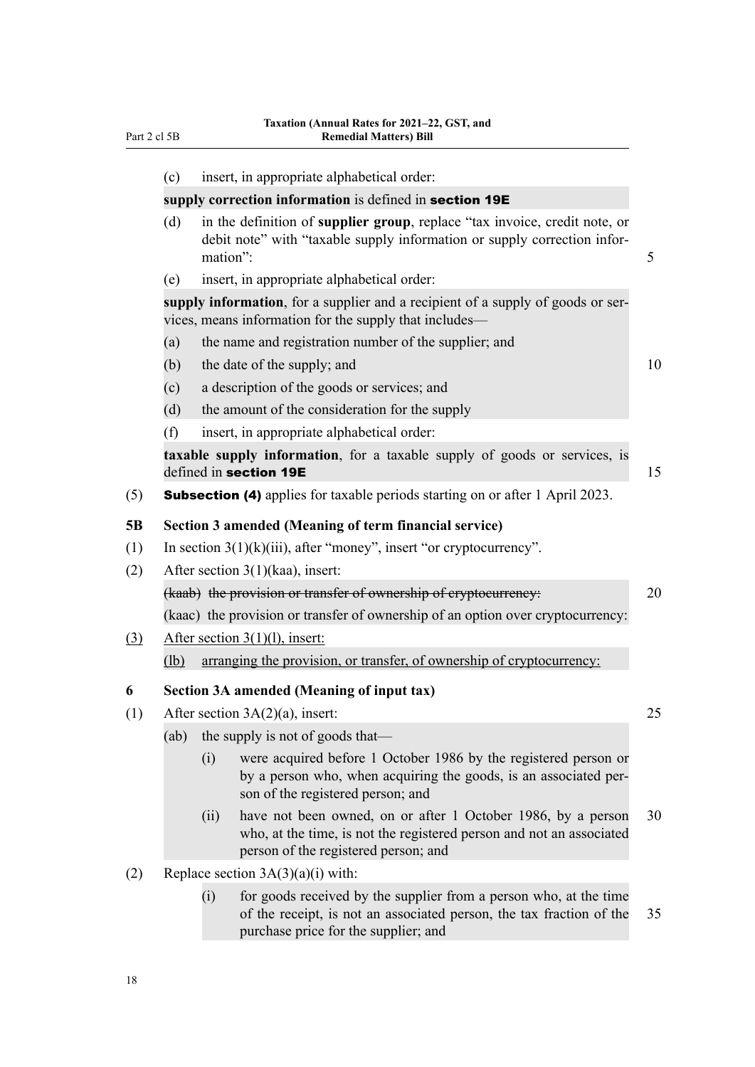(c) insert, in appropriate alphabetical order:

**supply correction information** is defined in **section 19E**

(d) in the definition of **supplier group**, replace "tax invoice, credit note, or debit note" with "taxable supply information or supply correction information":

(e) insert, in appropriate alphabetical order:

**supply information**, for a supplier and a recipient of a supply of goods or services, means information for the supply that includes—

(a) the name and registration number of the supplier; and

(b) the date of the supply; and

(c) a description of the goods or services; and

(d) the amount of the consideration for the supply

(f) insert, in appropriate alphabetical order:

**taxable supply information**, for a taxable supply of goods or services, is defined in **section 19E**

(5) **Subsection (4)** applies for taxable periods starting on or after 1 April 2023.

### 5B Section 3 amended (Meaning of term financial service)

(1) In section 3(1)(k)(iii), after "money", insert "or cryptocurrency".

(2) After section 3(1)(kaa), insert:

~~(kaab) the provision or transfer of ownership of cryptocurrency:~~

(kaac) the provision or transfer of ownership of an option over cryptocurrency:

<u>(3) After section 3(1)(l), insert:</u>

<u>(lb) arranging the provision, or transfer, of ownership of cryptocurrency:</u>

### 6 Section 3A amended (Meaning of input tax)

(1) After section 3A(2)(a), insert:

(ab) the supply is not of goods that—

(i) were acquired before 1 October 1986 by the registered person or by a person who, when acquiring the goods, is an associated person of the registered person; and

(ii) have not been owned, on or after 1 October 1986, by a person who, at the time, is not the registered person and not an associated person of the registered person; and

(2) Replace section 3A(3)(a)(i) with:

(i) for goods received by the supplier from a person who, at the time of the receipt, is not an associated person, the tax fraction of the purchase price for the supplier; and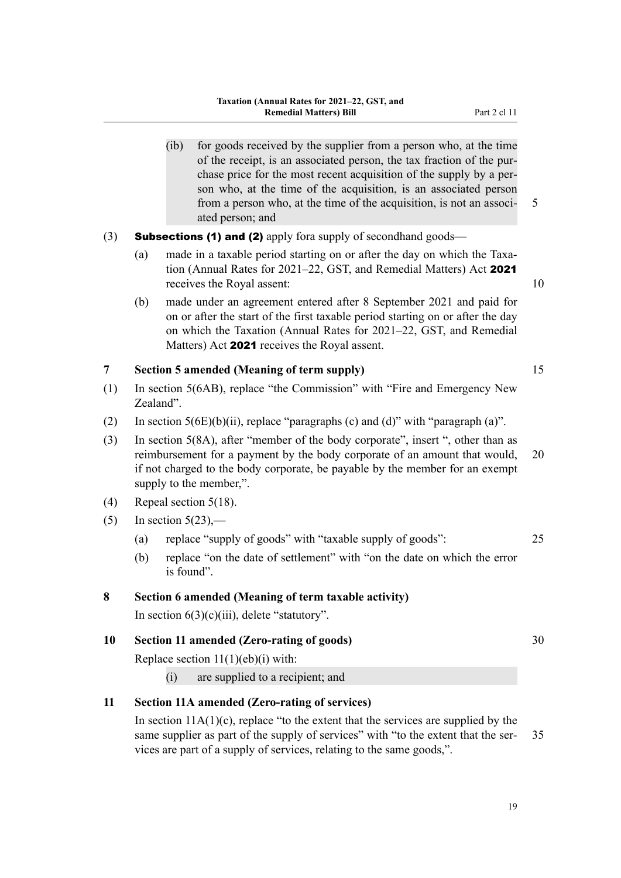(ib) for goods received by the supplier from a person who, at the time of the receipt, is an associated person, the tax fraction of the purchase price for the most recent acquisition of the supply by a person who, at the time of the acquisition, is an associated person from a person who, at the time of the acquisition, is not an associated person; and

(3) **Subsections (1) and (2)** apply fora supply of secondhand goods—

(a) made in a taxable period starting on or after the day on which the Taxation (Annual Rates for 2021–22, GST, and Remedial Matters) Act **2021** receives the Royal assent:

(b) made under an agreement entered after 8 September 2021 and paid for on or after the start of the first taxable period starting on or after the day on which the Taxation (Annual Rates for 2021–22, GST, and Remedial Matters) Act **2021** receives the Royal assent.

**7 Section 5 amended (Meaning of term supply)**

(1) In section 5(6AB), replace "the Commission" with "Fire and Emergency New Zealand".

(2) In section 5(6E)(b)(ii), replace "paragraphs (c) and (d)" with "paragraph (a)".

(3) In section 5(8A), after "member of the body corporate", insert ", other than as reimbursement for a payment by the body corporate of an amount that would, if not charged to the body corporate, be payable by the member for an exempt supply to the member,".

(4) Repeal section 5(18).

(5) In section 5(23),—

(a) replace "supply of goods" with "taxable supply of goods":

(b) replace "on the date of settlement" with "on the date on which the error is found".

**8 Section 6 amended (Meaning of term taxable activity)**

In section 6(3)(c)(iii), delete "statutory".

**10 Section 11 amended (Zero-rating of goods)**

Replace section 11(1)(eb)(i) with:

(i) are supplied to a recipient; and

**11 Section 11A amended (Zero-rating of services)**

In section 11A(1)(c), replace "to the extent that the services are supplied by the same supplier as part of the supply of services" with "to the extent that the services are part of a supply of services, relating to the same goods,".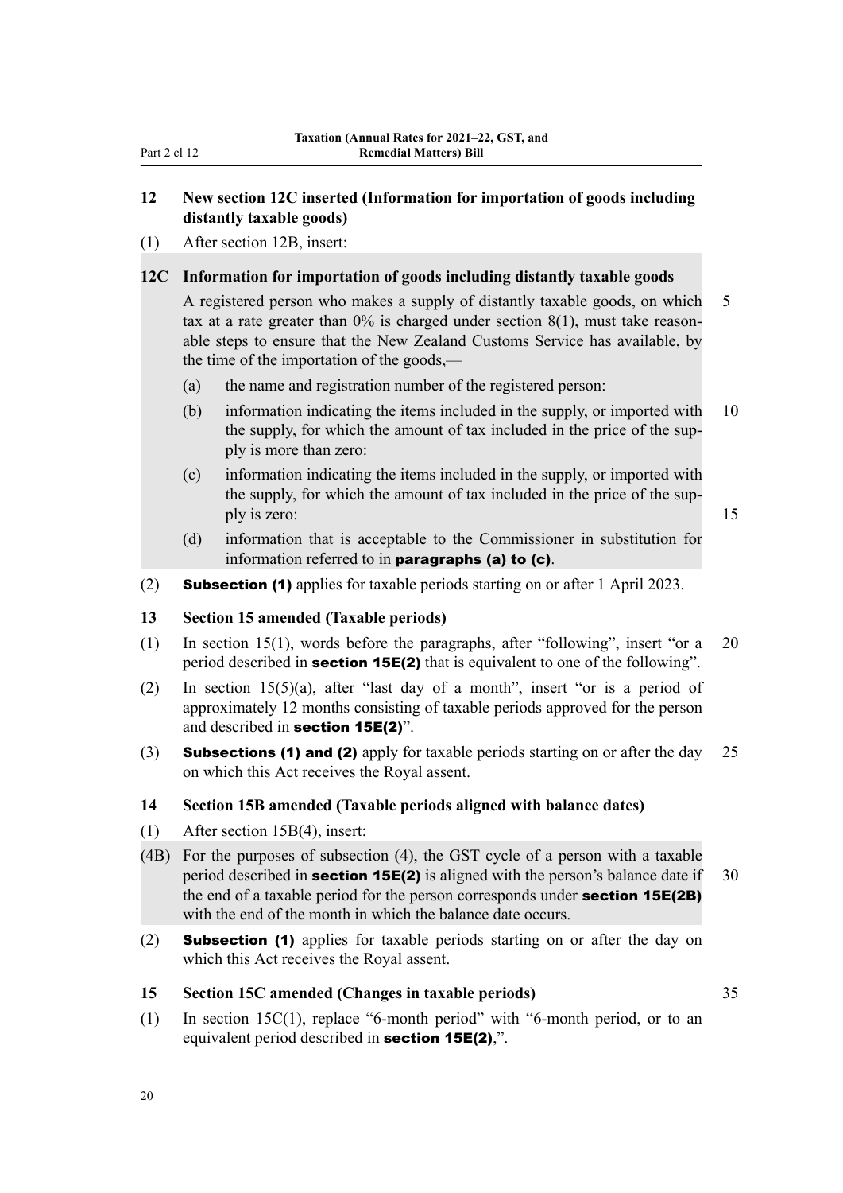## 12 New section 12C inserted (Information for importation of goods including distantly taxable goods)

(1) After section 12B, insert:

### 12C Information for importation of goods including distantly taxable goods

A registered person who makes a supply of distantly taxable goods, on which tax at a rate greater than 0% is charged under section 8(1), must take reasonable steps to ensure that the New Zealand Customs Service has available, by the time of the importation of the goods,—

(a) the name and registration number of the registered person:

(b) information indicating the items included in the supply, or imported with the supply, for which the amount of tax included in the price of the supply is more than zero:

(c) information indicating the items included in the supply, or imported with the supply, for which the amount of tax included in the price of the supply is zero:

(d) information that is acceptable to the Commissioner in substitution for information referred to in **paragraphs (a) to (c)**.

(2) **Subsection (1)** applies for taxable periods starting on or after 1 April 2023.

## 13 Section 15 amended (Taxable periods)

(1) In section 15(1), words before the paragraphs, after "following", insert "or a period described in **section 15E(2)** that is equivalent to one of the following".

(2) In section 15(5)(a), after "last day of a month", insert "or is a period of approximately 12 months consisting of taxable periods approved for the person and described in **section 15E(2)**".

(3) **Subsections (1) and (2)** apply for taxable periods starting on or after the day on which this Act receives the Royal assent.

## 14 Section 15B amended (Taxable periods aligned with balance dates)

(1) After section 15B(4), insert:

(4B) For the purposes of subsection (4), the GST cycle of a person with a taxable period described in **section 15E(2)** is aligned with the person's balance date if the end of a taxable period for the person corresponds under **section 15E(2B)** with the end of the month in which the balance date occurs.

(2) **Subsection (1)** applies for taxable periods starting on or after the day on which this Act receives the Royal assent.

## 15 Section 15C amended (Changes in taxable periods)

(1) In section 15C(1), replace "6-month period" with "6-month period, or to an equivalent period described in **section 15E(2)**,".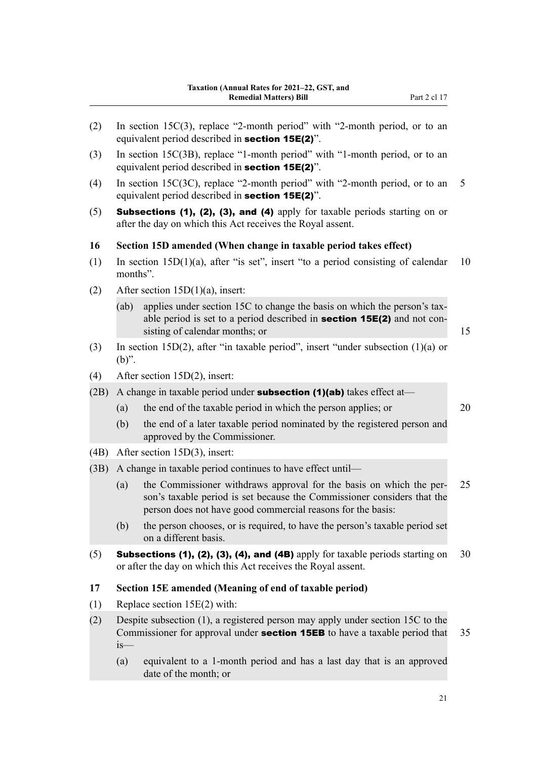(2) In section 15C(3), replace "2-month period" with "2-month period, or to an equivalent period described in **section 15E(2)**".

(3) In section 15C(3B), replace "1-month period" with "1-month period, or to an equivalent period described in **section 15E(2)**".

(4) In section 15C(3C), replace "2-month period" with "2-month period, or to an equivalent period described in **section 15E(2)**".

(5) **Subsections (1), (2), (3), and (4)** apply for taxable periods starting on or after the day on which this Act receives the Royal assent.

### 16 Section 15D amended (When change in taxable period takes effect)

(1) In section 15D(1)(a), after "is set", insert "to a period consisting of calendar months".

(2) After section 15D(1)(a), insert:

> (ab) applies under section 15C to change the basis on which the person's taxable period is set to a period described in **section 15E(2)** and not consisting of calendar months; or

(3) In section 15D(2), after "in taxable period", insert "under subsection (1)(a) or (b)".

(4) After section 15D(2), insert:

> (2B) A change in taxable period under **subsection (1)(ab)** takes effect at—
>
> (a) the end of the taxable period in which the person applies; or
>
> (b) the end of a later taxable period nominated by the registered person and approved by the Commissioner.

(4B) After section 15D(3), insert:

> (3B) A change in taxable period continues to have effect until—
>
> (a) the Commissioner withdraws approval for the basis on which the person's taxable period is set because the Commissioner considers that the person does not have good commercial reasons for the basis:
>
> (b) the person chooses, or is required, to have the person's taxable period set on a different basis.

(5) **Subsections (1), (2), (3), (4), and (4B)** apply for taxable periods starting on or after the day on which this Act receives the Royal assent.

### 17 Section 15E amended (Meaning of end of taxable period)

(1) Replace section 15E(2) with:

> (2) Despite subsection (1), a registered person may apply under section 15C to the Commissioner for approval under **section 15EB** to have a taxable period that is—
>
> (a) equivalent to a 1-month period and has a last day that is an approved date of the month; or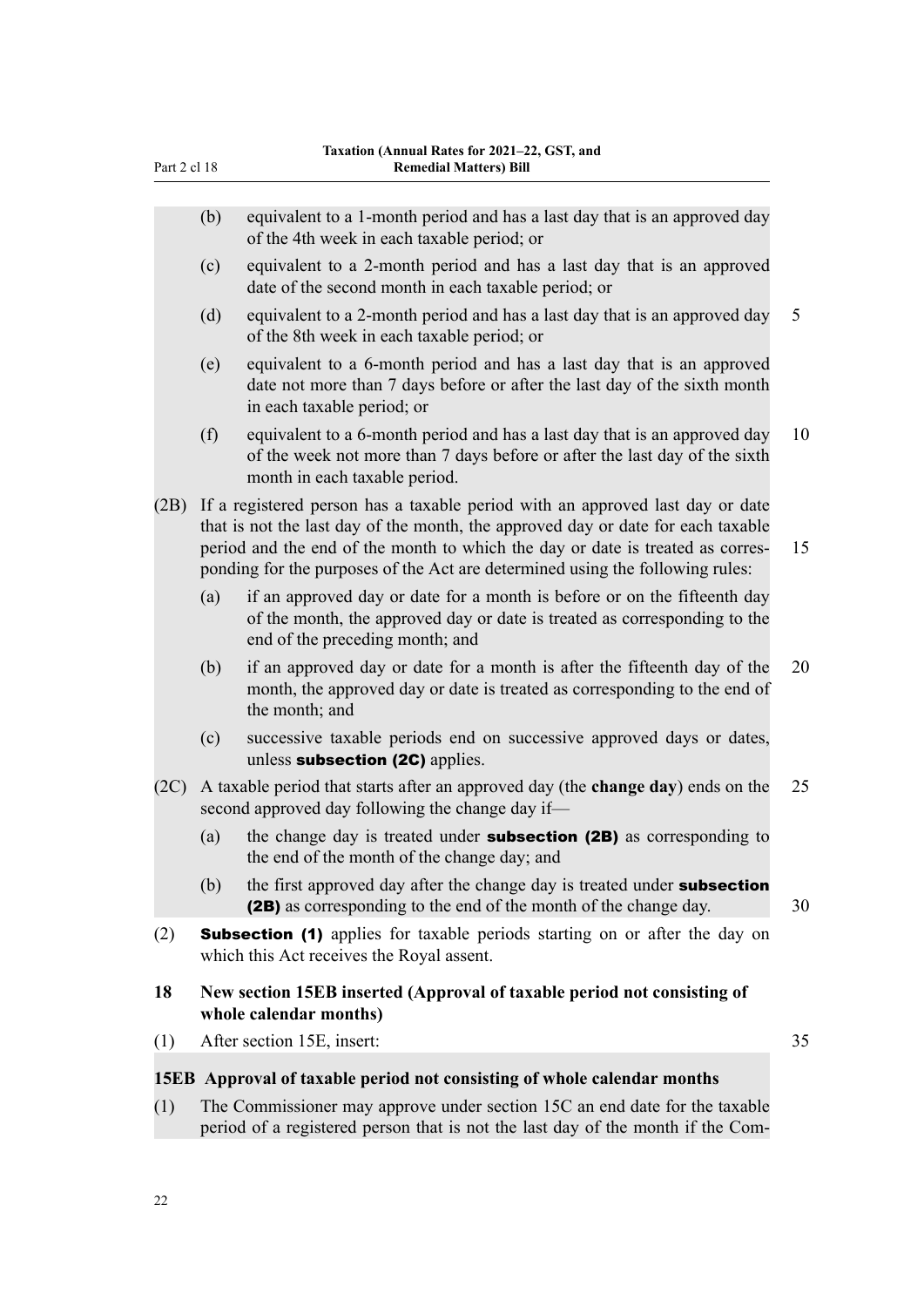(b) equivalent to a 1-month period and has a last day that is an approved day of the 4th week in each taxable period; or

(c) equivalent to a 2-month period and has a last day that is an approved date of the second month in each taxable period; or

(d) equivalent to a 2-month period and has a last day that is an approved day of the 8th week in each taxable period; or

(e) equivalent to a 6-month period and has a last day that is an approved date not more than 7 days before or after the last day of the sixth month in each taxable period; or

(f) equivalent to a 6-month period and has a last day that is an approved day of the week not more than 7 days before or after the last day of the sixth month in each taxable period.

(2B) If a registered person has a taxable period with an approved last day or date that is not the last day of the month, the approved day or date for each taxable period and the end of the month to which the day or date is treated as corresponding for the purposes of the Act are determined using the following rules:

(a) if an approved day or date for a month is before or on the fifteenth day of the month, the approved day or date is treated as corresponding to the end of the preceding month; and

(b) if an approved day or date for a month is after the fifteenth day of the month, the approved day or date is treated as corresponding to the end of the month; and

(c) successive taxable periods end on successive approved days or dates, unless **subsection (2C)** applies.

(2C) A taxable period that starts after an approved day (the **change day**) ends on the second approved day following the change day if—

(a) the change day is treated under **subsection (2B)** as corresponding to the end of the month of the change day; and

(b) the first approved day after the change day is treated under **subsection (2B)** as corresponding to the end of the month of the change day.

(2) **Subsection (1)** applies for taxable periods starting on or after the day on which this Act receives the Royal assent.

**18 New section 15EB inserted (Approval of taxable period not consisting of whole calendar months)**

(1) After section 15E, insert:

**15EB Approval of taxable period not consisting of whole calendar months**

(1) The Commissioner may approve under section 15C an end date for the taxable period of a registered person that is not the last day of the month if the Com-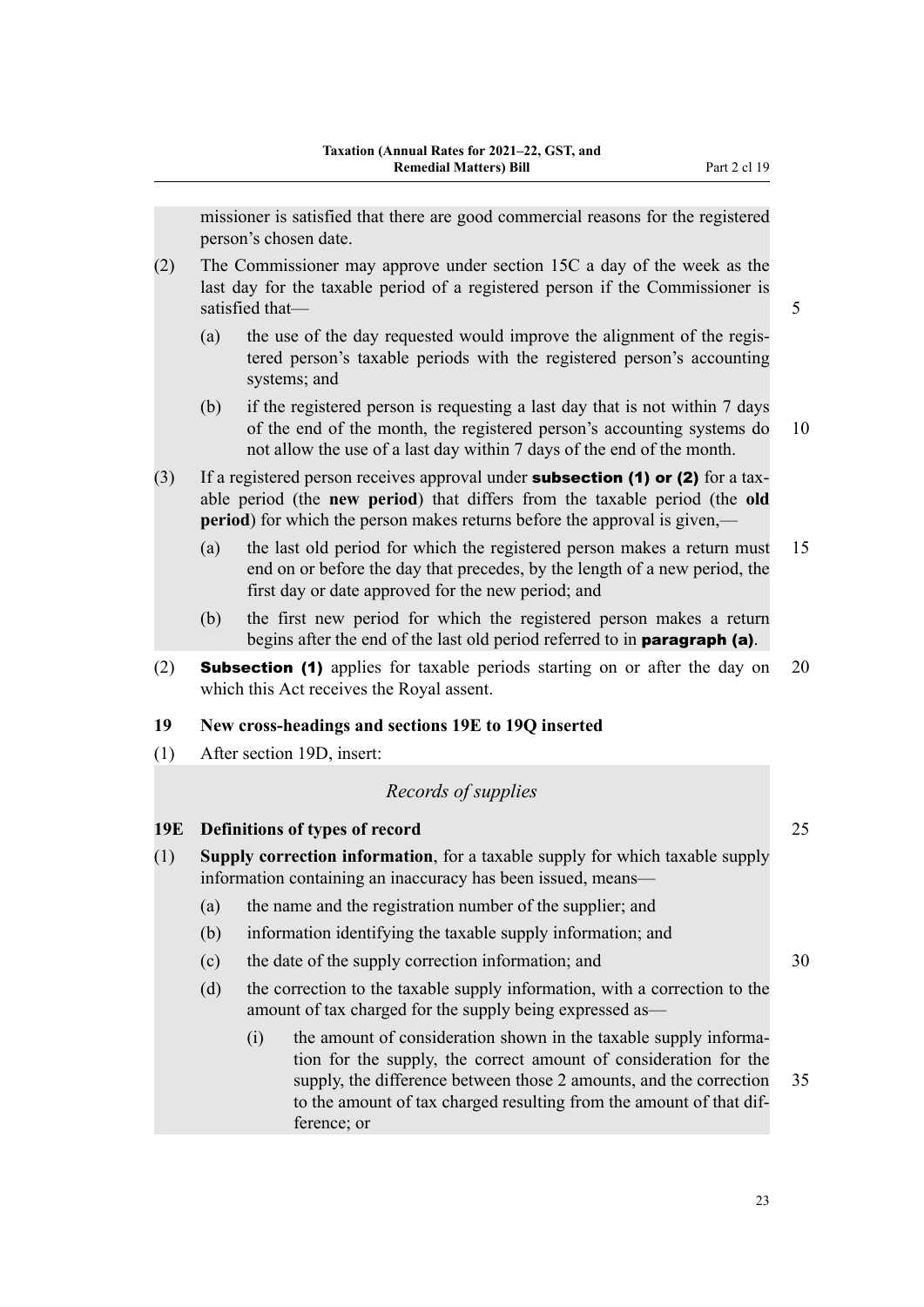missioner is satisfied that there are good commercial reasons for the registered person's chosen date.

(2) The Commissioner may approve under section 15C a day of the week as the last day for the taxable period of a registered person if the Commissioner is satisfied that—

(a) the use of the day requested would improve the alignment of the registered person's taxable periods with the registered person's accounting systems; and

(b) if the registered person is requesting a last day that is not within 7 days of the end of the month, the registered person's accounting systems do not allow the use of a last day within 7 days of the end of the month.

(3) If a registered person receives approval under **subsection (1) or (2)** for a taxable period (the **new period**) that differs from the taxable period (the **old period**) for which the person makes returns before the approval is given,—

(a) the last old period for which the registered person makes a return must end on or before the day that precedes, by the length of a new period, the first day or date approved for the new period; and

(b) the first new period for which the registered person makes a return begins after the end of the last old period referred to in **paragraph (a)**.

(2) **Subsection (1)** applies for taxable periods starting on or after the day on which this Act receives the Royal assent.

**19 New cross-headings and sections 19E to 19Q inserted**

(1) After section 19D, insert:

*Records of supplies*

**19E Definitions of types of record**

(1) **Supply correction information**, for a taxable supply for which taxable supply information containing an inaccuracy has been issued, means—

(a) the name and the registration number of the supplier; and

(b) information identifying the taxable supply information; and

(c) the date of the supply correction information; and

(d) the correction to the taxable supply information, with a correction to the amount of tax charged for the supply being expressed as—

(i) the amount of consideration shown in the taxable supply information for the supply, the correct amount of consideration for the supply, the difference between those 2 amounts, and the correction to the amount of tax charged resulting from the amount of that difference; or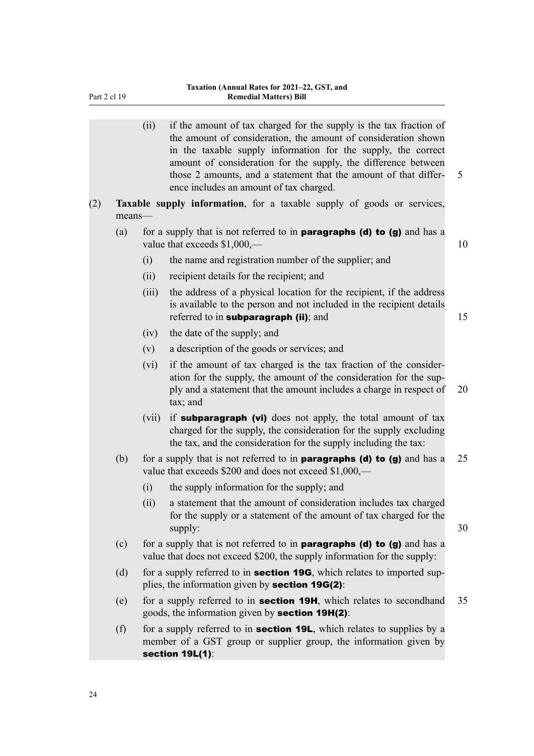(ii) if the amount of tax charged for the supply is the tax fraction of the amount of consideration, the amount of consideration shown in the taxable supply information for the supply, the correct amount of consideration for the supply, the difference between those 2 amounts, and a statement that the amount of that difference includes an amount of tax charged.

(2) **Taxable supply information**, for a taxable supply of goods or services, means—

(a) for a supply that is not referred to in **paragraphs (d) to (g)** and has a value that exceeds $1,000,—

(i) the name and registration number of the supplier; and

(ii) recipient details for the recipient; and

(iii) the address of a physical location for the recipient, if the address is available to the person and not included in the recipient details referred to in **subparagraph (ii)**; and

(iv) the date of the supply; and

(v) a description of the goods or services; and

(vi) if the amount of tax charged is the tax fraction of the consideration for the supply, the amount of the consideration for the supply and a statement that the amount includes a charge in respect of tax; and

(vii) if **subparagraph (vi)** does not apply, the total amount of tax charged for the supply, the consideration for the supply excluding the tax, and the consideration for the supply including the tax:

(b) for a supply that is not referred to in **paragraphs (d) to (g)** and has a value that exceeds $200 and does not exceed $1,000,—

(i) the supply information for the supply; and

(ii) a statement that the amount of consideration includes tax charged for the supply or a statement of the amount of tax charged for the supply:

(c) for a supply that is not referred to in **paragraphs (d) to (g)** and has a value that does not exceed $200, the supply information for the supply:

(d) for a supply referred to in **section 19G**, which relates to imported supplies, the information given by **section 19G(2)**:

(e) for a supply referred to in **section 19H**, which relates to secondhand goods, the information given by **section 19H(2)**:

(f) for a supply referred to in **section 19L**, which relates to supplies by a member of a GST group or supplier group, the information given by **section 19L(1)**: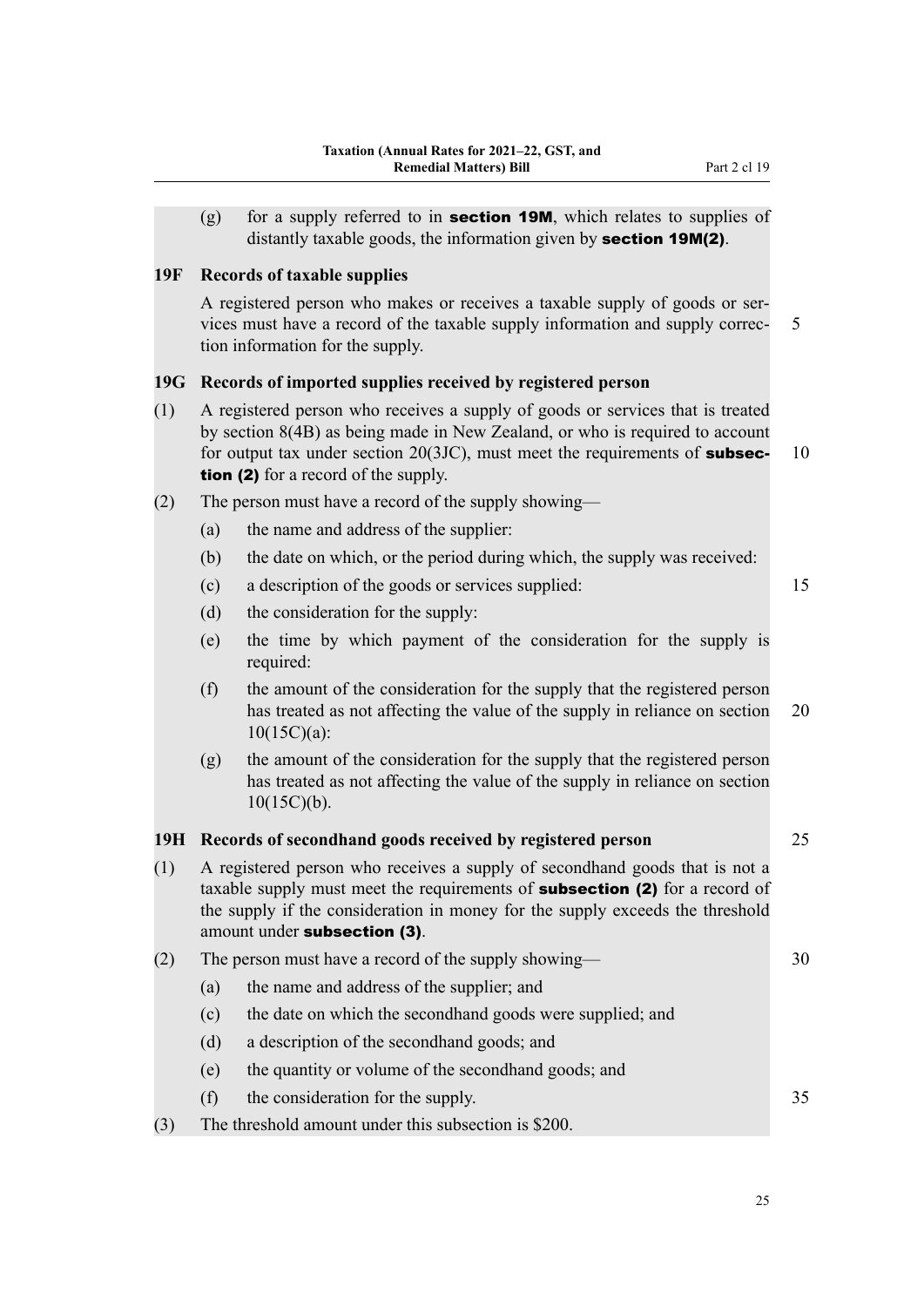(g) for a supply referred to in **section 19M**, which relates to supplies of distantly taxable goods, the information given by **section 19M(2)**.

**19F Records of taxable supplies**

A registered person who makes or receives a taxable supply of goods or services must have a record of the taxable supply information and supply correction information for the supply.

**19G Records of imported supplies received by registered person**

(1) A registered person who receives a supply of goods or services that is treated by section 8(4B) as being made in New Zealand, or who is required to account for output tax under section 20(3JC), must meet the requirements of **subsection (2)** for a record of the supply.

(2) The person must have a record of the supply showing—

(a) the name and address of the supplier:

(b) the date on which, or the period during which, the supply was received:

(c) a description of the goods or services supplied:

(d) the consideration for the supply:

(e) the time by which payment of the consideration for the supply is required:

(f) the amount of the consideration for the supply that the registered person has treated as not affecting the value of the supply in reliance on section 10(15C)(a):

(g) the amount of the consideration for the supply that the registered person has treated as not affecting the value of the supply in reliance on section 10(15C)(b).

**19H Records of secondhand goods received by registered person**

(1) A registered person who receives a supply of secondhand goods that is not a taxable supply must meet the requirements of **subsection (2)** for a record of the supply if the consideration in money for the supply exceeds the threshold amount under **subsection (3)**.

(2) The person must have a record of the supply showing—

(a) the name and address of the supplier; and

(c) the date on which the secondhand goods were supplied; and

(d) a description of the secondhand goods; and

(e) the quantity or volume of the secondhand goods; and

(f) the consideration for the supply.

(3) The threshold amount under this subsection is $200.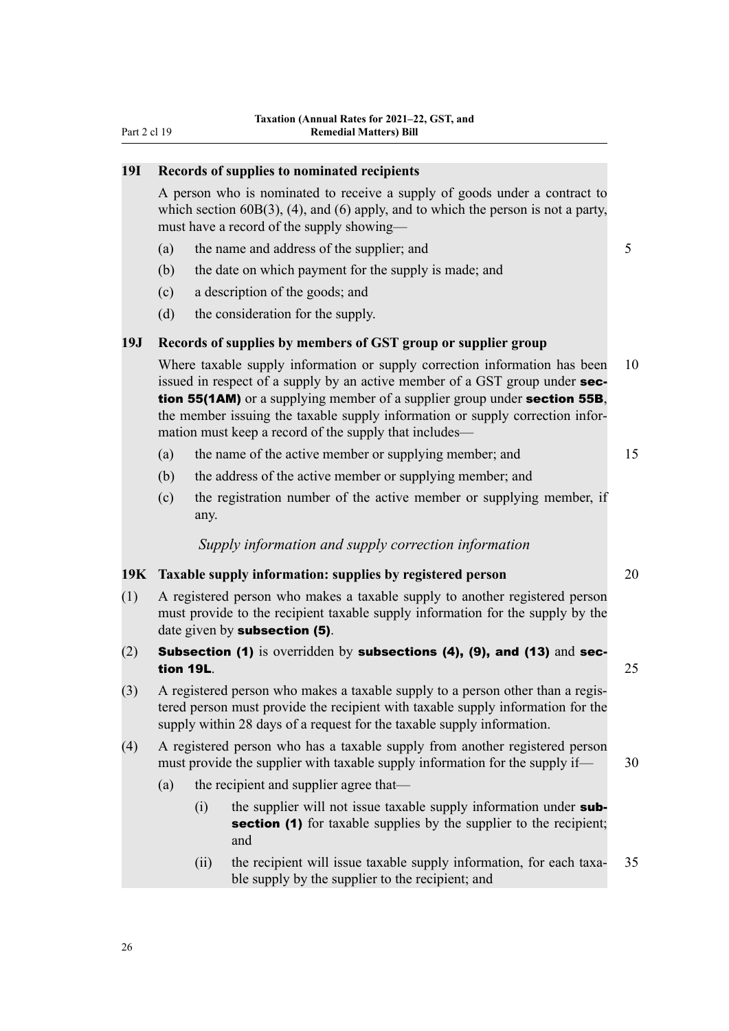### 19I Records of supplies to nominated recipients

A person who is nominated to receive a supply of goods under a contract to which section 60B(3), (4), and (6) apply, and to which the person is not a party, must have a record of the supply showing—

(a) the name and address of the supplier; and

(b) the date on which payment for the supply is made; and

(c) a description of the goods; and

(d) the consideration for the supply.

### 19J Records of supplies by members of GST group or supplier group

Where taxable supply information or supply correction information has been issued in respect of a supply by an active member of a GST group under **section 55(1AM)** or a supplying member of a supplier group under **section 55B**, the member issuing the taxable supply information or supply correction information must keep a record of the supply that includes—

(a) the name of the active member or supplying member; and

(b) the address of the active member or supplying member; and

(c) the registration number of the active member or supplying member, if any.

*Supply information and supply correction information*

### 19K Taxable supply information: supplies by registered person

(1) A registered person who makes a taxable supply to another registered person must provide to the recipient taxable supply information for the supply by the date given by **subsection (5)**.

(2) **Subsection (1)** is overridden by **subsections (4), (9), and (13)** and **section 19L**.

(3) A registered person who makes a taxable supply to a person other than a registered person must provide the recipient with taxable supply information for the supply within 28 days of a request for the taxable supply information.

(4) A registered person who has a taxable supply from another registered person must provide the supplier with taxable supply information for the supply if—

(a) the recipient and supplier agree that—

(i) the supplier will not issue taxable supply information under **subsection (1)** for taxable supplies by the supplier to the recipient; and

(ii) the recipient will issue taxable supply information, for each taxable supply by the supplier to the recipient; and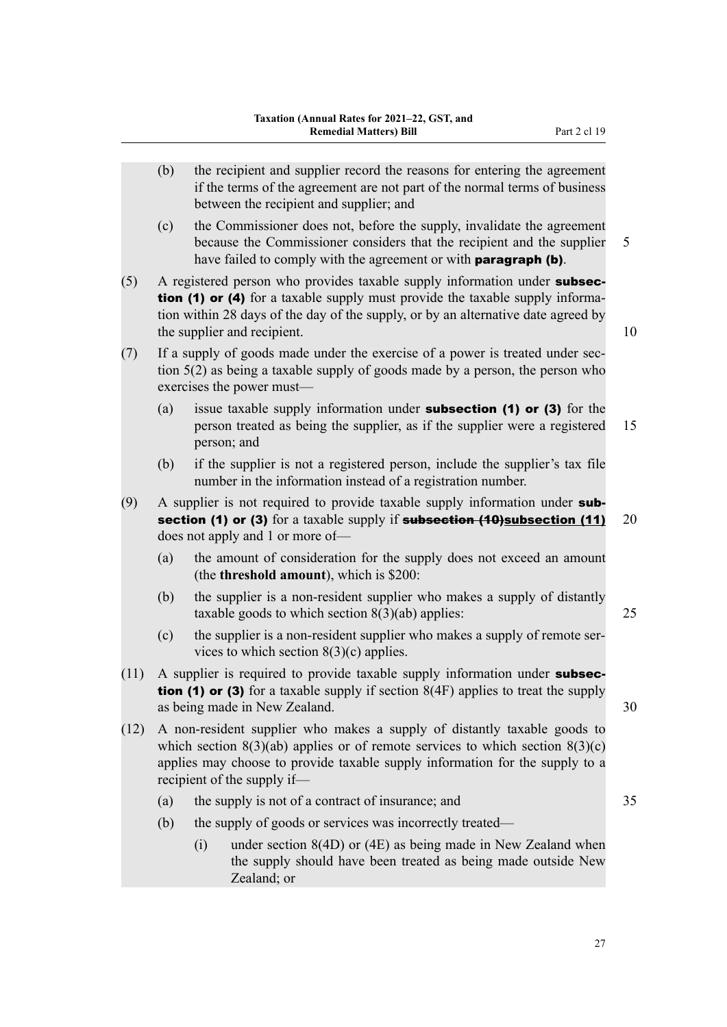(b) the recipient and supplier record the reasons for entering the agreement if the terms of the agreement are not part of the normal terms of business between the recipient and supplier; and

(c) the Commissioner does not, before the supply, invalidate the agreement because the Commissioner considers that the recipient and the supplier have failed to comply with the agreement or with **paragraph (b)**.

(5) A registered person who provides taxable supply information under **subsection (1) or (4)** for a taxable supply must provide the taxable supply information within 28 days of the day of the supply, or by an alternative date agreed by the supplier and recipient.

(7) If a supply of goods made under the exercise of a power is treated under section 5(2) as being a taxable supply of goods made by a person, the person who exercises the power must—

(a) issue taxable supply information under **subsection (1) or (3)** for the person treated as being the supplier, as if the supplier were a registered person; and

(b) if the supplier is not a registered person, include the supplier's tax file number in the information instead of a registration number.

(9) A supplier is not required to provide taxable supply information under **subsection (1) or (3)** for a taxable supply if ~~**subsection (10)**~~**subsection (11)** does not apply and 1 or more of—

(a) the amount of consideration for the supply does not exceed an amount (the **threshold amount**), which is $200:

(b) the supplier is a non-resident supplier who makes a supply of distantly taxable goods to which section 8(3)(ab) applies:

(c) the supplier is a non-resident supplier who makes a supply of remote services to which section 8(3)(c) applies.

(11) A supplier is required to provide taxable supply information under **subsection (1) or (3)** for a taxable supply if section 8(4F) applies to treat the supply as being made in New Zealand.

(12) A non-resident supplier who makes a supply of distantly taxable goods to which section 8(3)(ab) applies or of remote services to which section 8(3)(c) applies may choose to provide taxable supply information for the supply to a recipient of the supply if—

(a) the supply is not of a contract of insurance; and

(b) the supply of goods or services was incorrectly treated—

(i) under section 8(4D) or (4E) as being made in New Zealand when the supply should have been treated as being made outside New Zealand; or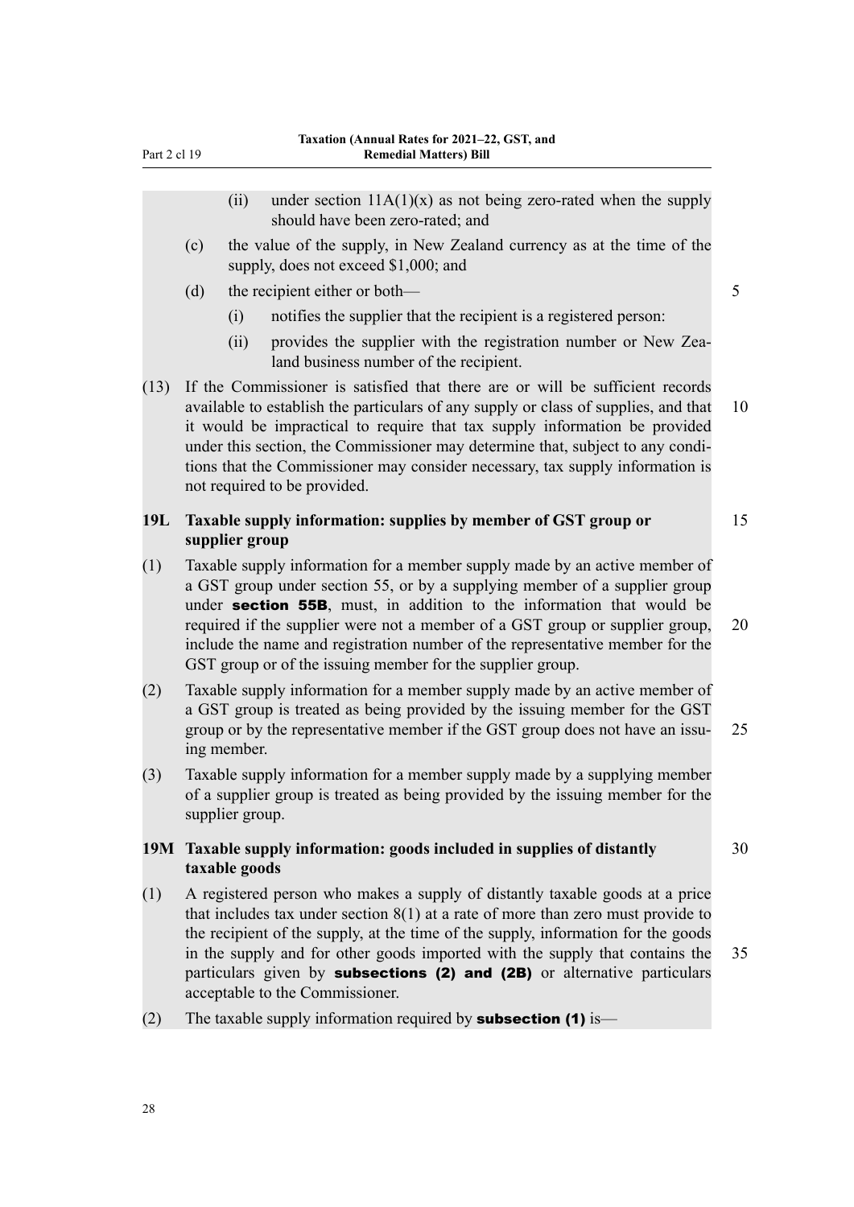(ii) under section 11A(1)(x) as not being zero-rated when the supply should have been zero-rated; and

(c) the value of the supply, in New Zealand currency as at the time of the supply, does not exceed $1,000; and

(d) the recipient either or both—

(i) notifies the supplier that the recipient is a registered person:

(ii) provides the supplier with the registration number or New Zealand business number of the recipient.

(13) If the Commissioner is satisfied that there are or will be sufficient records available to establish the particulars of any supply or class of supplies, and that it would be impractical to require that tax supply information be provided under this section, the Commissioner may determine that, subject to any conditions that the Commissioner may consider necessary, tax supply information is not required to be provided.

### 19L Taxable supply information: supplies by member of GST group or supplier group

(1) Taxable supply information for a member supply made by an active member of a GST group under section 55, or by a supplying member of a supplier group under **section 55B**, must, in addition to the information that would be required if the supplier were not a member of a GST group or supplier group, include the name and registration number of the representative member for the GST group or of the issuing member for the supplier group.

(2) Taxable supply information for a member supply made by an active member of a GST group is treated as being provided by the issuing member for the GST group or by the representative member if the GST group does not have an issuing member.

(3) Taxable supply information for a member supply made by a supplying member of a supplier group is treated as being provided by the issuing member for the supplier group.

### 19M Taxable supply information: goods included in supplies of distantly taxable goods

(1) A registered person who makes a supply of distantly taxable goods at a price that includes tax under section 8(1) at a rate of more than zero must provide to the recipient of the supply, at the time of the supply, information for the goods in the supply and for other goods imported with the supply that contains the particulars given by **subsections (2) and (2B)** or alternative particulars acceptable to the Commissioner.

(2) The taxable supply information required by **subsection (1)** is—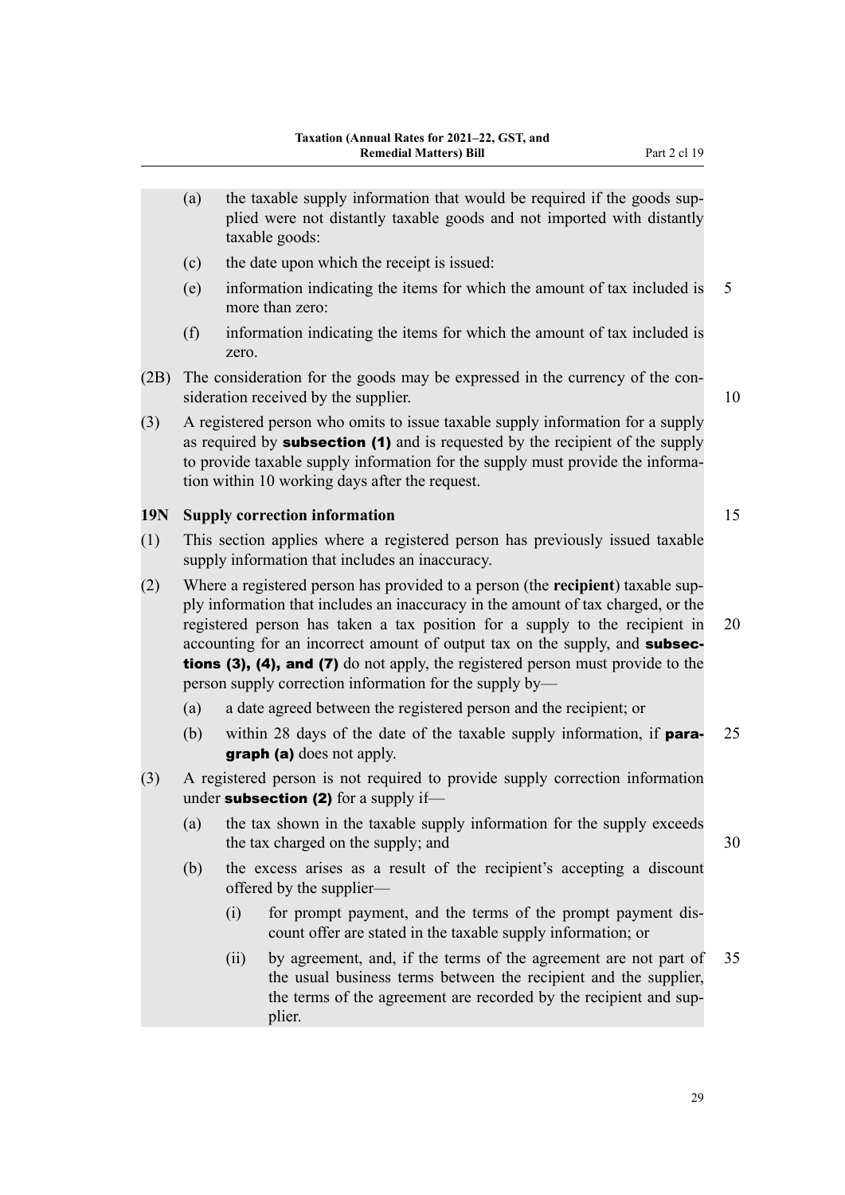(a) the taxable supply information that would be required if the goods supplied were not distantly taxable goods and not imported with distantly taxable goods:

(c) the date upon which the receipt is issued:

(e) information indicating the items for which the amount of tax included is more than zero:

(f) information indicating the items for which the amount of tax included is zero.

(2B) The consideration for the goods may be expressed in the currency of the consideration received by the supplier.

(3) A registered person who omits to issue taxable supply information for a supply as required by **subsection (1)** and is requested by the recipient of the supply to provide taxable supply information for the supply must provide the information within 10 working days after the request.

### 19N Supply correction information

(1) This section applies where a registered person has previously issued taxable supply information that includes an inaccuracy.

(2) Where a registered person has provided to a person (the **recipient**) taxable supply information that includes an inaccuracy in the amount of tax charged, or the registered person has taken a tax position for a supply to the recipient in accounting for an incorrect amount of output tax on the supply, and **subsections (3), (4), and (7)** do not apply, the registered person must provide to the person supply correction information for the supply by—

(a) a date agreed between the registered person and the recipient; or

(b) within 28 days of the date of the taxable supply information, if **paragraph (a)** does not apply.

(3) A registered person is not required to provide supply correction information under **subsection (2)** for a supply if—

(a) the tax shown in the taxable supply information for the supply exceeds the tax charged on the supply; and

(b) the excess arises as a result of the recipient's accepting a discount offered by the supplier—

(i) for prompt payment, and the terms of the prompt payment discount offer are stated in the taxable supply information; or

(ii) by agreement, and, if the terms of the agreement are not part of the usual business terms between the recipient and the supplier, the terms of the agreement are recorded by the recipient and supplier.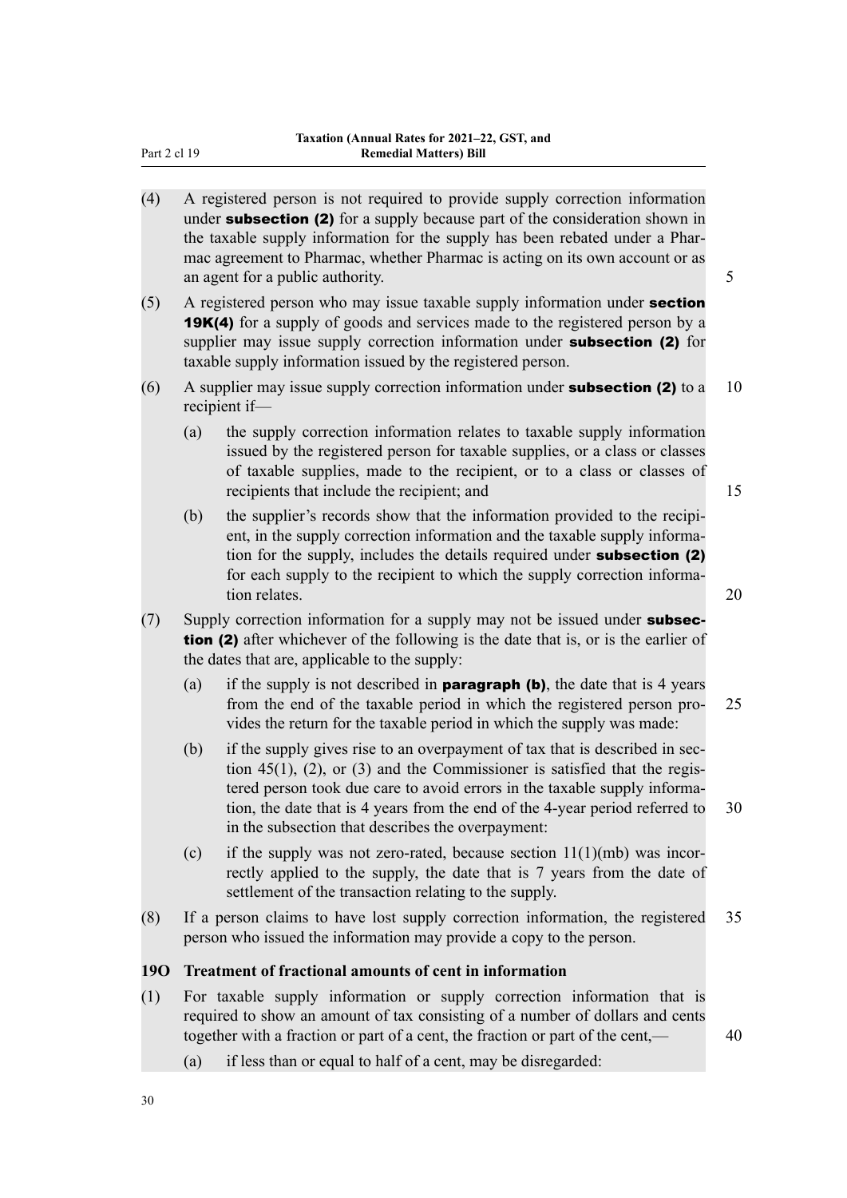(4) A registered person is not required to provide supply correction information under **subsection (2)** for a supply because part of the consideration shown in the taxable supply information for the supply has been rebated under a Pharmac agreement to Pharmac, whether Pharmac is acting on its own account or as an agent for a public authority.

(5) A registered person who may issue taxable supply information under **section 19K(4)** for a supply of goods and services made to the registered person by a supplier may issue supply correction information under **subsection (2)** for taxable supply information issued by the registered person.

(6) A supplier may issue supply correction information under **subsection (2)** to a recipient if—

- (a) the supply correction information relates to taxable supply information issued by the registered person for taxable supplies, or a class or classes of taxable supplies, made to the recipient, or to a class or classes of recipients that include the recipient; and
- (b) the supplier's records show that the information provided to the recipient, in the supply correction information and the taxable supply information for the supply, includes the details required under **subsection (2)** for each supply to the recipient to which the supply correction information relates.

(7) Supply correction information for a supply may not be issued under **subsection (2)** after whichever of the following is the date that is, or is the earlier of the dates that are, applicable to the supply:

- (a) if the supply is not described in **paragraph (b)**, the date that is 4 years from the end of the taxable period in which the registered person provides the return for the taxable period in which the supply was made:
- (b) if the supply gives rise to an overpayment of tax that is described in section 45(1), (2), or (3) and the Commissioner is satisfied that the registered person took due care to avoid errors in the taxable supply information, the date that is 4 years from the end of the 4-year period referred to in the subsection that describes the overpayment:
- (c) if the supply was not zero-rated, because section 11(1)(mb) was incorrectly applied to the supply, the date that is 7 years from the date of settlement of the transaction relating to the supply.

(8) If a person claims to have lost supply correction information, the registered person who issued the information may provide a copy to the person.

**19O Treatment of fractional amounts of cent in information**

(1) For taxable supply information or supply correction information that is required to show an amount of tax consisting of a number of dollars and cents together with a fraction or part of a cent, the fraction or part of the cent,—

- (a) if less than or equal to half of a cent, may be disregarded: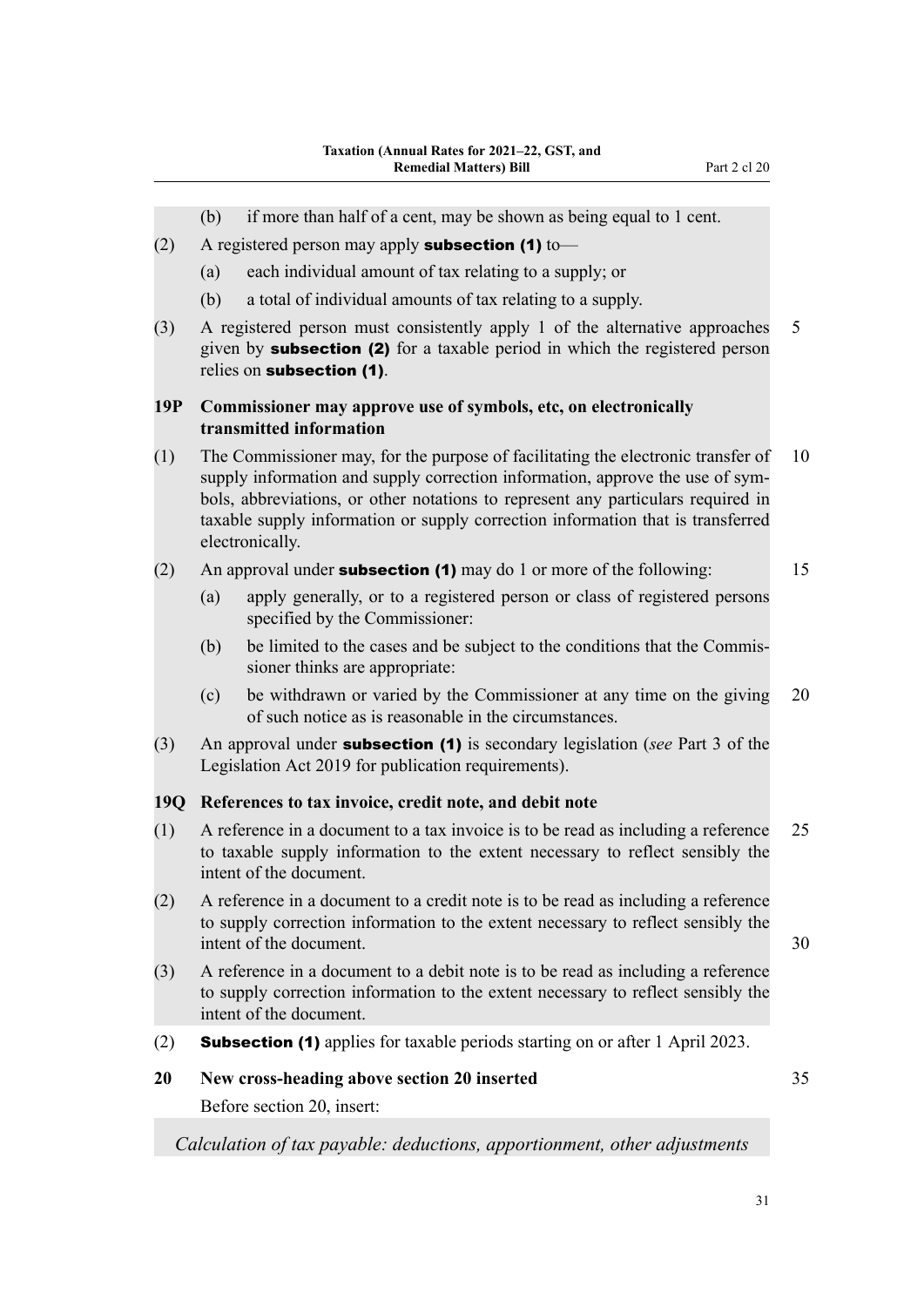(b) if more than half of a cent, may be shown as being equal to 1 cent.

(2) A registered person may apply **subsection (1)** to—

(a) each individual amount of tax relating to a supply; or

(b) a total of individual amounts of tax relating to a supply.

(3) A registered person must consistently apply 1 of the alternative approaches given by **subsection (2)** for a taxable period in which the registered person relies on **subsection (1)**.

**19P Commissioner may approve use of symbols, etc, on electronically transmitted information**

(1) The Commissioner may, for the purpose of facilitating the electronic transfer of supply information and supply correction information, approve the use of symbols, abbreviations, or other notations to represent any particulars required in taxable supply information or supply correction information that is transferred electronically.

(2) An approval under **subsection (1)** may do 1 or more of the following:

(a) apply generally, or to a registered person or class of registered persons specified by the Commissioner:

(b) be limited to the cases and be subject to the conditions that the Commissioner thinks are appropriate:

(c) be withdrawn or varied by the Commissioner at any time on the giving of such notice as is reasonable in the circumstances.

(3) An approval under **subsection (1)** is secondary legislation (*see* Part 3 of the Legislation Act 2019 for publication requirements).

**19Q References to tax invoice, credit note, and debit note**

(1) A reference in a document to a tax invoice is to be read as including a reference to taxable supply information to the extent necessary to reflect sensibly the intent of the document.

(2) A reference in a document to a credit note is to be read as including a reference to supply correction information to the extent necessary to reflect sensibly the intent of the document.

(3) A reference in a document to a debit note is to be read as including a reference to supply correction information to the extent necessary to reflect sensibly the intent of the document.

(2) **Subsection (1)** applies for taxable periods starting on or after 1 April 2023.

**20 New cross-heading above section 20 inserted**

Before section 20, insert:

*Calculation of tax payable: deductions, apportionment, other adjustments*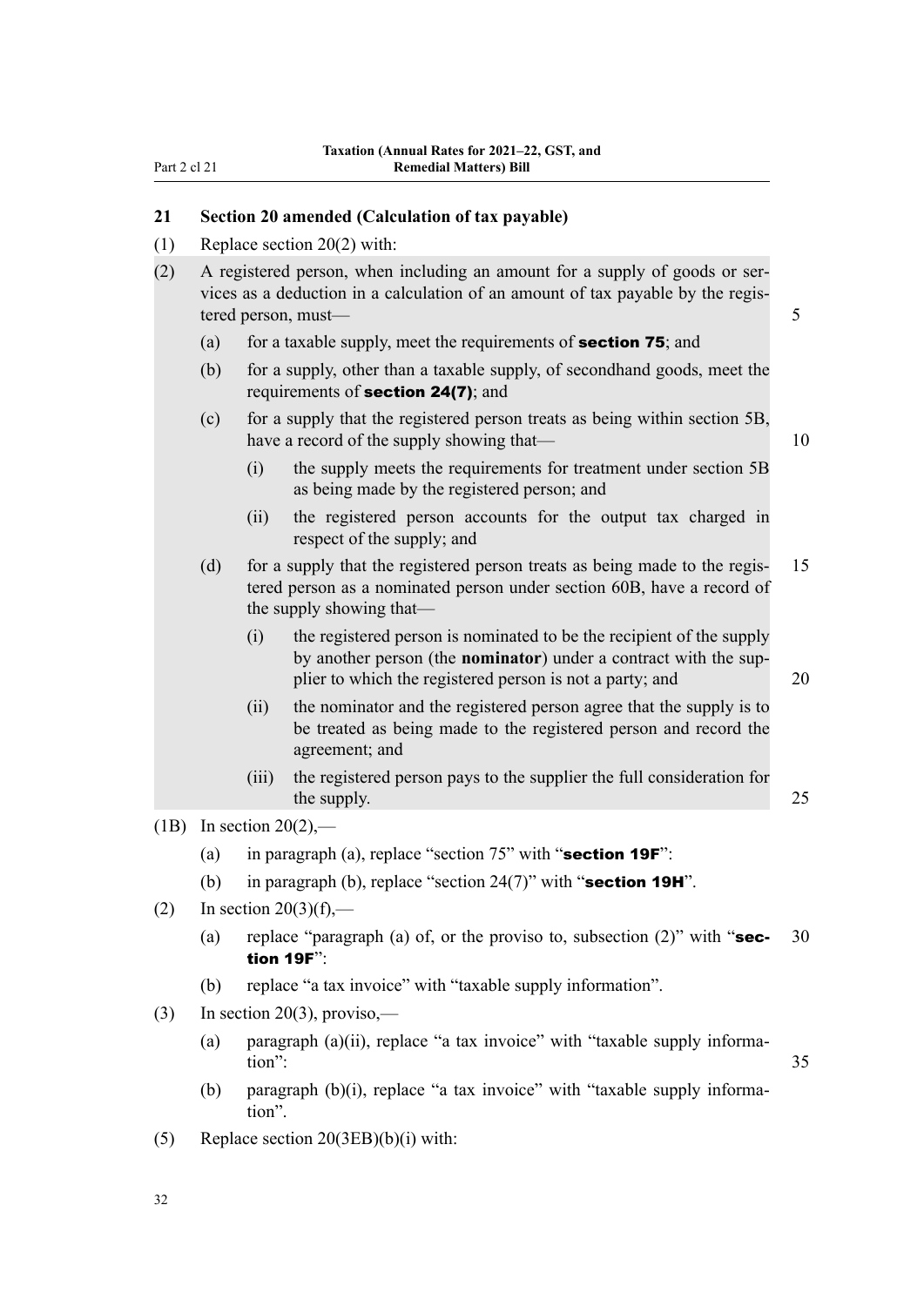## 21 Section 20 amended (Calculation of tax payable)

(1) Replace section 20(2) with:

(2) A registered person, when including an amount for a supply of goods or services as a deduction in a calculation of an amount of tax payable by the registered person, must—

  (a) for a taxable supply, meet the requirements of **section 75**; and

  (b) for a supply, other than a taxable supply, of secondhand goods, meet the requirements of **section 24(7)**; and

  (c) for a supply that the registered person treats as being within section 5B, have a record of the supply showing that—

    (i) the supply meets the requirements for treatment under section 5B as being made by the registered person; and

    (ii) the registered person accounts for the output tax charged in respect of the supply; and

  (d) for a supply that the registered person treats as being made to the registered person as a nominated person under section 60B, have a record of the supply showing that—

    (i) the registered person is nominated to be the recipient of the supply by another person (the **nominator**) under a contract with the supplier to which the registered person is not a party; and

    (ii) the nominator and the registered person agree that the supply is to be treated as being made to the registered person and record the agreement; and

    (iii) the registered person pays to the supplier the full consideration for the supply.

(1B) In section 20(2),—

  (a) in paragraph (a), replace "section 75" with "**section 19F**":

  (b) in paragraph (b), replace "section 24(7)" with "**section 19H**".

(2) In section 20(3)(f),—

  (a) replace "paragraph (a) of, or the proviso to, subsection (2)" with "**section 19F**":

  (b) replace "a tax invoice" with "taxable supply information".

(3) In section 20(3), proviso,—

  (a) paragraph (a)(ii), replace "a tax invoice" with "taxable supply information":

  (b) paragraph (b)(i), replace "a tax invoice" with "taxable supply information".

(5) Replace section 20(3EB)(b)(i) with: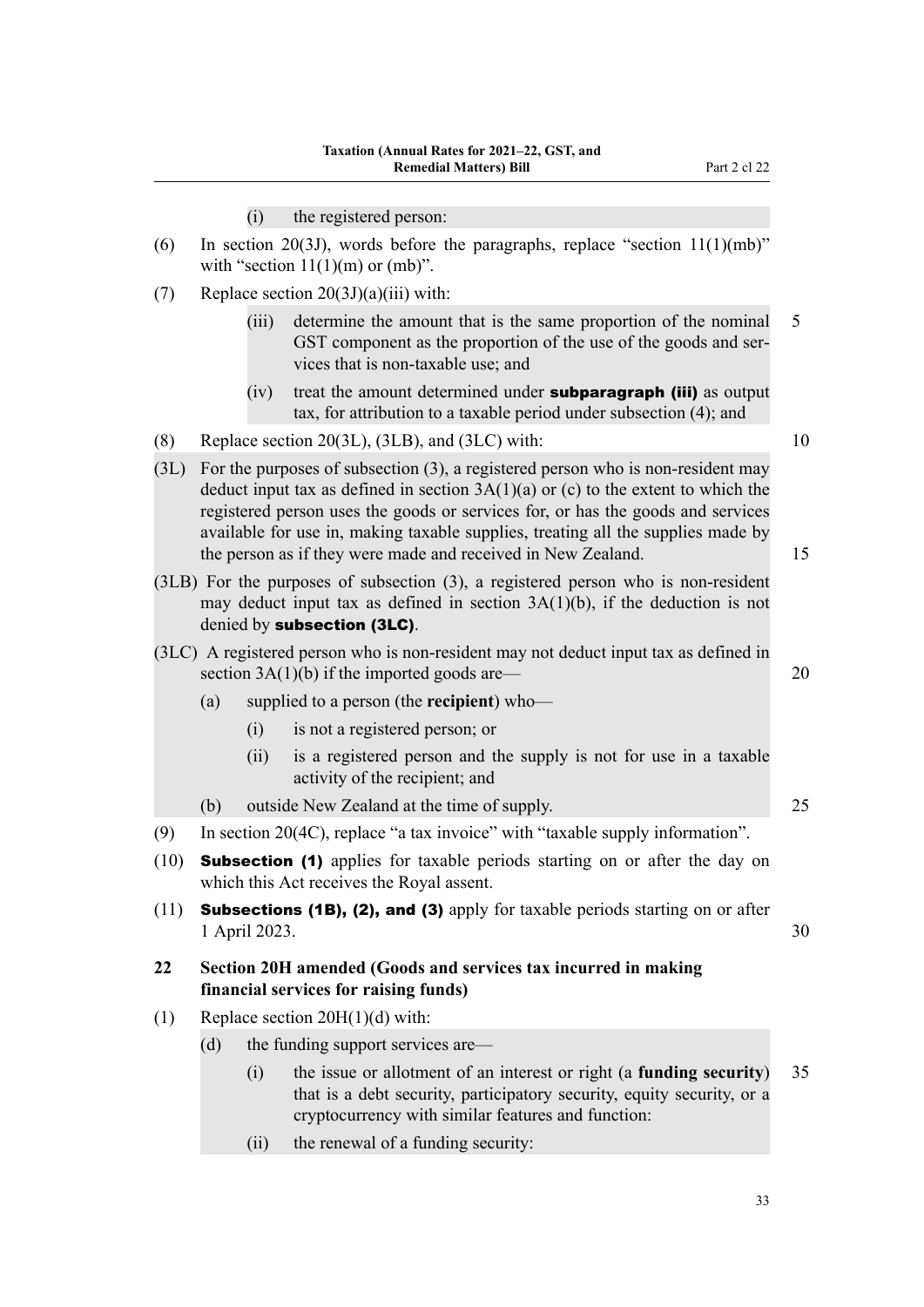(i) the registered person:

(6) In section 20(3J), words before the paragraphs, replace "section 11(1)(mb)" with "section 11(1)(m) or (mb)".

(7) Replace section 20(3J)(a)(iii) with:

(iii) determine the amount that is the same proportion of the nominal GST component as the proportion of the use of the goods and services that is non-taxable use; and

(iv) treat the amount determined under **subparagraph (iii)** as output tax, for attribution to a taxable period under subsection (4); and

(8) Replace section 20(3L), (3LB), and (3LC) with:

(3L) For the purposes of subsection (3), a registered person who is non-resident may deduct input tax as defined in section 3A(1)(a) or (c) to the extent to which the registered person uses the goods or services for, or has the goods and services available for use in, making taxable supplies, treating all the supplies made by the person as if they were made and received in New Zealand.

(3LB) For the purposes of subsection (3), a registered person who is non-resident may deduct input tax as defined in section 3A(1)(b), if the deduction is not denied by **subsection (3LC)**.

(3LC) A registered person who is non-resident may not deduct input tax as defined in section 3A(1)(b) if the imported goods are—

(a) supplied to a person (the **recipient**) who—

(i) is not a registered person; or

(ii) is a registered person and the supply is not for use in a taxable activity of the recipient; and

(b) outside New Zealand at the time of supply.

(9) In section 20(4C), replace "a tax invoice" with "taxable supply information".

(10) **Subsection (1)** applies for taxable periods starting on or after the day on which this Act receives the Royal assent.

(11) **Subsections (1B), (2), and (3)** apply for taxable periods starting on or after 1 April 2023.

### 22 Section 20H amended (Goods and services tax incurred in making financial services for raising funds)

(1) Replace section 20H(1)(d) with:

(d) the funding support services are—

(i) the issue or allotment of an interest or right (a **funding security**) that is a debt security, participatory security, equity security, or a cryptocurrency with similar features and function:

(ii) the renewal of a funding security: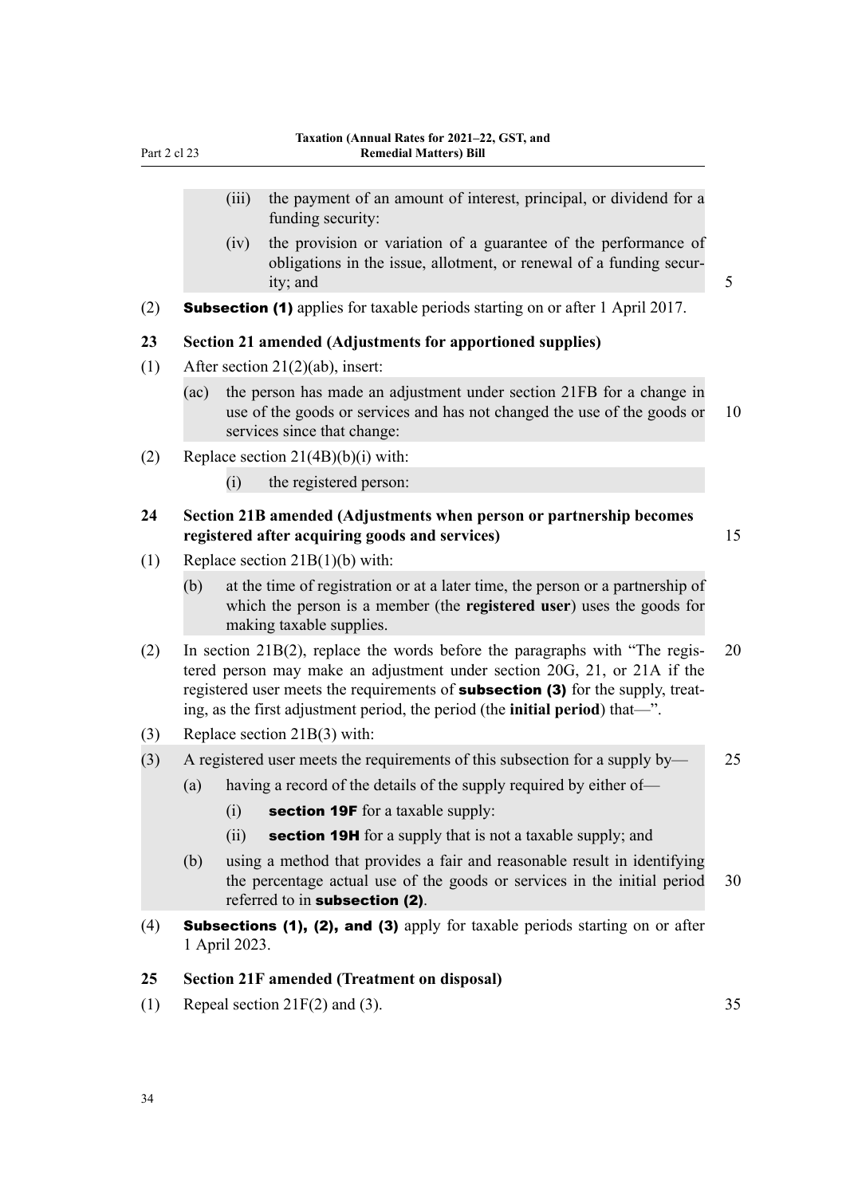(iii) the payment of an amount of interest, principal, or dividend for a funding security:

(iv) the provision or variation of a guarantee of the performance of obligations in the issue, allotment, or renewal of a funding security; and

(2) **Subsection (1)** applies for taxable periods starting on or after 1 April 2017.

### 23 Section 21 amended (Adjustments for apportioned supplies)

(1) After section 21(2)(ab), insert:

(ac) the person has made an adjustment under section 21FB for a change in use of the goods or services and has not changed the use of the goods or services since that change:

(2) Replace section 21(4B)(b)(i) with:

(i) the registered person:

### 24 Section 21B amended (Adjustments when person or partnership becomes registered after acquiring goods and services)

(1) Replace section 21B(1)(b) with:

(b) at the time of registration or at a later time, the person or a partnership of which the person is a member (the **registered user**) uses the goods for making taxable supplies.

(2) In section 21B(2), replace the words before the paragraphs with "The registered person may make an adjustment under section 20G, 21, or 21A if the registered user meets the requirements of **subsection (3)** for the supply, treating, as the first adjustment period, the period (the **initial period**) that—".

(3) Replace section 21B(3) with:

(3) A registered user meets the requirements of this subsection for a supply by—

(a) having a record of the details of the supply required by either of—

(i) **section 19F** for a taxable supply:

(ii) **section 19H** for a supply that is not a taxable supply; and

(b) using a method that provides a fair and reasonable result in identifying the percentage actual use of the goods or services in the initial period referred to in **subsection (2)**.

(4) **Subsections (1), (2), and (3)** apply for taxable periods starting on or after 1 April 2023.

### 25 Section 21F amended (Treatment on disposal)

(1) Repeal section 21F(2) and (3).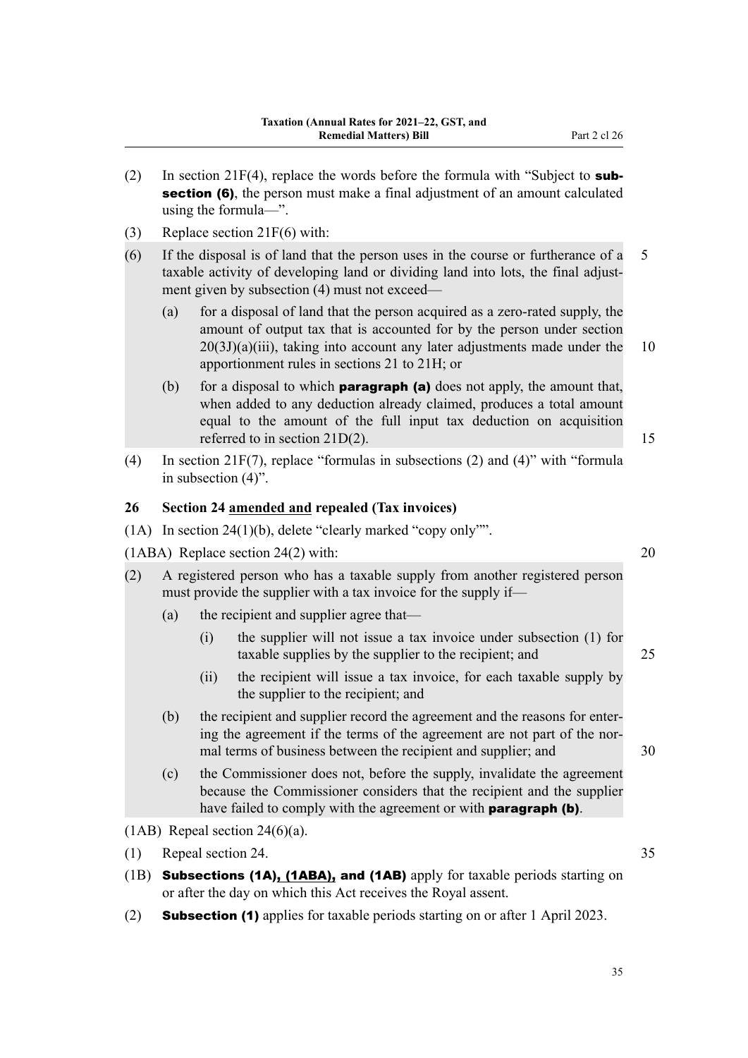(2) In section 21F(4), replace the words before the formula with "Subject to **subsection (6)**, the person must make a final adjustment of an amount calculated using the formula—".

(3) Replace section 21F(6) with:

(6) If the disposal is of land that the person uses in the course or furtherance of a taxable activity of developing land or dividing land into lots, the final adjustment given by subsection (4) must not exceed—

(a) for a disposal of land that the person acquired as a zero-rated supply, the amount of output tax that is accounted for by the person under section 20(3J)(a)(iii), taking into account any later adjustments made under the apportionment rules in sections 21 to 21H; or

(b) for a disposal to which **paragraph (a)** does not apply, the amount that, when added to any deduction already claimed, produces a total amount equal to the amount of the full input tax deduction on acquisition referred to in section 21D(2).

(4) In section 21F(7), replace "formulas in subsections (2) and (4)" with "formula in subsection (4)".

### 26 Section 24 amended and repealed (Tax invoices)

(1A) In section 24(1)(b), delete "clearly marked "copy only"".

(1ABA) Replace section 24(2) with:

(2) A registered person who has a taxable supply from another registered person must provide the supplier with a tax invoice for the supply if—

(a) the recipient and supplier agree that—

(i) the supplier will not issue a tax invoice under subsection (1) for taxable supplies by the supplier to the recipient; and

(ii) the recipient will issue a tax invoice, for each taxable supply by the supplier to the recipient; and

(b) the recipient and supplier record the agreement and the reasons for entering the agreement if the terms of the agreement are not part of the normal terms of business between the recipient and supplier; and

(c) the Commissioner does not, before the supply, invalidate the agreement because the Commissioner considers that the recipient and the supplier have failed to comply with the agreement or with **paragraph (b)**.

(1AB) Repeal section 24(6)(a).

(1) Repeal section 24.

(1B) **Subsections (1A), (1ABA), and (1AB)** apply for taxable periods starting on or after the day on which this Act receives the Royal assent.

(2) **Subsection (1)** applies for taxable periods starting on or after 1 April 2023.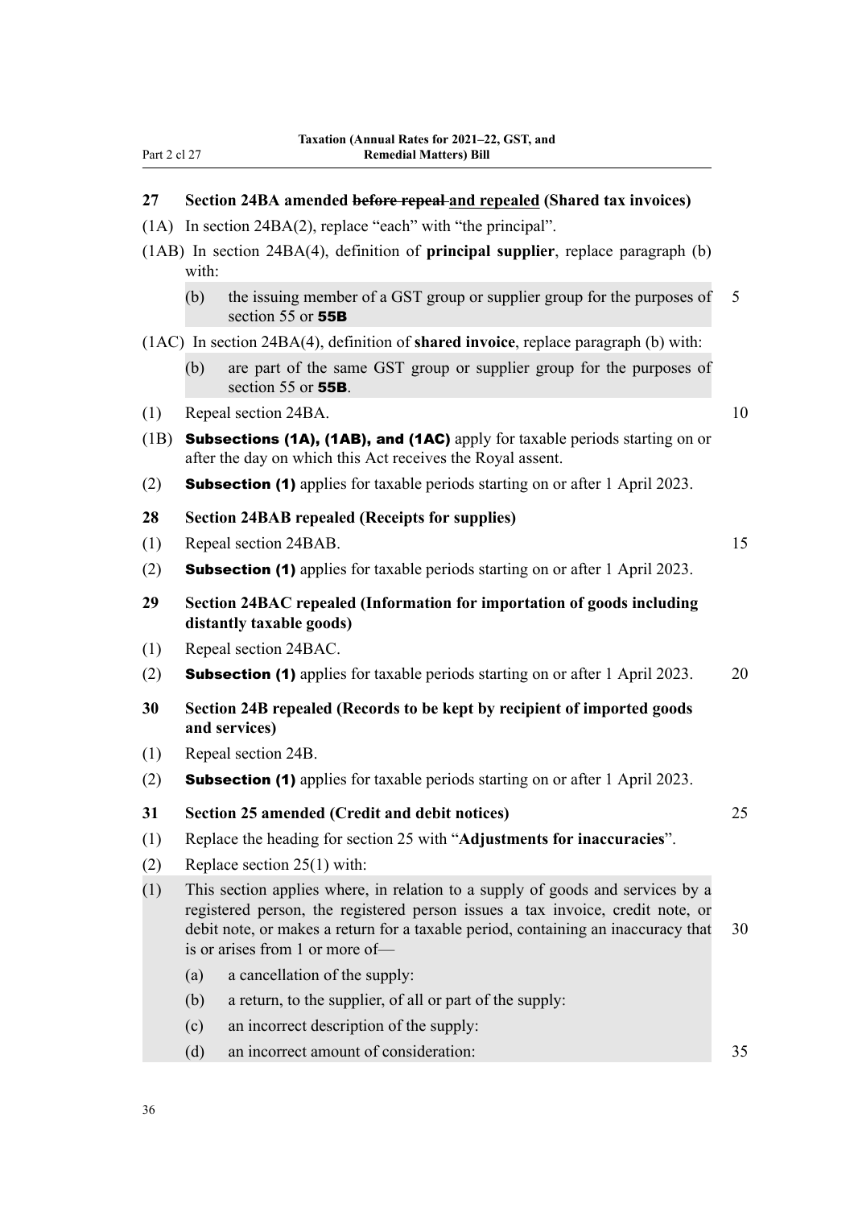### 27 Section 24BA amended ~~before repeal~~ <u>and repealed</u> (Shared tax invoices)

(1A) In section 24BA(2), replace "each" with "the principal".

(1AB) In section 24BA(4), definition of **principal supplier**, replace paragraph (b) with:

> (b) the issuing member of a GST group or supplier group for the purposes of section 55 or **55B**

(1AC) In section 24BA(4), definition of **shared invoice**, replace paragraph (b) with:

> (b) are part of the same GST group or supplier group for the purposes of section 55 or **55B**.

(1) Repeal section 24BA.

(1B) **Subsections (1A), (1AB), and (1AC)** apply for taxable periods starting on or after the day on which this Act receives the Royal assent.

(2) **Subsection (1)** applies for taxable periods starting on or after 1 April 2023.

### 28 Section 24BAB repealed (Receipts for supplies)

(1) Repeal section 24BAB.

(2) **Subsection (1)** applies for taxable periods starting on or after 1 April 2023.

### 29 Section 24BAC repealed (Information for importation of goods including distantly taxable goods)

(1) Repeal section 24BAC.

(2) **Subsection (1)** applies for taxable periods starting on or after 1 April 2023.

### 30 Section 24B repealed (Records to be kept by recipient of imported goods and services)

(1) Repeal section 24B.

(2) **Subsection (1)** applies for taxable periods starting on or after 1 April 2023.

### 31 Section 25 amended (Credit and debit notices)

(1) Replace the heading for section 25 with "**Adjustments for inaccuracies**".

(2) Replace section 25(1) with:

> (1) This section applies where, in relation to a supply of goods and services by a registered person, the registered person issues a tax invoice, credit note, or debit note, or makes a return for a taxable period, containing an inaccuracy that is or arises from 1 or more of—
>
> (a) a cancellation of the supply:
>
> (b) a return, to the supplier, of all or part of the supply:
>
> (c) an incorrect description of the supply:
>
> (d) an incorrect amount of consideration: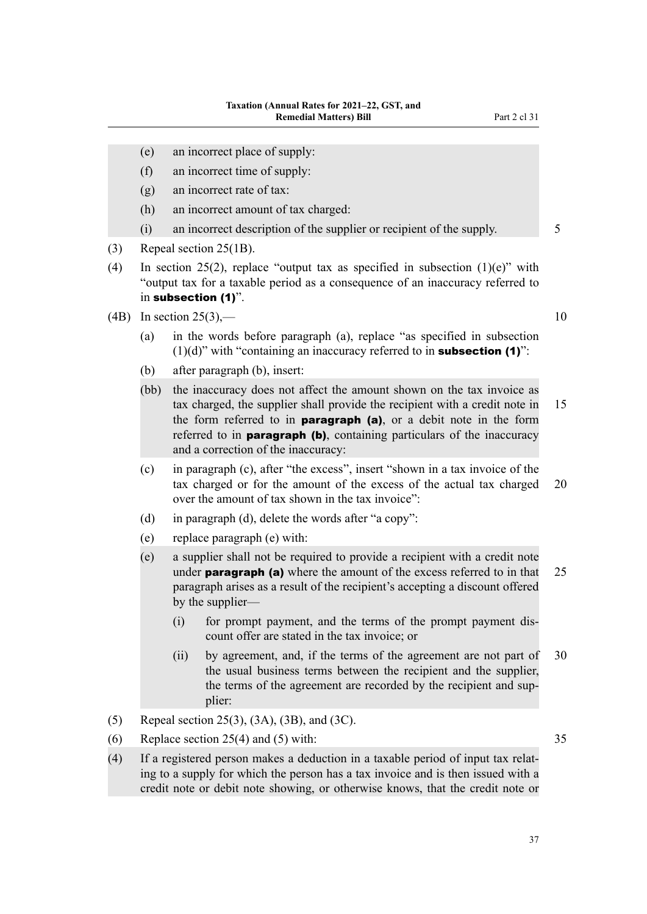(e) an incorrect place of supply:

(f) an incorrect time of supply:

(g) an incorrect rate of tax:

(h) an incorrect amount of tax charged:

(i) an incorrect description of the supplier or recipient of the supply.

(3) Repeal section 25(1B).

(4) In section 25(2), replace "output tax as specified in subsection (1)(e)" with "output tax for a taxable period as a consequence of an inaccuracy referred to in **subsection (1)**".

(4B) In section 25(3),—

(a) in the words before paragraph (a), replace "as specified in subsection (1)(d)" with "containing an inaccuracy referred to in **subsection (1)**":

(b) after paragraph (b), insert:

(bb) the inaccuracy does not affect the amount shown on the tax invoice as tax charged, the supplier shall provide the recipient with a credit note in the form referred to in **paragraph (a)**, or a debit note in the form referred to in **paragraph (b)**, containing particulars of the inaccuracy and a correction of the inaccuracy:

(c) in paragraph (c), after "the excess", insert "shown in a tax invoice of the tax charged or for the amount of the excess of the actual tax charged over the amount of tax shown in the tax invoice":

(d) in paragraph (d), delete the words after "a copy":

(e) replace paragraph (e) with:

(e) a supplier shall not be required to provide a recipient with a credit note under **paragraph (a)** where the amount of the excess referred to in that paragraph arises as a result of the recipient's accepting a discount offered by the supplier—

(i) for prompt payment, and the terms of the prompt payment discount offer are stated in the tax invoice; or

(ii) by agreement, and, if the terms of the agreement are not part of the usual business terms between the recipient and the supplier, the terms of the agreement are recorded by the recipient and supplier:

(5) Repeal section 25(3), (3A), (3B), and (3C).

(6) Replace section 25(4) and (5) with:

(4) If a registered person makes a deduction in a taxable period of input tax relating to a supply for which the person has a tax invoice and is then issued with a credit note or debit note showing, or otherwise knows, that the credit note or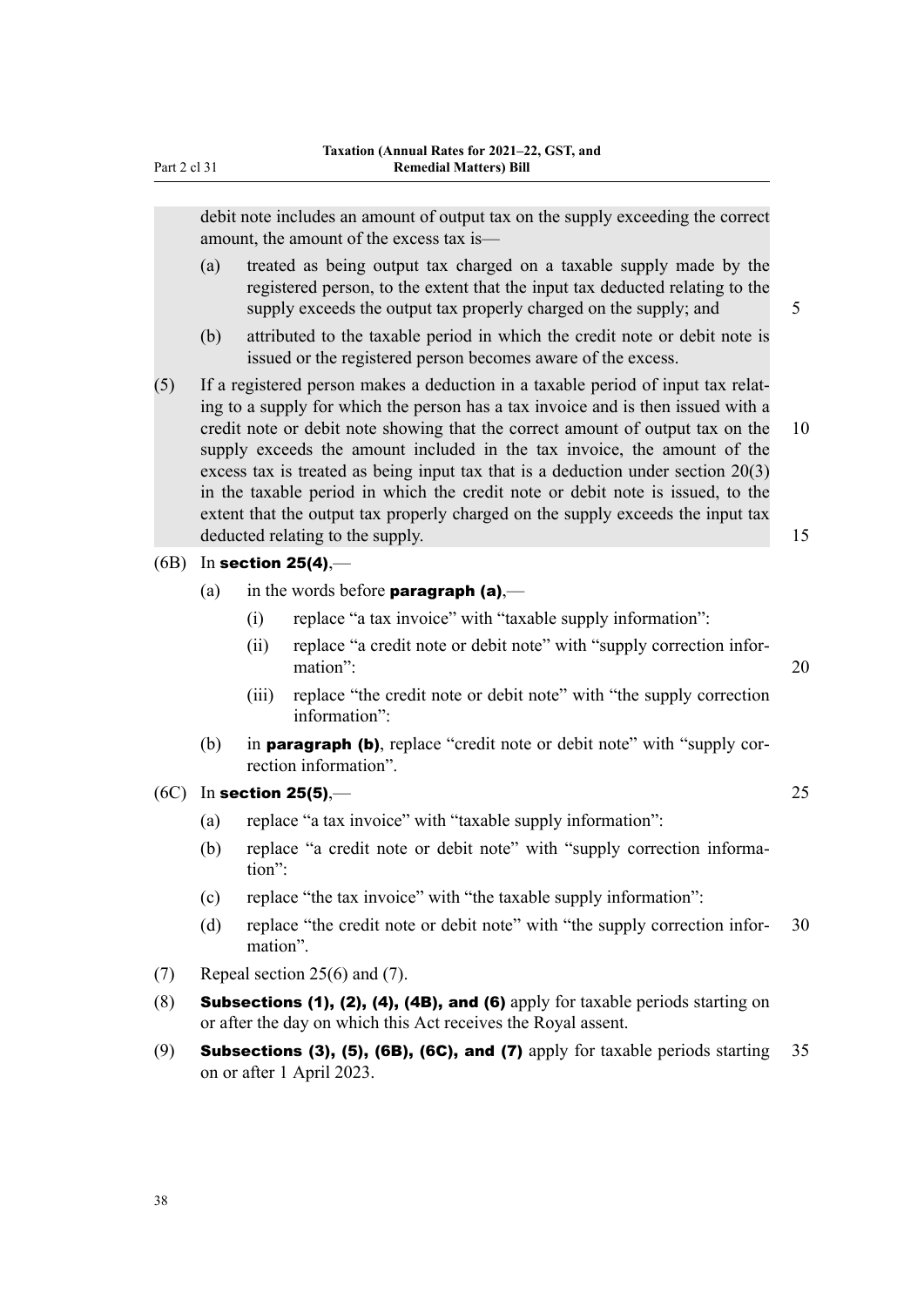debit note includes an amount of output tax on the supply exceeding the correct amount, the amount of the excess tax is—

(a) treated as being output tax charged on a taxable supply made by the registered person, to the extent that the input tax deducted relating to the supply exceeds the output tax properly charged on the supply; and

(b) attributed to the taxable period in which the credit note or debit note is issued or the registered person becomes aware of the excess.

(5) If a registered person makes a deduction in a taxable period of input tax relating to a supply for which the person has a tax invoice and is then issued with a credit note or debit note showing that the correct amount of output tax on the supply exceeds the amount included in the tax invoice, the amount of the excess tax is treated as being input tax that is a deduction under section 20(3) in the taxable period in which the credit note or debit note is issued, to the extent that the output tax properly charged on the supply exceeds the input tax deducted relating to the supply.

(6B) In **section 25(4)**,—

(a) in the words before **paragraph (a)**,—

(i) replace "a tax invoice" with "taxable supply information":

(ii) replace "a credit note or debit note" with "supply correction information":

(iii) replace "the credit note or debit note" with "the supply correction information":

(b) in **paragraph (b)**, replace "credit note or debit note" with "supply correction information".

(6C) In **section 25(5)**,—

(a) replace "a tax invoice" with "taxable supply information":

(b) replace "a credit note or debit note" with "supply correction information":

(c) replace "the tax invoice" with "the taxable supply information":

(d) replace "the credit note or debit note" with "the supply correction information".

(7) Repeal section 25(6) and (7).

(8) **Subsections (1), (2), (4), (4B), and (6)** apply for taxable periods starting on or after the day on which this Act receives the Royal assent.

(9) **Subsections (3), (5), (6B), (6C), and (7)** apply for taxable periods starting on or after 1 April 2023.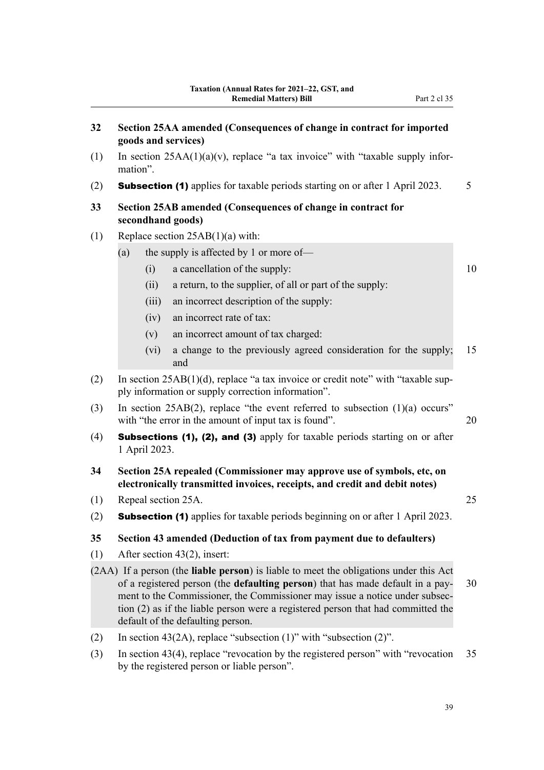### 32 Section 25AA amended (Consequences of change in contract for imported goods and services)

(1) In section 25AA(1)(a)(v), replace "a tax invoice" with "taxable supply information".

(2) **Subsection (1)** applies for taxable periods starting on or after 1 April 2023.

### 33 Section 25AB amended (Consequences of change in contract for secondhand goods)

(1) Replace section 25AB(1)(a) with:

> (a) the supply is affected by 1 or more of—
>
> (i) a cancellation of the supply:
>
> (ii) a return, to the supplier, of all or part of the supply:
>
> (iii) an incorrect description of the supply:
>
> (iv) an incorrect rate of tax:
>
> (v) an incorrect amount of tax charged:
>
> (vi) a change to the previously agreed consideration for the supply; and

(2) In section 25AB(1)(d), replace "a tax invoice or credit note" with "taxable supply information or supply correction information".

(3) In section 25AB(2), replace "the event referred to subsection (1)(a) occurs" with "the error in the amount of input tax is found".

(4) **Subsections (1), (2), and (3)** apply for taxable periods starting on or after 1 April 2023.

### 34 Section 25A repealed (Commissioner may approve use of symbols, etc, on electronically transmitted invoices, receipts, and credit and debit notes)

(1) Repeal section 25A.

(2) **Subsection (1)** applies for taxable periods beginning on or after 1 April 2023.

### 35 Section 43 amended (Deduction of tax from payment due to defaulters)

(1) After section 43(2), insert:

> (2AA) If a person (the **liable person**) is liable to meet the obligations under this Act of a registered person (the **defaulting person**) that has made default in a payment to the Commissioner, the Commissioner may issue a notice under subsection (2) as if the liable person were a registered person that had committed the default of the defaulting person.

(2) In section 43(2A), replace "subsection (1)" with "subsection (2)".

(3) In section 43(4), replace "revocation by the registered person" with "revocation by the registered person or liable person".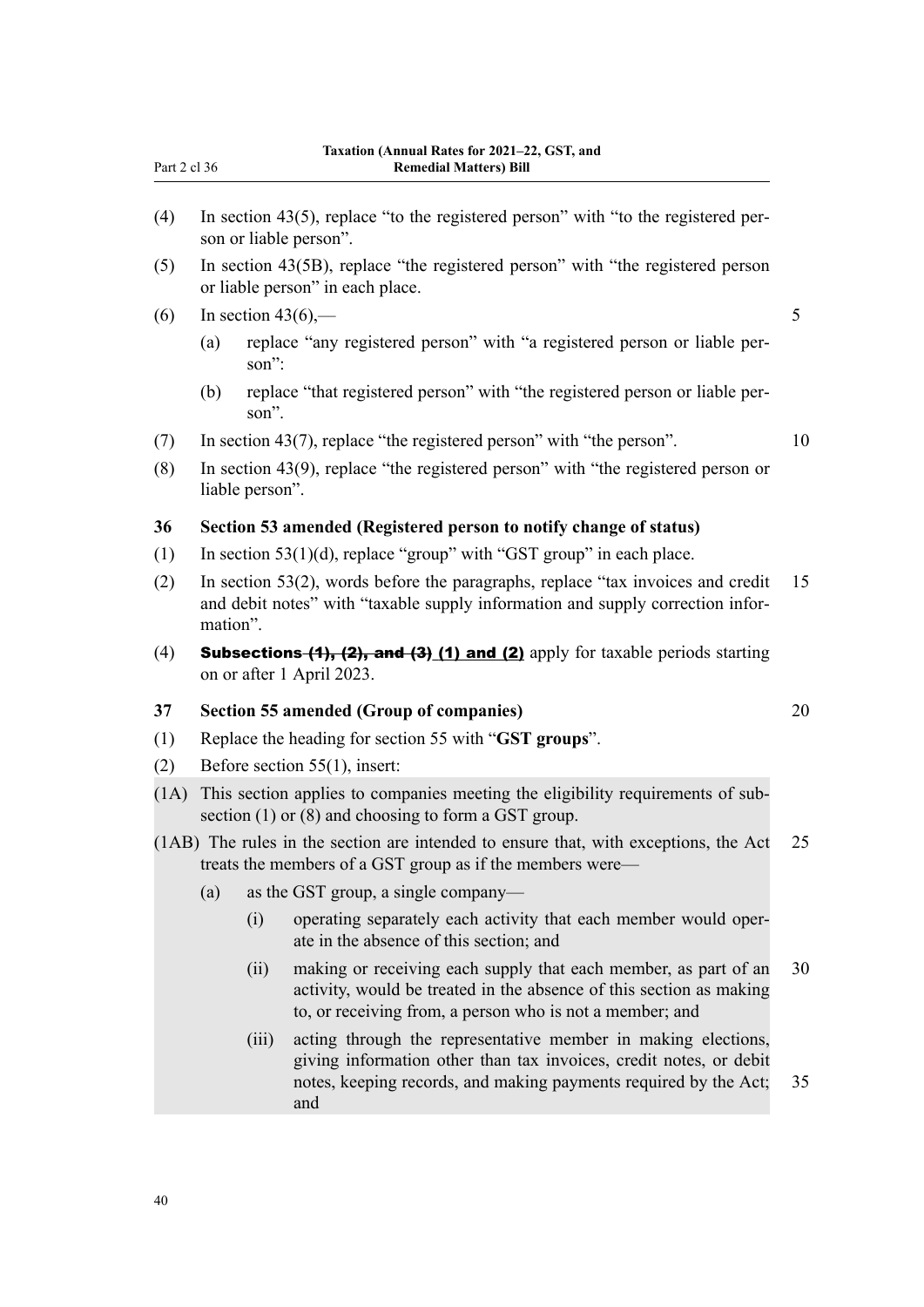(4) In section 43(5), replace "to the registered person" with "to the registered person or liable person".

(5) In section 43(5B), replace "the registered person" with "the registered person or liable person" in each place.

(6) In section 43(6),—

(a) replace "any registered person" with "a registered person or liable person":

(b) replace "that registered person" with "the registered person or liable person".

(7) In section 43(7), replace "the registered person" with "the person".

(8) In section 43(9), replace "the registered person" with "the registered person or liable person".

### 36 Section 53 amended (Registered person to notify change of status)

(1) In section 53(1)(d), replace "group" with "GST group" in each place.

(2) In section 53(2), words before the paragraphs, replace "tax invoices and credit and debit notes" with "taxable supply information and supply correction information".

(4) **Subsections ~~(1), (2), and (3)~~ <u>(1) and (2)</u>** apply for taxable periods starting on or after 1 April 2023.

### 37 Section 55 amended (Group of companies)

(1) Replace the heading for section 55 with "**GST groups**".

(2) Before section 55(1), insert:

(1A) This section applies to companies meeting the eligibility requirements of subsection (1) or (8) and choosing to form a GST group.

(1AB) The rules in the section are intended to ensure that, with exceptions, the Act treats the members of a GST group as if the members were—

(a) as the GST group, a single company—

(i) operating separately each activity that each member would operate in the absence of this section; and

(ii) making or receiving each supply that each member, as part of an activity, would be treated in the absence of this section as making to, or receiving from, a person who is not a member; and

(iii) acting through the representative member in making elections, giving information other than tax invoices, credit notes, or debit notes, keeping records, and making payments required by the Act; and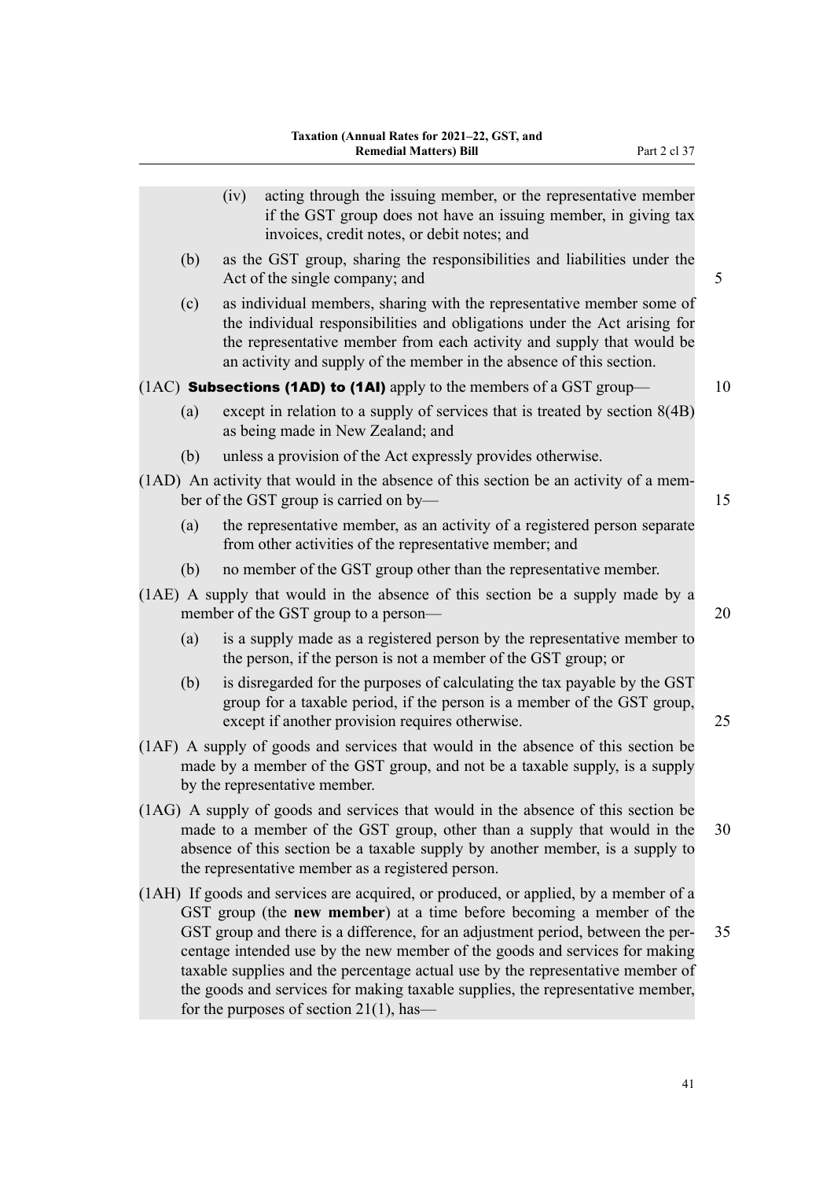(iv) acting through the issuing member, or the representative member if the GST group does not have an issuing member, in giving tax invoices, credit notes, or debit notes; and

(b) as the GST group, sharing the responsibilities and liabilities under the Act of the single company; and

(c) as individual members, sharing with the representative member some of the individual responsibilities and obligations under the Act arising for the representative member from each activity and supply that would be an activity and supply of the member in the absence of this section.

(1AC) **Subsections (1AD) to (1AI)** apply to the members of a GST group—

(a) except in relation to a supply of services that is treated by section 8(4B) as being made in New Zealand; and

(b) unless a provision of the Act expressly provides otherwise.

(1AD) An activity that would in the absence of this section be an activity of a member of the GST group is carried on by—

(a) the representative member, as an activity of a registered person separate from other activities of the representative member; and

(b) no member of the GST group other than the representative member.

(1AE) A supply that would in the absence of this section be a supply made by a member of the GST group to a person—

(a) is a supply made as a registered person by the representative member to the person, if the person is not a member of the GST group; or

(b) is disregarded for the purposes of calculating the tax payable by the GST group for a taxable period, if the person is a member of the GST group, except if another provision requires otherwise.

(1AF) A supply of goods and services that would in the absence of this section be made by a member of the GST group, and not be a taxable supply, is a supply by the representative member.

(1AG) A supply of goods and services that would in the absence of this section be made to a member of the GST group, other than a supply that would in the absence of this section be a taxable supply by another member, is a supply to the representative member as a registered person.

(1AH) If goods and services are acquired, or produced, or applied, by a member of a GST group (the **new member**) at a time before becoming a member of the GST group and there is a difference, for an adjustment period, between the percentage intended use by the new member of the goods and services for making taxable supplies and the percentage actual use by the representative member of the goods and services for making taxable supplies, the representative member, for the purposes of section 21(1), has—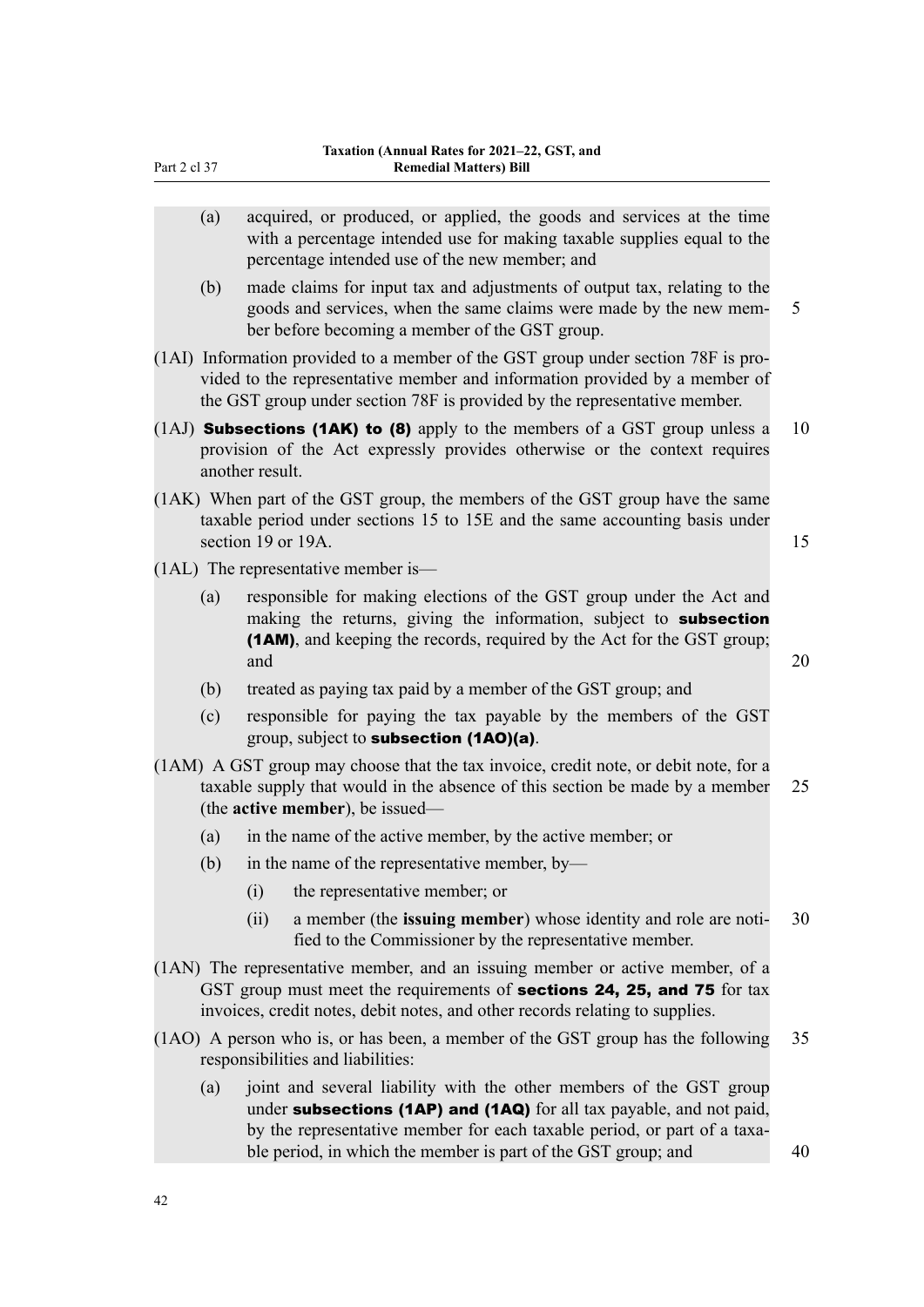(a) acquired, or produced, or applied, the goods and services at the time with a percentage intended use for making taxable supplies equal to the percentage intended use of the new member; and

(b) made claims for input tax and adjustments of output tax, relating to the goods and services, when the same claims were made by the new member before becoming a member of the GST group.

(1AI) Information provided to a member of the GST group under section 78F is provided to the representative member and information provided by a member of the GST group under section 78F is provided by the representative member.

(1AJ) **Subsections (1AK) to (8)** apply to the members of a GST group unless a provision of the Act expressly provides otherwise or the context requires another result.

(1AK) When part of the GST group, the members of the GST group have the same taxable period under sections 15 to 15E and the same accounting basis under section 19 or 19A.

(1AL) The representative member is—

(a) responsible for making elections of the GST group under the Act and making the returns, giving the information, subject to **subsection (1AM)**, and keeping the records, required by the Act for the GST group; and

(b) treated as paying tax paid by a member of the GST group; and

(c) responsible for paying the tax payable by the members of the GST group, subject to **subsection (1AO)(a)**.

(1AM) A GST group may choose that the tax invoice, credit note, or debit note, for a taxable supply that would in the absence of this section be made by a member (the **active member**), be issued—

(a) in the name of the active member, by the active member; or

(b) in the name of the representative member, by—

(i) the representative member; or

(ii) a member (the **issuing member**) whose identity and role are notified to the Commissioner by the representative member.

(1AN) The representative member, and an issuing member or active member, of a GST group must meet the requirements of **sections 24, 25, and 75** for tax invoices, credit notes, debit notes, and other records relating to supplies.

(1AO) A person who is, or has been, a member of the GST group has the following responsibilities and liabilities:

(a) joint and several liability with the other members of the GST group under **subsections (1AP) and (1AQ)** for all tax payable, and not paid, by the representative member for each taxable period, or part of a taxable period, in which the member is part of the GST group; and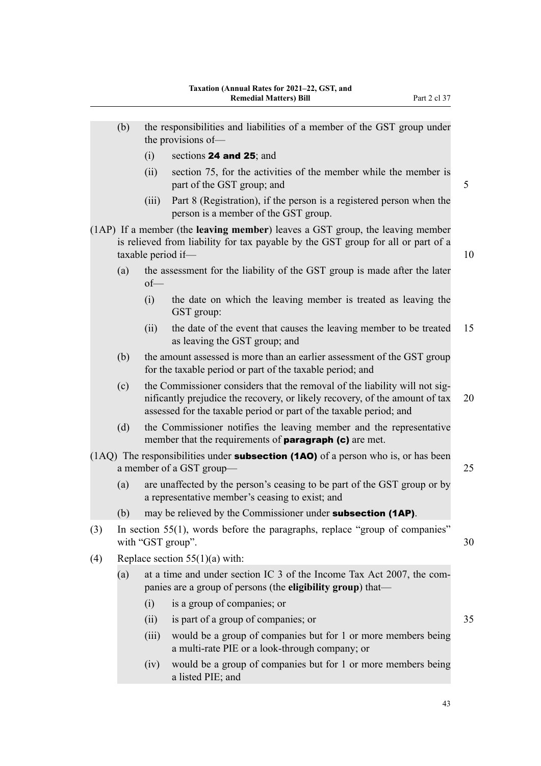(b) the responsibilities and liabilities of a member of the GST group under the provisions of—

  (i) sections **24 and 25**; and

  (ii) section 75, for the activities of the member while the member is part of the GST group; and

  (iii) Part 8 (Registration), if the person is a registered person when the person is a member of the GST group.

(1AP) If a member (the **leaving member**) leaves a GST group, the leaving member is relieved from liability for tax payable by the GST group for all or part of a taxable period if—

(a) the assessment for the liability of the GST group is made after the later of—

  (i) the date on which the leaving member is treated as leaving the GST group:

  (ii) the date of the event that causes the leaving member to be treated as leaving the GST group; and

(b) the amount assessed is more than an earlier assessment of the GST group for the taxable period or part of the taxable period; and

(c) the Commissioner considers that the removal of the liability will not significantly prejudice the recovery, or likely recovery, of the amount of tax assessed for the taxable period or part of the taxable period; and

(d) the Commissioner notifies the leaving member and the representative member that the requirements of **paragraph (c)** are met.

(1AQ) The responsibilities under **subsection (1AO)** of a person who is, or has been a member of a GST group—

(a) are unaffected by the person's ceasing to be part of the GST group or by a representative member's ceasing to exist; and

(b) may be relieved by the Commissioner under **subsection (1AP)**.

(3) In section 55(1), words before the paragraphs, replace "group of companies" with "GST group".

(4) Replace section 55(1)(a) with:

(a) at a time and under section IC 3 of the Income Tax Act 2007, the companies are a group of persons (the **eligibility group**) that—

  (i) is a group of companies; or

  (ii) is part of a group of companies; or

  (iii) would be a group of companies but for 1 or more members being a multi-rate PIE or a look-through company; or

  (iv) would be a group of companies but for 1 or more members being a listed PIE; and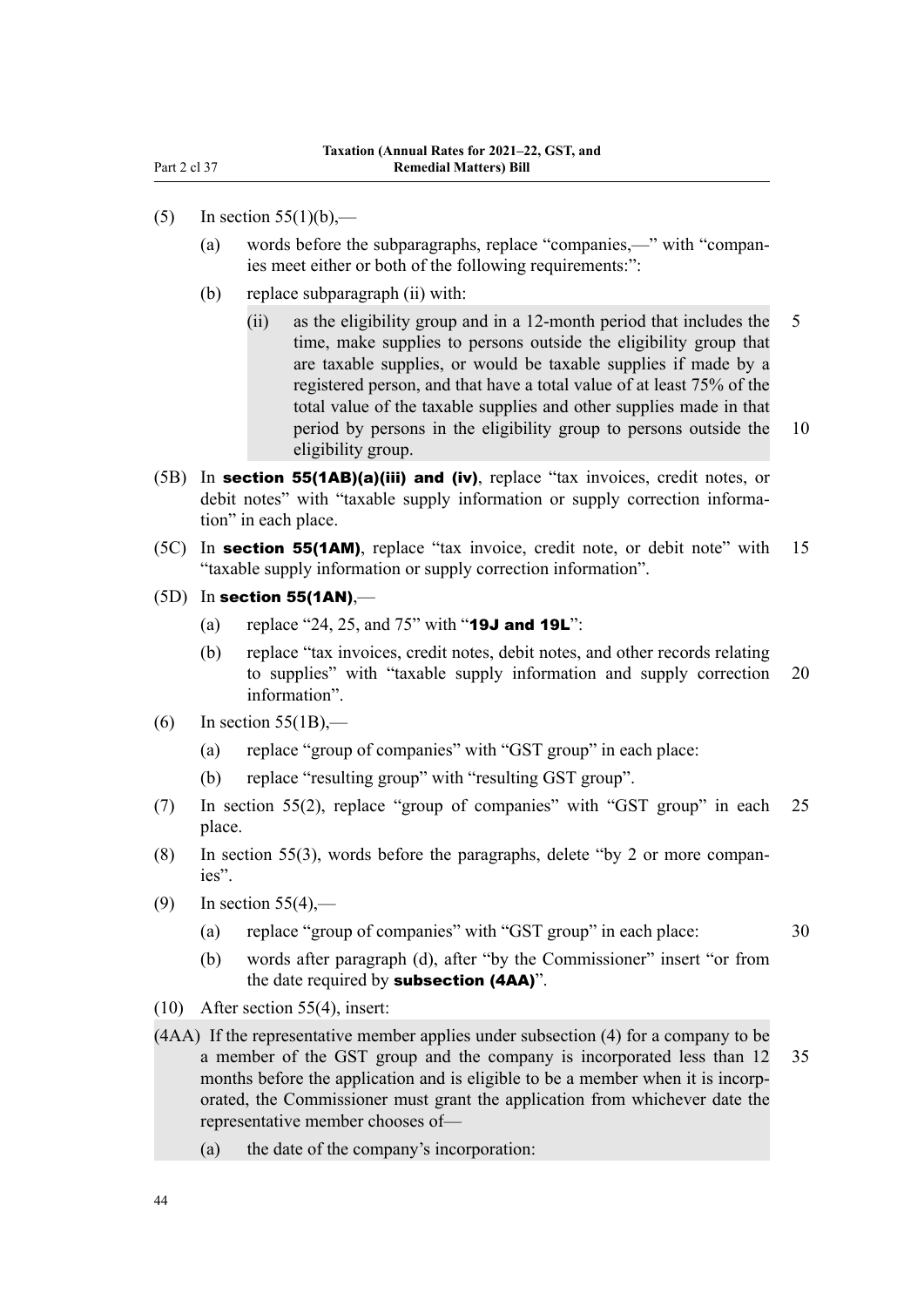(5) In section 55(1)(b),—

(a) words before the subparagraphs, replace "companies,—" with "companies meet either or both of the following requirements:":

(b) replace subparagraph (ii) with:

> (ii) as the eligibility group and in a 12-month period that includes the time, make supplies to persons outside the eligibility group that are taxable supplies, or would be taxable supplies if made by a registered person, and that have a total value of at least 75% of the total value of the taxable supplies and other supplies made in that period by persons in the eligibility group to persons outside the eligibility group.

(5B) In **section 55(1AB)(a)(iii) and (iv)**, replace "tax invoices, credit notes, or debit notes" with "taxable supply information or supply correction information" in each place.

(5C) In **section 55(1AM)**, replace "tax invoice, credit note, or debit note" with "taxable supply information or supply correction information".

(5D) In **section 55(1AN)**,—

(a) replace "24, 25, and 75" with "**19J and 19L**":

(b) replace "tax invoices, credit notes, debit notes, and other records relating to supplies" with "taxable supply information and supply correction information".

(6) In section 55(1B),—

(a) replace "group of companies" with "GST group" in each place:

(b) replace "resulting group" with "resulting GST group".

(7) In section 55(2), replace "group of companies" with "GST group" in each place.

(8) In section 55(3), words before the paragraphs, delete "by 2 or more companies".

(9) In section 55(4),—

(a) replace "group of companies" with "GST group" in each place:

(b) words after paragraph (d), after "by the Commissioner" insert "or from the date required by **subsection (4AA)**".

(10) After section 55(4), insert:

> (4AA) If the representative member applies under subsection (4) for a company to be a member of the GST group and the company is incorporated less than 12 months before the application and is eligible to be a member when it is incorporated, the Commissioner must grant the application from whichever date the representative member chooses of—
>
> (a) the date of the company's incorporation: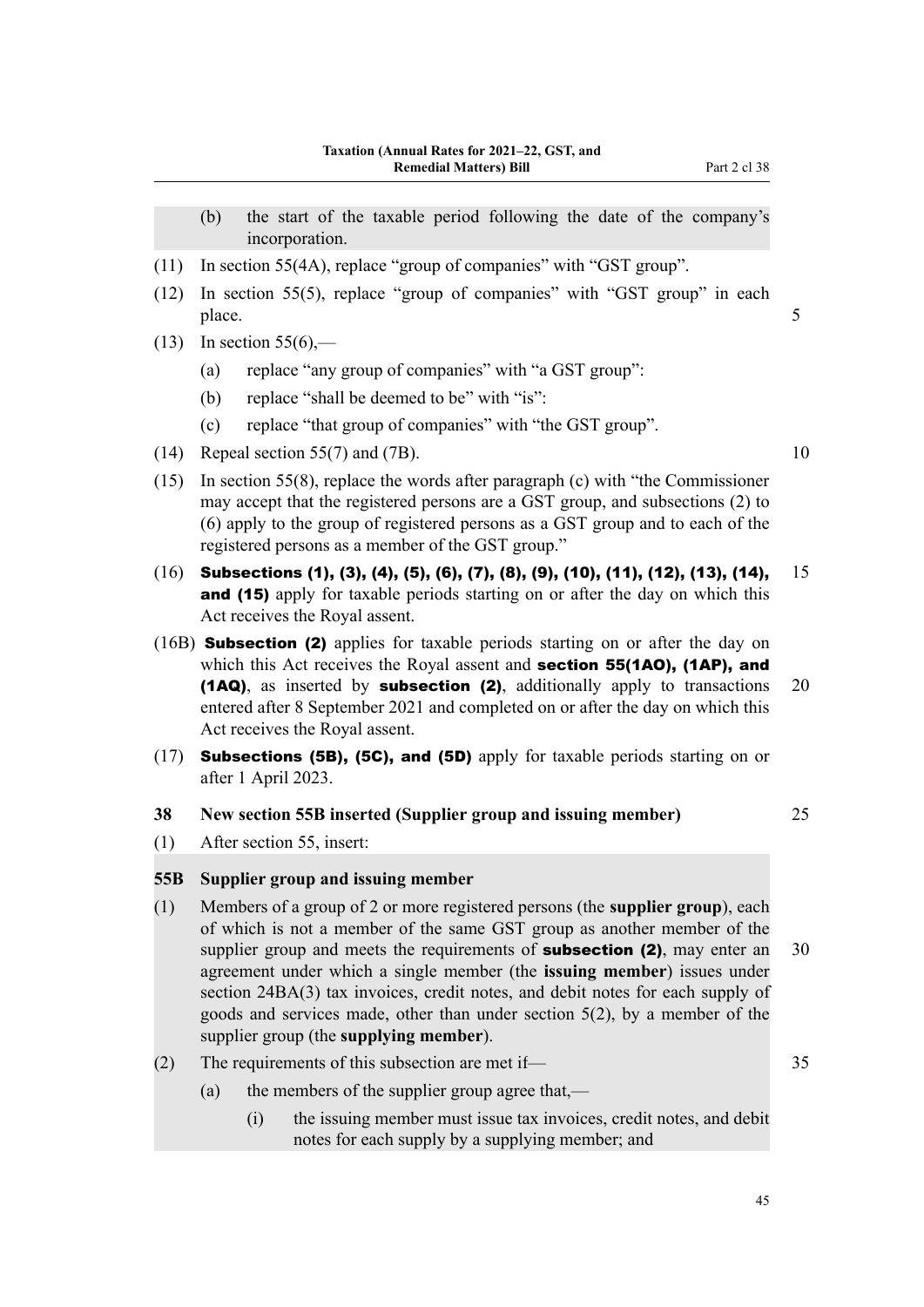(b) the start of the taxable period following the date of the company's incorporation.

(11) In section 55(4A), replace "group of companies" with "GST group".

(12) In section 55(5), replace "group of companies" with "GST group" in each place.

(13) In section 55(6),—

(a) replace "any group of companies" with "a GST group":

(b) replace "shall be deemed to be" with "is":

(c) replace "that group of companies" with "the GST group".

(14) Repeal section 55(7) and (7B).

(15) In section 55(8), replace the words after paragraph (c) with "the Commissioner may accept that the registered persons are a GST group, and subsections (2) to (6) apply to the group of registered persons as a GST group and to each of the registered persons as a member of the GST group."

(16) **Subsections (1), (3), (4), (5), (6), (7), (8), (9), (10), (11), (12), (13), (14), and (15)** apply for taxable periods starting on or after the day on which this Act receives the Royal assent.

(16B) **Subsection (2)** applies for taxable periods starting on or after the day on which this Act receives the Royal assent and **section 55(1AO), (1AP), and (1AQ)**, as inserted by **subsection (2)**, additionally apply to transactions entered after 8 September 2021 and completed on or after the day on which this Act receives the Royal assent.

(17) **Subsections (5B), (5C), and (5D)** apply for taxable periods starting on or after 1 April 2023.

### 38 New section 55B inserted (Supplier group and issuing member)

(1) After section 55, insert:

#### 55B Supplier group and issuing member

(1) Members of a group of 2 or more registered persons (the **supplier group**), each of which is not a member of the same GST group as another member of the supplier group and meets the requirements of **subsection (2)**, may enter an agreement under which a single member (the **issuing member**) issues under section 24BA(3) tax invoices, credit notes, and debit notes for each supply of goods and services made, other than under section 5(2), by a member of the supplier group (the **supplying member**).

(2) The requirements of this subsection are met if—

(a) the members of the supplier group agree that,—

(i) the issuing member must issue tax invoices, credit notes, and debit notes for each supply by a supplying member; and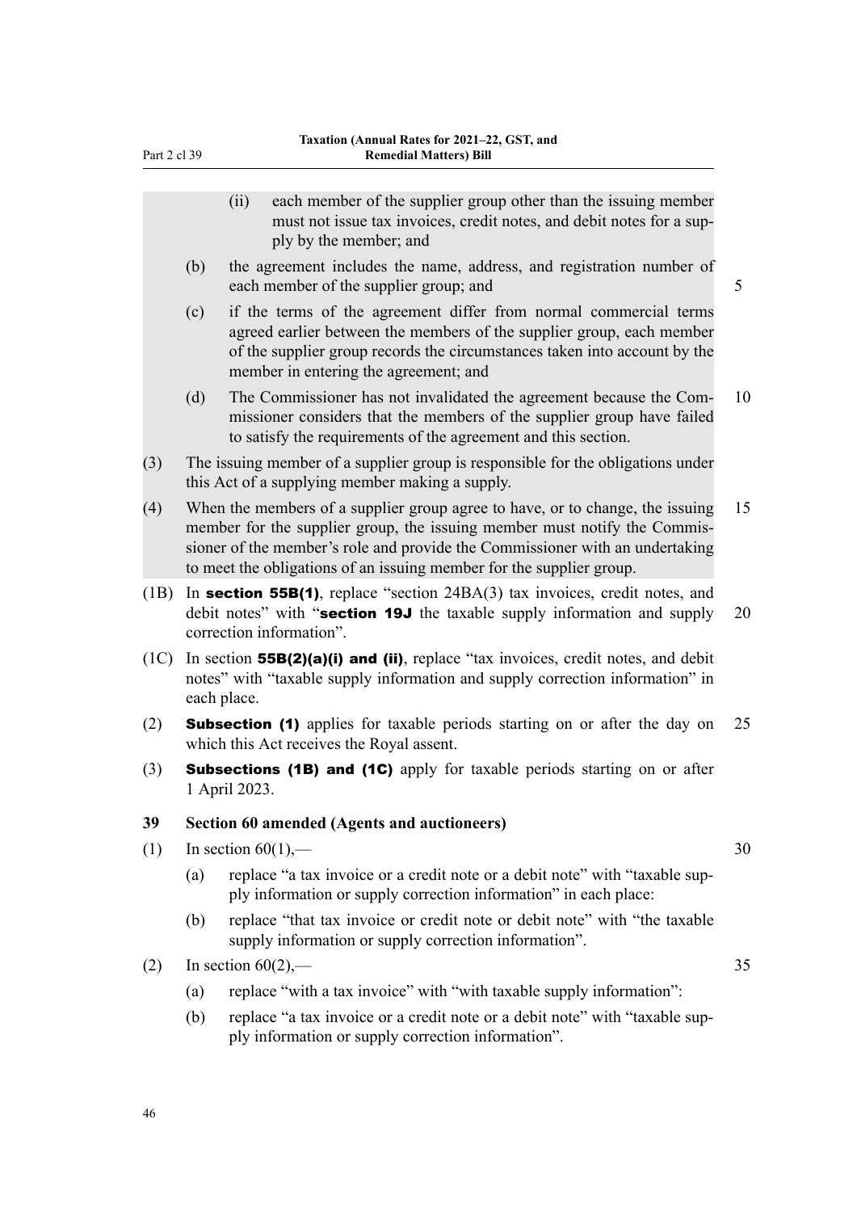(ii) each member of the supplier group other than the issuing member must not issue tax invoices, credit notes, and debit notes for a supply by the member; and

(b) the agreement includes the name, address, and registration number of each member of the supplier group; and

(c) if the terms of the agreement differ from normal commercial terms agreed earlier between the members of the supplier group, each member of the supplier group records the circumstances taken into account by the member in entering the agreement; and

(d) The Commissioner has not invalidated the agreement because the Commissioner considers that the members of the supplier group have failed to satisfy the requirements of the agreement and this section.

(3) The issuing member of a supplier group is responsible for the obligations under this Act of a supplying member making a supply.

(4) When the members of a supplier group agree to have, or to change, the issuing member for the supplier group, the issuing member must notify the Commissioner of the member's role and provide the Commissioner with an undertaking to meet the obligations of an issuing member for the supplier group.

(1B) In **section 55B(1)**, replace "section 24BA(3) tax invoices, credit notes, and debit notes" with "**section 19J** the taxable supply information and supply correction information".

(1C) In section **55B(2)(a)(i) and (ii)**, replace "tax invoices, credit notes, and debit notes" with "taxable supply information and supply correction information" in each place.

(2) **Subsection (1)** applies for taxable periods starting on or after the day on which this Act receives the Royal assent.

(3) **Subsections (1B) and (1C)** apply for taxable periods starting on or after 1 April 2023.

**39 Section 60 amended (Agents and auctioneers)**

(1) In section 60(1),—

(a) replace "a tax invoice or a credit note or a debit note" with "taxable supply information or supply correction information" in each place:

(b) replace "that tax invoice or credit note or debit note" with "the taxable supply information or supply correction information".

(2) In section 60(2),—

(a) replace "with a tax invoice" with "with taxable supply information":

(b) replace "a tax invoice or a credit note or a debit note" with "taxable supply information or supply correction information".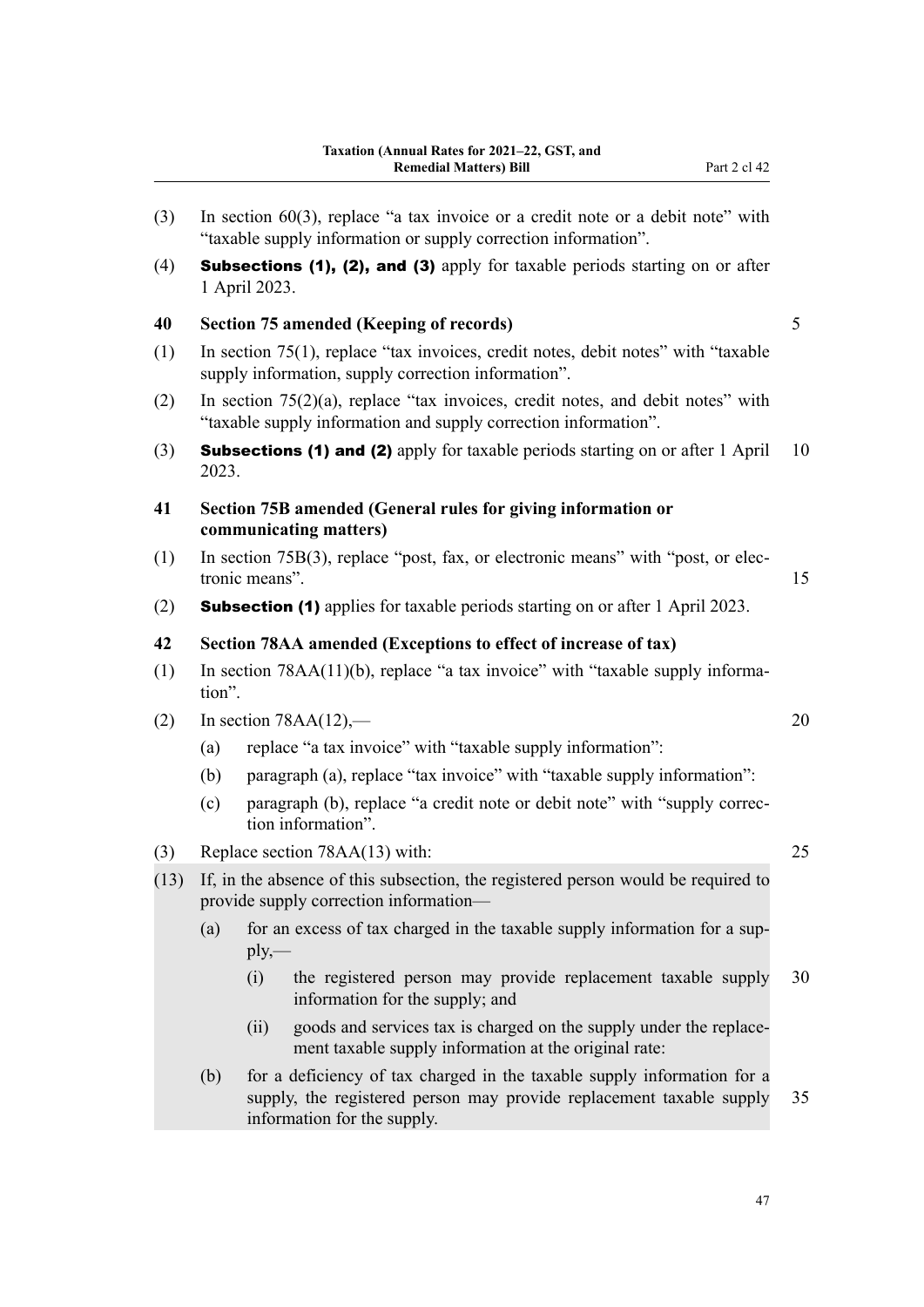(3) In section 60(3), replace "a tax invoice or a credit note or a debit note" with "taxable supply information or supply correction information".

(4) **Subsections (1), (2), and (3)** apply for taxable periods starting on or after 1 April 2023.

**40 Section 75 amended (Keeping of records)**

(1) In section 75(1), replace "tax invoices, credit notes, debit notes" with "taxable supply information, supply correction information".

(2) In section 75(2)(a), replace "tax invoices, credit notes, and debit notes" with "taxable supply information and supply correction information".

(3) **Subsections (1) and (2)** apply for taxable periods starting on or after 1 April 2023.

**41 Section 75B amended (General rules for giving information or communicating matters)**

(1) In section 75B(3), replace "post, fax, or electronic means" with "post, or electronic means".

(2) **Subsection (1)** applies for taxable periods starting on or after 1 April 2023.

**42 Section 78AA amended (Exceptions to effect of increase of tax)**

(1) In section 78AA(11)(b), replace "a tax invoice" with "taxable supply information".

(2) In section 78AA(12),—

- (a) replace "a tax invoice" with "taxable supply information":
- (b) paragraph (a), replace "tax invoice" with "taxable supply information":
- (c) paragraph (b), replace "a credit note or debit note" with "supply correction information".

(3) Replace section 78AA(13) with:

(13) If, in the absence of this subsection, the registered person would be required to provide supply correction information—

- (a) for an excess of tax charged in the taxable supply information for a supply,—
  - (i) the registered person may provide replacement taxable supply information for the supply; and
  - (ii) goods and services tax is charged on the supply under the replacement taxable supply information at the original rate:
- (b) for a deficiency of tax charged in the taxable supply information for a supply, the registered person may provide replacement taxable supply information for the supply.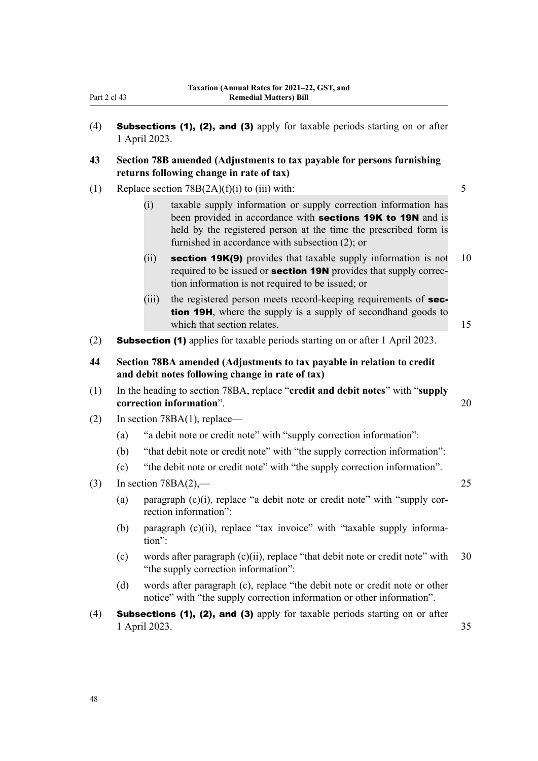(4) **Subsections (1), (2), and (3)** apply for taxable periods starting on or after 1 April 2023.

### 43 Section 78B amended (Adjustments to tax payable for persons furnishing returns following change in rate of tax)

(1) Replace section 78B(2A)(f)(i) to (iii) with:

> (i) taxable supply information or supply correction information has been provided in accordance with **sections 19K to 19N** and is held by the registered person at the time the prescribed form is furnished in accordance with subsection (2); or
>
> (ii) **section 19K(9)** provides that taxable supply information is not required to be issued or **section 19N** provides that supply correction information is not required to be issued; or
>
> (iii) the registered person meets record-keeping requirements of **section 19H**, where the supply is a supply of secondhand goods to which that section relates.

(2) **Subsection (1)** applies for taxable periods starting on or after 1 April 2023.

### 44 Section 78BA amended (Adjustments to tax payable in relation to credit and debit notes following change in rate of tax)

(1) In the heading to section 78BA, replace "**credit and debit notes**" with "**supply correction information**".

(2) In section 78BA(1), replace—

(a) "a debit note or credit note" with "supply correction information":

(b) "that debit note or credit note" with "the supply correction information":

(c) "the debit note or credit note" with "the supply correction information".

(3) In section 78BA(2),—

(a) paragraph (c)(i), replace "a debit note or credit note" with "supply correction information":

(b) paragraph (c)(ii), replace "tax invoice" with "taxable supply information":

(c) words after paragraph (c)(ii), replace "that debit note or credit note" with "the supply correction information":

(d) words after paragraph (c), replace "the debit note or credit note or other notice" with "the supply correction information or other information".

(4) **Subsections (1), (2), and (3)** apply for taxable periods starting on or after 1 April 2023.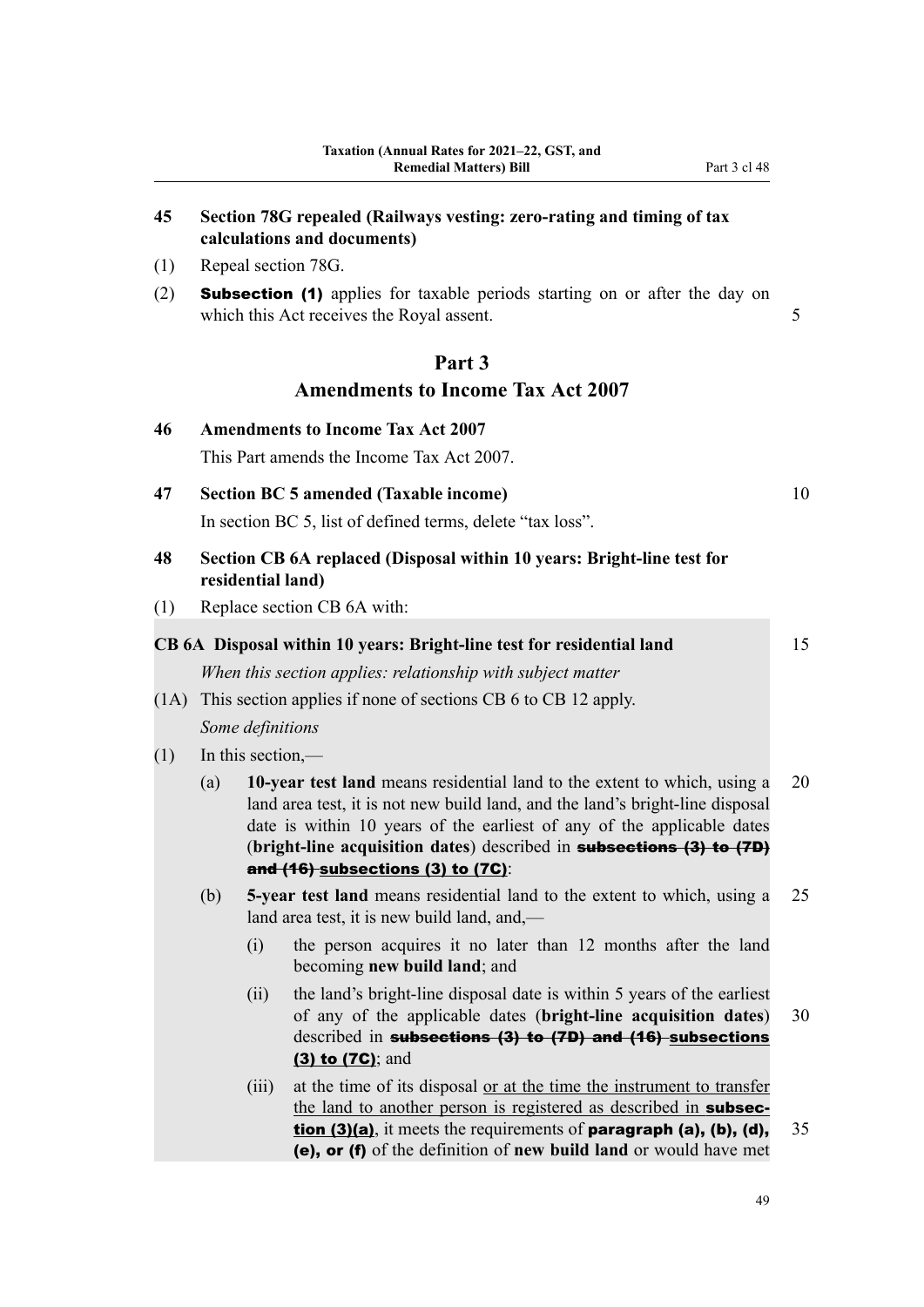**45 Section 78G repealed (Railways vesting: zero-rating and timing of tax calculations and documents)**

(1) Repeal section 78G.

(2) **Subsection (1)** applies for taxable periods starting on or after the day on which this Act receives the Royal assent.

## Part 3
## Amendments to Income Tax Act 2007

**46 Amendments to Income Tax Act 2007**

This Part amends the Income Tax Act 2007.

**47 Section BC 5 amended (Taxable income)**

In section BC 5, list of defined terms, delete "tax loss".

**48 Section CB 6A replaced (Disposal within 10 years: Bright-line test for residential land)**

(1) Replace section CB 6A with:

**CB 6A Disposal within 10 years: Bright-line test for residential land**

*When this section applies: relationship with subject matter*

(1A) This section applies if none of sections CB 6 to CB 12 apply.

*Some definitions*

(1) In this section,—

(a) **10-year test land** means residential land to the extent to which, using a land area test, it is not new build land, and the land's bright-line disposal date is within 10 years of the earliest of any of the applicable dates (**bright-line acquisition dates**) described in ~~**subsections (3) to (7D) and (16)**~~ <u>**subsections (3) to (7C)**</u>:

(b) **5-year test land** means residential land to the extent to which, using a land area test, it is new build land, and,—

(i) the person acquires it no later than 12 months after the land becoming **new build land**; and

(ii) the land's bright-line disposal date is within 5 years of the earliest of any of the applicable dates (**bright-line acquisition dates**) described in ~~**subsections (3) to (7D) and (16)**~~ <u>**subsections (3) to (7C)**</u>; and

(iii) at the time of its disposal <u>or at the time the instrument to transfer the land to another person is registered as described in **subsection (3)(a)**</u>, it meets the requirements of **paragraph (a), (b), (d), (e), or (f)** of the definition of **new build land** or would have met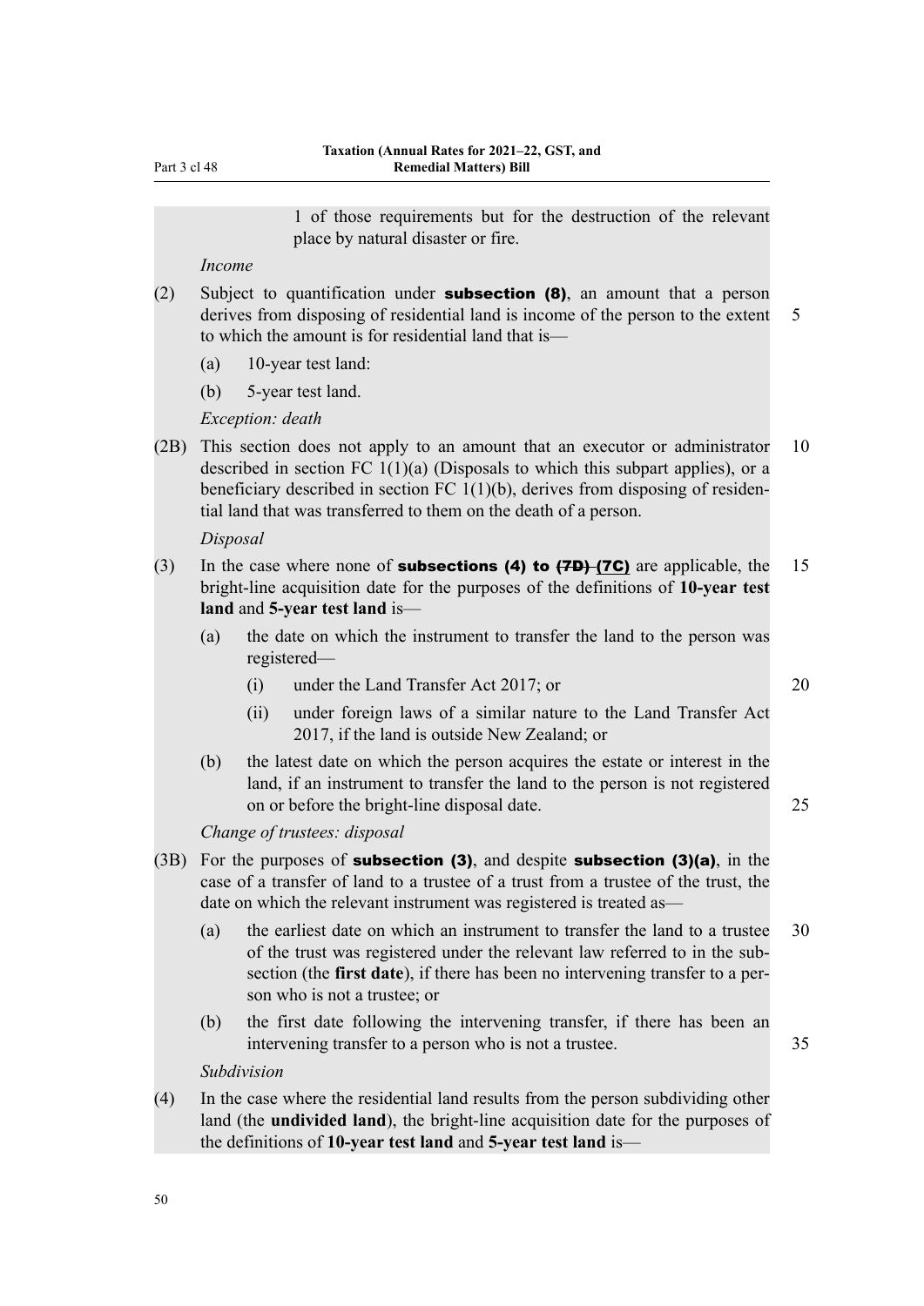1 of those requirements but for the destruction of the relevant place by natural disaster or fire.

*Income*

(2) Subject to quantification under **subsection (8)**, an amount that a person derives from disposing of residential land is income of the person to the extent to which the amount is for residential land that is—

(a) 10-year test land:

(b) 5-year test land.

*Exception: death*

(2B) This section does not apply to an amount that an executor or administrator described in section FC 1(1)(a) (Disposals to which this subpart applies), or a beneficiary described in section FC 1(1)(b), derives from disposing of residential land that was transferred to them on the death of a person.

*Disposal*

(3) In the case where none of **subsections (4) to ~~(7D)~~ (7C)** are applicable, the bright-line acquisition date for the purposes of the definitions of **10-year test land** and **5-year test land** is—

(a) the date on which the instrument to transfer the land to the person was registered—

(i) under the Land Transfer Act 2017; or

(ii) under foreign laws of a similar nature to the Land Transfer Act 2017, if the land is outside New Zealand; or

(b) the latest date on which the person acquires the estate or interest in the land, if an instrument to transfer the land to the person is not registered on or before the bright-line disposal date.

*Change of trustees: disposal*

(3B) For the purposes of **subsection (3)**, and despite **subsection (3)(a)**, in the case of a transfer of land to a trustee of a trust from a trustee of the trust, the date on which the relevant instrument was registered is treated as—

(a) the earliest date on which an instrument to transfer the land to a trustee of the trust was registered under the relevant law referred to in the subsection (the **first date**), if there has been no intervening transfer to a person who is not a trustee; or

(b) the first date following the intervening transfer, if there has been an intervening transfer to a person who is not a trustee.

*Subdivision*

(4) In the case where the residential land results from the person subdividing other land (the **undivided land**), the bright-line acquisition date for the purposes of the definitions of **10-year test land** and **5-year test land** is—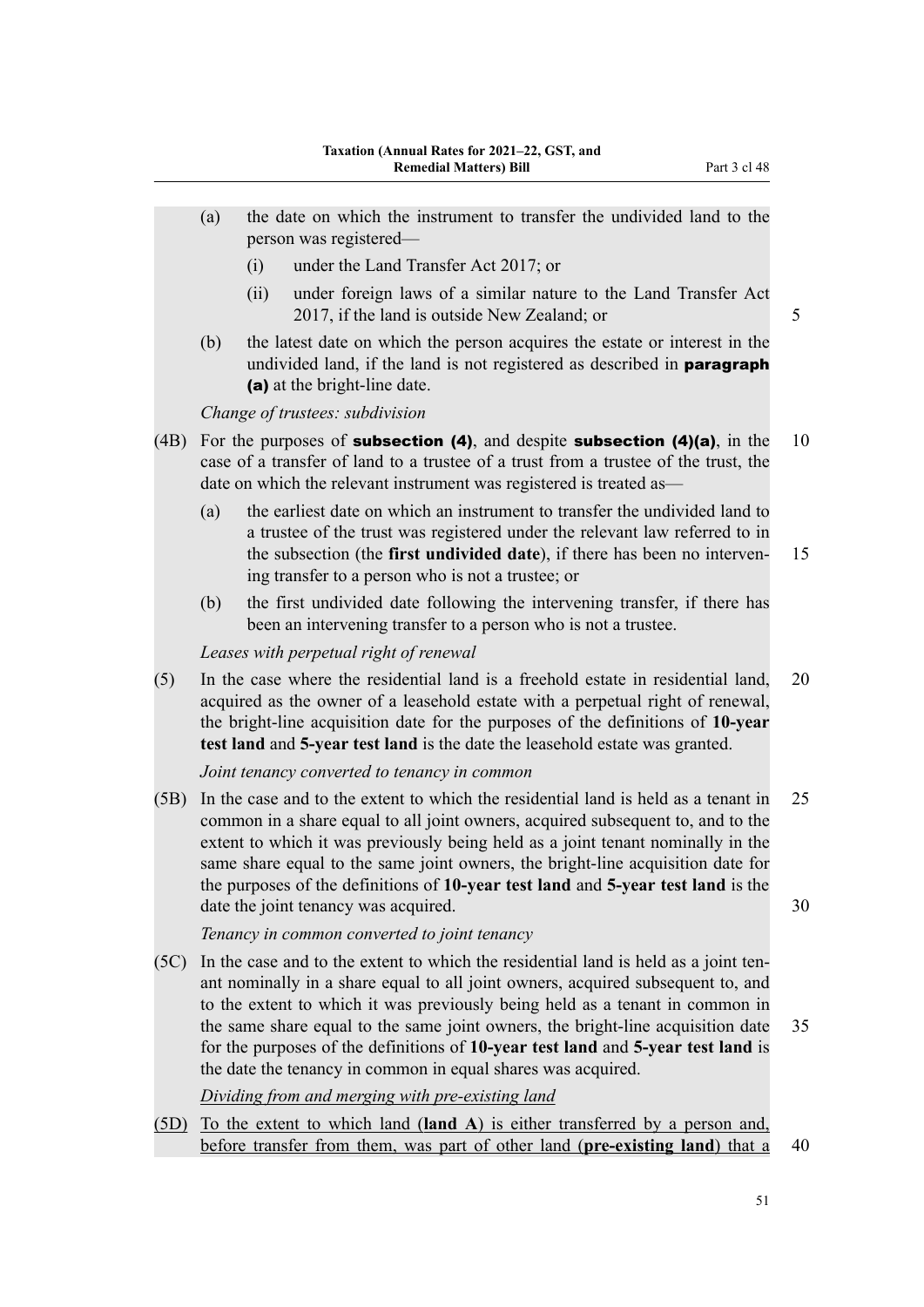(a) the date on which the instrument to transfer the undivided land to the person was registered—

  (i) under the Land Transfer Act 2017; or

  (ii) under foreign laws of a similar nature to the Land Transfer Act 2017, if the land is outside New Zealand; or

(b) the latest date on which the person acquires the estate or interest in the undivided land, if the land is not registered as described in **paragraph (a)** at the bright-line date.

*Change of trustees: subdivision*

(4B) For the purposes of **subsection (4)**, and despite **subsection (4)(a)**, in the case of a transfer of land to a trustee of a trust from a trustee of the trust, the date on which the relevant instrument was registered is treated as—

(a) the earliest date on which an instrument to transfer the undivided land to a trustee of the trust was registered under the relevant law referred to in the subsection (the **first undivided date**), if there has been no intervening transfer to a person who is not a trustee; or

(b) the first undivided date following the intervening transfer, if there has been an intervening transfer to a person who is not a trustee.

*Leases with perpetual right of renewal*

(5) In the case where the residential land is a freehold estate in residential land, acquired as the owner of a leasehold estate with a perpetual right of renewal, the bright-line acquisition date for the purposes of the definitions of **10-year test land** and **5-year test land** is the date the leasehold estate was granted.

*Joint tenancy converted to tenancy in common*

(5B) In the case and to the extent to which the residential land is held as a tenant in common in a share equal to all joint owners, acquired subsequent to, and to the extent to which it was previously being held as a joint tenant nominally in the same share equal to the same joint owners, the bright-line acquisition date for the purposes of the definitions of **10-year test land** and **5-year test land** is the date the joint tenancy was acquired.

*Tenancy in common converted to joint tenancy*

(5C) In the case and to the extent to which the residential land is held as a joint tenant nominally in a share equal to all joint owners, acquired subsequent to, and to the extent to which it was previously being held as a tenant in common in the same share equal to the same joint owners, the bright-line acquisition date for the purposes of the definitions of **10-year test land** and **5-year test land** is the date the tenancy in common in equal shares was acquired.

*Dividing from and merging with pre-existing land*

(5D) To the extent to which land (**land A**) is either transferred by a person and, before transfer from them, was part of other land (**pre-existing land**) that a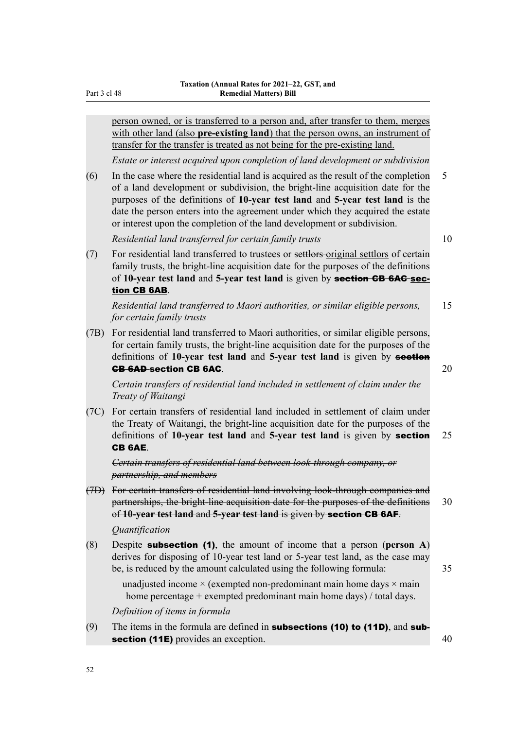person owned, or is transferred to a person and, after transfer to them, merges with other land (also **pre-existing land**) that the person owns, an instrument of transfer for the transfer is treated as not being for the pre-existing land.

*Estate or interest acquired upon completion of land development or subdivision*

(6) In the case where the residential land is acquired as the result of the completion of a land development or subdivision, the bright-line acquisition date for the purposes of the definitions of **10-year test land** and **5-year test land** is the date the person enters into the agreement under which they acquired the estate or interest upon the completion of the land development or subdivision.

*Residential land transferred for certain family trusts*

(7) For residential land transferred to trustees or ~~settlors~~ original settlors of certain family trusts, the bright-line acquisition date for the purposes of the definitions of **10-year test land** and **5-year test land** is given by ~~**section CB 6AC**~~ **section CB 6AB**.

*Residential land transferred to Maori authorities, or similar eligible persons, for certain family trusts*

(7B) For residential land transferred to Maori authorities, or similar eligible persons, for certain family trusts, the bright-line acquisition date for the purposes of the definitions of **10-year test land** and **5-year test land** is given by ~~**section CB 6AD**~~ **section CB 6AC**.

*Certain transfers of residential land included in settlement of claim under the Treaty of Waitangi*

(7C) For certain transfers of residential land included in settlement of claim under the Treaty of Waitangi, the bright-line acquisition date for the purposes of the definitions of **10-year test land** and **5-year test land** is given by **section CB 6AE**.

~~*Certain transfers of residential land between look-through company, or partnership, and members*~~

~~(7D) For certain transfers of residential land involving look-through companies and partnerships, the bright-line acquisition date for the purposes of the definitions of **10-year test land** and **5-year test land** is given by **section CB 6AF**.~~

*Quantification*

(8) Despite **subsection (1)**, the amount of income that a person (**person A**) derives for disposing of 10-year test land or 5-year test land, as the case may be, is reduced by the amount calculated using the following formula:

unadjusted income × (exempted non-predominant main home days × main home percentage + exempted predominant main home days) / total days.

*Definition of items in formula*

(9) The items in the formula are defined in **subsections (10) to (11D)**, and **subsection (11E)** provides an exception.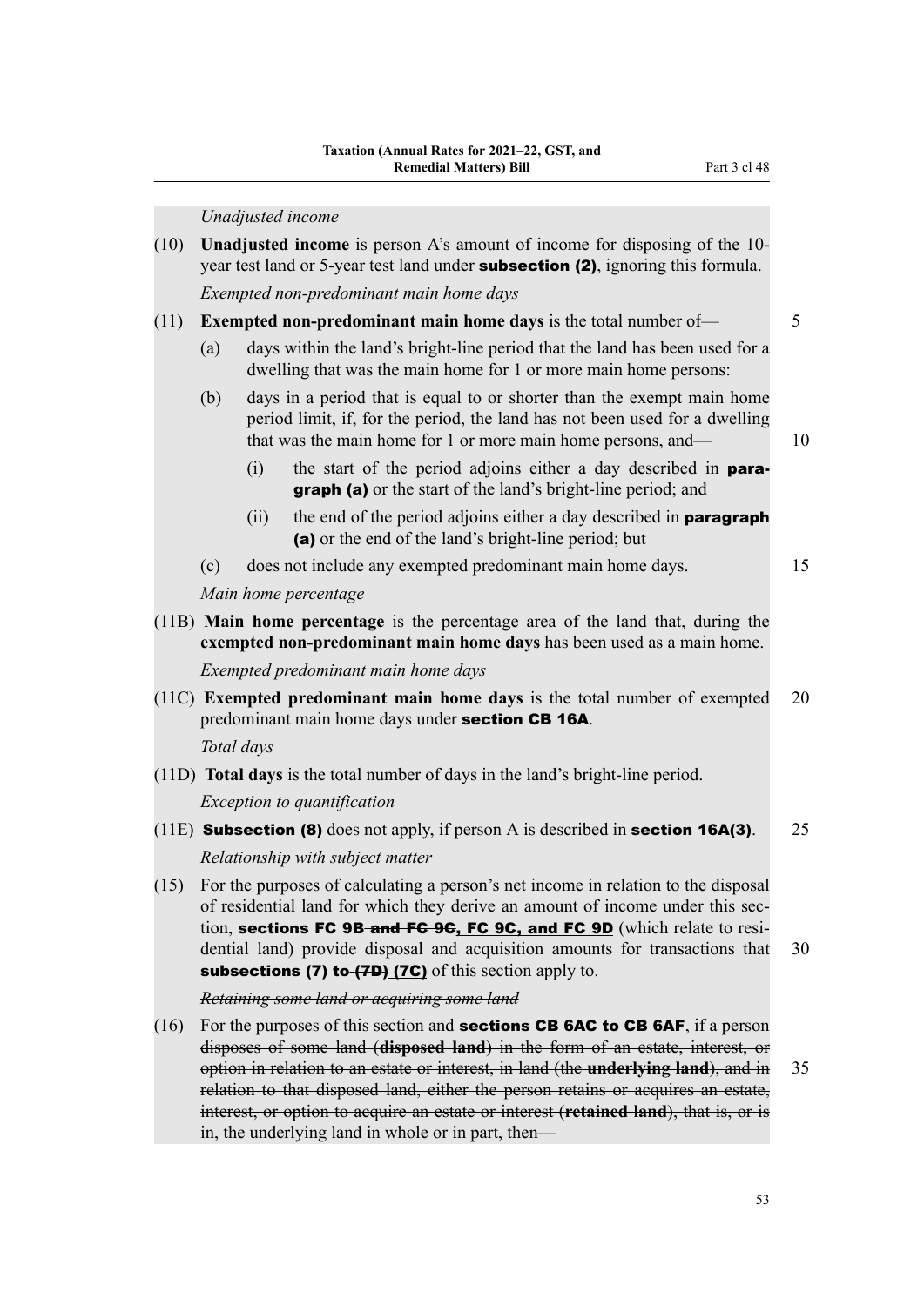*Unadjusted income*

(10) **Unadjusted income** is person A's amount of income for disposing of the 10-year test land or 5-year test land under **subsection (2)**, ignoring this formula.

*Exempted non-predominant main home days*

(11) **Exempted non-predominant main home days** is the total number of—

(a) days within the land's bright-line period that the land has been used for a dwelling that was the main home for 1 or more main home persons:

(b) days in a period that is equal to or shorter than the exempt main home period limit, if, for the period, the land has not been used for a dwelling that was the main home for 1 or more main home persons, and—

(i) the start of the period adjoins either a day described in **paragraph (a)** or the start of the land's bright-line period; and

(ii) the end of the period adjoins either a day described in **paragraph (a)** or the end of the land's bright-line period; but

(c) does not include any exempted predominant main home days.

*Main home percentage*

(11B) **Main home percentage** is the percentage area of the land that, during the **exempted non-predominant main home days** has been used as a main home.

*Exempted predominant main home days*

(11C) **Exempted predominant main home days** is the total number of exempted predominant main home days under **section CB 16A**.

*Total days*

(11D) **Total days** is the total number of days in the land's bright-line period.

*Exception to quantification*

(11E) **Subsection (8)** does not apply, if person A is described in **section 16A(3)**.

*Relationship with subject matter*

(15) For the purposes of calculating a person's net income in relation to the disposal of residential land for which they derive an amount of income under this section, **sections FC 9B ~~and FC 9C~~, FC 9C, and FC 9D** (which relate to residential land) provide disposal and acquisition amounts for transactions that **subsections (7) to ~~(7D)~~ (7C)** of this section apply to.

~~*Retaining some land or acquiring some land*~~

~~(16) For the purposes of this section and **sections CB 6AC to CB 6AF**, if a person disposes of some land (**disposed land**) in the form of an estate, interest, or option in relation to an estate or interest, in land (the **underlying land**), and in relation to that disposed land, either the person retains or acquires an estate, interest, or option to acquire an estate or interest (**retained land**), that is, or is in, the underlying land in whole or in part, then—~~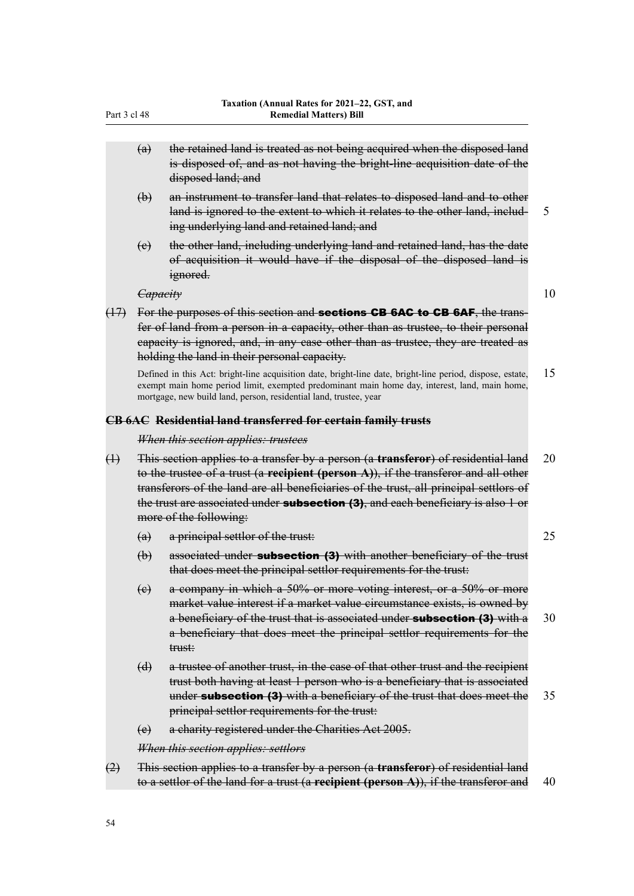(a) the retained land is treated as not being acquired when the disposed land is disposed of, and as not having the bright-line acquisition date of the disposed land; and

(b) an instrument to transfer land that relates to disposed land and to other land is ignored to the extent to which it relates to the other land, including underlying land and retained land; and

(c) the other land, including underlying land and retained land, has the date of acquisition it would have if the disposal of the disposed land is ignored.

*Capacity*

(17) For the purposes of this section and **sections CB 6AC to CB 6AF**, the transfer of land from a person in a capacity, other than as trustee, to their personal capacity is ignored, and, in any case other than as trustee, they are treated as holding the land in their personal capacity.

Defined in this Act: bright-line acquisition date, bright-line date, bright-line period, dispose, estate, exempt main home period limit, exempted predominant main home day, interest, land, main home, mortgage, new build land, person, residential land, trustee, year

### CB 6AC Residential land transferred for certain family trusts

*When this section applies: trustees*

(1) This section applies to a transfer by a person (a **transferor**) of residential land to the trustee of a trust (a **recipient (person A)**), if the transferor and all other transferors of the land are all beneficiaries of the trust, all principal settlors of the trust are associated under **subsection (3)**, and each beneficiary is also 1 or more of the following:

(a) a principal settlor of the trust:

(b) associated under **subsection (3)** with another beneficiary of the trust that does meet the principal settlor requirements for the trust:

(c) a company in which a 50% or more voting interest, or a 50% or more market value interest if a market value circumstance exists, is owned by a beneficiary of the trust that is associated under **subsection (3)** with a a beneficiary that does meet the principal settlor requirements for the trust:

(d) a trustee of another trust, in the case of that other trust and the recipient trust both having at least 1 person who is a beneficiary that is associated under **subsection (3)** with a beneficiary of the trust that does meet the principal settlor requirements for the trust:

(e) a charity registered under the Charities Act 2005.

*When this section applies: settlors*

(2) This section applies to a transfer by a person (a **transferor**) of residential land to a settlor of the land for a trust (a **recipient (person A)**), if the transferor and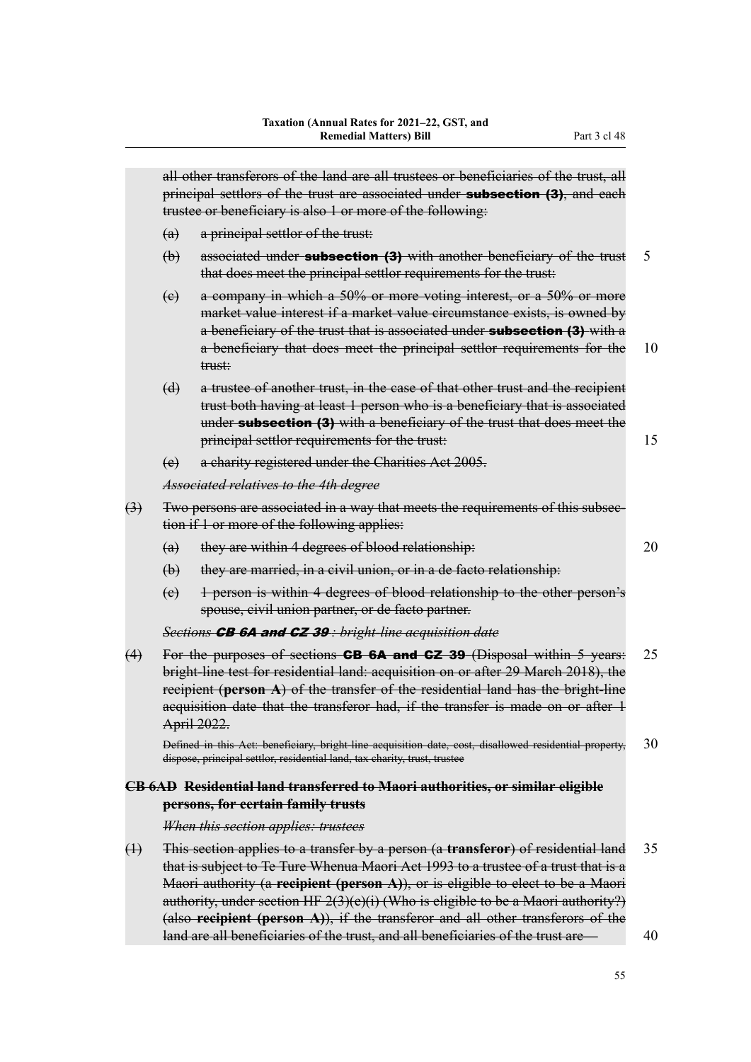all other transferors of the land are all trustees or beneficiaries of the trust, all principal settlors of the trust are associated under **subsection (3)**, and each trustee or beneficiary is also 1 or more of the following:

(a) a principal settlor of the trust:

(b) associated under **subsection (3)** with another beneficiary of the trust that does meet the principal settlor requirements for the trust:

(c) a company in which a 50% or more voting interest, or a 50% or more market value interest if a market value circumstance exists, is owned by a beneficiary of the trust that is associated under **subsection (3)** with a a beneficiary that does meet the principal settlor requirements for the trust:

(d) a trustee of another trust, in the case of that other trust and the recipient trust both having at least 1 person who is a beneficiary that is associated under **subsection (3)** with a beneficiary of the trust that does meet the principal settlor requirements for the trust:

(e) a charity registered under the Charities Act 2005.

*Associated relatives to the 4th degree*

(3) Two persons are associated in a way that meets the requirements of this subsection if 1 or more of the following applies:

(a) they are within 4 degrees of blood relationship:

(b) they are married, in a civil union, or in a de facto relationship:

(c) 1 person is within 4 degrees of blood relationship to the other person's spouse, civil union partner, or de facto partner.

*Sections **CB 6A and CZ 39** : bright-line acquisition date*

(4) For the purposes of sections **CB 6A and CZ 39** (Disposal within 5 years: bright-line test for residential land: acquisition on or after 29 March 2018), the recipient (**person A**) of the transfer of the residential land has the bright-line acquisition date that the transferor had, if the transfer is made on or after 1 April 2022.

Defined in this Act: beneficiary, bright-line acquisition date, cost, disallowed residential property, dispose, principal settlor, residential land, tax charity, trust, trustee

### CB 6AD Residential land transferred to Maori authorities, or similar eligible persons, for certain family trusts

*When this section applies: trustees*

(1) This section applies to a transfer by a person (a **transferor**) of residential land that is subject to Te Ture Whenua Maori Act 1993 to a trustee of a trust that is a Maori authority (a **recipient (person A)**), or is eligible to elect to be a Maori authority, under section HF 2(3)(e)(i) (Who is eligible to be a Maori authority?) (also **recipient (person A)**), if the transferor and all other transferors of the land are all beneficiaries of the trust, and all beneficiaries of the trust are—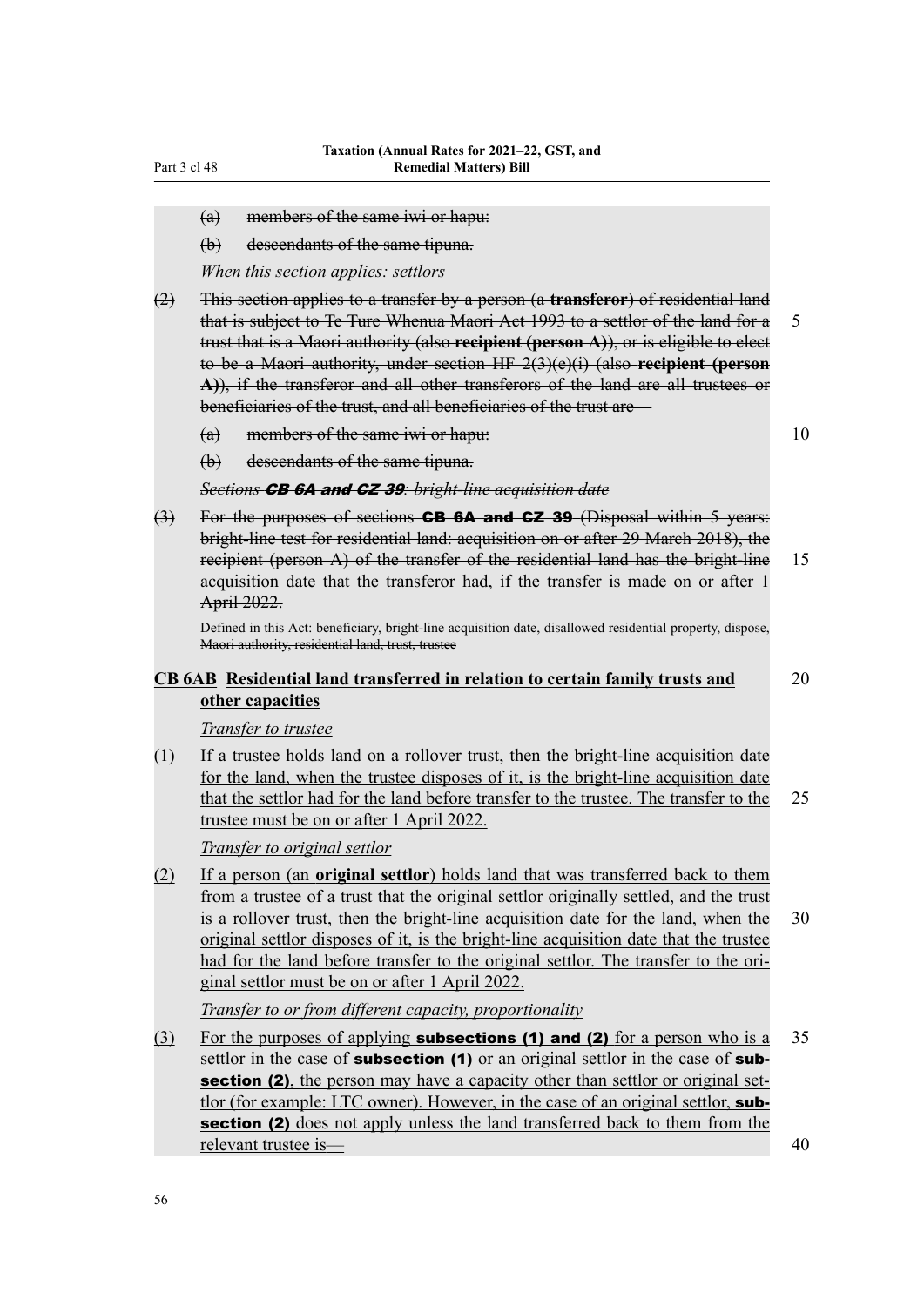(a) members of the same iwi or hapu:

(b) descendants of the same tipuna.

*When this section applies: settlors*

(2) This section applies to a transfer by a person (a **transferor**) of residential land that is subject to Te Ture Whenua Maori Act 1993 to a settlor of the land for a trust that is a Maori authority (also **recipient (person A)**), or is eligible to elect to be a Maori authority, under section HF 2(3)(e)(i) (also **recipient (person A)**), if the transferor and all other transferors of the land are all trustees or beneficiaries of the trust, and all beneficiaries of the trust are—

(a) members of the same iwi or hapu:

(b) descendants of the same tipuna.

*Sections **CB 6A and CZ 39**: bright-line acquisition date*

(3) For the purposes of sections **CB 6A and CZ 39** (Disposal within 5 years: bright-line test for residential land: acquisition on or after 29 March 2018), the recipient (person A) of the transfer of the residential land has the bright-line acquisition date that the transferor had, if the transfer is made on or after 1 April 2022.

Defined in this Act: beneficiary, bright-line acquisition date, disallowed residential property, dispose, Maori authority, residential land, trust, trustee

### CB 6AB Residential land transferred in relation to certain family trusts and other capacities

*Transfer to trustee*

(1) If a trustee holds land on a rollover trust, then the bright-line acquisition date for the land, when the trustee disposes of it, is the bright-line acquisition date that the settlor had for the land before transfer to the trustee. The transfer to the trustee must be on or after 1 April 2022.

*Transfer to original settlor*

(2) If a person (an **original settlor**) holds land that was transferred back to them from a trustee of a trust that the original settlor originally settled, and the trust is a rollover trust, then the bright-line acquisition date for the land, when the original settlor disposes of it, is the bright-line acquisition date that the trustee had for the land before transfer to the original settlor. The transfer to the original settlor must be on or after 1 April 2022.

*Transfer to or from different capacity, proportionality*

(3) For the purposes of applying **subsections (1) and (2)** for a person who is a settlor in the case of **subsection (1)** or an original settlor in the case of **subsection (2)**, the person may have a capacity other than settlor or original settlor (for example: LTC owner). However, in the case of an original settlor, **subsection (2)** does not apply unless the land transferred back to them from the relevant trustee is—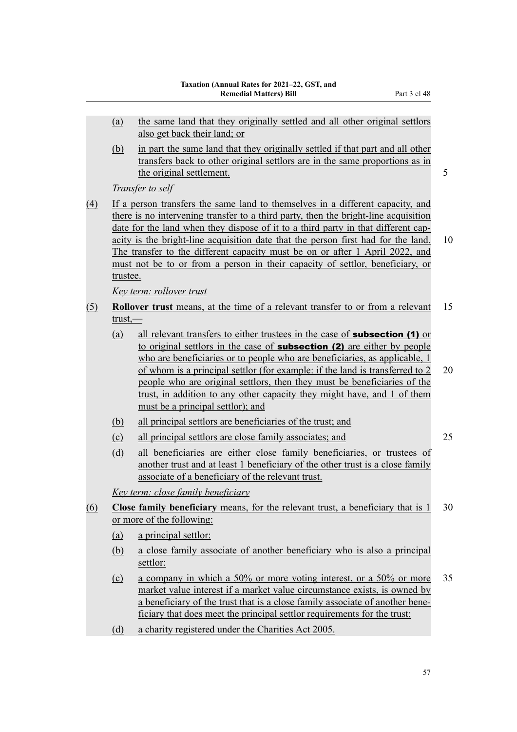(a) the same land that they originally settled and all other original settlors also get back their land; or

(b) in part the same land that they originally settled if that part and all other transfers back to other original settlors are in the same proportions as in the original settlement.

*Transfer to self*

(4) If a person transfers the same land to themselves in a different capacity, and there is no intervening transfer to a third party, then the bright-line acquisition date for the land when they dispose of it to a third party in that different capacity is the bright-line acquisition date that the person first had for the land. The transfer to the different capacity must be on or after 1 April 2022, and must not be to or from a person in their capacity of settlor, beneficiary, or trustee.

*Key term: rollover trust*

(5) **Rollover trust** means, at the time of a relevant transfer to or from a relevant trust,—

(a) all relevant transfers to either trustees in the case of **subsection (1)** or to original settlors in the case of **subsection (2)** are either by people who are beneficiaries or to people who are beneficiaries, as applicable, 1 of whom is a principal settlor (for example: if the land is transferred to 2 people who are original settlors, then they must be beneficiaries of the trust, in addition to any other capacity they might have, and 1 of them must be a principal settlor); and

(b) all principal settlors are beneficiaries of the trust; and

(c) all principal settlors are close family associates; and

(d) all beneficiaries are either close family beneficiaries, or trustees of another trust and at least 1 beneficiary of the other trust is a close family associate of a beneficiary of the relevant trust.

*Key term: close family beneficiary*

(6) **Close family beneficiary** means, for the relevant trust, a beneficiary that is 1 or more of the following:

(a) a principal settlor:

(b) a close family associate of another beneficiary who is also a principal settlor:

(c) a company in which a 50% or more voting interest, or a 50% or more market value interest if a market value circumstance exists, is owned by a beneficiary of the trust that is a close family associate of another beneficiary that does meet the principal settlor requirements for the trust:

(d) a charity registered under the Charities Act 2005.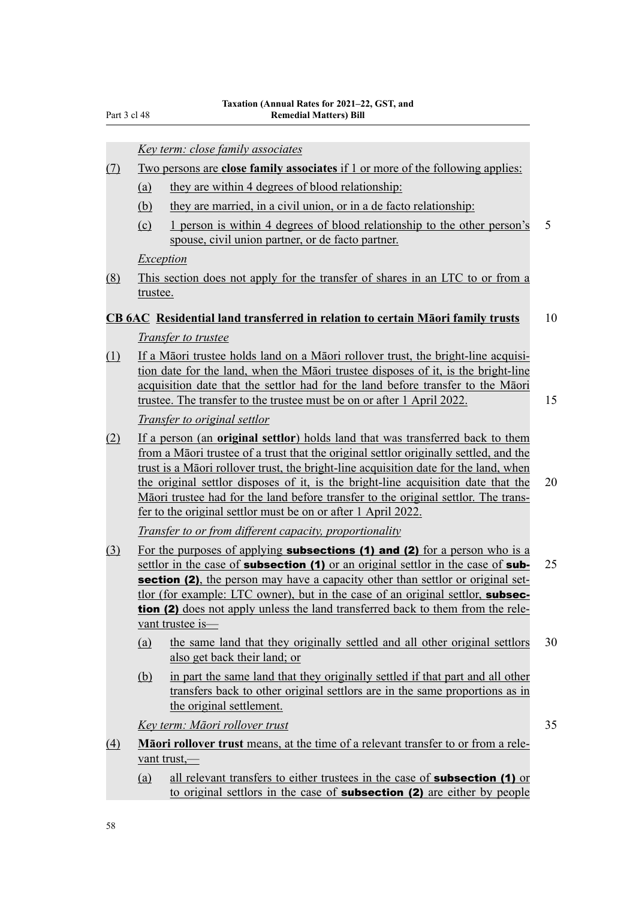*Key term: close family associates*

(7) Two persons are **close family associates** if 1 or more of the following applies:

(a) they are within 4 degrees of blood relationship:

(b) they are married, in a civil union, or in a de facto relationship:

(c) 1 person is within 4 degrees of blood relationship to the other person's spouse, civil union partner, or de facto partner.

*Exception*

(8) This section does not apply for the transfer of shares in an LTC to or from a trustee.

**CB 6AC Residential land transferred in relation to certain Māori family trusts**

*Transfer to trustee*

(1) If a Māori trustee holds land on a Māori rollover trust, the bright-line acquisition date for the land, when the Māori trustee disposes of it, is the bright-line acquisition date that the settlor had for the land before transfer to the Māori trustee. The transfer to the trustee must be on or after 1 April 2022.

*Transfer to original settlor*

(2) If a person (an **original settlor**) holds land that was transferred back to them from a Māori trustee of a trust that the original settlor originally settled, and the trust is a Māori rollover trust, the bright-line acquisition date for the land, when the original settlor disposes of it, is the bright-line acquisition date that the Māori trustee had for the land before transfer to the original settlor. The transfer to the original settlor must be on or after 1 April 2022.

*Transfer to or from different capacity, proportionality*

(3) For the purposes of applying **subsections (1) and (2)** for a person who is a settlor in the case of **subsection (1)** or an original settlor in the case of **subsection (2)**, the person may have a capacity other than settlor or original settlor (for example: LTC owner), but in the case of an original settlor, **subsection (2)** does not apply unless the land transferred back to them from the relevant trustee is—

(a) the same land that they originally settled and all other original settlors also get back their land; or

(b) in part the same land that they originally settled if that part and all other transfers back to other original settlors are in the same proportions as in the original settlement.

*Key term: Māori rollover trust*

(4) **Māori rollover trust** means, at the time of a relevant transfer to or from a relevant trust,—

(a) all relevant transfers to either trustees in the case of **subsection (1)** or to original settlors in the case of **subsection (2)** are either by people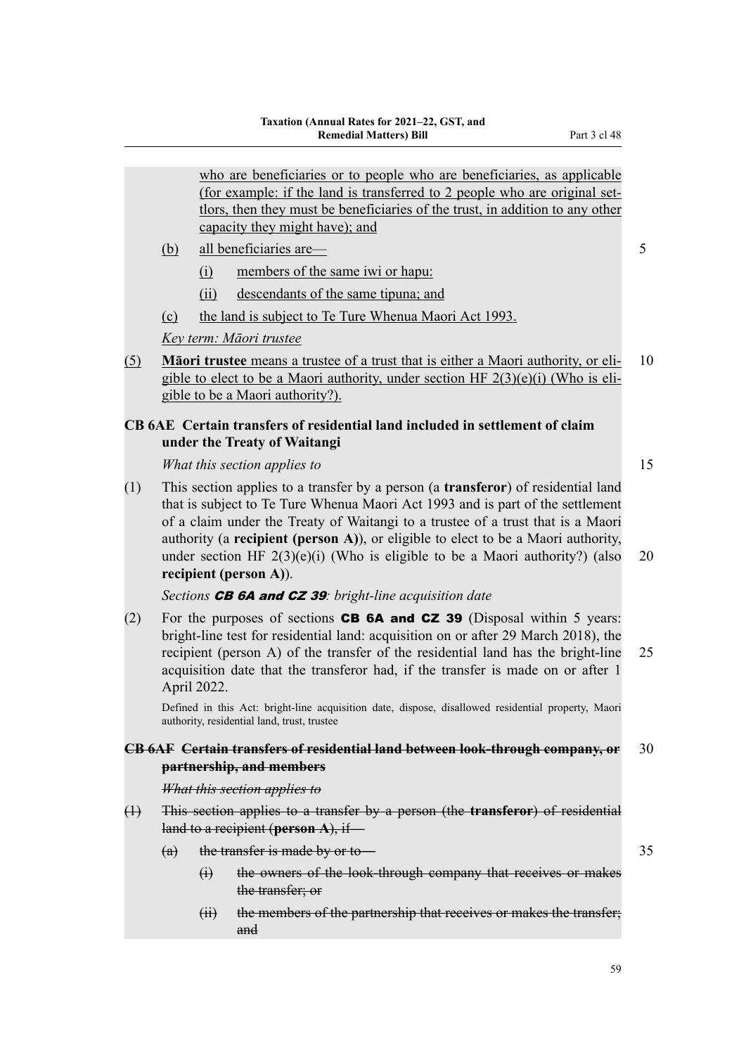who are beneficiaries or to people who are beneficiaries, as applicable (for example: if the land is transferred to 2 people who are original settlors, then they must be beneficiaries of the trust, in addition to any other capacity they might have); and

(b) all beneficiaries are—

(i) members of the same iwi or hapu:

(ii) descendants of the same tipuna; and

(c) the land is subject to Te Ture Whenua Maori Act 1993.

*Key term: Māori trustee*

(5) **Māori trustee** means a trustee of a trust that is either a Maori authority, or eligible to elect to be a Maori authority, under section HF 2(3)(e)(i) (Who is eligible to be a Maori authority?).

### CB 6AE Certain transfers of residential land included in settlement of claim under the Treaty of Waitangi

*What this section applies to*

(1) This section applies to a transfer by a person (a **transferor**) of residential land that is subject to Te Ture Whenua Maori Act 1993 and is part of the settlement of a claim under the Treaty of Waitangi to a trustee of a trust that is a Maori authority (a **recipient (person A)**), or eligible to elect to be a Maori authority, under section HF 2(3)(e)(i) (Who is eligible to be a Maori authority?) (also **recipient (person A)**).

*Sections **CB 6A and CZ 39**: bright-line acquisition date*

(2) For the purposes of sections **CB 6A and CZ 39** (Disposal within 5 years: bright-line test for residential land: acquisition on or after 29 March 2018), the recipient (person A) of the transfer of the residential land has the bright-line acquisition date that the transferor had, if the transfer is made on or after 1 April 2022.

Defined in this Act: bright-line acquisition date, dispose, disallowed residential property, Maori authority, residential land, trust, trustee

### ~~CB 6AF Certain transfers of residential land between look-through company, or partnership, and members~~

~~*What this section applies to*~~

~~(1) This section applies to a transfer by a person (the **transferor**) of residential land to a recipient (**person A**), if—~~

~~(a) the transfer is made by or to—~~

~~(i) the owners of the look-through company that receives or makes the transfer; or~~

~~(ii) the members of the partnership that receives or makes the transfer; and~~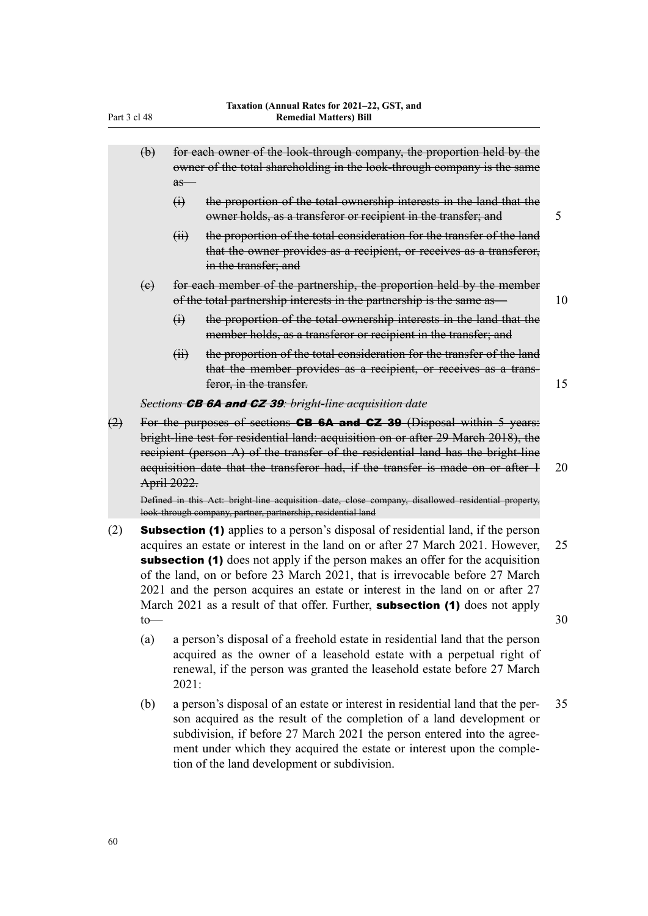~~(b) for each owner of the look-through company, the proportion held by the owner of the total shareholding in the look-through company is the same as—~~

~~(i) the proportion of the total ownership interests in the land that the owner holds, as a transferor or recipient in the transfer; and~~

~~(ii) the proportion of the total consideration for the transfer of the land that the owner provides as a recipient, or receives as a transferor, in the transfer; and~~

~~(c) for each member of the partnership, the proportion held by the member of the total partnership interests in the partnership is the same as—~~

~~(i) the proportion of the total ownership interests in the land that the member holds, as a transferor or recipient in the transfer; and~~

~~(ii) the proportion of the total consideration for the transfer of the land that the member provides as a recipient, or receives as a transferor, in the transfer.~~

~~*Sections **CB 6A and CZ 39**: bright-line acquisition date*~~

~~(2) For the purposes of sections **CB 6A and CZ 39** (Disposal within 5 years: bright-line test for residential land: acquisition on or after 29 March 2018), the recipient (person A) of the transfer of the residential land has the bright-line acquisition date that the transferor had, if the transfer is made on or after 1 April 2022.~~

~~Defined in this Act: bright-line acquisition date, close company, disallowed residential property, look-through company, partner, partnership, residential land~~

(2) **Subsection (1)** applies to a person's disposal of residential land, if the person acquires an estate or interest in the land on or after 27 March 2021. However, **subsection (1)** does not apply if the person makes an offer for the acquisition of the land, on or before 23 March 2021, that is irrevocable before 27 March 2021 and the person acquires an estate or interest in the land on or after 27 March 2021 as a result of that offer. Further, **subsection (1)** does not apply to—

(a) a person's disposal of a freehold estate in residential land that the person acquired as the owner of a leasehold estate with a perpetual right of renewal, if the person was granted the leasehold estate before 27 March 2021:

(b) a person's disposal of an estate or interest in residential land that the person acquired as the result of the completion of a land development or subdivision, if before 27 March 2021 the person entered into the agreement under which they acquired the estate or interest upon the completion of the land development or subdivision.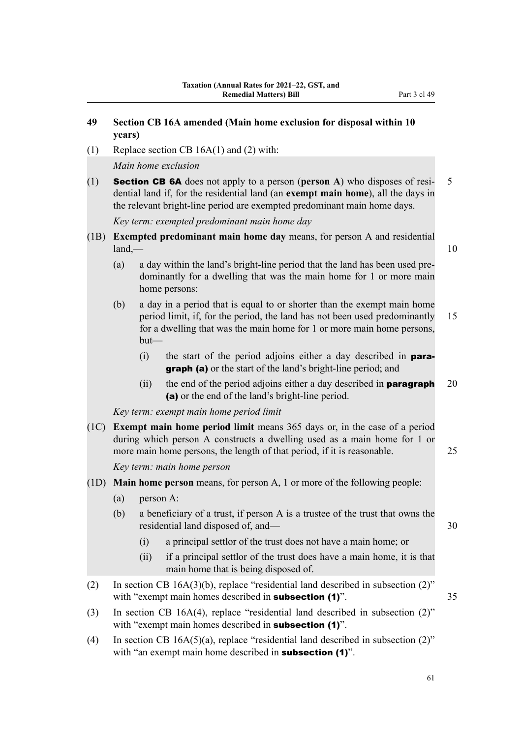## 49 Section CB 16A amended (Main home exclusion for disposal within 10 years)

(1) Replace section CB 16A(1) and (2) with:

*Main home exclusion*

(1) **Section CB 6A** does not apply to a person (**person A**) who disposes of residential land if, for the residential land (an **exempt main home**), all the days in the relevant bright-line period are exempted predominant main home days.

*Key term: exempted predominant main home day*

(1B) **Exempted predominant main home day** means, for person A and residential land,—

- (a) a day within the land's bright-line period that the land has been used predominantly for a dwelling that was the main home for 1 or more main home persons:
- (b) a day in a period that is equal to or shorter than the exempt main home period limit, if, for the period, the land has not been used predominantly for a dwelling that was the main home for 1 or more main home persons, but—
  - (i) the start of the period adjoins either a day described in **paragraph (a)** or the start of the land's bright-line period; and
  - (ii) the end of the period adjoins either a day described in **paragraph (a)** or the end of the land's bright-line period.

*Key term: exempt main home period limit*

(1C) **Exempt main home period limit** means 365 days or, in the case of a period during which person A constructs a dwelling used as a main home for 1 or more main home persons, the length of that period, if it is reasonable.

*Key term: main home person*

(1D) **Main home person** means, for person A, 1 or more of the following people:

- (a) person A:
- (b) a beneficiary of a trust, if person A is a trustee of the trust that owns the residential land disposed of, and—
  - (i) a principal settlor of the trust does not have a main home; or
  - (ii) if a principal settlor of the trust does have a main home, it is that main home that is being disposed of.

(2) In section CB 16A(3)(b), replace "residential land described in subsection (2)" with "exempt main homes described in **subsection (1)**".

(3) In section CB 16A(4), replace "residential land described in subsection (2)" with "exempt main homes described in **subsection (1)**".

(4) In section CB 16A(5)(a), replace "residential land described in subsection (2)" with "an exempt main home described in **subsection (1)**".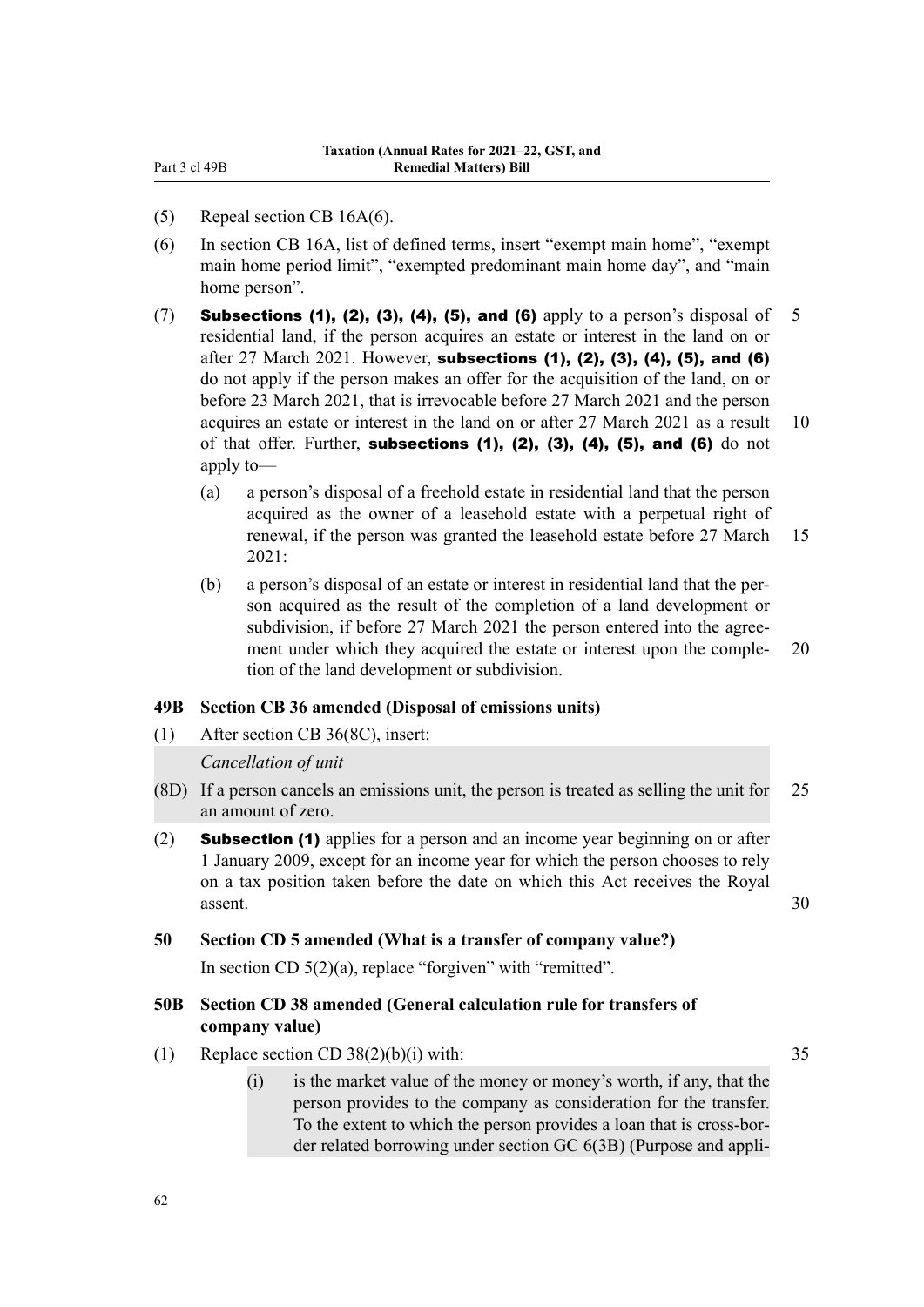(5) Repeal section CB 16A(6).

(6) In section CB 16A, list of defined terms, insert "exempt main home", "exempt main home period limit", "exempted predominant main home day", and "main home person".

(7) **Subsections (1), (2), (3), (4), (5), and (6)** apply to a person's disposal of residential land, if the person acquires an estate or interest in the land on or after 27 March 2021. However, **subsections (1), (2), (3), (4), (5), and (6)** do not apply if the person makes an offer for the acquisition of the land, on or before 23 March 2021, that is irrevocable before 27 March 2021 and the person acquires an estate or interest in the land on or after 27 March 2021 as a result of that offer. Further, **subsections (1), (2), (3), (4), (5), and (6)** do not apply to—

- (a) a person's disposal of a freehold estate in residential land that the person acquired as the owner of a leasehold estate with a perpetual right of renewal, if the person was granted the leasehold estate before 27 March 2021:
- (b) a person's disposal of an estate or interest in residential land that the person acquired as the result of the completion of a land development or subdivision, if before 27 March 2021 the person entered into the agreement under which they acquired the estate or interest upon the completion of the land development or subdivision.

### 49B Section CB 36 amended (Disposal of emissions units)

(1) After section CB 36(8C), insert:

*Cancellation of unit*

(8D) If a person cancels an emissions unit, the person is treated as selling the unit for an amount of zero.

(2) **Subsection (1)** applies for a person and an income year beginning on or after 1 January 2009, except for an income year for which the person chooses to rely on a tax position taken before the date on which this Act receives the Royal assent.

### 50 Section CD 5 amended (What is a transfer of company value?)

In section CD 5(2)(a), replace "forgiven" with "remitted".

### 50B Section CD 38 amended (General calculation rule for transfers of company value)

(1) Replace section CD 38(2)(b)(i) with:

- (i) is the market value of the money or money's worth, if any, that the person provides to the company as consideration for the transfer. To the extent to which the person provides a loan that is cross-border related borrowing under section GC 6(3B) (Purpose and appli-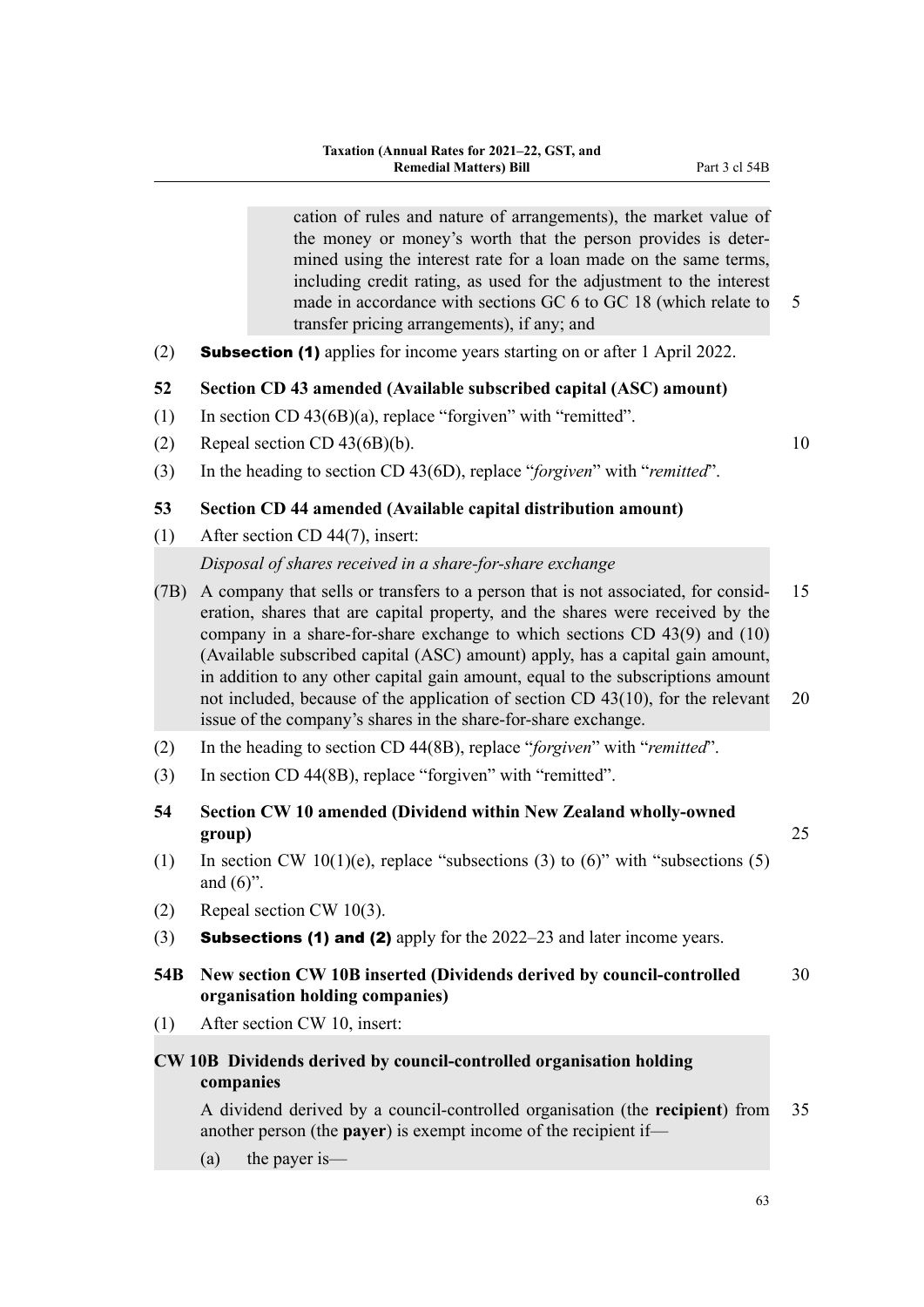cation of rules and nature of arrangements), the market value of the money or money's worth that the person provides is determined using the interest rate for a loan made on the same terms, including credit rating, as used for the adjustment to the interest made in accordance with sections GC 6 to GC 18 (which relate to transfer pricing arrangements), if any; and

(2) **Subsection (1)** applies for income years starting on or after 1 April 2022.

**52 Section CD 43 amended (Available subscribed capital (ASC) amount)**

(1) In section CD 43(6B)(a), replace "forgiven" with "remitted".

(2) Repeal section CD 43(6B)(b).

(3) In the heading to section CD 43(6D), replace "*forgiven*" with "*remitted*".

**53 Section CD 44 amended (Available capital distribution amount)**

(1) After section CD 44(7), insert:

*Disposal of shares received in a share-for-share exchange*

(7B) A company that sells or transfers to a person that is not associated, for consideration, shares that are capital property, and the shares were received by the company in a share-for-share exchange to which sections CD 43(9) and (10) (Available subscribed capital (ASC) amount) apply, has a capital gain amount, in addition to any other capital gain amount, equal to the subscriptions amount not included, because of the application of section CD 43(10), for the relevant issue of the company's shares in the share-for-share exchange.

(2) In the heading to section CD 44(8B), replace "*forgiven*" with "*remitted*".

(3) In section CD 44(8B), replace "forgiven" with "remitted".

**54 Section CW 10 amended (Dividend within New Zealand wholly-owned group)**

(1) In section CW 10(1)(e), replace "subsections (3) to (6)" with "subsections (5) and (6)".

(2) Repeal section CW 10(3).

(3) **Subsections (1) and (2)** apply for the 2022–23 and later income years.

**54B New section CW 10B inserted (Dividends derived by council-controlled organisation holding companies)**

(1) After section CW 10, insert:

**CW 10B Dividends derived by council-controlled organisation holding companies**

A dividend derived by a council-controlled organisation (the **recipient**) from another person (the **payer**) is exempt income of the recipient if—

(a) the payer is—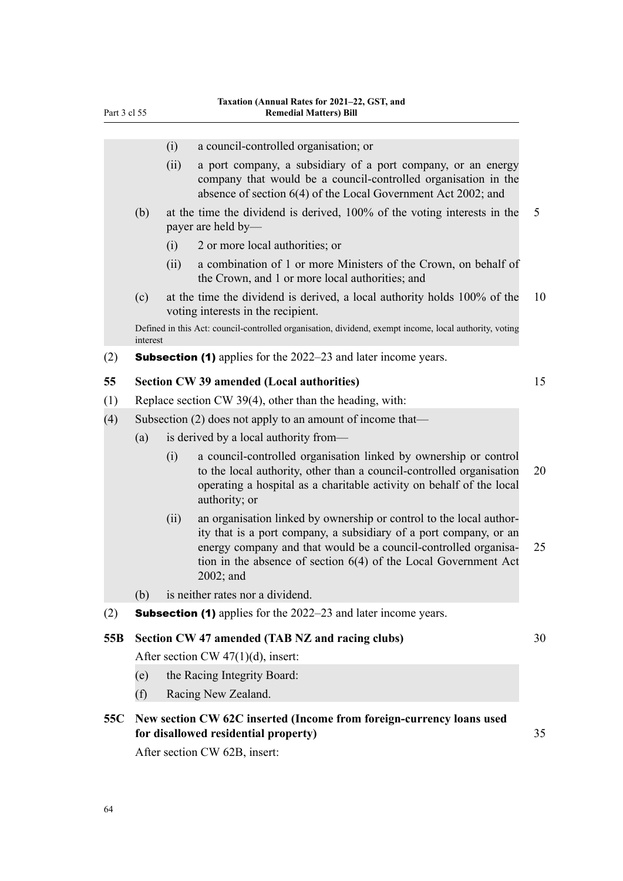(i) a council-controlled organisation; or

(ii) a port company, a subsidiary of a port company, or an energy company that would be a council-controlled organisation in the absence of section 6(4) of the Local Government Act 2002; and

(b) at the time the dividend is derived, 100% of the voting interests in the payer are held by—

(i) 2 or more local authorities; or

(ii) a combination of 1 or more Ministers of the Crown, on behalf of the Crown, and 1 or more local authorities; and

(c) at the time the dividend is derived, a local authority holds 100% of the voting interests in the recipient.

Defined in this Act: council-controlled organisation, dividend, exempt income, local authority, voting interest

(2) **Subsection (1)** applies for the 2022–23 and later income years.

**55 Section CW 39 amended (Local authorities)**

(1) Replace section CW 39(4), other than the heading, with:

(4) Subsection (2) does not apply to an amount of income that—

(a) is derived by a local authority from—

(i) a council-controlled organisation linked by ownership or control to the local authority, other than a council-controlled organisation operating a hospital as a charitable activity on behalf of the local authority; or

(ii) an organisation linked by ownership or control to the local authority that is a port company, a subsidiary of a port company, or an energy company and that would be a council-controlled organisation in the absence of section 6(4) of the Local Government Act 2002; and

(b) is neither rates nor a dividend.

(2) **Subsection (1)** applies for the 2022–23 and later income years.

**55B Section CW 47 amended (TAB NZ and racing clubs)**

After section CW 47(1)(d), insert:

(e) the Racing Integrity Board:

(f) Racing New Zealand.

**55C New section CW 62C inserted (Income from foreign-currency loans used for disallowed residential property)**

After section CW 62B, insert: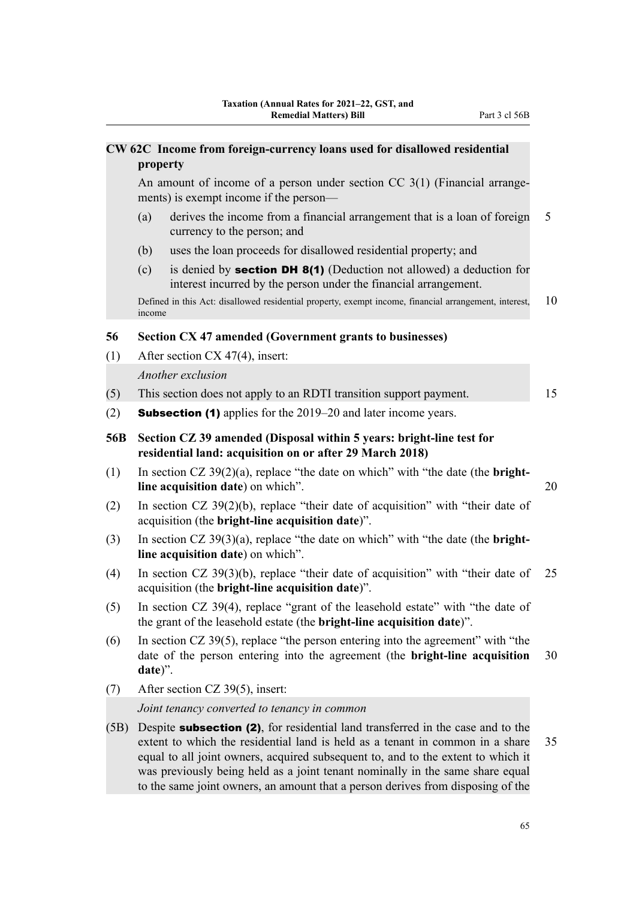**CW 62C Income from foreign-currency loans used for disallowed residential property**

An amount of income of a person under section CC 3(1) (Financial arrangements) is exempt income if the person—

(a) derives the income from a financial arrangement that is a loan of foreign currency to the person; and

(b) uses the loan proceeds for disallowed residential property; and

(c) is denied by **section DH 8(1)** (Deduction not allowed) a deduction for interest incurred by the person under the financial arrangement.

Defined in this Act: disallowed residential property, exempt income, financial arrangement, interest, income

**56 Section CX 47 amended (Government grants to businesses)**

(1) After section CX 47(4), insert:

*Another exclusion*

(5) This section does not apply to an RDTI transition support payment.

(2) **Subsection (1)** applies for the 2019–20 and later income years.

**56B Section CZ 39 amended (Disposal within 5 years: bright-line test for residential land: acquisition on or after 29 March 2018)**

(1) In section CZ 39(2)(a), replace "the date on which" with "the date (the **bright-line acquisition date**) on which".

(2) In section CZ 39(2)(b), replace "their date of acquisition" with "their date of acquisition (the **bright-line acquisition date**)".

(3) In section CZ 39(3)(a), replace "the date on which" with "the date (the **bright-line acquisition date**) on which".

(4) In section CZ 39(3)(b), replace "their date of acquisition" with "their date of acquisition (the **bright-line acquisition date**)".

(5) In section CZ 39(4), replace "grant of the leasehold estate" with "the date of the grant of the leasehold estate (the **bright-line acquisition date**)".

(6) In section CZ 39(5), replace "the person entering into the agreement" with "the date of the person entering into the agreement (the **bright-line acquisition date**)".

(7) After section CZ 39(5), insert:

*Joint tenancy converted to tenancy in common*

(5B) Despite **subsection (2)**, for residential land transferred in the case and to the extent to which the residential land is held as a tenant in common in a share equal to all joint owners, acquired subsequent to, and to the extent to which it was previously being held as a joint tenant nominally in the same share equal to the same joint owners, an amount that a person derives from disposing of the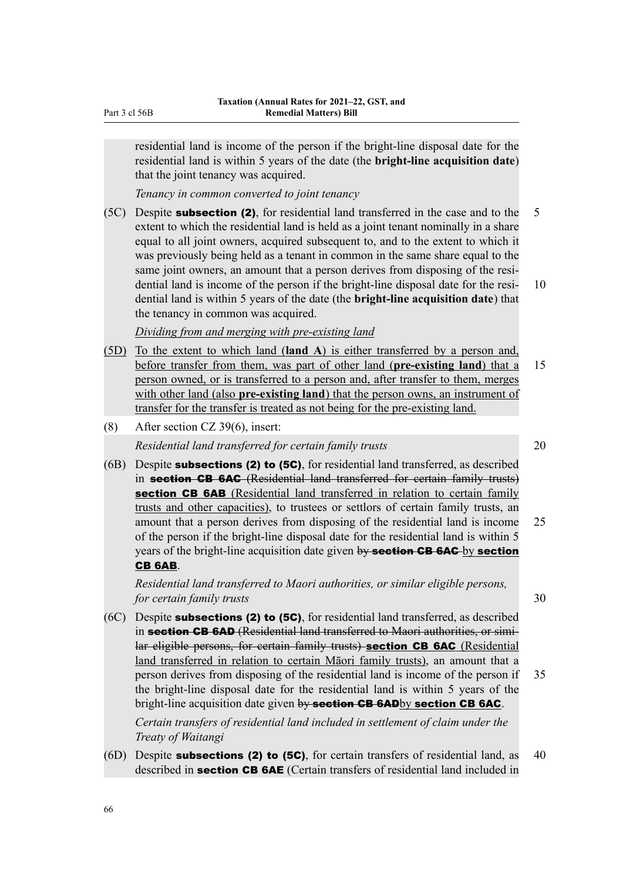residential land is income of the person if the bright-line disposal date for the residential land is within 5 years of the date (the **bright-line acquisition date**) that the joint tenancy was acquired.

*Tenancy in common converted to joint tenancy*

(5C) Despite **subsection (2)**, for residential land transferred in the case and to the extent to which the residential land is held as a joint tenant nominally in a share equal to all joint owners, acquired subsequent to, and to the extent to which it was previously being held as a tenant in common in the same share equal to the same joint owners, an amount that a person derives from disposing of the residential land is income of the person if the bright-line disposal date for the residential land is within 5 years of the date (the **bright-line acquisition date**) that the tenancy in common was acquired.

*Dividing from and merging with pre-existing land*

(5D) To the extent to which land (**land A**) is either transferred by a person and, before transfer from them, was part of other land (**pre-existing land**) that a person owned, or is transferred to a person and, after transfer to them, merges with other land (also **pre-existing land**) that the person owns, an instrument of transfer for the transfer is treated as not being for the pre-existing land.

(8) After section CZ 39(6), insert:

*Residential land transferred for certain family trusts*

(6B) Despite **subsections (2) to (5C)**, for residential land transferred, as described in ~~**section CB 6AC** (Residential land transferred for certain family trusts)~~ **section CB 6AB** (Residential land transferred in relation to certain family trusts and other capacities), to trustees or settlors of certain family trusts, an amount that a person derives from disposing of the residential land is income of the person if the bright-line disposal date for the residential land is within 5 years of the bright-line acquisition date given ~~by **section CB 6AC**~~ by **section CB 6AB**.

*Residential land transferred to Maori authorities, or similar eligible persons, for certain family trusts*

(6C) Despite **subsections (2) to (5C)**, for residential land transferred, as described in ~~**section CB 6AD** (Residential land transferred to Maori authorities, or similar eligible persons, for certain family trusts)~~ **section CB 6AC** (Residential land transferred in relation to certain Māori family trusts), an amount that a person derives from disposing of the residential land is income of the person if the bright-line disposal date for the residential land is within 5 years of the bright-line acquisition date given ~~by **section CB 6AD**~~by **section CB 6AC**.

*Certain transfers of residential land included in settlement of claim under the Treaty of Waitangi*

(6D) Despite **subsections (2) to (5C)**, for certain transfers of residential land, as described in **section CB 6AE** (Certain transfers of residential land included in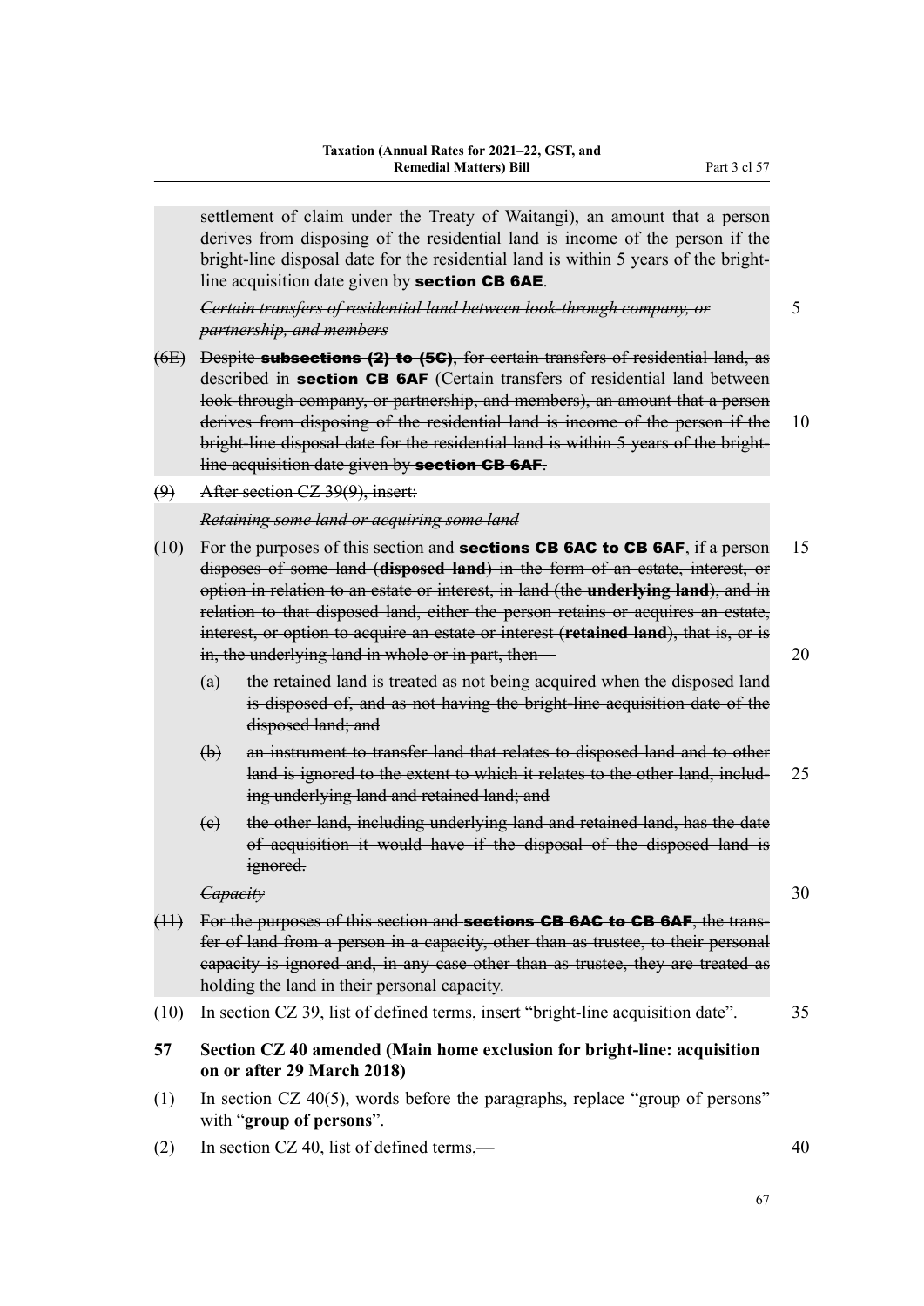settlement of claim under the Treaty of Waitangi), an amount that a person derives from disposing of the residential land is income of the person if the bright-line disposal date for the residential land is within 5 years of the bright-line acquisition date given by **section CB 6AE**.

~~*Certain transfers of residential land between look-through company, or partnership, and members*~~

~~(6E) Despite **subsections (2) to (5C)**, for certain transfers of residential land, as described in **section CB 6AF** (Certain transfers of residential land between look-through company, or partnership, and members), an amount that a person derives from disposing of the residential land is income of the person if the bright-line disposal date for the residential land is within 5 years of the bright-line acquisition date given by **section CB 6AF**.~~

~~(9) After section CZ 39(9), insert:~~

~~*Retaining some land or acquiring some land*~~

~~(10) For the purposes of this section and **sections CB 6AC to CB 6AF**, if a person disposes of some land (**disposed land**) in the form of an estate, interest, or option in relation to an estate or interest, in land (the **underlying land**), and in relation to that disposed land, either the person retains or acquires an estate, interest, or option to acquire an estate or interest (**retained land**), that is, or is in, the underlying land in whole or in part, then—~~

~~(a) the retained land is treated as not being acquired when the disposed land is disposed of, and as not having the bright-line acquisition date of the disposed land; and~~

~~(b) an instrument to transfer land that relates to disposed land and to other land is ignored to the extent to which it relates to the other land, including underlying land and retained land; and~~

~~(c) the other land, including underlying land and retained land, has the date of acquisition it would have if the disposal of the disposed land is ignored.~~

~~*Capacity*~~

~~(11) For the purposes of this section and **sections CB 6AC to CB 6AF**, the transfer of land from a person in a capacity, other than as trustee, to their personal capacity is ignored and, in any case other than as trustee, they are treated as holding the land in their personal capacity.~~

(10) In section CZ 39, list of defined terms, insert "bright-line acquisition date".

**57 Section CZ 40 amended (Main home exclusion for bright-line: acquisition on or after 29 March 2018)**

(1) In section CZ 40(5), words before the paragraphs, replace "group of persons" with "**group of persons**".

(2) In section CZ 40, list of defined terms,—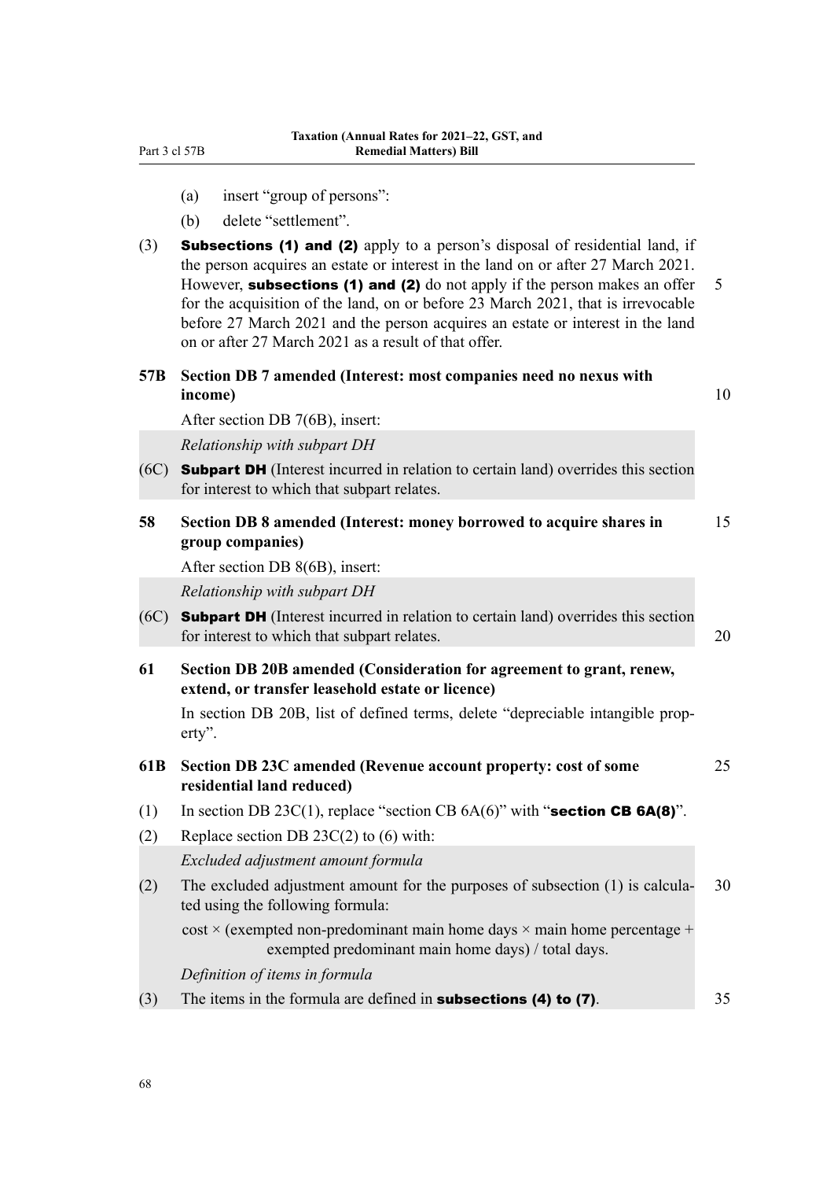(a) insert "group of persons":

(b) delete "settlement".

(3) **Subsections (1) and (2)** apply to a person's disposal of residential land, if the person acquires an estate or interest in the land on or after 27 March 2021. However, **subsections (1) and (2)** do not apply if the person makes an offer for the acquisition of the land, on or before 23 March 2021, that is irrevocable before 27 March 2021 and the person acquires an estate or interest in the land on or after 27 March 2021 as a result of that offer.

### 57B Section DB 7 amended (Interest: most companies need no nexus with income)

After section DB 7(6B), insert:

*Relationship with subpart DH*

(6C) **Subpart DH** (Interest incurred in relation to certain land) overrides this section for interest to which that subpart relates.

### 58 Section DB 8 amended (Interest: money borrowed to acquire shares in group companies)

After section DB 8(6B), insert:

*Relationship with subpart DH*

(6C) **Subpart DH** (Interest incurred in relation to certain land) overrides this section for interest to which that subpart relates.

### 61 Section DB 20B amended (Consideration for agreement to grant, renew, extend, or transfer leasehold estate or licence)

In section DB 20B, list of defined terms, delete "depreciable intangible property".

### 61B Section DB 23C amended (Revenue account property: cost of some residential land reduced)

(1) In section DB 23C(1), replace "section CB 6A(6)" with "**section CB 6A(8)**".

(2) Replace section DB 23C(2) to (6) with:

*Excluded adjustment amount formula*

(2) The excluded adjustment amount for the purposes of subsection (1) is calculated using the following formula:

$$\text{cost} \times (\text{exempted non-predominant main home days} \times \text{main home percentage} + \text{exempted predominant main home days}) / \text{total days}.$$

*Definition of items in formula*

(3) The items in the formula are defined in **subsections (4) to (7)**.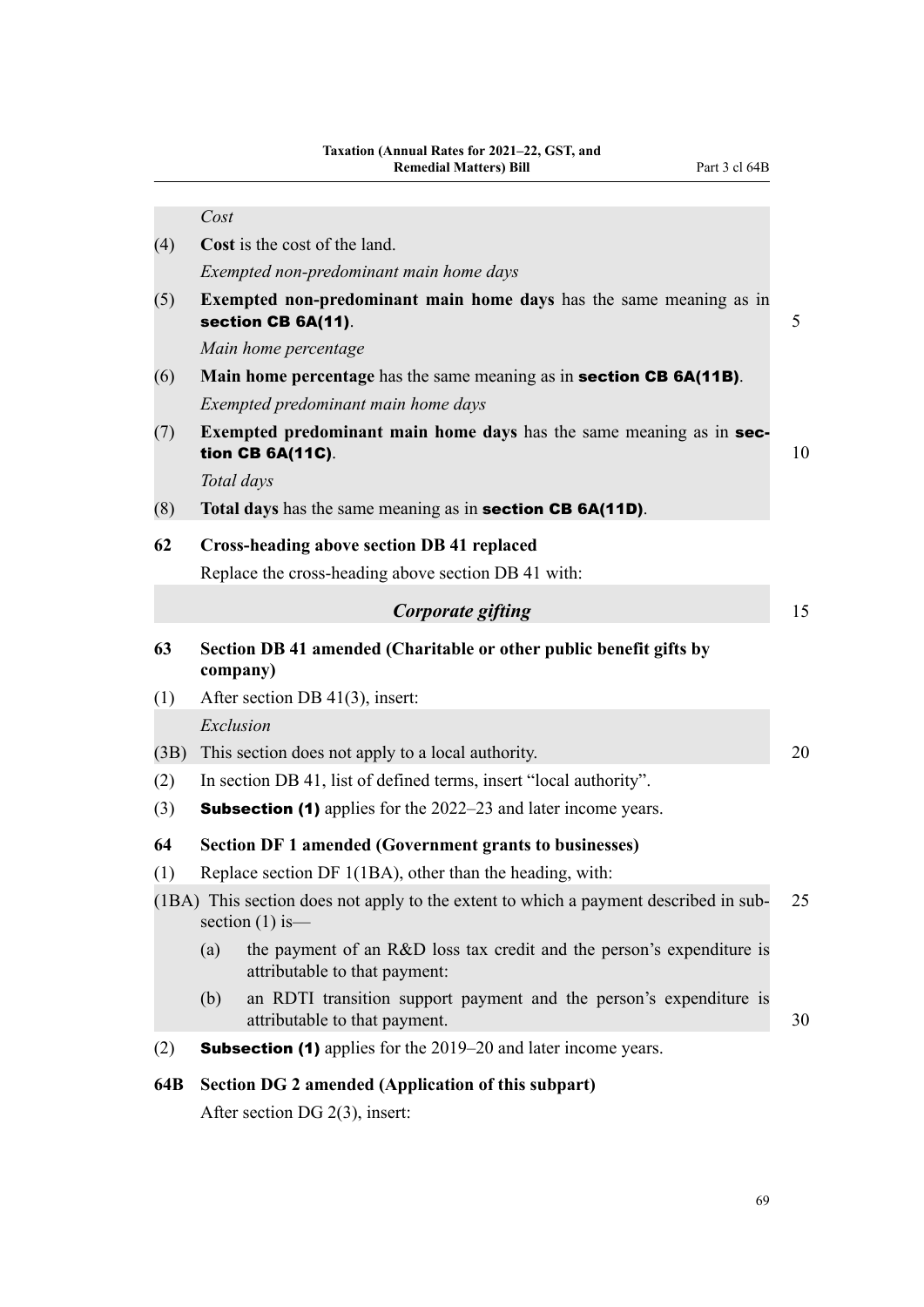*Cost*

(4) **Cost** is the cost of the land.

*Exempted non-predominant main home days*

(5) **Exempted non-predominant main home days** has the same meaning as in **section CB 6A(11)**.

*Main home percentage*

(6) **Main home percentage** has the same meaning as in **section CB 6A(11B)**.

*Exempted predominant main home days*

(7) **Exempted predominant main home days** has the same meaning as in **section CB 6A(11C)**.

*Total days*

(8) **Total days** has the same meaning as in **section CB 6A(11D)**.

### 62 Cross-heading above section DB 41 replaced

Replace the cross-heading above section DB 41 with:

***Corporate gifting***

### 63 Section DB 41 amended (Charitable or other public benefit gifts by company)

(1) After section DB 41(3), insert:

*Exclusion*

(3B) This section does not apply to a local authority.

(2) In section DB 41, list of defined terms, insert "local authority".

(3) **Subsection (1)** applies for the 2022–23 and later income years.

### 64 Section DF 1 amended (Government grants to businesses)

(1) Replace section DF 1(1BA), other than the heading, with:

(1BA) This section does not apply to the extent to which a payment described in subsection (1) is—

- (a) the payment of an R&D loss tax credit and the person's expenditure is attributable to that payment:
- (b) an RDTI transition support payment and the person's expenditure is attributable to that payment.

(2) **Subsection (1)** applies for the 2019–20 and later income years.

### 64B Section DG 2 amended (Application of this subpart)

After section DG 2(3), insert: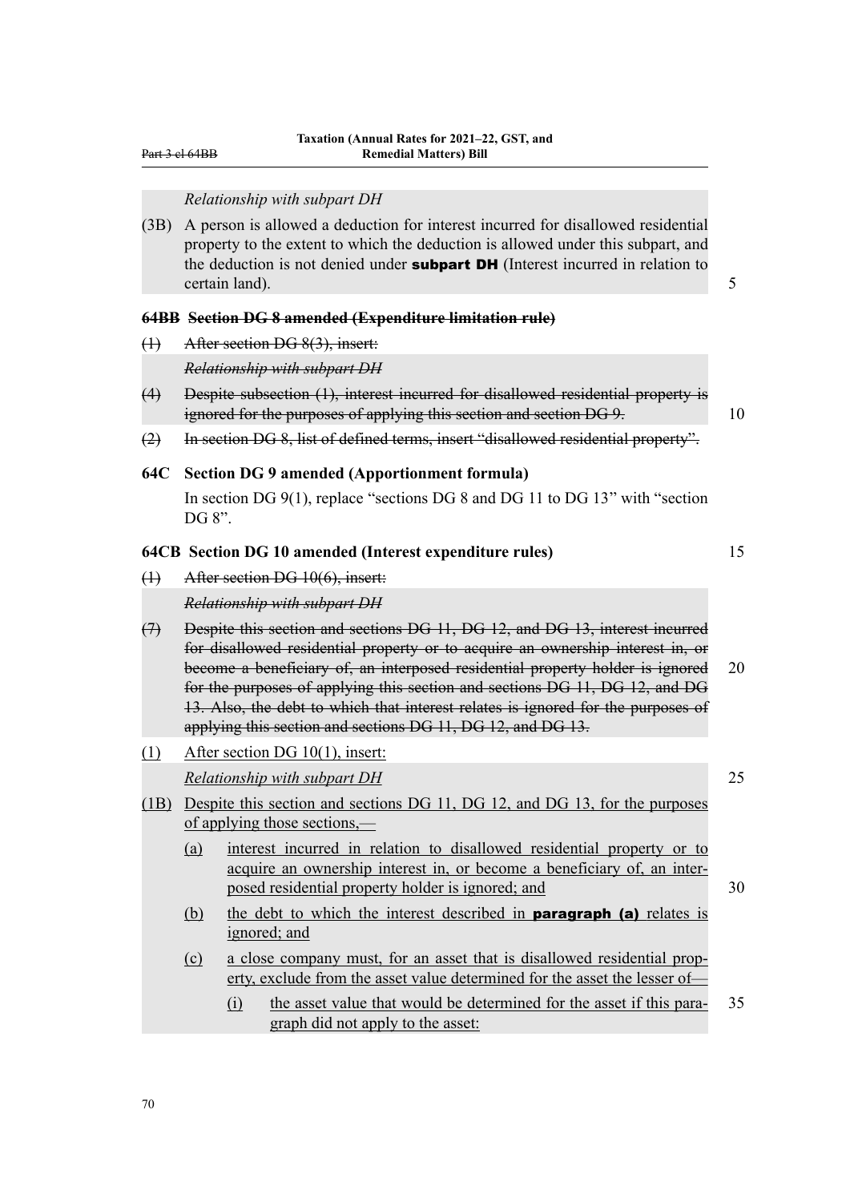*Relationship with subpart DH*

(3B) A person is allowed a deduction for interest incurred for disallowed residential property to the extent to which the deduction is allowed under this subpart, and the deduction is not denied under **subpart DH** (Interest incurred in relation to certain land).

**~~64BB Section DG 8 amended (Expenditure limitation rule)~~**

~~(1) After section DG 8(3), insert:~~

~~*Relationship with subpart DH*~~

~~(4) Despite subsection (1), interest incurred for disallowed residential property is ignored for the purposes of applying this section and section DG 9.~~

~~(2) In section DG 8, list of defined terms, insert "disallowed residential property".~~

**64C Section DG 9 amended (Apportionment formula)**

In section DG 9(1), replace "sections DG 8 and DG 11 to DG 13" with "section DG 8".

**64CB Section DG 10 amended (Interest expenditure rules)**

~~(1) After section DG 10(6), insert:~~

~~*Relationship with subpart DH*~~

~~(7) Despite this section and sections DG 11, DG 12, and DG 13, interest incurred for disallowed residential property or to acquire an ownership interest in, or become a beneficiary of, an interposed residential property holder is ignored for the purposes of applying this section and sections DG 11, DG 12, and DG 13. Also, the debt to which that interest relates is ignored for the purposes of applying this section and sections DG 11, DG 12, and DG 13.~~

<u>(1) After section DG 10(1), insert:</u>

<u>*Relationship with subpart DH*</u>

<u>(1B) Despite this section and sections DG 11, DG 12, and DG 13, for the purposes of applying those sections,—</u>

<u>(a) interest incurred in relation to disallowed residential property or to acquire an ownership interest in, or become a beneficiary of, an interposed residential property holder is ignored; and</u>

<u>(b) the debt to which the interest described in **paragraph (a)** relates is ignored; and</u>

<u>(c) a close company must, for an asset that is disallowed residential property, exclude from the asset value determined for the asset the lesser of—</u>

<u>(i) the asset value that would be determined for the asset if this paragraph did not apply to the asset:</u>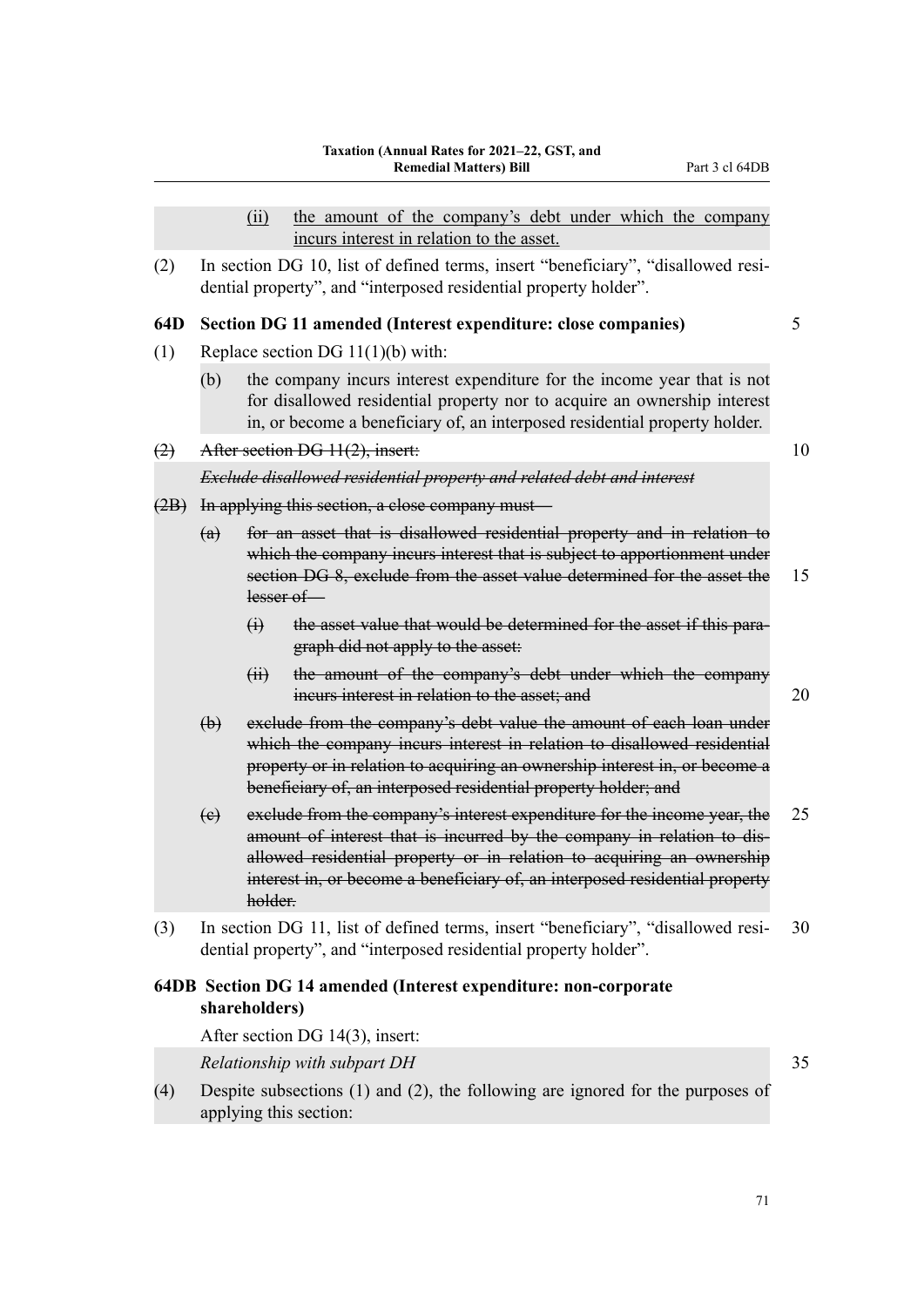(ii) the amount of the company's debt under which the company incurs interest in relation to the asset.

(2) In section DG 10, list of defined terms, insert "beneficiary", "disallowed residential property", and "interposed residential property holder".

### 64D Section DG 11 amended (Interest expenditure: close companies)

(1) Replace section DG 11(1)(b) with:

(b) the company incurs interest expenditure for the income year that is not for disallowed residential property nor to acquire an ownership interest in, or become a beneficiary of, an interposed residential property holder.

~~(2) After section DG 11(2), insert:~~

~~*Exclude disallowed residential property and related debt and interest*~~

~~(2B) In applying this section, a close company must—~~

~~(a) for an asset that is disallowed residential property and in relation to which the company incurs interest that is subject to apportionment under section DG 8, exclude from the asset value determined for the asset the lesser of—~~

~~(i) the asset value that would be determined for the asset if this paragraph did not apply to the asset:~~

~~(ii) the amount of the company's debt under which the company incurs interest in relation to the asset; and~~

~~(b) exclude from the company's debt value the amount of each loan under which the company incurs interest in relation to disallowed residential property or in relation to acquiring an ownership interest in, or become a beneficiary of, an interposed residential property holder; and~~

~~(c) exclude from the company's interest expenditure for the income year, the amount of interest that is incurred by the company in relation to disallowed residential property or in relation to acquiring an ownership interest in, or become a beneficiary of, an interposed residential property holder.~~

(3) In section DG 11, list of defined terms, insert "beneficiary", "disallowed residential property", and "interposed residential property holder".

### 64DB Section DG 14 amended (Interest expenditure: non-corporate shareholders)

After section DG 14(3), insert:

*Relationship with subpart DH*

(4) Despite subsections (1) and (2), the following are ignored for the purposes of applying this section: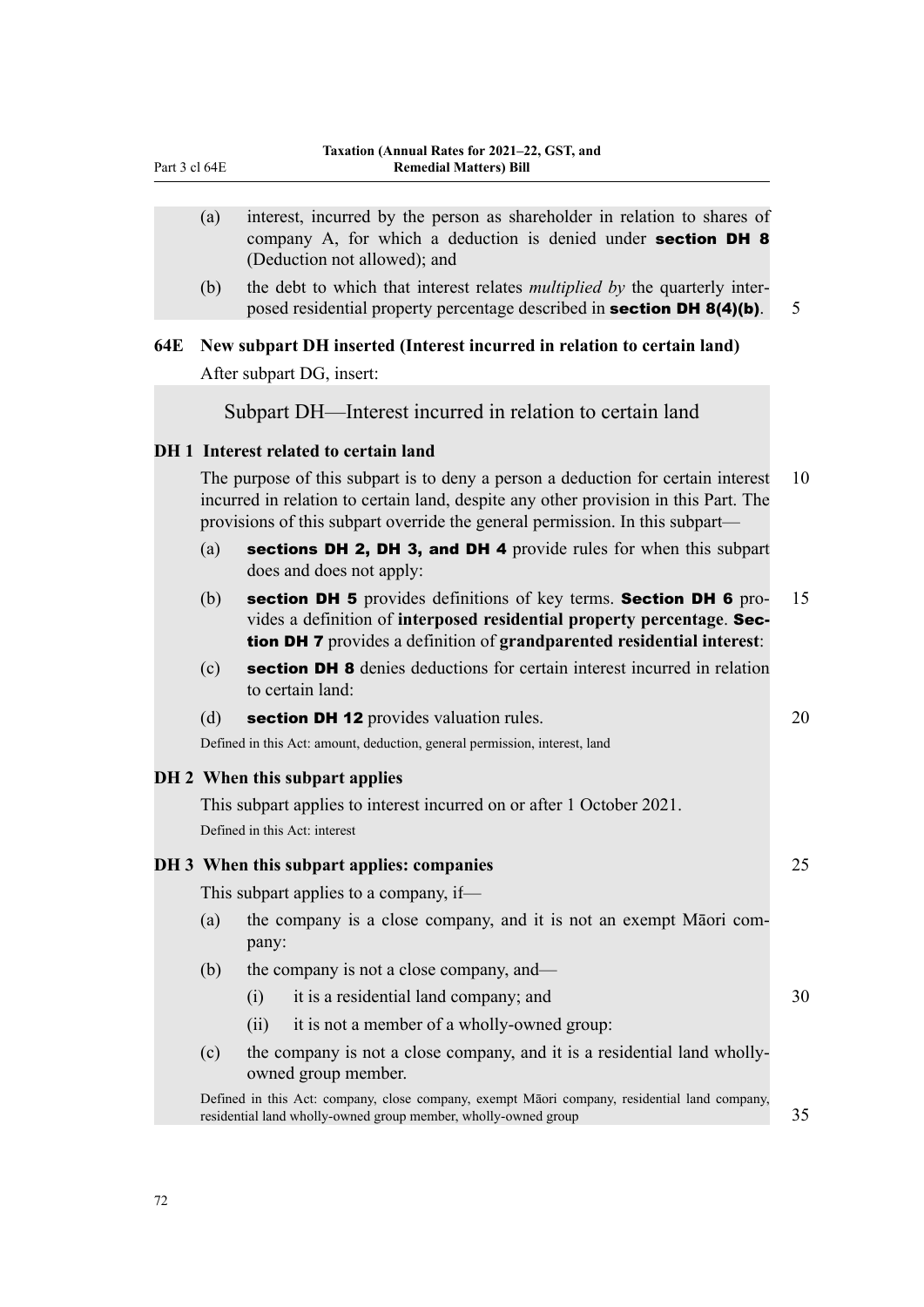(a) interest, incurred by the person as shareholder in relation to shares of company A, for which a deduction is denied under **section DH 8** (Deduction not allowed); and

(b) the debt to which that interest relates *multiplied by* the quarterly interposed residential property percentage described in **section DH 8(4)(b)**.

### 64E New subpart DH inserted (Interest incurred in relation to certain land)

After subpart DG, insert:

## Subpart DH—Interest incurred in relation to certain land

### DH 1 Interest related to certain land

The purpose of this subpart is to deny a person a deduction for certain interest incurred in relation to certain land, despite any other provision in this Part. The provisions of this subpart override the general permission. In this subpart—

(a) **sections DH 2, DH 3, and DH 4** provide rules for when this subpart does and does not apply:

(b) **section DH 5** provides definitions of key terms. **Section DH 6** provides a definition of **interposed residential property percentage**. **Section DH 7** provides a definition of **grandparented residential interest**:

(c) **section DH 8** denies deductions for certain interest incurred in relation to certain land:

(d) **section DH 12** provides valuation rules.

Defined in this Act: amount, deduction, general permission, interest, land

### DH 2 When this subpart applies

This subpart applies to interest incurred on or after 1 October 2021.

Defined in this Act: interest

### DH 3 When this subpart applies: companies

This subpart applies to a company, if—

(a) the company is a close company, and it is not an exempt Māori company:

(b) the company is not a close company, and—

  (i) it is a residential land company; and

  (ii) it is not a member of a wholly-owned group:

(c) the company is not a close company, and it is a residential land wholly-owned group member.

Defined in this Act: company, close company, exempt Māori company, residential land company, residential land wholly-owned group member, wholly-owned group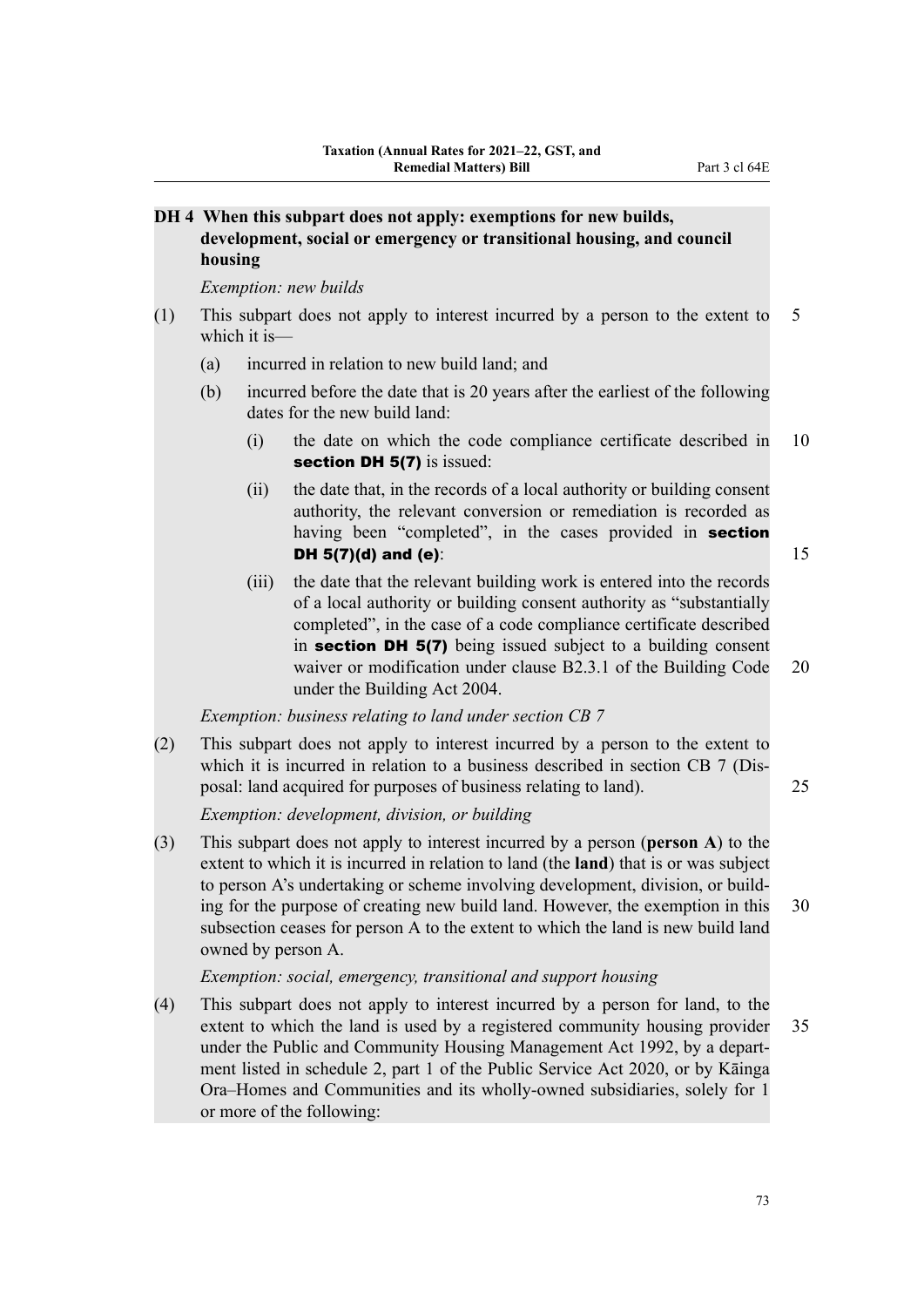## DH 4 When this subpart does not apply: exemptions for new builds, development, social or emergency or transitional housing, and council housing

*Exemption: new builds*

(1) This subpart does not apply to interest incurred by a person to the extent to which it is—

  (a) incurred in relation to new build land; and

  (b) incurred before the date that is 20 years after the earliest of the following dates for the new build land:

    (i) the date on which the code compliance certificate described in **section DH 5(7)** is issued:

    (ii) the date that, in the records of a local authority or building consent authority, the relevant conversion or remediation is recorded as having been "completed", in the cases provided in **section DH 5(7)(d) and (e)**:

    (iii) the date that the relevant building work is entered into the records of a local authority or building consent authority as "substantially completed", in the case of a code compliance certificate described in **section DH 5(7)** being issued subject to a building consent waiver or modification under clause B2.3.1 of the Building Code under the Building Act 2004.

*Exemption: business relating to land under section CB 7*

(2) This subpart does not apply to interest incurred by a person to the extent to which it is incurred in relation to a business described in section CB 7 (Disposal: land acquired for purposes of business relating to land).

*Exemption: development, division, or building*

(3) This subpart does not apply to interest incurred by a person (**person A**) to the extent to which it is incurred in relation to land (the **land**) that is or was subject to person A's undertaking or scheme involving development, division, or building for the purpose of creating new build land. However, the exemption in this subsection ceases for person A to the extent to which the land is new build land owned by person A.

*Exemption: social, emergency, transitional and support housing*

(4) This subpart does not apply to interest incurred by a person for land, to the extent to which the land is used by a registered community housing provider under the Public and Community Housing Management Act 1992, by a department listed in schedule 2, part 1 of the Public Service Act 2020, or by Kāinga Ora–Homes and Communities and its wholly-owned subsidiaries, solely for 1 or more of the following: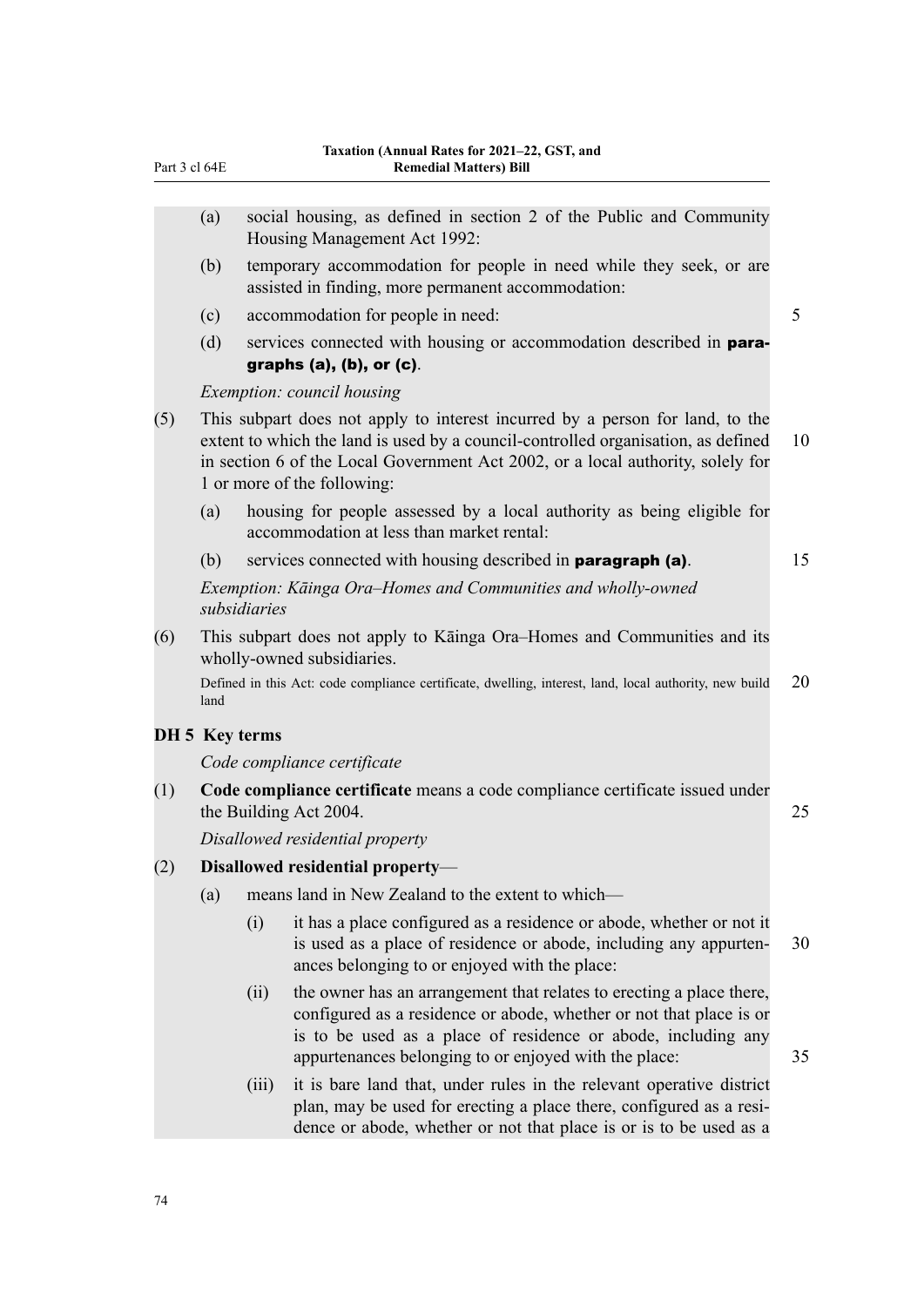(a) social housing, as defined in section 2 of the Public and Community Housing Management Act 1992:

(b) temporary accommodation for people in need while they seek, or are assisted in finding, more permanent accommodation:

(c) accommodation for people in need:

(d) services connected with housing or accommodation described in **paragraphs (a), (b), or (c)**.

*Exemption: council housing*

(5) This subpart does not apply to interest incurred by a person for land, to the extent to which the land is used by a council-controlled organisation, as defined in section 6 of the Local Government Act 2002, or a local authority, solely for 1 or more of the following:

(a) housing for people assessed by a local authority as being eligible for accommodation at less than market rental:

(b) services connected with housing described in **paragraph (a)**.

*Exemption: Kāinga Ora–Homes and Communities and wholly-owned subsidiaries*

(6) This subpart does not apply to Kāinga Ora–Homes and Communities and its wholly-owned subsidiaries.

Defined in this Act: code compliance certificate, dwelling, interest, land, local authority, new build land

### DH 5 Key terms

*Code compliance certificate*

(1) **Code compliance certificate** means a code compliance certificate issued under the Building Act 2004.

*Disallowed residential property*

(2) **Disallowed residential property**—

(a) means land in New Zealand to the extent to which—

(i) it has a place configured as a residence or abode, whether or not it is used as a place of residence or abode, including any appurtenances belonging to or enjoyed with the place:

(ii) the owner has an arrangement that relates to erecting a place there, configured as a residence or abode, whether or not that place is or is to be used as a place of residence or abode, including any appurtenances belonging to or enjoyed with the place:

(iii) it is bare land that, under rules in the relevant operative district plan, may be used for erecting a place there, configured as a residence or abode, whether or not that place is or is to be used as a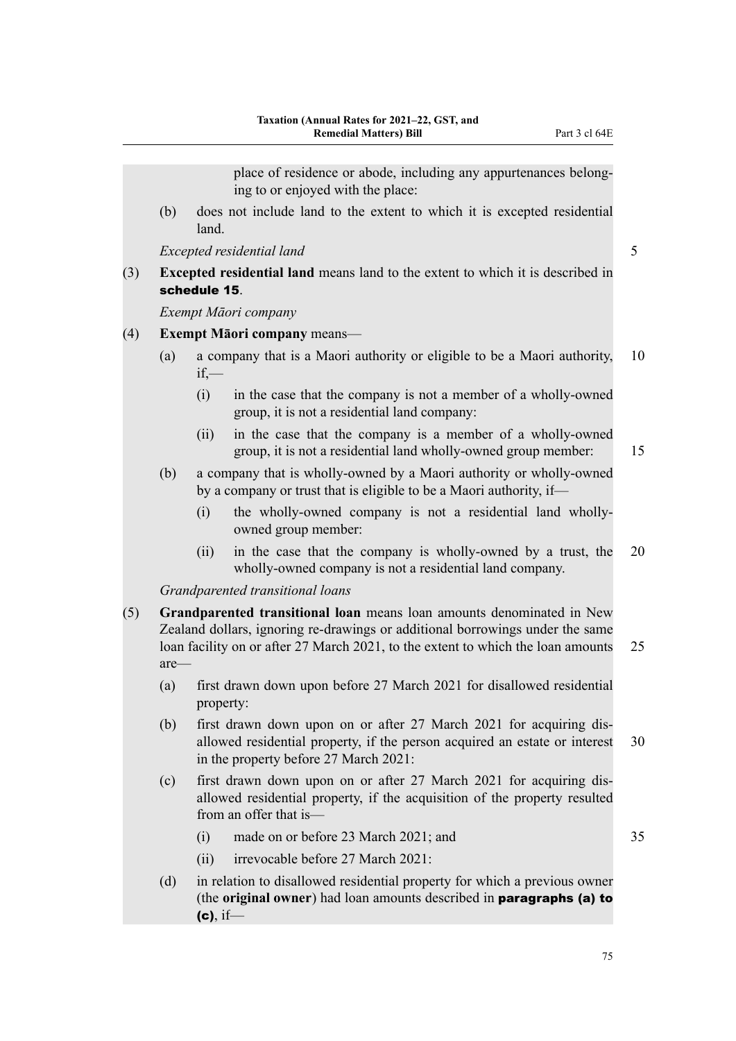place of residence or abode, including any appurtenances belonging to or enjoyed with the place:

(b) does not include land to the extent to which it is excepted residential land.

*Excepted residential land*

(3) **Excepted residential land** means land to the extent to which it is described in **schedule 15**.

*Exempt Māori company*

(4) **Exempt Māori company** means—

(a) a company that is a Maori authority or eligible to be a Maori authority, if,—

(i) in the case that the company is not a member of a wholly-owned group, it is not a residential land company:

(ii) in the case that the company is a member of a wholly-owned group, it is not a residential land wholly-owned group member:

(b) a company that is wholly-owned by a Maori authority or wholly-owned by a company or trust that is eligible to be a Maori authority, if—

(i) the wholly-owned company is not a residential land wholly-owned group member:

(ii) in the case that the company is wholly-owned by a trust, the wholly-owned company is not a residential land company.

*Grandparented transitional loans*

(5) **Grandparented transitional loan** means loan amounts denominated in New Zealand dollars, ignoring re-drawings or additional borrowings under the same loan facility on or after 27 March 2021, to the extent to which the loan amounts are—

(a) first drawn down upon before 27 March 2021 for disallowed residential property:

(b) first drawn down upon on or after 27 March 2021 for acquiring disallowed residential property, if the person acquired an estate or interest in the property before 27 March 2021:

(c) first drawn down upon on or after 27 March 2021 for acquiring disallowed residential property, if the acquisition of the property resulted from an offer that is—

(i) made on or before 23 March 2021; and

(ii) irrevocable before 27 March 2021:

(d) in relation to disallowed residential property for which a previous owner (the **original owner**) had loan amounts described in **paragraphs (a) to (c)**, if—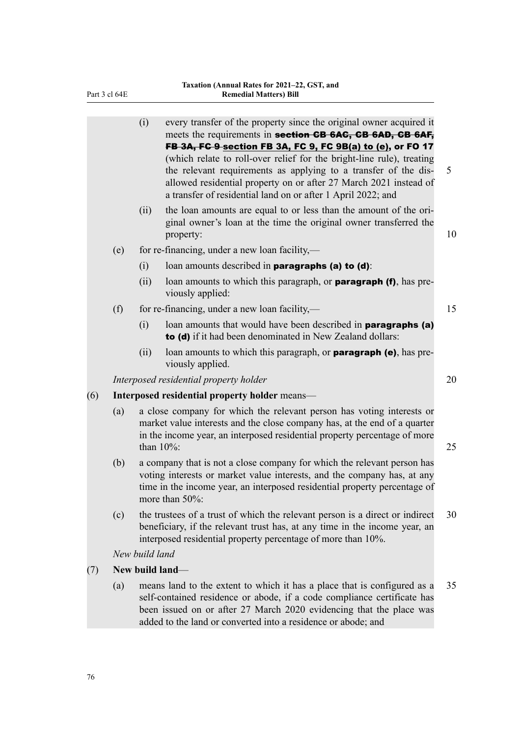(i) every transfer of the property since the original owner acquired it meets the requirements in ~~**section CB 6AC, CB 6AD, CB 6AF, FB 3A, FC 9**~~ <u>**section FB 3A, FC 9, FC 9B(a) to (e)**</u>, **or FO 17** (which relate to roll-over relief for the bright-line rule), treating the relevant requirements as applying to a transfer of the disallowed residential property on or after 27 March 2021 instead of a transfer of residential land on or after 1 April 2022; and

(ii) the loan amounts are equal to or less than the amount of the original owner's loan at the time the original owner transferred the property:

(e) for re-financing, under a new loan facility,—

(i) loan amounts described in **paragraphs (a) to (d)**:

(ii) loan amounts to which this paragraph, or **paragraph (f)**, has previously applied:

(f) for re-financing, under a new loan facility,—

(i) loan amounts that would have been described in **paragraphs (a) to (d)** if it had been denominated in New Zealand dollars:

(ii) loan amounts to which this paragraph, or **paragraph (e)**, has previously applied.

*Interposed residential property holder*

(6) **Interposed residential property holder** means—

(a) a close company for which the relevant person has voting interests or market value interests and the close company has, at the end of a quarter in the income year, an interposed residential property percentage of more than 10%:

(b) a company that is not a close company for which the relevant person has voting interests or market value interests, and the company has, at any time in the income year, an interposed residential property percentage of more than 50%:

(c) the trustees of a trust of which the relevant person is a direct or indirect beneficiary, if the relevant trust has, at any time in the income year, an interposed residential property percentage of more than 10%.

*New build land*

(7) **New build land**—

(a) means land to the extent to which it has a place that is configured as a self-contained residence or abode, if a code compliance certificate has been issued on or after 27 March 2020 evidencing that the place was added to the land or converted into a residence or abode; and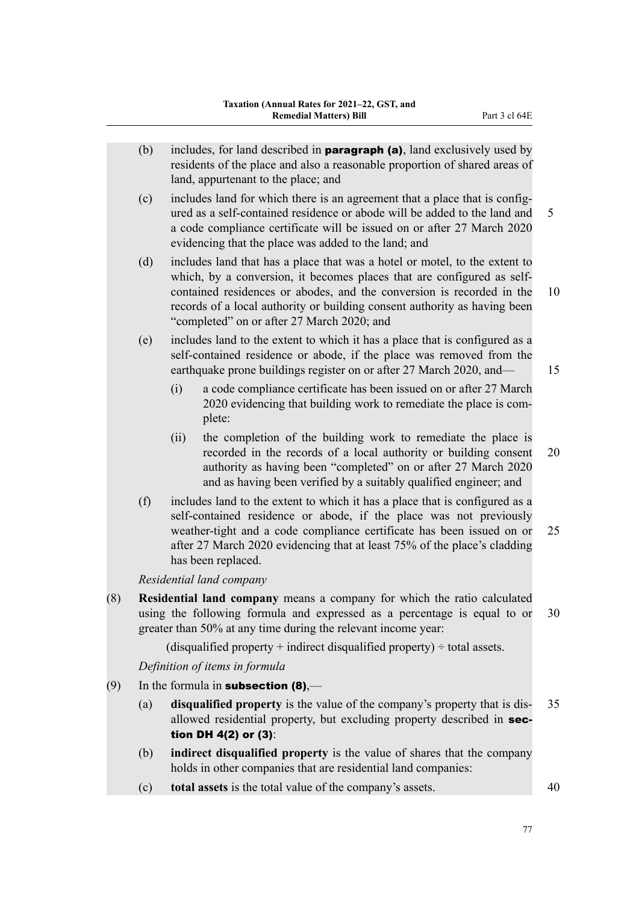(b) includes, for land described in **paragraph (a)**, land exclusively used by residents of the place and also a reasonable proportion of shared areas of land, appurtenant to the place; and

(c) includes land for which there is an agreement that a place that is configured as a self-contained residence or abode will be added to the land and a code compliance certificate will be issued on or after 27 March 2020 evidencing that the place was added to the land; and

(d) includes land that has a place that was a hotel or motel, to the extent to which, by a conversion, it becomes places that are configured as self-contained residences or abodes, and the conversion is recorded in the records of a local authority or building consent authority as having been "completed" on or after 27 March 2020; and

(e) includes land to the extent to which it has a place that is configured as a self-contained residence or abode, if the place was removed from the earthquake prone buildings register on or after 27 March 2020, and—

(i) a code compliance certificate has been issued on or after 27 March 2020 evidencing that building work to remediate the place is complete:

(ii) the completion of the building work to remediate the place is recorded in the records of a local authority or building consent authority as having been "completed" on or after 27 March 2020 and as having been verified by a suitably qualified engineer; and

(f) includes land to the extent to which it has a place that is configured as a self-contained residence or abode, if the place was not previously weather-tight and a code compliance certificate has been issued on or after 27 March 2020 evidencing that at least 75% of the place's cladding has been replaced.

*Residential land company*

(8) **Residential land company** means a company for which the ratio calculated using the following formula and expressed as a percentage is equal to or greater than 50% at any time during the relevant income year:

(disqualified property + indirect disqualified property) ÷ total assets.

*Definition of items in formula*

(9) In the formula in **subsection (8)**,—

(a) **disqualified property** is the value of the company's property that is disallowed residential property, but excluding property described in **section DH 4(2) or (3)**:

(b) **indirect disqualified property** is the value of shares that the company holds in other companies that are residential land companies:

(c) **total assets** is the total value of the company's assets.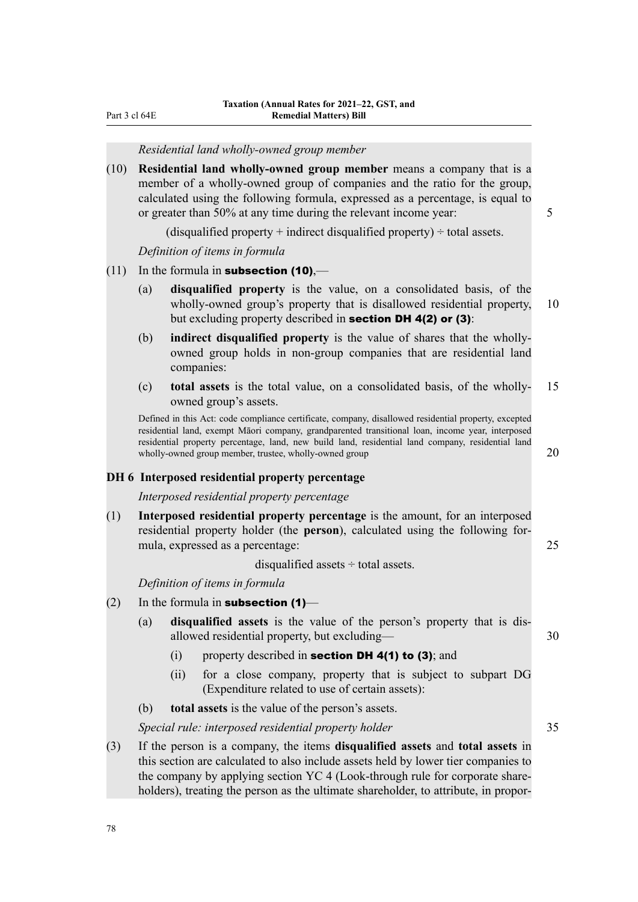*Residential land wholly-owned group member*

(10) **Residential land wholly-owned group member** means a company that is a member of a wholly-owned group of companies and the ratio for the group, calculated using the following formula, expressed as a percentage, is equal to or greater than 50% at any time during the relevant income year:

(disqualified property + indirect disqualified property) ÷ total assets.

*Definition of items in formula*

(11) In the formula in **subsection (10)**,—

(a) **disqualified property** is the value, on a consolidated basis, of the wholly-owned group's property that is disallowed residential property, but excluding property described in **section DH 4(2) or (3)**:

(b) **indirect disqualified property** is the value of shares that the wholly-owned group holds in non-group companies that are residential land companies:

(c) **total assets** is the total value, on a consolidated basis, of the wholly-owned group's assets.

Defined in this Act: code compliance certificate, company, disallowed residential property, excepted residential land, exempt Māori company, grandparented transitional loan, income year, interposed residential property percentage, land, new build land, residential land company, residential land wholly-owned group member, trustee, wholly-owned group

**DH 6 Interposed residential property percentage**

*Interposed residential property percentage*

(1) **Interposed residential property percentage** is the amount, for an interposed residential property holder (the **person**), calculated using the following formula, expressed as a percentage:

disqualified assets ÷ total assets.

*Definition of items in formula*

(2) In the formula in **subsection (1)**—

(a) **disqualified assets** is the value of the person's property that is disallowed residential property, but excluding—

(i) property described in **section DH 4(1) to (3)**; and

(ii) for a close company, property that is subject to subpart DG (Expenditure related to use of certain assets):

(b) **total assets** is the value of the person's assets.

*Special rule: interposed residential property holder*

(3) If the person is a company, the items **disqualified assets** and **total assets** in this section are calculated to also include assets held by lower tier companies to the company by applying section YC 4 (Look-through rule for corporate shareholders), treating the person as the ultimate shareholder, to attribute, in propor-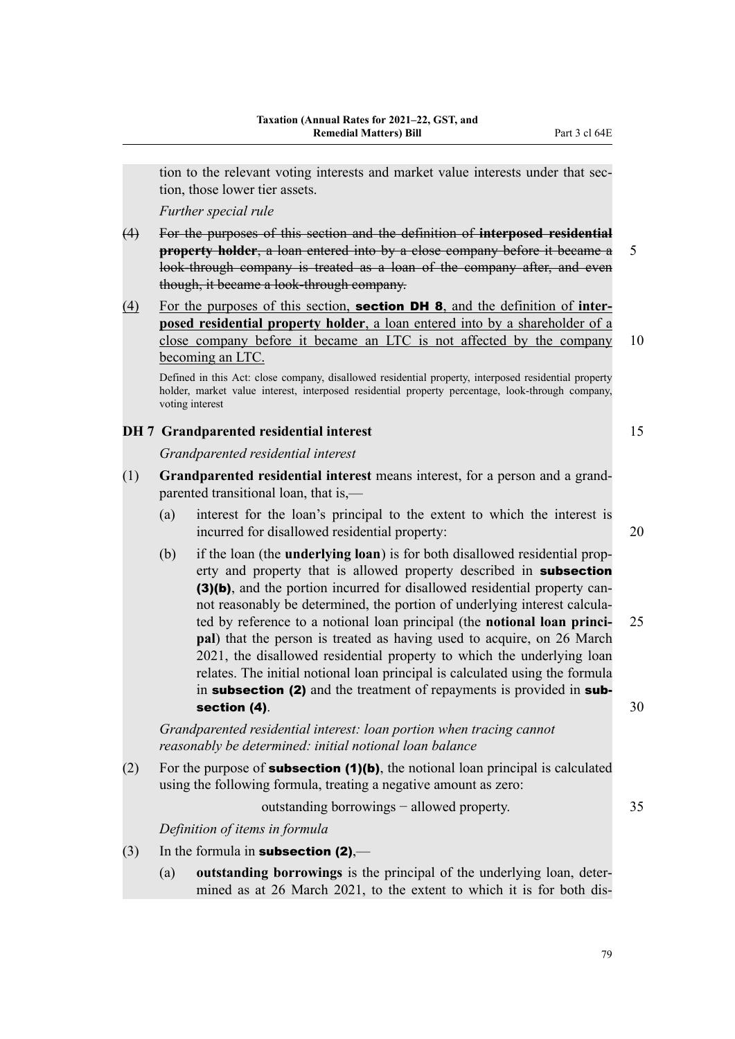tion to the relevant voting interests and market value interests under that section, those lower tier assets.

*Further special rule*

~~(4) For the purposes of this section and the definition of **interposed residential property holder**, a loan entered into by a close company before it became a look-through company is treated as a loan of the company after, and even though, it became a look-through company.~~

(4) For the purposes of this section, **section DH 8**, and the definition of **interposed residential property holder**, a loan entered into by a shareholder of a close company before it became an LTC is not affected by the company becoming an LTC.

Defined in this Act: close company, disallowed residential property, interposed residential property holder, market value interest, interposed residential property percentage, look-through company, voting interest

### DH 7 Grandparented residential interest

*Grandparented residential interest*

(1) **Grandparented residential interest** means interest, for a person and a grandparented transitional loan, that is,—

(a) interest for the loan's principal to the extent to which the interest is incurred for disallowed residential property:

(b) if the loan (the **underlying loan**) is for both disallowed residential property and property that is allowed property described in **subsection (3)(b)**, and the portion incurred for disallowed residential property cannot reasonably be determined, the portion of underlying interest calculated by reference to a notional loan principal (the **notional loan principal**) that the person is treated as having used to acquire, on 26 March 2021, the disallowed residential property to which the underlying loan relates. The initial notional loan principal is calculated using the formula in **subsection (2)** and the treatment of repayments is provided in **subsection (4)**.

*Grandparented residential interest: loan portion when tracing cannot reasonably be determined: initial notional loan balance*

(2) For the purpose of **subsection (1)(b)**, the notional loan principal is calculated using the following formula, treating a negative amount as zero:

$$\text{outstanding borrowings} - \text{allowed property}.$$

*Definition of items in formula*

(3) In the formula in **subsection (2)**,—

(a) **outstanding borrowings** is the principal of the underlying loan, determined as at 26 March 2021, to the extent to which it is for both dis-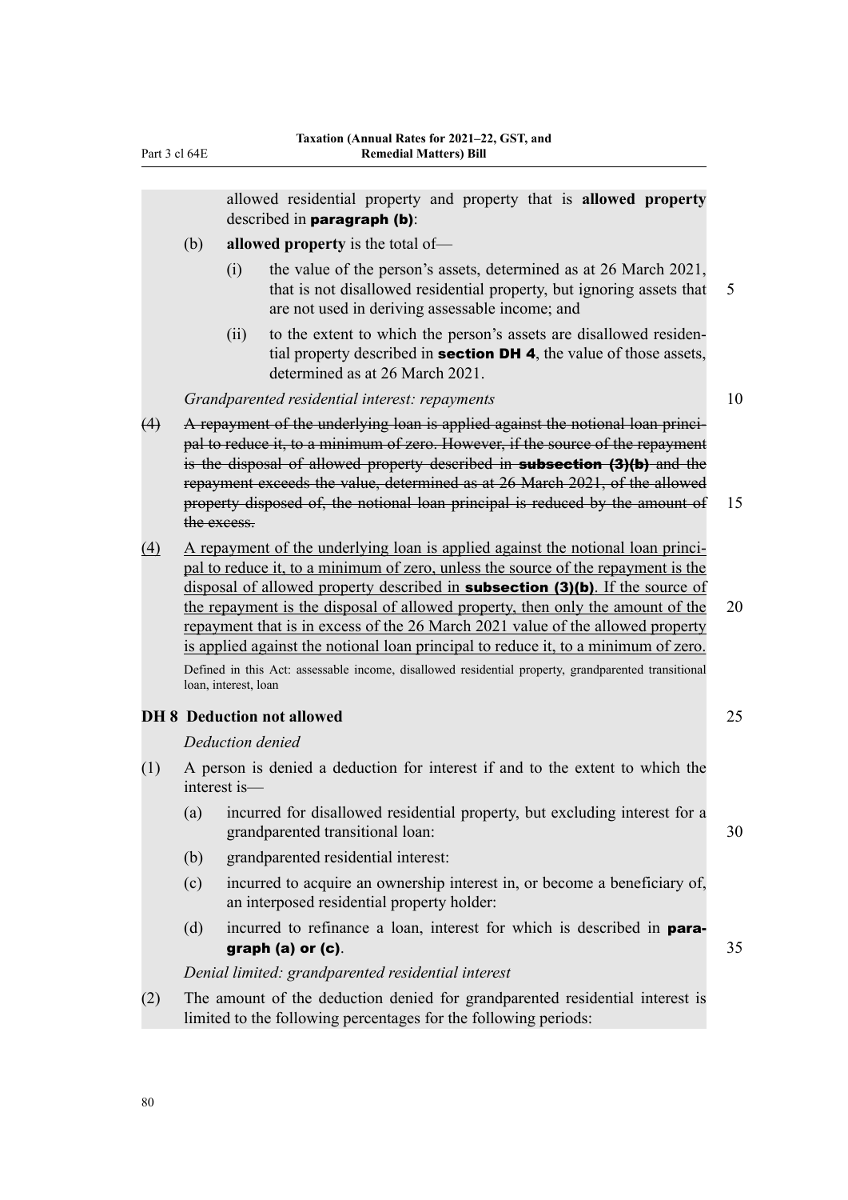allowed residential property and property that is **allowed property** described in **paragraph (b)**:

(b) **allowed property** is the total of—

(i) the value of the person's assets, determined as at 26 March 2021, that is not disallowed residential property, but ignoring assets that are not used in deriving assessable income; and

(ii) to the extent to which the person's assets are disallowed residential property described in **section DH 4**, the value of those assets, determined as at 26 March 2021.

*Grandparented residential interest: repayments*

~~(4) A repayment of the underlying loan is applied against the notional loan principal to reduce it, to a minimum of zero. However, if the source of the repayment is the disposal of allowed property described in **subsection (3)(b)** and the repayment exceeds the value, determined as at 26 March 2021, of the allowed property disposed of, the notional loan principal is reduced by the amount of the excess.~~

<u>(4) A repayment of the underlying loan is applied against the notional loan principal to reduce it, to a minimum of zero, unless the source of the repayment is the disposal of allowed property described in **subsection (3)(b)**. If the source of the repayment is the disposal of allowed property, then only the amount of the repayment that is in excess of the 26 March 2021 value of the allowed property is applied against the notional loan principal to reduce it, to a minimum of zero.</u>

Defined in this Act: assessable income, disallowed residential property, grandparented transitional loan, interest, loan

### DH 8 Deduction not allowed

*Deduction denied*

(1) A person is denied a deduction for interest if and to the extent to which the interest is—

(a) incurred for disallowed residential property, but excluding interest for a grandparented transitional loan:

(b) grandparented residential interest:

(c) incurred to acquire an ownership interest in, or become a beneficiary of, an interposed residential property holder:

(d) incurred to refinance a loan, interest for which is described in **paragraph (a) or (c)**.

*Denial limited: grandparented residential interest*

(2) The amount of the deduction denied for grandparented residential interest is limited to the following percentages for the following periods: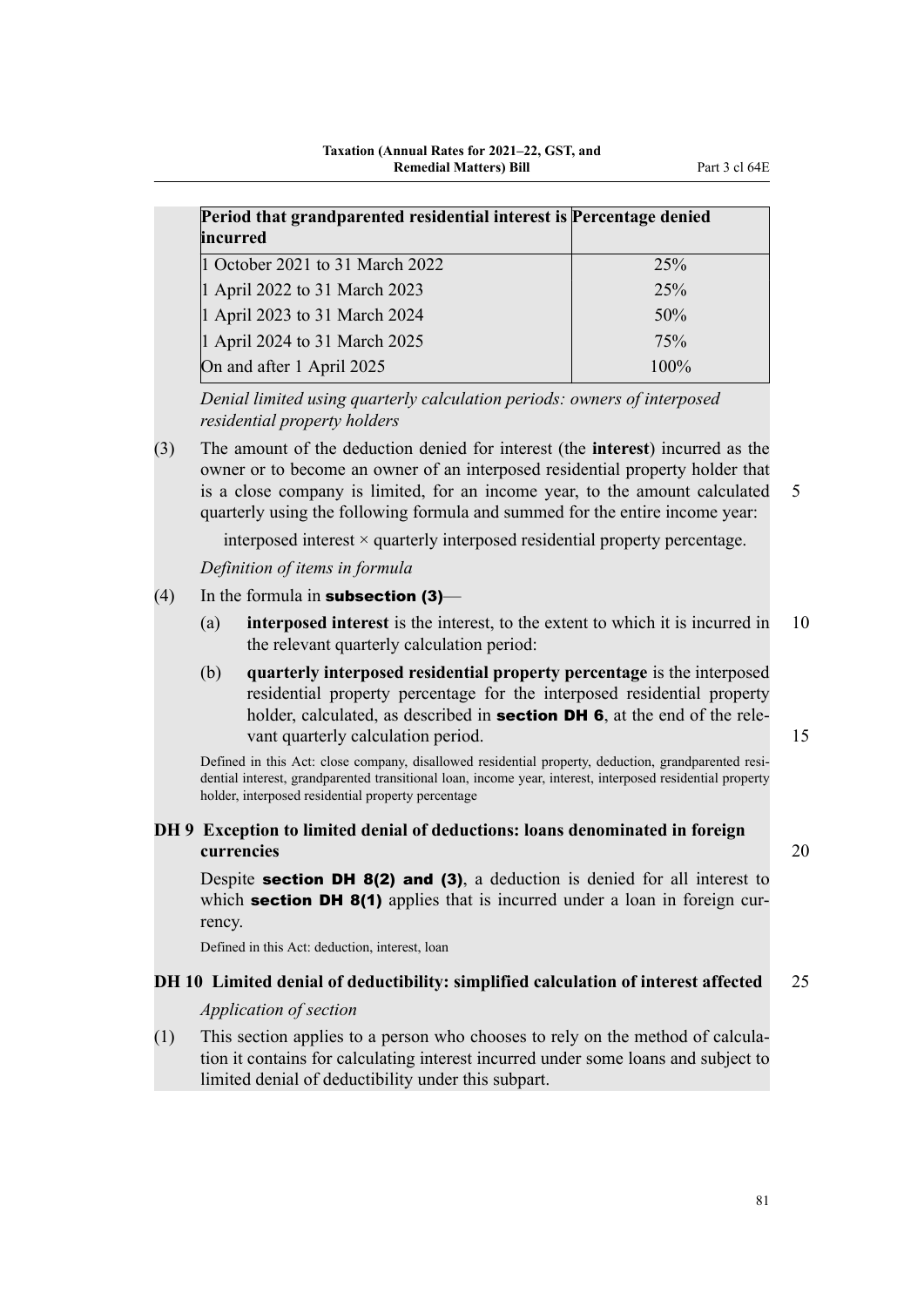| Period that grandparented residential interest is incurred | Percentage denied |
|---|---|
| 1 October 2021 to 31 March 2022 | 25% |
| 1 April 2022 to 31 March 2023 | 25% |
| 1 April 2023 to 31 March 2024 | 50% |
| 1 April 2024 to 31 March 2025 | 75% |
| On and after 1 April 2025 | 100% |

*Denial limited using quarterly calculation periods: owners of interposed residential property holders*

(3) The amount of the deduction denied for interest (the **interest**) incurred as the owner or to become an owner of an interposed residential property holder that is a close company is limited, for an income year, to the amount calculated quarterly using the following formula and summed for the entire income year:

interposed interest × quarterly interposed residential property percentage.

*Definition of items in formula*

(4) In the formula in **subsection (3)**—

(a) **interposed interest** is the interest, to the extent to which it is incurred in the relevant quarterly calculation period:

(b) **quarterly interposed residential property percentage** is the interposed residential property percentage for the interposed residential property holder, calculated, as described in **section DH 6**, at the end of the relevant quarterly calculation period.

Defined in this Act: close company, disallowed residential property, deduction, grandparented residential interest, grandparented transitional loan, income year, interest, interposed residential property holder, interposed residential property percentage

### DH 9 Exception to limited denial of deductions: loans denominated in foreign currencies

Despite **section DH 8(2) and (3)**, a deduction is denied for all interest to which **section DH 8(1)** applies that is incurred under a loan in foreign currency.

Defined in this Act: deduction, interest, loan

### DH 10 Limited denial of deductibility: simplified calculation of interest affected

*Application of section*

(1) This section applies to a person who chooses to rely on the method of calculation it contains for calculating interest incurred under some loans and subject to limited denial of deductibility under this subpart.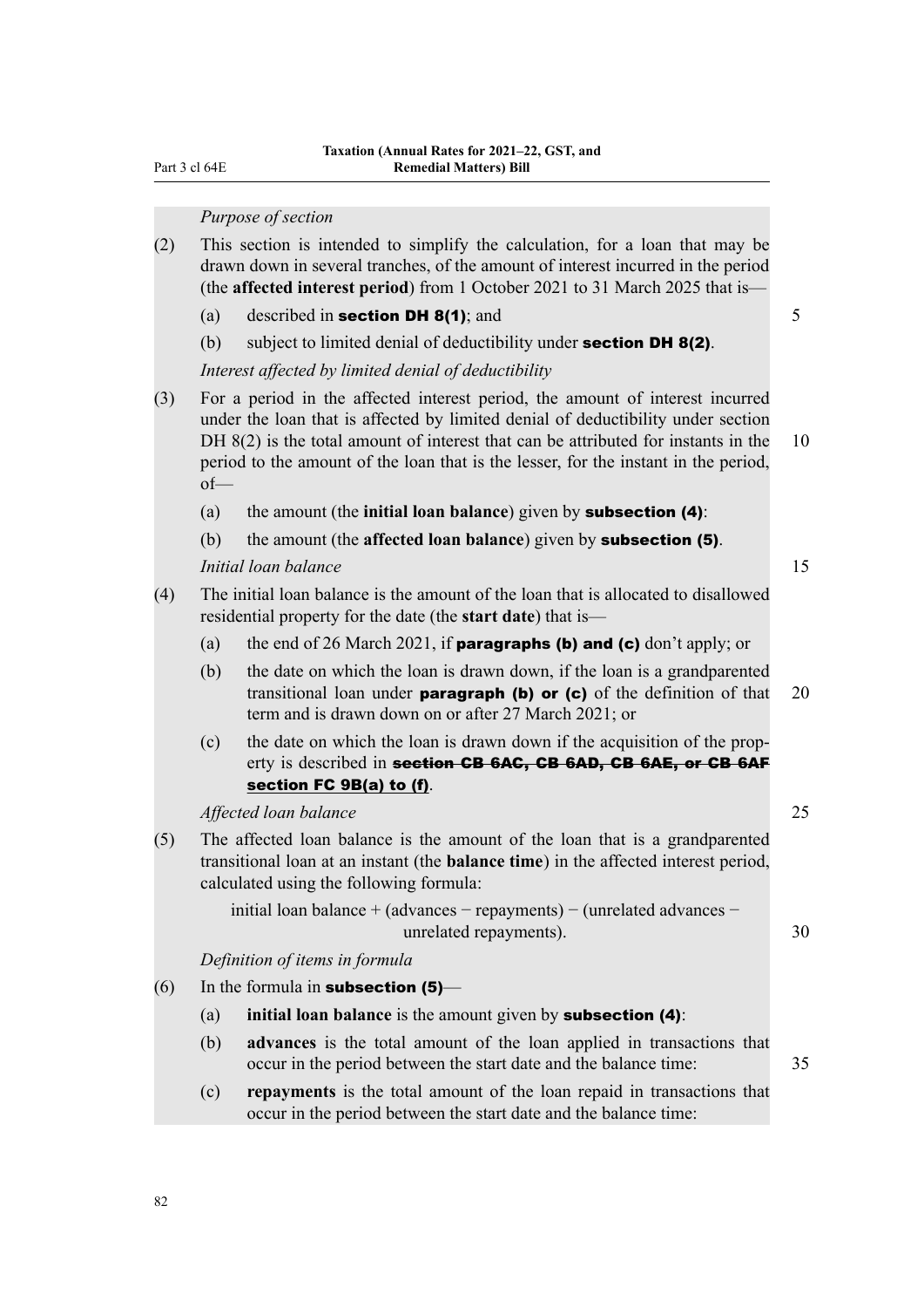*Purpose of section*

(2) This section is intended to simplify the calculation, for a loan that may be drawn down in several tranches, of the amount of interest incurred in the period (the **affected interest period**) from 1 October 2021 to 31 March 2025 that is—

(a) described in **section DH 8(1)**; and

(b) subject to limited denial of deductibility under **section DH 8(2)**.

*Interest affected by limited denial of deductibility*

(3) For a period in the affected interest period, the amount of interest incurred under the loan that is affected by limited denial of deductibility under section DH 8(2) is the total amount of interest that can be attributed for instants in the period to the amount of the loan that is the lesser, for the instant in the period, of—

(a) the amount (the **initial loan balance**) given by **subsection (4)**:

(b) the amount (the **affected loan balance**) given by **subsection (5)**.

*Initial loan balance*

(4) The initial loan balance is the amount of the loan that is allocated to disallowed residential property for the date (the **start date**) that is—

(a) the end of 26 March 2021, if **paragraphs (b) and (c)** don't apply; or

(b) the date on which the loan is drawn down, if the loan is a grandparented transitional loan under **paragraph (b) or (c)** of the definition of that term and is drawn down on or after 27 March 2021; or

(c) the date on which the loan is drawn down if the acquisition of the property is described in ~~**section CB 6AC, CB 6AD, CB 6AE, or CB 6AF**~~ <u>**section FC 9B(a) to (f)**</u>.

*Affected loan balance*

(5) The affected loan balance is the amount of the loan that is a grandparented transitional loan at an instant (the **balance time**) in the affected interest period, calculated using the following formula:

$$\text{initial loan balance} + (\text{advances} - \text{repayments}) - (\text{unrelated advances} - \text{unrelated repayments}).$$

*Definition of items in formula*

(6) In the formula in **subsection (5)**—

(a) **initial loan balance** is the amount given by **subsection (4)**:

(b) **advances** is the total amount of the loan applied in transactions that occur in the period between the start date and the balance time:

(c) **repayments** is the total amount of the loan repaid in transactions that occur in the period between the start date and the balance time: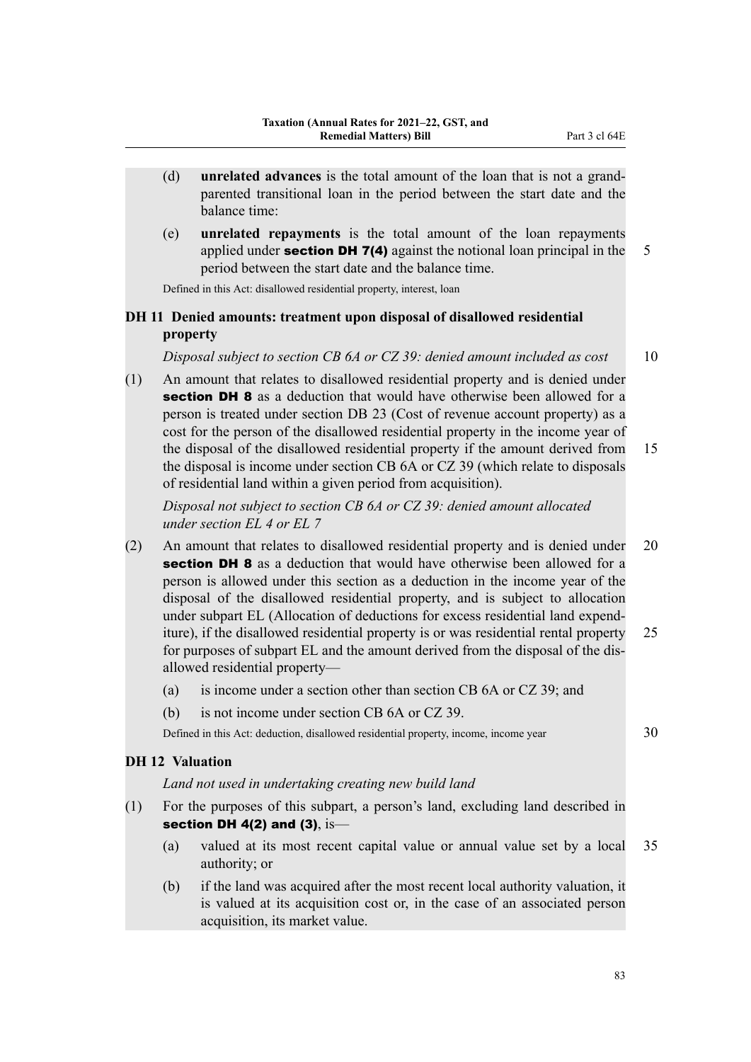(d) **unrelated advances** is the total amount of the loan that is not a grandparented transitional loan in the period between the start date and the balance time:

(e) **unrelated repayments** is the total amount of the loan repayments applied under **section DH 7(4)** against the notional loan principal in the period between the start date and the balance time.

Defined in this Act: disallowed residential property, interest, loan

### DH 11 Denied amounts: treatment upon disposal of disallowed residential property

*Disposal subject to section CB 6A or CZ 39: denied amount included as cost*

(1) An amount that relates to disallowed residential property and is denied under **section DH 8** as a deduction that would have otherwise been allowed for a person is treated under section DB 23 (Cost of revenue account property) as a cost for the person of the disallowed residential property in the income year of the disposal of the disallowed residential property if the amount derived from the disposal is income under section CB 6A or CZ 39 (which relate to disposals of residential land within a given period from acquisition).

*Disposal not subject to section CB 6A or CZ 39: denied amount allocated under section EL 4 or EL 7*

(2) An amount that relates to disallowed residential property and is denied under **section DH 8** as a deduction that would have otherwise been allowed for a person is allowed under this section as a deduction in the income year of the disposal of the disallowed residential property, and is subject to allocation under subpart EL (Allocation of deductions for excess residential land expenditure), if the disallowed residential property is or was residential rental property for purposes of subpart EL and the amount derived from the disposal of the disallowed residential property—

(a) is income under a section other than section CB 6A or CZ 39; and

(b) is not income under section CB 6A or CZ 39.

Defined in this Act: deduction, disallowed residential property, income, income year

### DH 12 Valuation

*Land not used in undertaking creating new build land*

(1) For the purposes of this subpart, a person's land, excluding land described in **section DH 4(2) and (3)**, is—

(a) valued at its most recent capital value or annual value set by a local authority; or

(b) if the land was acquired after the most recent local authority valuation, it is valued at its acquisition cost or, in the case of an associated person acquisition, its market value.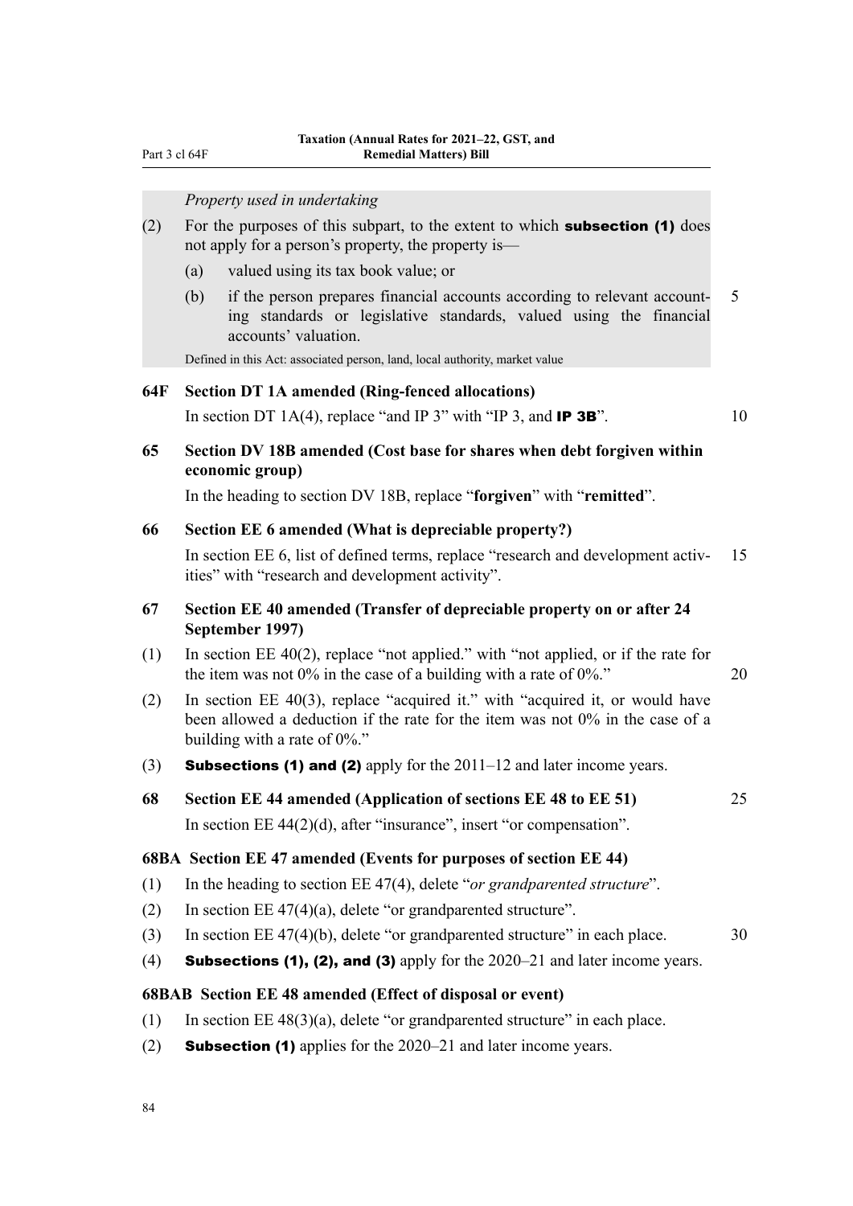*Property used in undertaking*

(2) For the purposes of this subpart, to the extent to which **subsection (1)** does not apply for a person's property, the property is—

(a) valued using its tax book value; or

(b) if the person prepares financial accounts according to relevant accounting standards or legislative standards, valued using the financial accounts' valuation.

Defined in this Act: associated person, land, local authority, market value

### 64F Section DT 1A amended (Ring-fenced allocations)

In section DT 1A(4), replace "and IP 3" with "IP 3, and **IP 3B**".

### 65 Section DV 18B amended (Cost base for shares when debt forgiven within economic group)

In the heading to section DV 18B, replace "**forgiven**" with "**remitted**".

### 66 Section EE 6 amended (What is depreciable property?)

In section EE 6, list of defined terms, replace "research and development activities" with "research and development activity".

### 67 Section EE 40 amended (Transfer of depreciable property on or after 24 September 1997)

(1) In section EE 40(2), replace "not applied." with "not applied, or if the rate for the item was not 0% in the case of a building with a rate of 0%."

(2) In section EE 40(3), replace "acquired it." with "acquired it, or would have been allowed a deduction if the rate for the item was not 0% in the case of a building with a rate of 0%."

(3) **Subsections (1) and (2)** apply for the 2011–12 and later income years.

### 68 Section EE 44 amended (Application of sections EE 48 to EE 51)

In section EE 44(2)(d), after "insurance", insert "or compensation".

### 68BA Section EE 47 amended (Events for purposes of section EE 44)

(1) In the heading to section EE 47(4), delete "*or grandparented structure*".

(2) In section EE 47(4)(a), delete "or grandparented structure".

(3) In section EE 47(4)(b), delete "or grandparented structure" in each place.

(4) **Subsections (1), (2), and (3)** apply for the 2020–21 and later income years.

### 68BAB Section EE 48 amended (Effect of disposal or event)

(1) In section EE 48(3)(a), delete "or grandparented structure" in each place.

(2) **Subsection (1)** applies for the 2020–21 and later income years.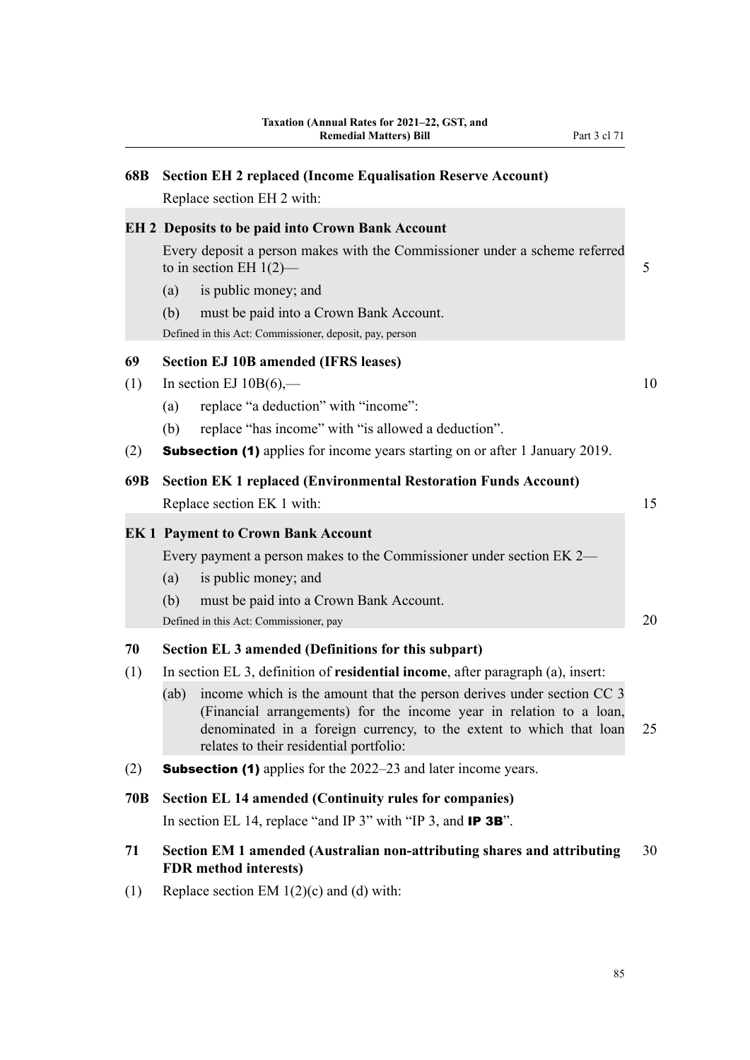### 68B Section EH 2 replaced (Income Equalisation Reserve Account)

Replace section EH 2 with:

> **EH 2 Deposits to be paid into Crown Bank Account**
>
> Every deposit a person makes with the Commissioner under a scheme referred to in section EH 1(2)—
>
> (a) is public money; and
>
> (b) must be paid into a Crown Bank Account.
>
> Defined in this Act: Commissioner, deposit, pay, person

### 69 Section EJ 10B amended (IFRS leases)

(1) In section EJ 10B(6),—

(a) replace "a deduction" with "income":

(b) replace "has income" with "is allowed a deduction".

(2) **Subsection (1)** applies for income years starting on or after 1 January 2019.

### 69B Section EK 1 replaced (Environmental Restoration Funds Account)

Replace section EK 1 with:

> **EK 1 Payment to Crown Bank Account**
>
> Every payment a person makes to the Commissioner under section EK 2—
>
> (a) is public money; and
>
> (b) must be paid into a Crown Bank Account.
>
> Defined in this Act: Commissioner, pay

### 70 Section EL 3 amended (Definitions for this subpart)

(1) In section EL 3, definition of **residential income**, after paragraph (a), insert:

> (ab) income which is the amount that the person derives under section CC 3 (Financial arrangements) for the income year in relation to a loan, denominated in a foreign currency, to the extent to which that loan relates to their residential portfolio:

(2) **Subsection (1)** applies for the 2022–23 and later income years.

### 70B Section EL 14 amended (Continuity rules for companies)

In section EL 14, replace "and IP 3" with "IP 3, and **IP 3B**".

### 71 Section EM 1 amended (Australian non-attributing shares and attributing FDR method interests)

(1) Replace section EM 1(2)(c) and (d) with: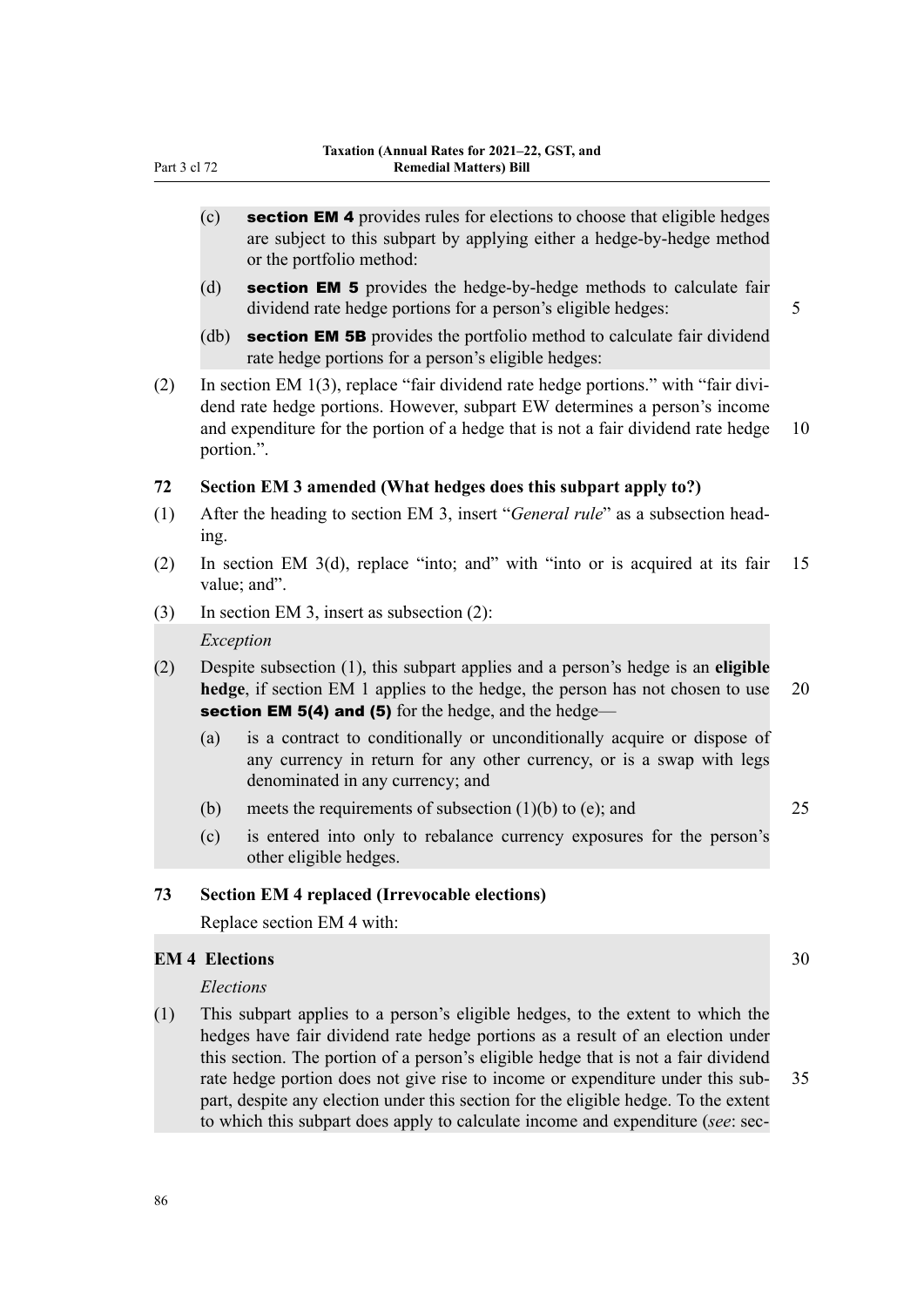(c) **section EM 4** provides rules for elections to choose that eligible hedges are subject to this subpart by applying either a hedge-by-hedge method or the portfolio method:

(d) **section EM 5** provides the hedge-by-hedge methods to calculate fair dividend rate hedge portions for a person's eligible hedges:

(db) **section EM 5B** provides the portfolio method to calculate fair dividend rate hedge portions for a person's eligible hedges:

(2) In section EM 1(3), replace "fair dividend rate hedge portions." with "fair dividend rate hedge portions. However, subpart EW determines a person's income and expenditure for the portion of a hedge that is not a fair dividend rate hedge portion.".

### 72 Section EM 3 amended (What hedges does this subpart apply to?)

(1) After the heading to section EM 3, insert "*General rule*" as a subsection heading.

(2) In section EM 3(d), replace "into; and" with "into or is acquired at its fair value; and".

(3) In section EM 3, insert as subsection (2):

*Exception*

(2) Despite subsection (1), this subpart applies and a person's hedge is an **eligible hedge**, if section EM 1 applies to the hedge, the person has not chosen to use **section EM 5(4) and (5)** for the hedge, and the hedge—

(a) is a contract to conditionally or unconditionally acquire or dispose of any currency in return for any other currency, or is a swap with legs denominated in any currency; and

(b) meets the requirements of subsection (1)(b) to (e); and

(c) is entered into only to rebalance currency exposures for the person's other eligible hedges.

### 73 Section EM 4 replaced (Irrevocable elections)

Replace section EM 4 with:

**EM 4 Elections**

*Elections*

(1) This subpart applies to a person's eligible hedges, to the extent to which the hedges have fair dividend rate hedge portions as a result of an election under this section. The portion of a person's eligible hedge that is not a fair dividend rate hedge portion does not give rise to income or expenditure under this subpart, despite any election under this section for the eligible hedge. To the extent to which this subpart does apply to calculate income and expenditure (*see*: sec-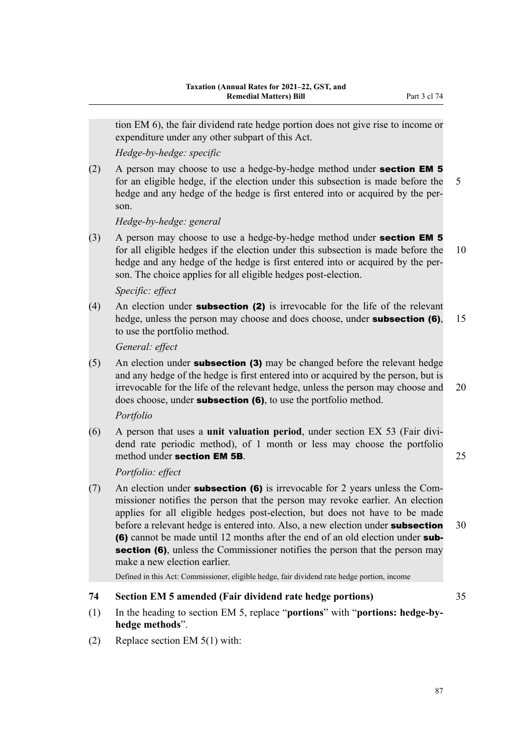tion EM 6), the fair dividend rate hedge portion does not give rise to income or expenditure under any other subpart of this Act.

*Hedge-by-hedge: specific*

(2) A person may choose to use a hedge-by-hedge method under **section EM 5** for an eligible hedge, if the election under this subsection is made before the hedge and any hedge of the hedge is first entered into or acquired by the person.

*Hedge-by-hedge: general*

(3) A person may choose to use a hedge-by-hedge method under **section EM 5** for all eligible hedges if the election under this subsection is made before the hedge and any hedge of the hedge is first entered into or acquired by the person. The choice applies for all eligible hedges post-election.

*Specific: effect*

(4) An election under **subsection (2)** is irrevocable for the life of the relevant hedge, unless the person may choose and does choose, under **subsection (6)**, to use the portfolio method.

*General: effect*

(5) An election under **subsection (3)** may be changed before the relevant hedge and any hedge of the hedge is first entered into or acquired by the person, but is irrevocable for the life of the relevant hedge, unless the person may choose and does choose, under **subsection (6)**, to use the portfolio method.

*Portfolio*

(6) A person that uses a **unit valuation period**, under section EX 53 (Fair dividend rate periodic method), of 1 month or less may choose the portfolio method under **section EM 5B**.

*Portfolio: effect*

(7) An election under **subsection (6)** is irrevocable for 2 years unless the Commissioner notifies the person that the person may revoke earlier. An election applies for all eligible hedges post-election, but does not have to be made before a relevant hedge is entered into. Also, a new election under **subsection (6)** cannot be made until 12 months after the end of an old election under **subsection (6)**, unless the Commissioner notifies the person that the person may make a new election earlier.

Defined in this Act: Commissioner, eligible hedge, fair dividend rate hedge portion, income

## 74 Section EM 5 amended (Fair dividend rate hedge portions)

(1) In the heading to section EM 5, replace "**portions**" with "**portions: hedge-by-hedge methods**".

(2) Replace section EM 5(1) with: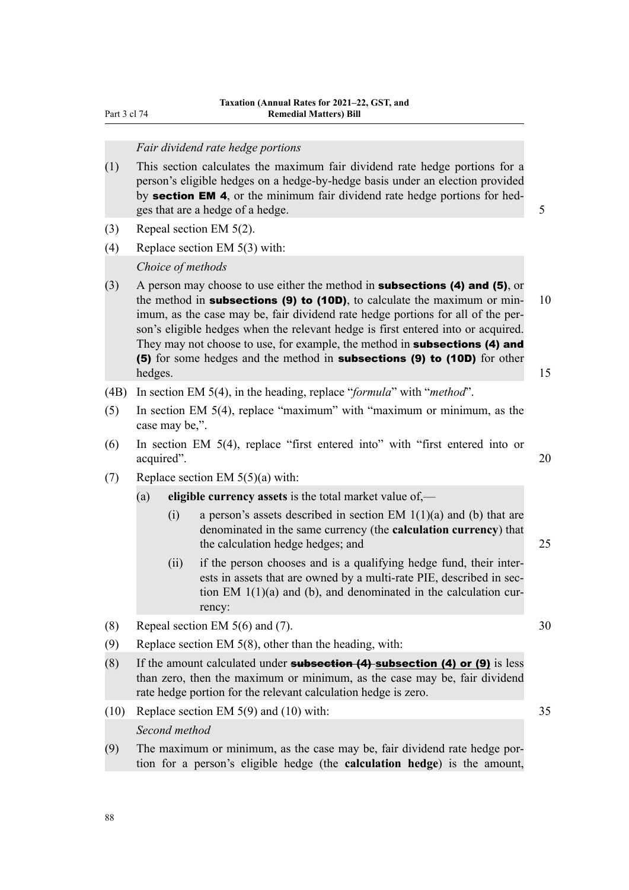*Fair dividend rate hedge portions*

(1) This section calculates the maximum fair dividend rate hedge portions for a person's eligible hedges on a hedge-by-hedge basis under an election provided by **section EM 4**, or the minimum fair dividend rate hedge portions for hedges that are a hedge of a hedge.

(3) Repeal section EM 5(2).

(4) Replace section EM 5(3) with:

*Choice of methods*

(3) A person may choose to use either the method in **subsections (4) and (5)**, or the method in **subsections (9) to (10D)**, to calculate the maximum or minimum, as the case may be, fair dividend rate hedge portions for all of the person's eligible hedges when the relevant hedge is first entered into or acquired. They may not choose to use, for example, the method in **subsections (4) and (5)** for some hedges and the method in **subsections (9) to (10D)** for other hedges.

(4B) In section EM 5(4), in the heading, replace "*formula*" with "*method*".

(5) In section EM 5(4), replace "maximum" with "maximum or minimum, as the case may be,".

(6) In section EM 5(4), replace "first entered into" with "first entered into or acquired".

(7) Replace section EM 5(5)(a) with:

(a) **eligible currency assets** is the total market value of,—

(i) a person's assets described in section EM 1(1)(a) and (b) that are denominated in the same currency (the **calculation currency**) that the calculation hedge hedges; and

(ii) if the person chooses and is a qualifying hedge fund, their interests in assets that are owned by a multi-rate PIE, described in section EM 1(1)(a) and (b), and denominated in the calculation currency:

(8) Repeal section EM 5(6) and (7).

(9) Replace section EM 5(8), other than the heading, with:

(8) If the amount calculated under ~~**subsection (4)**~~ **subsection (4) or (9)** is less than zero, then the maximum or minimum, as the case may be, fair dividend rate hedge portion for the relevant calculation hedge is zero.

(10) Replace section EM 5(9) and (10) with:

*Second method*

(9) The maximum or minimum, as the case may be, fair dividend rate hedge portion for a person's eligible hedge (the **calculation hedge**) is the amount,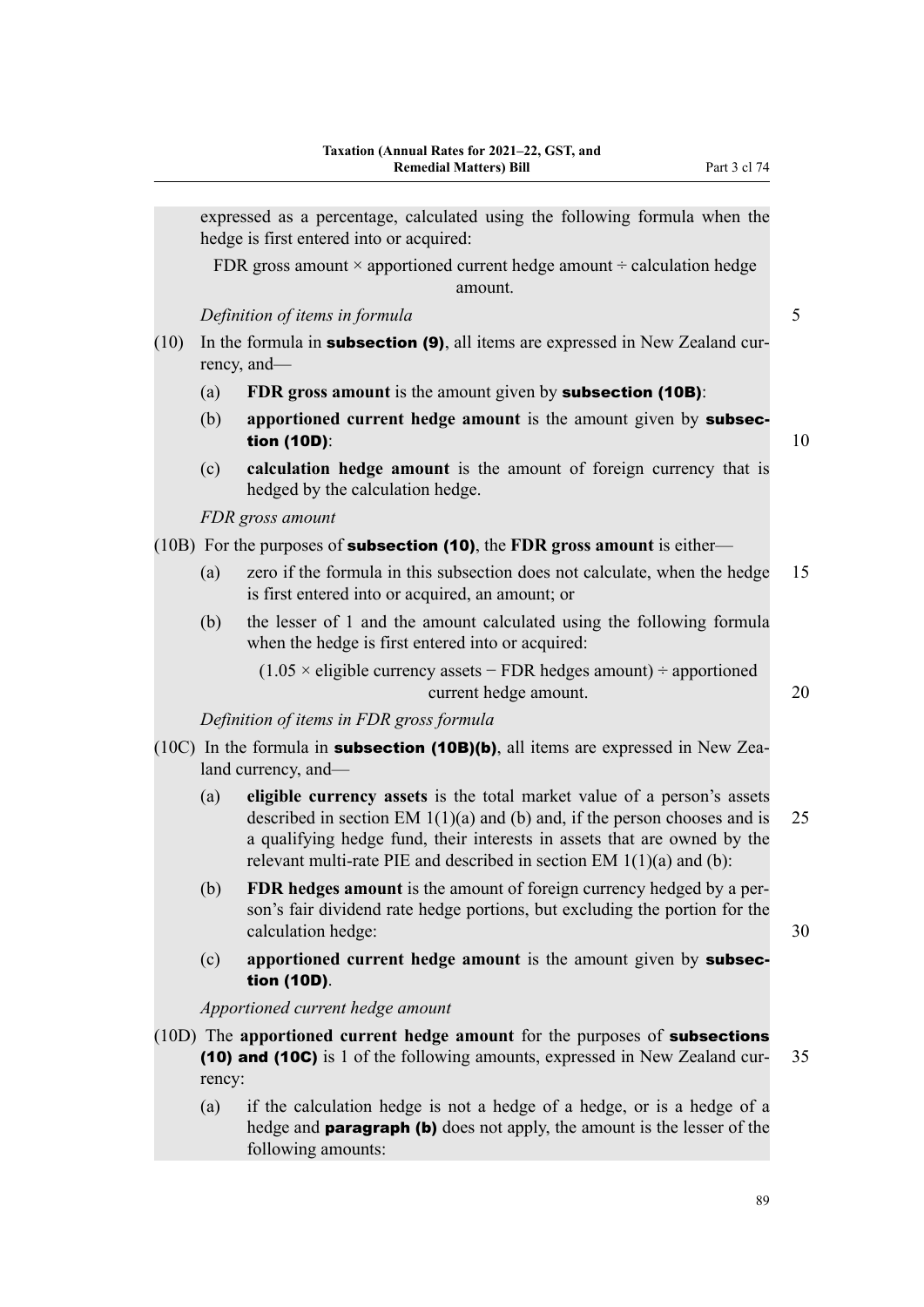expressed as a percentage, calculated using the following formula when the hedge is first entered into or acquired:

FDR gross amount × apportioned current hedge amount ÷ calculation hedge amount.

*Definition of items in formula*

(10) In the formula in **subsection (9)**, all items are expressed in New Zealand currency, and—

- (a) **FDR gross amount** is the amount given by **subsection (10B)**:
- (b) **apportioned current hedge amount** is the amount given by **subsection (10D)**:
- (c) **calculation hedge amount** is the amount of foreign currency that is hedged by the calculation hedge.

*FDR gross amount*

(10B) For the purposes of **subsection (10)**, the **FDR gross amount** is either—

- (a) zero if the formula in this subsection does not calculate, when the hedge is first entered into or acquired, an amount; or
- (b) the lesser of 1 and the amount calculated using the following formula when the hedge is first entered into or acquired:

  (1.05 × eligible currency assets − FDR hedges amount) ÷ apportioned current hedge amount.

*Definition of items in FDR gross formula*

(10C) In the formula in **subsection (10B)(b)**, all items are expressed in New Zealand currency, and—

- (a) **eligible currency assets** is the total market value of a person's assets described in section EM 1(1)(a) and (b) and, if the person chooses and is a qualifying hedge fund, their interests in assets that are owned by the relevant multi-rate PIE and described in section EM 1(1)(a) and (b):
- (b) **FDR hedges amount** is the amount of foreign currency hedged by a person's fair dividend rate hedge portions, but excluding the portion for the calculation hedge:
- (c) **apportioned current hedge amount** is the amount given by **subsection (10D)**.

*Apportioned current hedge amount*

(10D) The **apportioned current hedge amount** for the purposes of **subsections (10) and (10C)** is 1 of the following amounts, expressed in New Zealand currency:

- (a) if the calculation hedge is not a hedge of a hedge, or is a hedge of a hedge and **paragraph (b)** does not apply, the amount is the lesser of the following amounts: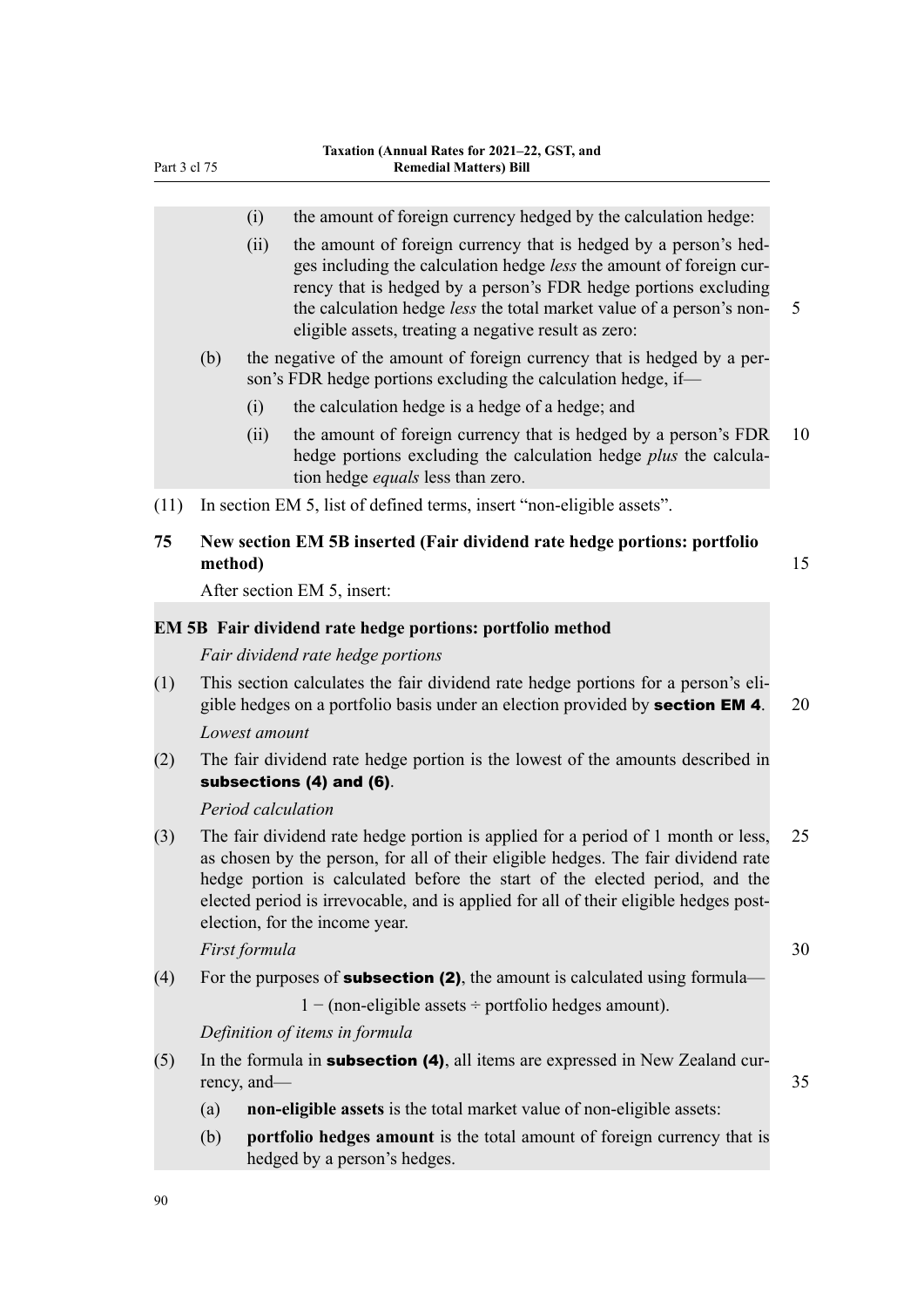(i) the amount of foreign currency hedged by the calculation hedge:

(ii) the amount of foreign currency that is hedged by a person's hedges including the calculation hedge *less* the amount of foreign currency that is hedged by a person's FDR hedge portions excluding the calculation hedge *less* the total market value of a person's non-eligible assets, treating a negative result as zero:

(b) the negative of the amount of foreign currency that is hedged by a person's FDR hedge portions excluding the calculation hedge, if—

(i) the calculation hedge is a hedge of a hedge; and

(ii) the amount of foreign currency that is hedged by a person's FDR hedge portions excluding the calculation hedge *plus* the calculation hedge *equals* less than zero.

(11) In section EM 5, list of defined terms, insert "non-eligible assets".

## 75 New section EM 5B inserted (Fair dividend rate hedge portions: portfolio method)

After section EM 5, insert:

### EM 5B Fair dividend rate hedge portions: portfolio method

*Fair dividend rate hedge portions*

(1) This section calculates the fair dividend rate hedge portions for a person's eligible hedges on a portfolio basis under an election provided by **section EM 4**.

*Lowest amount*

(2) The fair dividend rate hedge portion is the lowest of the amounts described in **subsections (4) and (6)**.

*Period calculation*

(3) The fair dividend rate hedge portion is applied for a period of 1 month or less, as chosen by the person, for all of their eligible hedges. The fair dividend rate hedge portion is calculated before the start of the elected period, and the elected period is irrevocable, and is applied for all of their eligible hedges post-election, for the income year.

*First formula*

(4) For the purposes of **subsection (2)**, the amount is calculated using formula—

1 − (non-eligible assets ÷ portfolio hedges amount).

*Definition of items in formula*

(5) In the formula in **subsection (4)**, all items are expressed in New Zealand currency, and—

(a) **non-eligible assets** is the total market value of non-eligible assets:

(b) **portfolio hedges amount** is the total amount of foreign currency that is hedged by a person's hedges.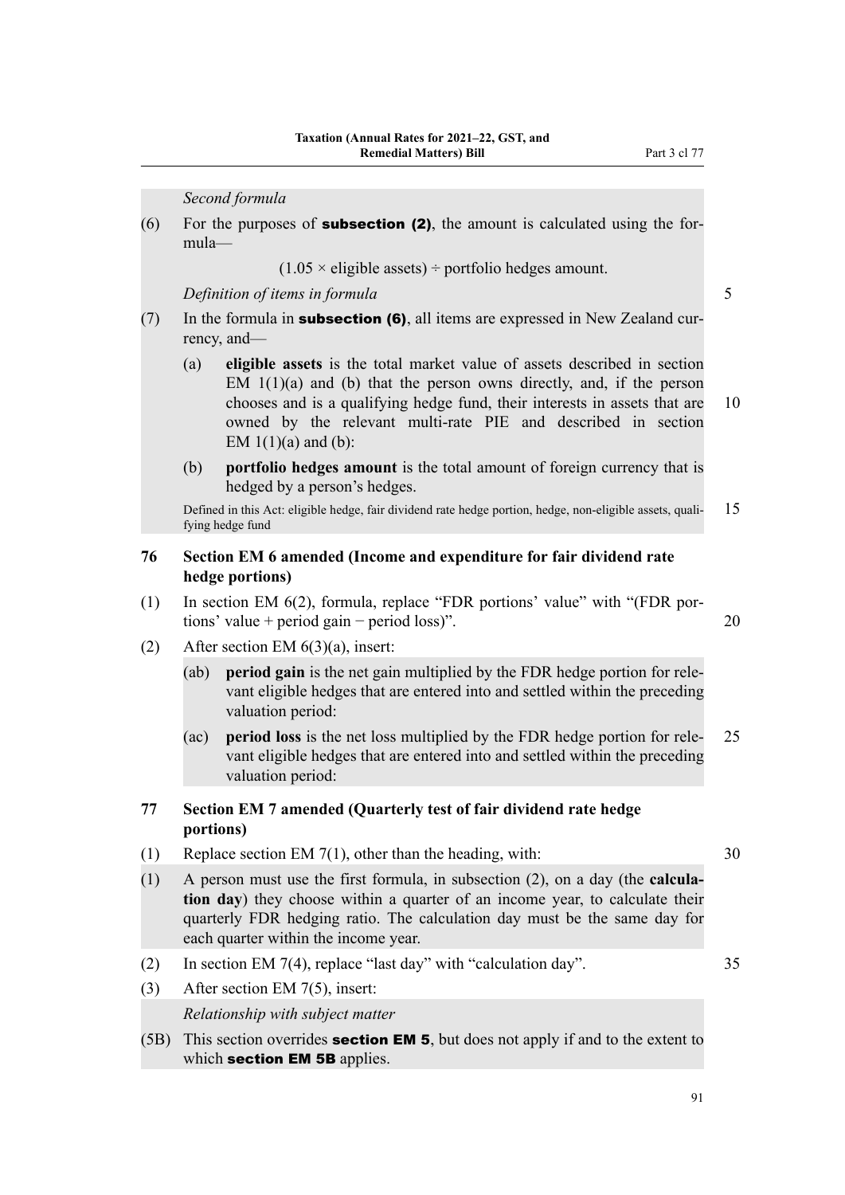*Second formula*

(6) For the purposes of **subsection (2)**, the amount is calculated using the formula—

$$(1.05 \times \text{eligible assets}) \div \text{portfolio hedges amount.}$$

*Definition of items in formula*

(7) In the formula in **subsection (6)**, all items are expressed in New Zealand currency, and—

(a) **eligible assets** is the total market value of assets described in section EM 1(1)(a) and (b) that the person owns directly, and, if the person chooses and is a qualifying hedge fund, their interests in assets that are owned by the relevant multi-rate PIE and described in section EM 1(1)(a) and (b):

(b) **portfolio hedges amount** is the total amount of foreign currency that is hedged by a person's hedges.

Defined in this Act: eligible hedge, fair dividend rate hedge portion, hedge, non-eligible assets, qualifying hedge fund

### 76 Section EM 6 amended (Income and expenditure for fair dividend rate hedge portions)

(1) In section EM 6(2), formula, replace "FDR portions' value" with "(FDR portions' value + period gain − period loss)".

(2) After section EM 6(3)(a), insert:

(ab) **period gain** is the net gain multiplied by the FDR hedge portion for relevant eligible hedges that are entered into and settled within the preceding valuation period:

(ac) **period loss** is the net loss multiplied by the FDR hedge portion for relevant eligible hedges that are entered into and settled within the preceding valuation period:

### 77 Section EM 7 amended (Quarterly test of fair dividend rate hedge portions)

(1) Replace section EM 7(1), other than the heading, with:

(1) A person must use the first formula, in subsection (2), on a day (the **calculation day**) they choose within a quarter of an income year, to calculate their quarterly FDR hedging ratio. The calculation day must be the same day for each quarter within the income year.

(2) In section EM 7(4), replace "last day" with "calculation day".

(3) After section EM 7(5), insert:

*Relationship with subject matter*

(5B) This section overrides **section EM 5**, but does not apply if and to the extent to which **section EM 5B** applies.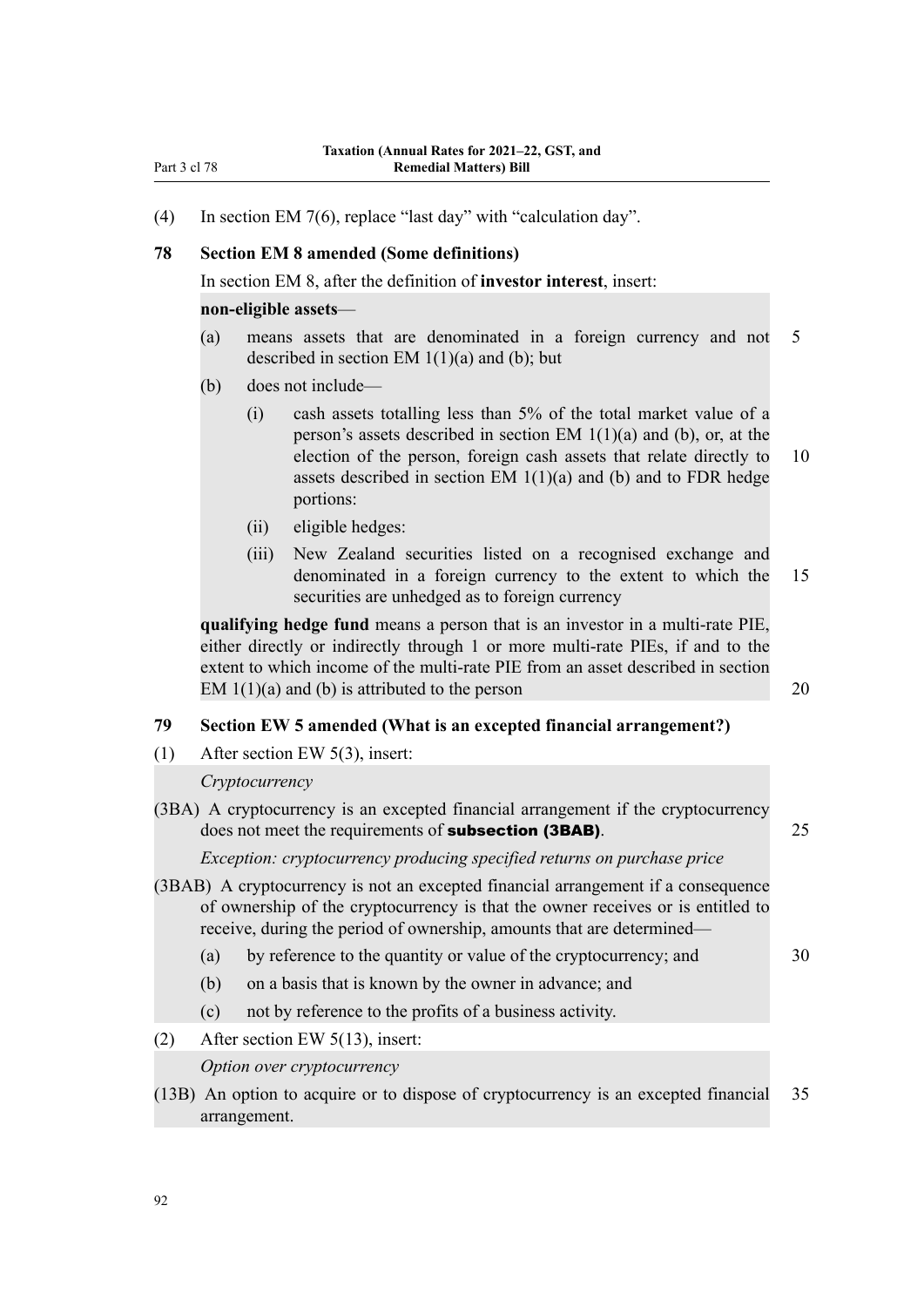(4) In section EM 7(6), replace "last day" with "calculation day".

## 78 Section EM 8 amended (Some definitions)

In section EM 8, after the definition of **investor interest**, insert:

**non-eligible assets**—

(a) means assets that are denominated in a foreign currency and not described in section EM 1(1)(a) and (b); but

(b) does not include—

(i) cash assets totalling less than 5% of the total market value of a person's assets described in section EM 1(1)(a) and (b), or, at the election of the person, foreign cash assets that relate directly to assets described in section EM 1(1)(a) and (b) and to FDR hedge portions:

(ii) eligible hedges:

(iii) New Zealand securities listed on a recognised exchange and denominated in a foreign currency to the extent to which the securities are unhedged as to foreign currency

**qualifying hedge fund** means a person that is an investor in a multi-rate PIE, either directly or indirectly through 1 or more multi-rate PIEs, if and to the extent to which income of the multi-rate PIE from an asset described in section EM 1(1)(a) and (b) is attributed to the person

## 79 Section EW 5 amended (What is an excepted financial arrangement?)

(1) After section EW 5(3), insert:

*Cryptocurrency*

(3BA) A cryptocurrency is an excepted financial arrangement if the cryptocurrency does not meet the requirements of **subsection (3BAB)**.

*Exception: cryptocurrency producing specified returns on purchase price*

(3BAB) A cryptocurrency is not an excepted financial arrangement if a consequence of ownership of the cryptocurrency is that the owner receives or is entitled to receive, during the period of ownership, amounts that are determined—

(a) by reference to the quantity or value of the cryptocurrency; and

(b) on a basis that is known by the owner in advance; and

(c) not by reference to the profits of a business activity.

(2) After section EW 5(13), insert:

*Option over cryptocurrency*

(13B) An option to acquire or to dispose of cryptocurrency is an excepted financial arrangement.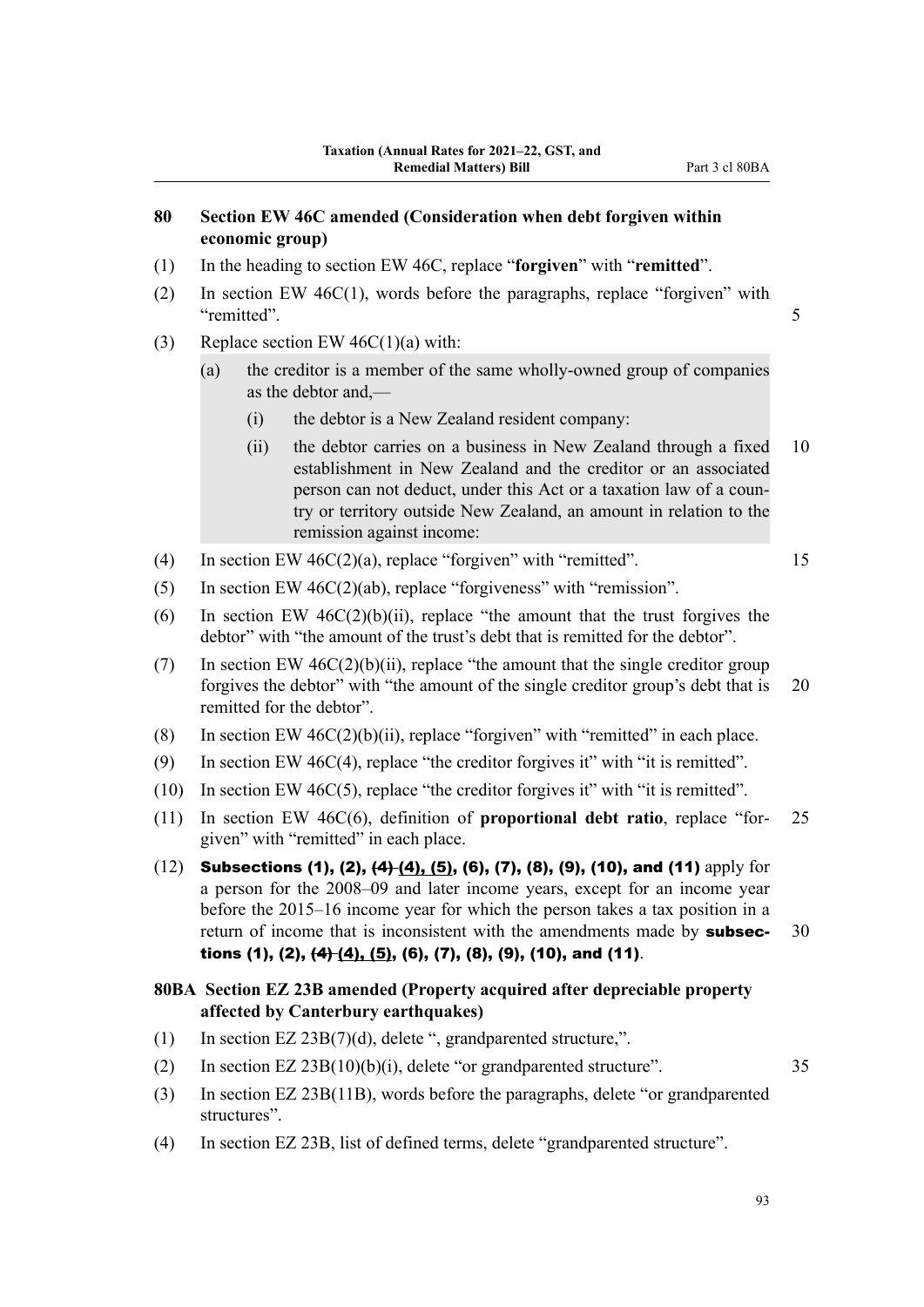## 80 Section EW 46C amended (Consideration when debt forgiven within economic group)

(1) In the heading to section EW 46C, replace "**forgiven**" with "**remitted**".

(2) In section EW 46C(1), words before the paragraphs, replace "forgiven" with "remitted".

(3) Replace section EW 46C(1)(a) with:

> (a) the creditor is a member of the same wholly-owned group of companies as the debtor and,—
>
> > (i) the debtor is a New Zealand resident company:
> >
> > (ii) the debtor carries on a business in New Zealand through a fixed establishment in New Zealand and the creditor or an associated person can not deduct, under this Act or a taxation law of a country or territory outside New Zealand, an amount in relation to the remission against income:

(4) In section EW 46C(2)(a), replace "forgiven" with "remitted".

(5) In section EW 46C(2)(ab), replace "forgiveness" with "remission".

(6) In section EW 46C(2)(b)(ii), replace "the amount that the trust forgives the debtor" with "the amount of the trust's debt that is remitted for the debtor".

(7) In section EW 46C(2)(b)(ii), replace "the amount that the single creditor group forgives the debtor" with "the amount of the single creditor group's debt that is remitted for the debtor".

(8) In section EW 46C(2)(b)(ii), replace "forgiven" with "remitted" in each place.

(9) In section EW 46C(4), replace "the creditor forgives it" with "it is remitted".

(10) In section EW 46C(5), replace "the creditor forgives it" with "it is remitted".

(11) In section EW 46C(6), definition of **proportional debt ratio**, replace "forgiven" with "remitted" in each place.

(12) **Subsections (1), (2), ~~(4)~~ (4), (5), (6), (7), (8), (9), (10), and (11)** apply for a person for the 2008–09 and later income years, except for an income year before the 2015–16 income year for which the person takes a tax position in a return of income that is inconsistent with the amendments made by **subsections (1), (2), ~~(4)~~ (4), (5), (6), (7), (8), (9), (10), and (11)**.

## 80BA Section EZ 23B amended (Property acquired after depreciable property affected by Canterbury earthquakes)

(1) In section EZ 23B(7)(d), delete ", grandparented structure,".

(2) In section EZ 23B(10)(b)(i), delete "or grandparented structure".

(3) In section EZ 23B(11B), words before the paragraphs, delete "or grandparented structures".

(4) In section EZ 23B, list of defined terms, delete "grandparented structure".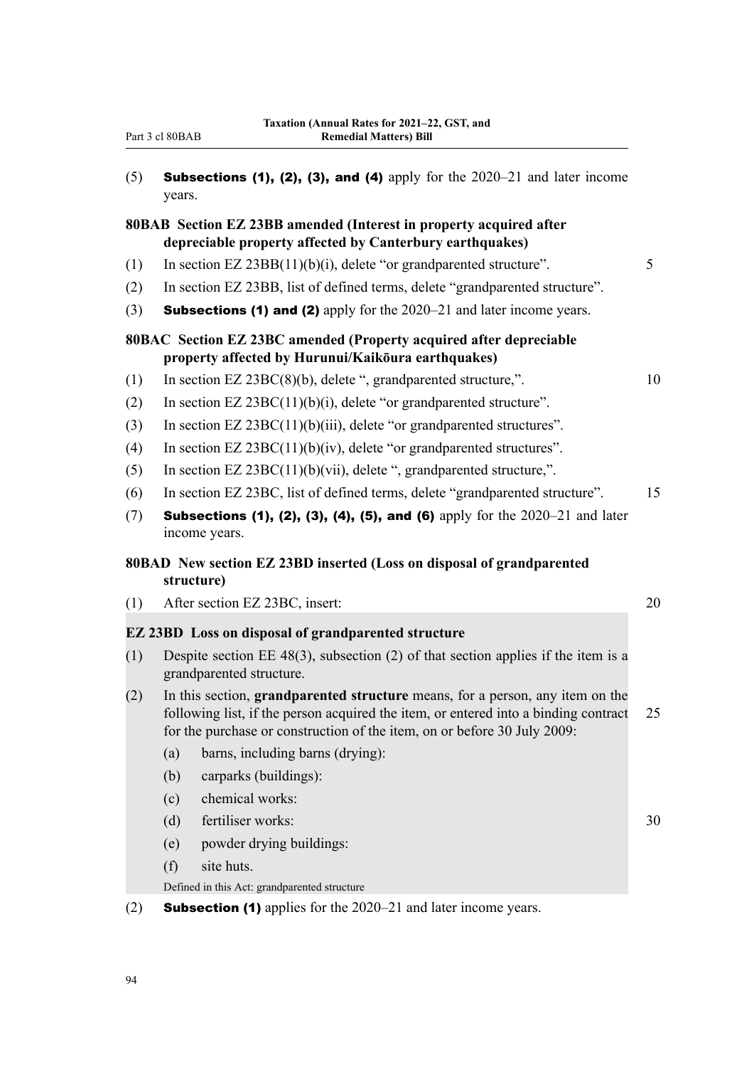(5) **Subsections (1), (2), (3), and (4)** apply for the 2020–21 and later income years.

### 80BAB Section EZ 23BB amended (Interest in property acquired after depreciable property affected by Canterbury earthquakes)

(1) In section EZ 23BB(11)(b)(i), delete "or grandparented structure".

(2) In section EZ 23BB, list of defined terms, delete "grandparented structure".

(3) **Subsections (1) and (2)** apply for the 2020–21 and later income years.

### 80BAC Section EZ 23BC amended (Property acquired after depreciable property affected by Hurunui/Kaikōura earthquakes)

(1) In section EZ 23BC(8)(b), delete ", grandparented structure,".

(2) In section EZ 23BC(11)(b)(i), delete "or grandparented structure".

(3) In section EZ 23BC(11)(b)(iii), delete "or grandparented structures".

(4) In section EZ 23BC(11)(b)(iv), delete "or grandparented structures".

(5) In section EZ 23BC(11)(b)(vii), delete ", grandparented structure,".

(6) In section EZ 23BC, list of defined terms, delete "grandparented structure".

(7) **Subsections (1), (2), (3), (4), (5), and (6)** apply for the 2020–21 and later income years.

### 80BAD New section EZ 23BD inserted (Loss on disposal of grandparented structure)

(1) After section EZ 23BC, insert:

#### EZ 23BD Loss on disposal of grandparented structure

(1) Despite section EE 48(3), subsection (2) of that section applies if the item is a grandparented structure.

(2) In this section, **grandparented structure** means, for a person, any item on the following list, if the person acquired the item, or entered into a binding contract for the purchase or construction of the item, on or before 30 July 2009:

- (a) barns, including barns (drying):
- (b) carparks (buildings):
- (c) chemical works:
- (d) fertiliser works:
- (e) powder drying buildings:
- (f) site huts.

Defined in this Act: grandparented structure

(2) **Subsection (1)** applies for the 2020–21 and later income years.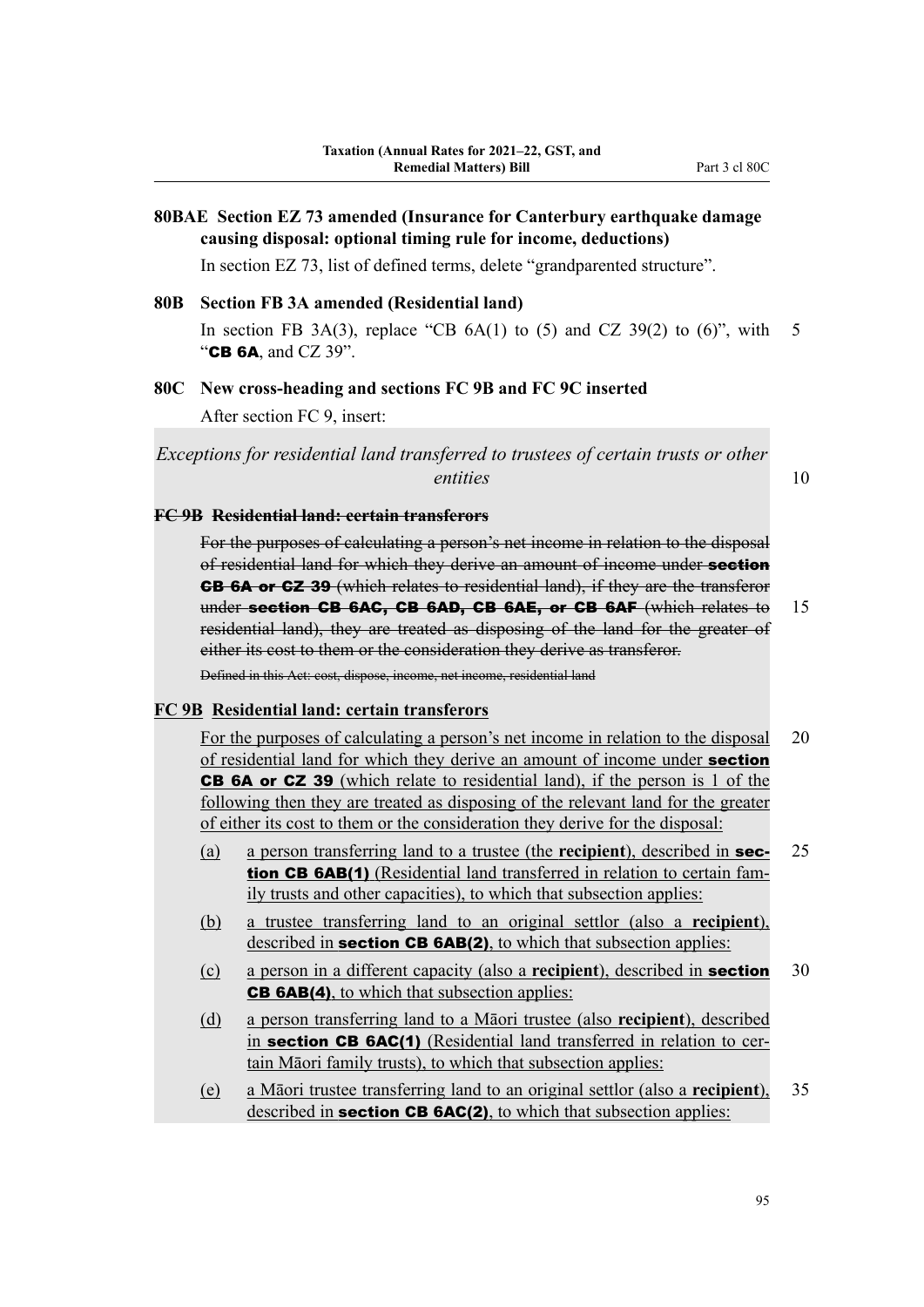**80BAE Section EZ 73 amended (Insurance for Canterbury earthquake damage causing disposal: optional timing rule for income, deductions)**

In section EZ 73, list of defined terms, delete "grandparented structure".

**80B Section FB 3A amended (Residential land)**

In section FB 3A(3), replace "CB 6A(1) to (5) and CZ 39(2) to (6)", with "**CB 6A**, and CZ 39".

**80C New cross-heading and sections FC 9B and FC 9C inserted**

After section FC 9, insert:

*Exceptions for residential land transferred to trustees of certain trusts or other entities*

~~**FC 9B Residential land: certain transferors**~~

~~For the purposes of calculating a person's net income in relation to the disposal of residential land for which they derive an amount of income under **section CB 6A or CZ 39** (which relates to residential land), if they are the transferor under **section CB 6AC, CB 6AD, CB 6AE, or CB 6AF** (which relates to residential land), they are treated as disposing of the land for the greater of either its cost to them or the consideration they derive as transferor.~~

~~Defined in this Act: cost, dispose, income, net income, residential land~~

**FC 9B Residential land: certain transferors**

For the purposes of calculating a person's net income in relation to the disposal of residential land for which they derive an amount of income under **section CB 6A or CZ 39** (which relate to residential land), if the person is 1 of the following then they are treated as disposing of the relevant land for the greater of either its cost to them or the consideration they derive for the disposal:

(a) a person transferring land to a trustee (the **recipient**), described in **section CB 6AB(1)** (Residential land transferred in relation to certain family trusts and other capacities), to which that subsection applies:

(b) a trustee transferring land to an original settlor (also a **recipient**), described in **section CB 6AB(2)**, to which that subsection applies:

(c) a person in a different capacity (also a **recipient**), described in **section CB 6AB(4)**, to which that subsection applies:

(d) a person transferring land to a Māori trustee (also **recipient**), described in **section CB 6AC(1)** (Residential land transferred in relation to certain Māori family trusts), to which that subsection applies:

(e) a Māori trustee transferring land to an original settlor (also a **recipient**), described in **section CB 6AC(2)**, to which that subsection applies: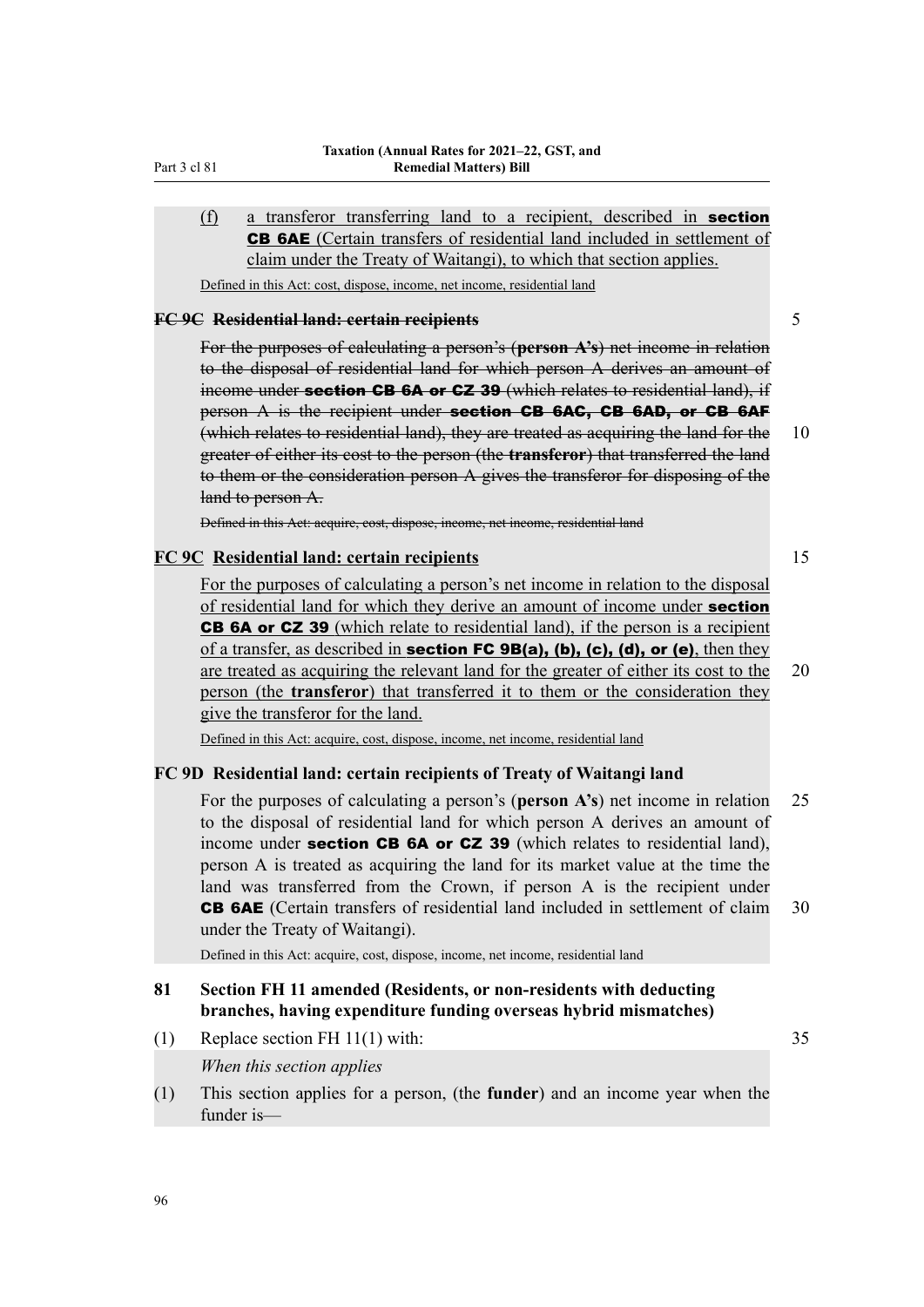(f) a transferor transferring land to a recipient, described in **section CB 6AE** (Certain transfers of residential land included in settlement of claim under the Treaty of Waitangi), to which that section applies.

Defined in this Act: cost, dispose, income, net income, residential land

### ~~FC 9C Residential land: certain recipients~~

~~For the purposes of calculating a person's (**person A's**) net income in relation to the disposal of residential land for which person A derives an amount of income under **section CB 6A or CZ 39** (which relates to residential land), if person A is the recipient under **section CB 6AC, CB 6AD, or CB 6AF** (which relates to residential land), they are treated as acquiring the land for the greater of either its cost to the person (the **transferor**) that transferred the land to them or the consideration person A gives the transferor for disposing of the land to person A.~~

~~Defined in this Act: acquire, cost, dispose, income, net income, residential land~~

### FC 9C Residential land: certain recipients

For the purposes of calculating a person's net income in relation to the disposal of residential land for which they derive an amount of income under **section CB 6A or CZ 39** (which relate to residential land), if the person is a recipient of a transfer, as described in **section FC 9B(a), (b), (c), (d), or (e)**, then they are treated as acquiring the relevant land for the greater of either its cost to the person (the **transferor**) that transferred it to them or the consideration they give the transferor for the land.

Defined in this Act: acquire, cost, dispose, income, net income, residential land

### FC 9D Residential land: certain recipients of Treaty of Waitangi land

For the purposes of calculating a person's (**person A's**) net income in relation to the disposal of residential land for which person A derives an amount of income under **section CB 6A or CZ 39** (which relates to residential land), person A is treated as acquiring the land for its market value at the time the land was transferred from the Crown, if person A is the recipient under **CB 6AE** (Certain transfers of residential land included in settlement of claim under the Treaty of Waitangi).

Defined in this Act: acquire, cost, dispose, income, net income, residential land

## 81 Section FH 11 amended (Residents, or non-residents with deducting branches, having expenditure funding overseas hybrid mismatches)

(1) Replace section FH 11(1) with:

*When this section applies*

(1) This section applies for a person, (the **funder**) and an income year when the funder is—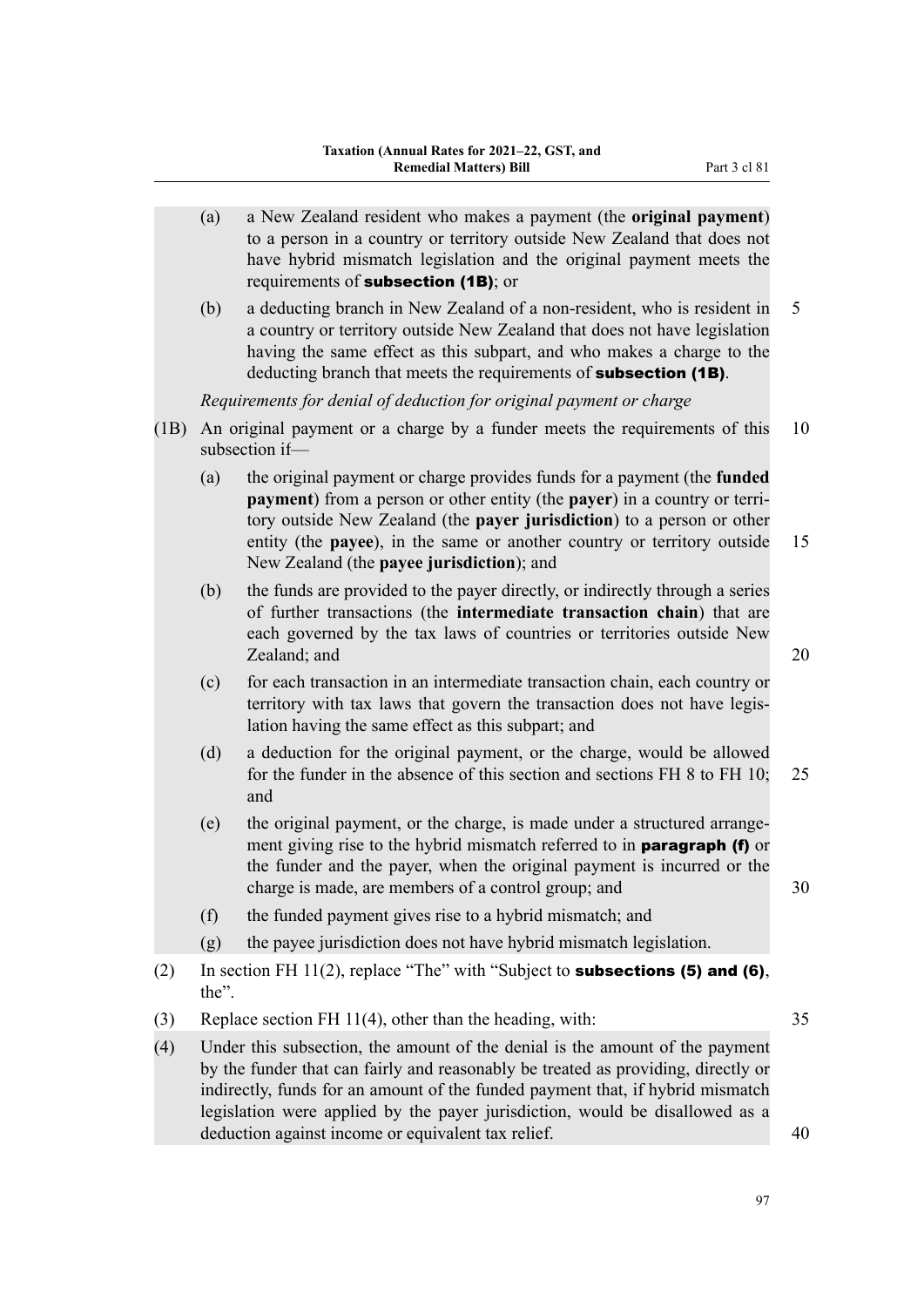(a) a New Zealand resident who makes a payment (the **original payment**) to a person in a country or territory outside New Zealand that does not have hybrid mismatch legislation and the original payment meets the requirements of **subsection (1B)**; or

(b) a deducting branch in New Zealand of a non-resident, who is resident in a country or territory outside New Zealand that does not have legislation having the same effect as this subpart, and who makes a charge to the deducting branch that meets the requirements of **subsection (1B)**.

*Requirements for denial of deduction for original payment or charge*

(1B) An original payment or a charge by a funder meets the requirements of this subsection if—

(a) the original payment or charge provides funds for a payment (the **funded payment**) from a person or other entity (the **payer**) in a country or territory outside New Zealand (the **payer jurisdiction**) to a person or other entity (the **payee**), in the same or another country or territory outside New Zealand (the **payee jurisdiction**); and

(b) the funds are provided to the payer directly, or indirectly through a series of further transactions (the **intermediate transaction chain**) that are each governed by the tax laws of countries or territories outside New Zealand; and

(c) for each transaction in an intermediate transaction chain, each country or territory with tax laws that govern the transaction does not have legislation having the same effect as this subpart; and

(d) a deduction for the original payment, or the charge, would be allowed for the funder in the absence of this section and sections FH 8 to FH 10; and

(e) the original payment, or the charge, is made under a structured arrangement giving rise to the hybrid mismatch referred to in **paragraph (f)** or the funder and the payer, when the original payment is incurred or the charge is made, are members of a control group; and

(f) the funded payment gives rise to a hybrid mismatch; and

(g) the payee jurisdiction does not have hybrid mismatch legislation.

(2) In section FH 11(2), replace "The" with "Subject to **subsections (5) and (6)**, the".

(3) Replace section FH 11(4), other than the heading, with:

(4) Under this subsection, the amount of the denial is the amount of the payment by the funder that can fairly and reasonably be treated as providing, directly or indirectly, funds for an amount of the funded payment that, if hybrid mismatch legislation were applied by the payer jurisdiction, would be disallowed as a deduction against income or equivalent tax relief.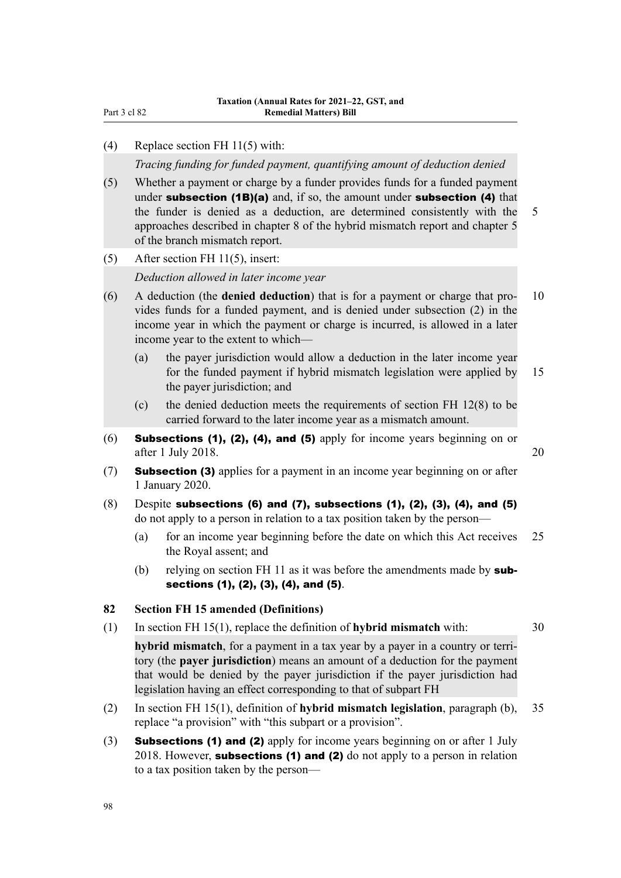(4) Replace section FH 11(5) with:

*Tracing funding for funded payment, quantifying amount of deduction denied*

(5) Whether a payment or charge by a funder provides funds for a funded payment under **subsection (1B)(a)** and, if so, the amount under **subsection (4)** that the funder is denied as a deduction, are determined consistently with the approaches described in chapter 8 of the hybrid mismatch report and chapter 5 of the branch mismatch report.

(5) After section FH 11(5), insert:

*Deduction allowed in later income year*

(6) A deduction (the **denied deduction**) that is for a payment or charge that provides funds for a funded payment, and is denied under subsection (2) in the income year in which the payment or charge is incurred, is allowed in a later income year to the extent to which—

- (a) the payer jurisdiction would allow a deduction in the later income year for the funded payment if hybrid mismatch legislation were applied by the payer jurisdiction; and
- (c) the denied deduction meets the requirements of section FH 12(8) to be carried forward to the later income year as a mismatch amount.

(6) **Subsections (1), (2), (4), and (5)** apply for income years beginning on or after 1 July 2018.

(7) **Subsection (3)** applies for a payment in an income year beginning on or after 1 January 2020.

(8) Despite **subsections (6) and (7), subsections (1), (2), (3), (4), and (5)** do not apply to a person in relation to a tax position taken by the person—

- (a) for an income year beginning before the date on which this Act receives the Royal assent; and
- (b) relying on section FH 11 as it was before the amendments made by **subsections (1), (2), (3), (4), and (5)**.

### 82 Section FH 15 amended (Definitions)

(1) In section FH 15(1), replace the definition of **hybrid mismatch** with:

**hybrid mismatch**, for a payment in a tax year by a payer in a country or territory (the **payer jurisdiction**) means an amount of a deduction for the payment that would be denied by the payer jurisdiction if the payer jurisdiction had legislation having an effect corresponding to that of subpart FH

(2) In section FH 15(1), definition of **hybrid mismatch legislation**, paragraph (b), replace "a provision" with "this subpart or a provision".

(3) **Subsections (1) and (2)** apply for income years beginning on or after 1 July 2018. However, **subsections (1) and (2)** do not apply to a person in relation to a tax position taken by the person—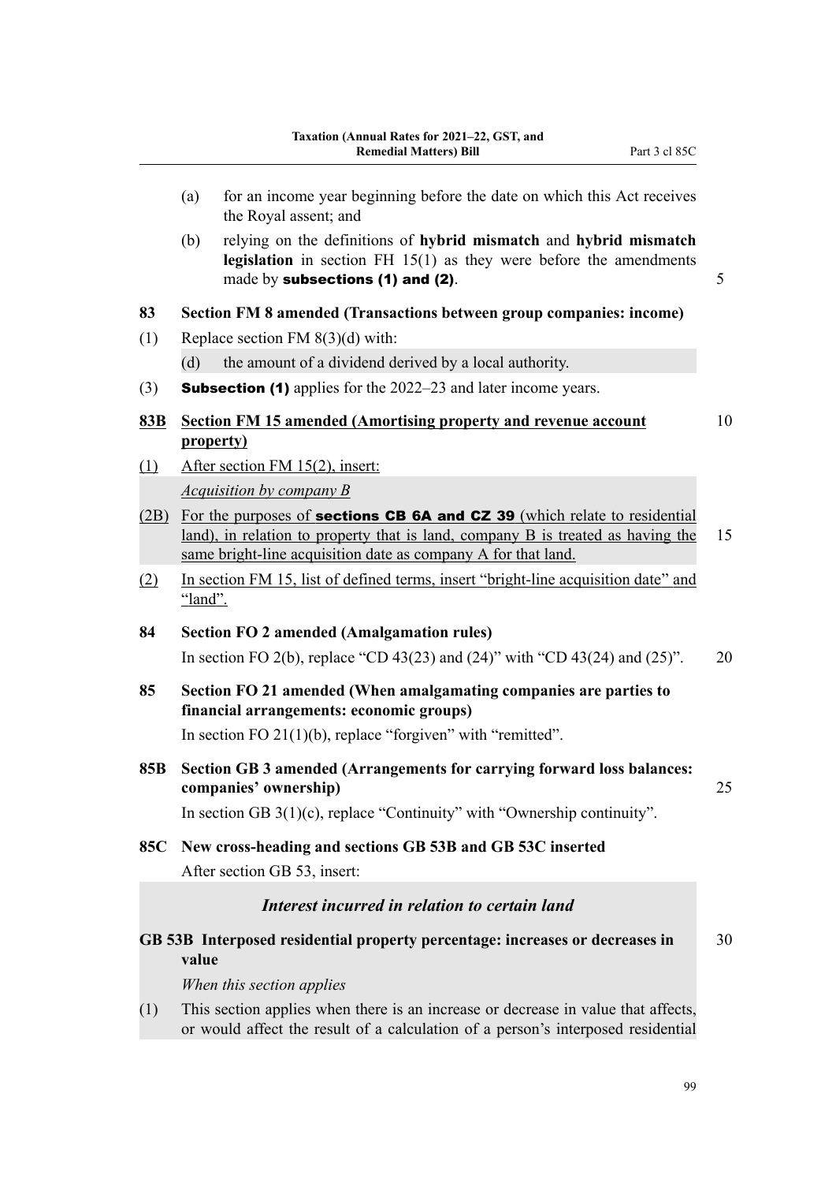(a) for an income year beginning before the date on which this Act receives the Royal assent; and

(b) relying on the definitions of **hybrid mismatch** and **hybrid mismatch legislation** in section FH 15(1) as they were before the amendments made by **subsections (1) and (2)**.

**83 Section FM 8 amended (Transactions between group companies: income)**

(1) Replace section FM 8(3)(d) with:

(d) the amount of a dividend derived by a local authority.

(3) **Subsection (1)** applies for the 2022–23 and later income years.

**83B Section FM 15 amended (Amortising property and revenue account property)**

(1) After section FM 15(2), insert:

*Acquisition by company B*

(2B) For the purposes of **sections CB 6A and CZ 39** (which relate to residential land), in relation to property that is land, company B is treated as having the same bright-line acquisition date as company A for that land.

(2) In section FM 15, list of defined terms, insert "bright-line acquisition date" and "land".

**84 Section FO 2 amended (Amalgamation rules)**

In section FO 2(b), replace "CD 43(23) and (24)" with "CD 43(24) and (25)".

**85 Section FO 21 amended (When amalgamating companies are parties to financial arrangements: economic groups)**

In section FO 21(1)(b), replace "forgiven" with "remitted".

**85B Section GB 3 amended (Arrangements for carrying forward loss balances: companies' ownership)**

In section GB 3(1)(c), replace "Continuity" with "Ownership continuity".

**85C New cross-heading and sections GB 53B and GB 53C inserted**

After section GB 53, insert:

*Interest incurred in relation to certain land*

**GB 53B Interposed residential property percentage: increases or decreases in value**

*When this section applies*

(1) This section applies when there is an increase or decrease in value that affects, or would affect the result of a calculation of a person's interposed residential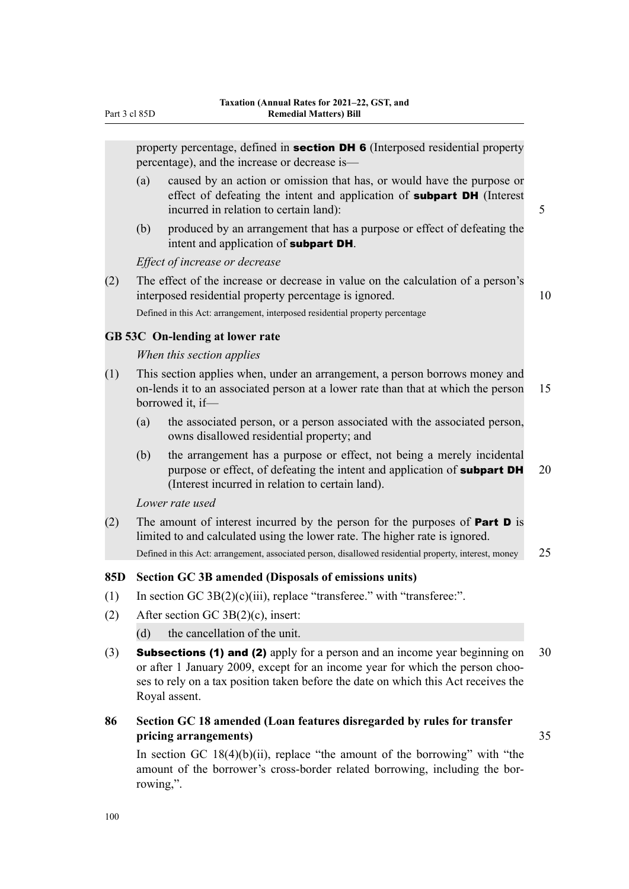property percentage, defined in **section DH 6** (Interposed residential property percentage), and the increase or decrease is—

(a) caused by an action or omission that has, or would have the purpose or effect of defeating the intent and application of **subpart DH** (Interest incurred in relation to certain land):

(b) produced by an arrangement that has a purpose or effect of defeating the intent and application of **subpart DH**.

*Effect of increase or decrease*

(2) The effect of the increase or decrease in value on the calculation of a person's interposed residential property percentage is ignored.

Defined in this Act: arrangement, interposed residential property percentage

**GB 53C On-lending at lower rate**

*When this section applies*

(1) This section applies when, under an arrangement, a person borrows money and on-lends it to an associated person at a lower rate than that at which the person borrowed it, if—

(a) the associated person, or a person associated with the associated person, owns disallowed residential property; and

(b) the arrangement has a purpose or effect, not being a merely incidental purpose or effect, of defeating the intent and application of **subpart DH** (Interest incurred in relation to certain land).

*Lower rate used*

(2) The amount of interest incurred by the person for the purposes of **Part D** is limited to and calculated using the lower rate. The higher rate is ignored.

Defined in this Act: arrangement, associated person, disallowed residential property, interest, money

### 85D Section GC 3B amended (Disposals of emissions units)

(1) In section GC 3B(2)(c)(iii), replace "transferee." with "transferee:".

(2) After section GC 3B(2)(c), insert:

(d) the cancellation of the unit.

(3) **Subsections (1) and (2)** apply for a person and an income year beginning on or after 1 January 2009, except for an income year for which the person chooses to rely on a tax position taken before the date on which this Act receives the Royal assent.

### 86 Section GC 18 amended (Loan features disregarded by rules for transfer pricing arrangements)

In section GC 18(4)(b)(ii), replace "the amount of the borrowing" with "the amount of the borrower's cross-border related borrowing, including the borrowing,".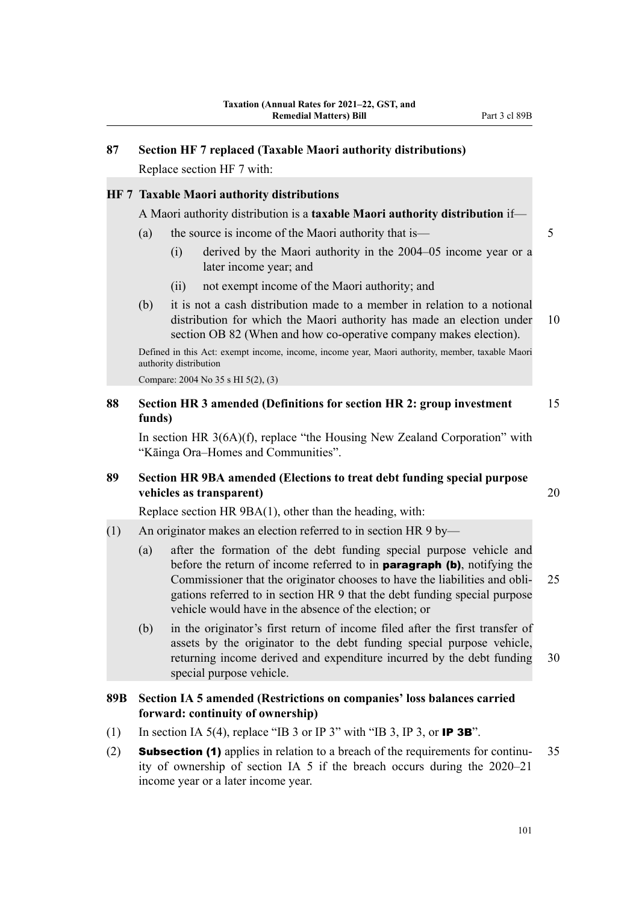### 87 Section HF 7 replaced (Taxable Maori authority distributions)

Replace section HF 7 with:

**HF 7 Taxable Maori authority distributions**

A Maori authority distribution is a **taxable Maori authority distribution** if—

(a) the source is income of the Maori authority that is—

(i) derived by the Maori authority in the 2004–05 income year or a later income year; and

(ii) not exempt income of the Maori authority; and

(b) it is not a cash distribution made to a member in relation to a notional distribution for which the Maori authority has made an election under section OB 82 (When and how co-operative company makes election).

Defined in this Act: exempt income, income, income year, Maori authority, member, taxable Maori authority distribution

Compare: 2004 No 35 s HI 5(2), (3)

### 88 Section HR 3 amended (Definitions for section HR 2: group investment funds)

In section HR 3(6A)(f), replace "the Housing New Zealand Corporation" with "Kāinga Ora–Homes and Communities".

### 89 Section HR 9BA amended (Elections to treat debt funding special purpose vehicles as transparent)

Replace section HR 9BA(1), other than the heading, with:

(1) An originator makes an election referred to in section HR 9 by—

(a) after the formation of the debt funding special purpose vehicle and before the return of income referred to in **paragraph (b)**, notifying the Commissioner that the originator chooses to have the liabilities and obligations referred to in section HR 9 that the debt funding special purpose vehicle would have in the absence of the election; or

(b) in the originator's first return of income filed after the first transfer of assets by the originator to the debt funding special purpose vehicle, returning income derived and expenditure incurred by the debt funding special purpose vehicle.

### 89B Section IA 5 amended (Restrictions on companies' loss balances carried forward: continuity of ownership)

(1) In section IA 5(4), replace "IB 3 or IP 3" with "IB 3, IP 3, or **IP 3B**".

(2) **Subsection (1)** applies in relation to a breach of the requirements for continuity of ownership of section IA 5 if the breach occurs during the 2020–21 income year or a later income year.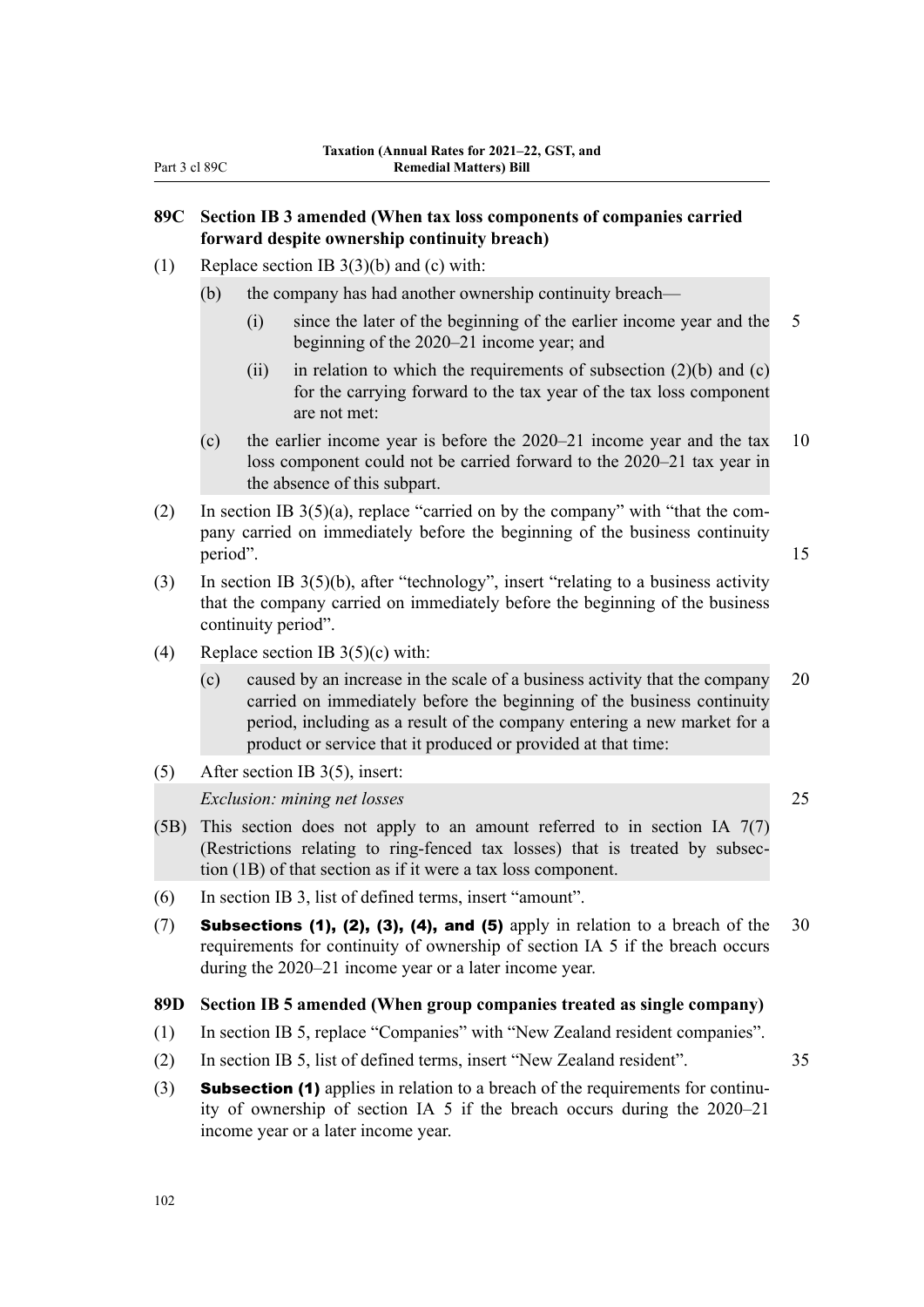### 89C Section IB 3 amended (When tax loss components of companies carried forward despite ownership continuity breach)

(1) Replace section IB 3(3)(b) and (c) with:

> (b) the company has had another ownership continuity breach—
>
> > (i) since the later of the beginning of the earlier income year and the beginning of the 2020–21 income year; and
> >
> > (ii) in relation to which the requirements of subsection (2)(b) and (c) for the carrying forward to the tax year of the tax loss component are not met:
>
> (c) the earlier income year is before the 2020–21 income year and the tax loss component could not be carried forward to the 2020–21 tax year in the absence of this subpart.

(2) In section IB 3(5)(a), replace "carried on by the company" with "that the company carried on immediately before the beginning of the business continuity period".

(3) In section IB 3(5)(b), after "technology", insert "relating to a business activity that the company carried on immediately before the beginning of the business continuity period".

(4) Replace section IB 3(5)(c) with:

> (c) caused by an increase in the scale of a business activity that the company carried on immediately before the beginning of the business continuity period, including as a result of the company entering a new market for a product or service that it produced or provided at that time:

(5) After section IB 3(5), insert:

> *Exclusion: mining net losses*
>
> (5B) This section does not apply to an amount referred to in section IA 7(7) (Restrictions relating to ring-fenced tax losses) that is treated by subsection (1B) of that section as if it were a tax loss component.

(6) In section IB 3, list of defined terms, insert "amount".

(7) **Subsections (1), (2), (3), (4), and (5)** apply in relation to a breach of the requirements for continuity of ownership of section IA 5 if the breach occurs during the 2020–21 income year or a later income year.

### 89D Section IB 5 amended (When group companies treated as single company)

(1) In section IB 5, replace "Companies" with "New Zealand resident companies".

(2) In section IB 5, list of defined terms, insert "New Zealand resident".

(3) **Subsection (1)** applies in relation to a breach of the requirements for continuity of ownership of section IA 5 if the breach occurs during the 2020–21 income year or a later income year.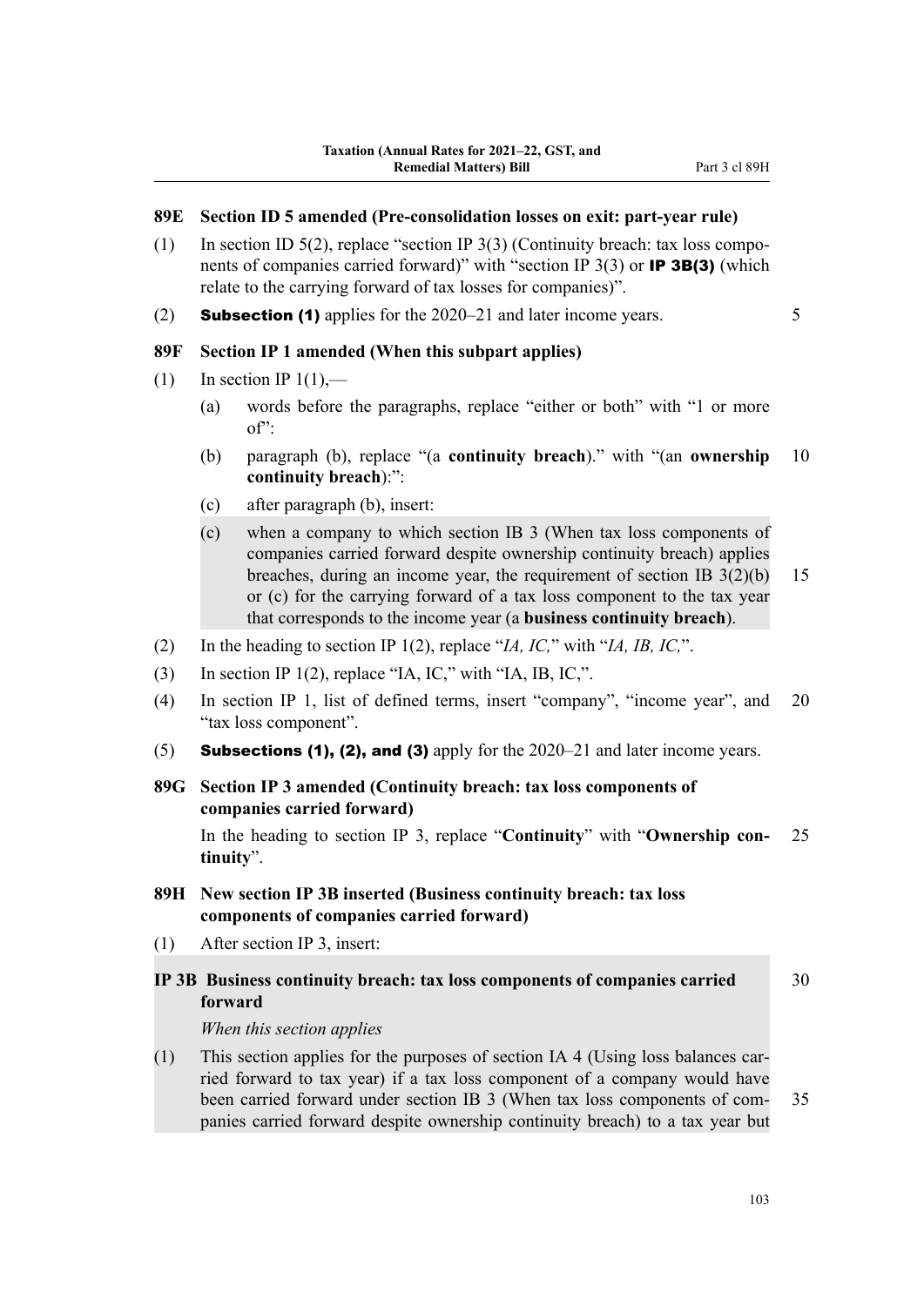## 89E Section ID 5 amended (Pre-consolidation losses on exit: part-year rule)

(1) In section ID 5(2), replace "section IP 3(3) (Continuity breach: tax loss components of companies carried forward)" with "section IP 3(3) or **IP 3B(3)** (which relate to the carrying forward of tax losses for companies)".

(2) **Subsection (1)** applies for the 2020–21 and later income years.

## 89F Section IP 1 amended (When this subpart applies)

(1) In section IP 1(1),—

(a) words before the paragraphs, replace "either or both" with "1 or more of":

(b) paragraph (b), replace "(a **continuity breach**)." with "(an **ownership continuity breach**):":

(c) after paragraph (b), insert:

> (c) when a company to which section IB 3 (When tax loss components of companies carried forward despite ownership continuity breach) applies breaches, during an income year, the requirement of section IB 3(2)(b) or (c) for the carrying forward of a tax loss component to the tax year that corresponds to the income year (a **business continuity breach**).

(2) In the heading to section IP 1(2), replace "*IA, IC,*" with "*IA, IB, IC,*".

(3) In section IP 1(2), replace "IA, IC," with "IA, IB, IC,".

(4) In section IP 1, list of defined terms, insert "company", "income year", and "tax loss component".

(5) **Subsections (1), (2), and (3)** apply for the 2020–21 and later income years.

## 89G Section IP 3 amended (Continuity breach: tax loss components of companies carried forward)

In the heading to section IP 3, replace "**Continuity**" with "**Ownership continuity**".

## 89H New section IP 3B inserted (Business continuity breach: tax loss components of companies carried forward)

(1) After section IP 3, insert:

> ### IP 3B Business continuity breach: tax loss components of companies carried forward
>
> *When this section applies*
>
> (1) This section applies for the purposes of section IA 4 (Using loss balances carried forward to tax year) if a tax loss component of a company would have been carried forward under section IB 3 (When tax loss components of companies carried forward despite ownership continuity breach) to a tax year but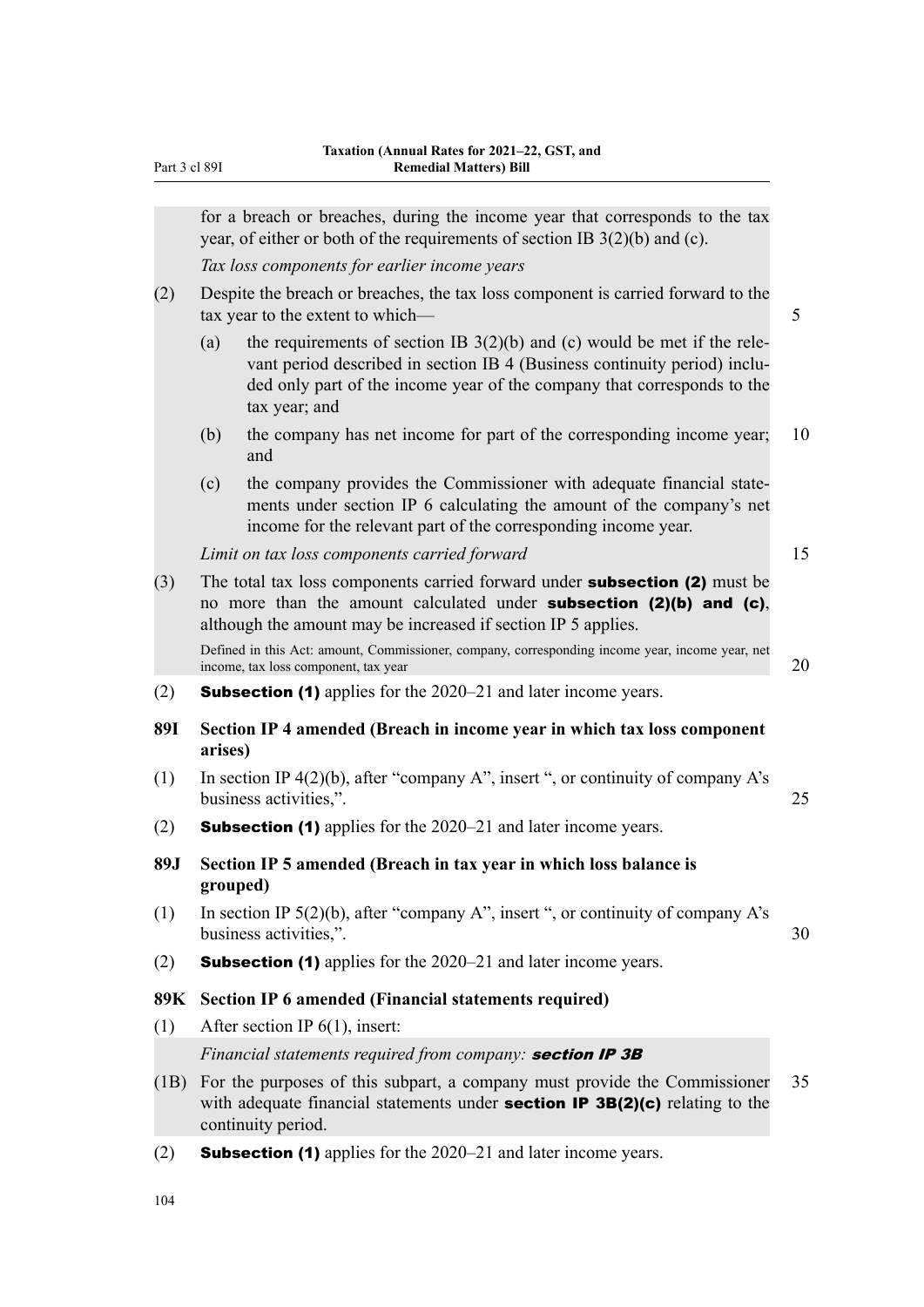for a breach or breaches, during the income year that corresponds to the tax year, of either or both of the requirements of section IB 3(2)(b) and (c).

*Tax loss components for earlier income years*

(2) Despite the breach or breaches, the tax loss component is carried forward to the tax year to the extent to which—

(a) the requirements of section IB 3(2)(b) and (c) would be met if the relevant period described in section IB 4 (Business continuity period) included only part of the income year of the company that corresponds to the tax year; and

(b) the company has net income for part of the corresponding income year; and

(c) the company provides the Commissioner with adequate financial statements under section IP 6 calculating the amount of the company's net income for the relevant part of the corresponding income year.

*Limit on tax loss components carried forward*

(3) The total tax loss components carried forward under **subsection (2)** must be no more than the amount calculated under **subsection (2)(b) and (c)**, although the amount may be increased if section IP 5 applies.

Defined in this Act: amount, Commissioner, company, corresponding income year, income year, net income, tax loss component, tax year

(2) **Subsection (1)** applies for the 2020–21 and later income years.

**89I Section IP 4 amended (Breach in income year in which tax loss component arises)**

(1) In section IP 4(2)(b), after "company A", insert ", or continuity of company A's business activities,".

(2) **Subsection (1)** applies for the 2020–21 and later income years.

**89J Section IP 5 amended (Breach in tax year in which loss balance is grouped)**

(1) In section IP 5(2)(b), after "company A", insert ", or continuity of company A's business activities,".

(2) **Subsection (1)** applies for the 2020–21 and later income years.

**89K Section IP 6 amended (Financial statements required)**

(1) After section IP 6(1), insert:

*Financial statements required from company:* ***section IP 3B***

(1B) For the purposes of this subpart, a company must provide the Commissioner with adequate financial statements under **section IP 3B(2)(c)** relating to the continuity period.

(2) **Subsection (1)** applies for the 2020–21 and later income years.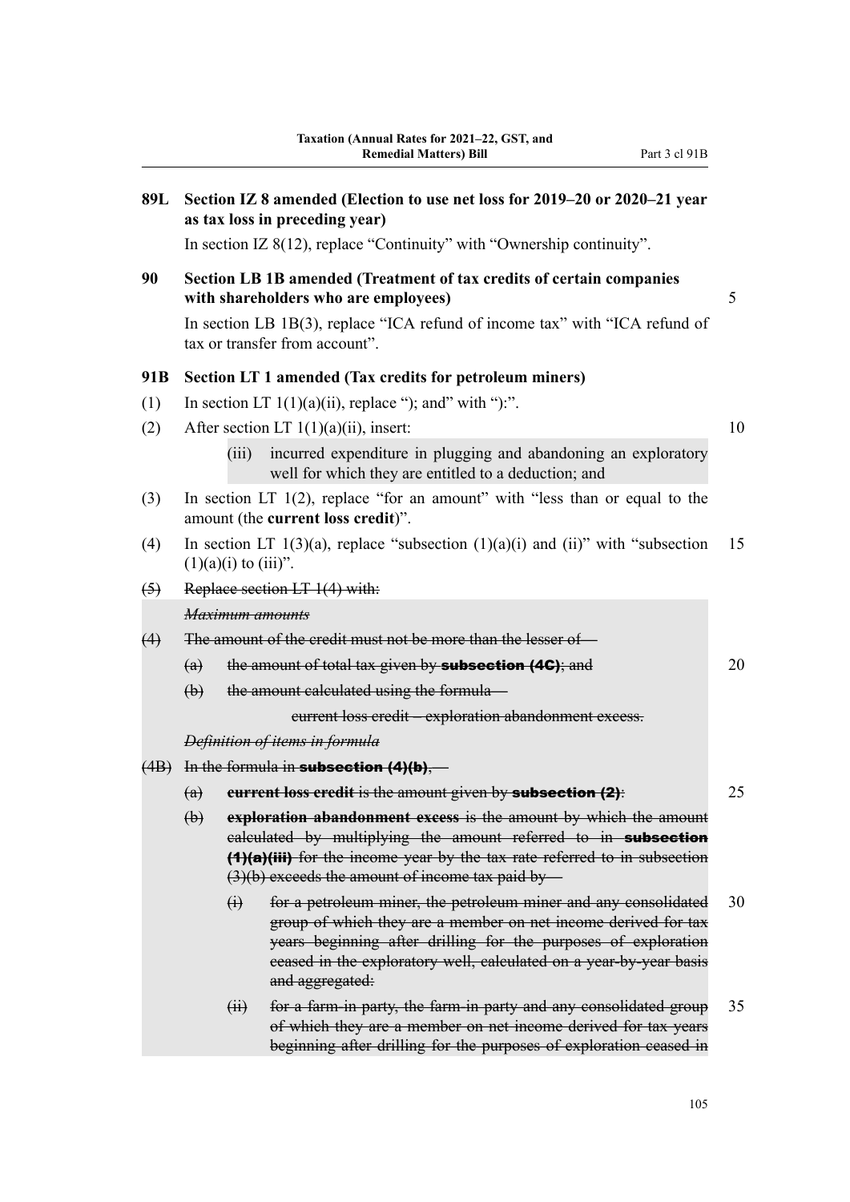**89L Section IZ 8 amended (Election to use net loss for 2019–20 or 2020–21 year as tax loss in preceding year)**

In section IZ 8(12), replace "Continuity" with "Ownership continuity".

**90 Section LB 1B amended (Treatment of tax credits of certain companies with shareholders who are employees)**

In section LB 1B(3), replace "ICA refund of income tax" with "ICA refund of tax or transfer from account".

**91B Section LT 1 amended (Tax credits for petroleum miners)**

(1) In section LT 1(1)(a)(ii), replace "); and" with "):".

(2) After section LT 1(1)(a)(ii), insert:

> (iii) incurred expenditure in plugging and abandoning an exploratory well for which they are entitled to a deduction; and

(3) In section LT 1(2), replace "for an amount" with "less than or equal to the amount (the **current loss credit**)".

(4) In section LT 1(3)(a), replace "subsection (1)(a)(i) and (ii)" with "subsection (1)(a)(i) to (iii)".

~~(5) Replace section LT 1(4) with:~~

> ~~*Maximum amounts*~~
>
> ~~(4) The amount of the credit must not be more than the lesser of—~~
>
> ~~(a) the amount of total tax given by **subsection (4C)**; and~~
>
> ~~(b) the amount calculated using the formula—~~
>
> ~~current loss credit – exploration abandonment excess.~~
>
> ~~*Definition of items in formula*~~
>
> ~~(4B) In the formula in **subsection (4)(b)**,—~~
>
> ~~(a) **current loss credit** is the amount given by **subsection (2)**:~~
>
> ~~(b) **exploration abandonment excess** is the amount by which the amount calculated by multiplying the amount referred to in **subsection (1)(a)(iii)** for the income year by the tax rate referred to in subsection (3)(b) exceeds the amount of income tax paid by—~~
>
> ~~(i) for a petroleum miner, the petroleum miner and any consolidated group of which they are a member on net income derived for tax years beginning after drilling for the purposes of exploration ceased in the exploratory well, calculated on a year-by-year basis and aggregated:~~
>
> ~~(ii) for a farm-in party, the farm-in party and any consolidated group of which they are a member on net income derived for tax years beginning after drilling for the purposes of exploration ceased in~~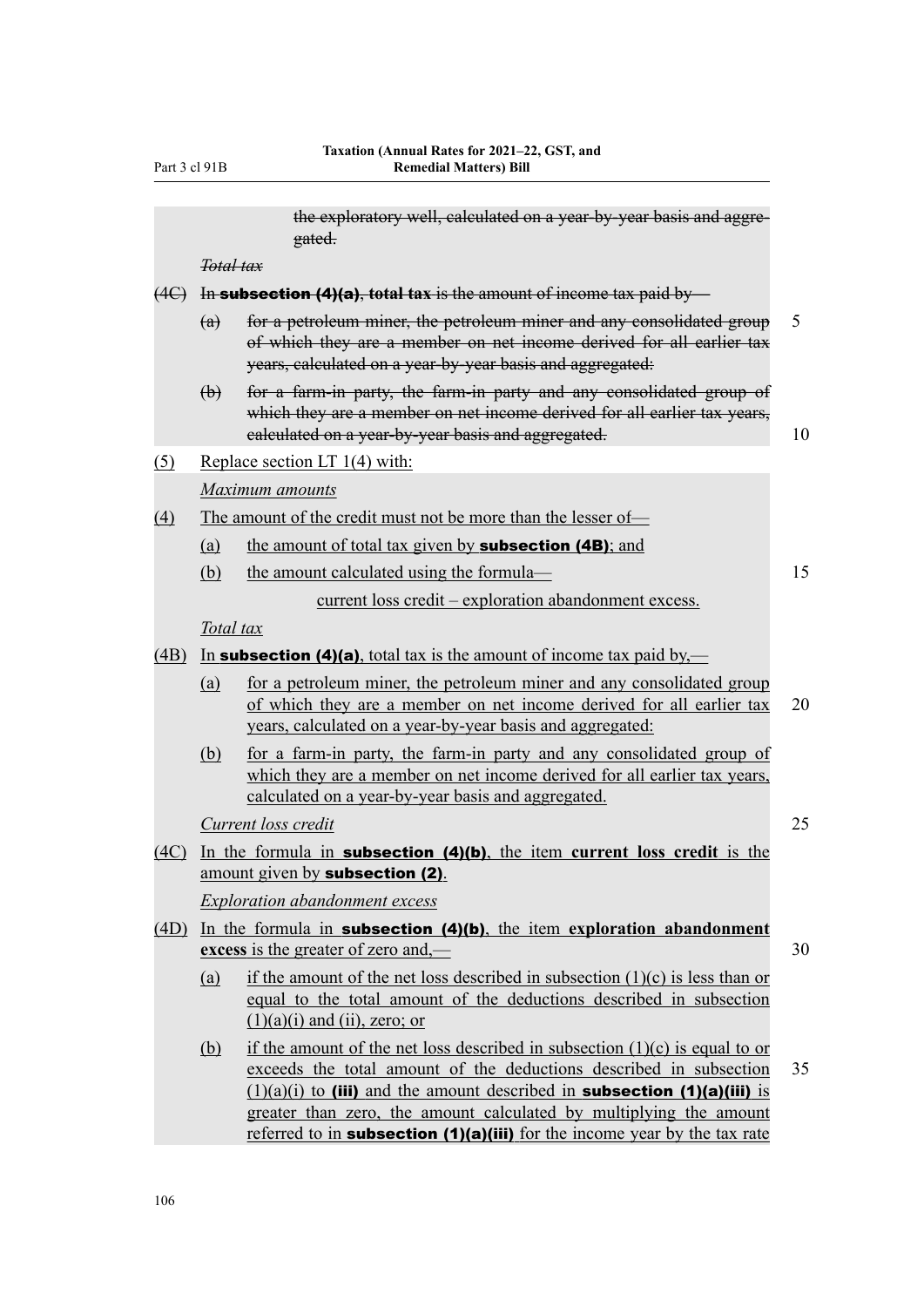~~the exploratory well, calculated on a year-by-year basis and aggregated.~~

~~*Total tax*~~

~~(4C) In **subsection (4)(a)**, **total tax** is the amount of income tax paid by—~~

~~(a) for a petroleum miner, the petroleum miner and any consolidated group of which they are a member on net income derived for all earlier tax years, calculated on a year-by-year basis and aggregated:~~

~~(b) for a farm-in party, the farm-in party and any consolidated group of which they are a member on net income derived for all earlier tax years, calculated on a year-by-year basis and aggregated.~~

<u>(5) Replace section LT 1(4) with:</u>

<u>*Maximum amounts*</u>

<u>(4) The amount of the credit must not be more than the lesser of—</u>

<u>(a) the amount of total tax given by **subsection (4B)**; and</u>

<u>(b) the amount calculated using the formula—</u>

<u>current loss credit − exploration abandonment excess.</u>

<u>*Total tax*</u>

<u>(4B) In **subsection (4)(a)**, total tax is the amount of income tax paid by,—</u>

<u>(a) for a petroleum miner, the petroleum miner and any consolidated group of which they are a member on net income derived for all earlier tax years, calculated on a year-by-year basis and aggregated:</u>

<u>(b) for a farm-in party, the farm-in party and any consolidated group of which they are a member on net income derived for all earlier tax years, calculated on a year-by-year basis and aggregated.</u>

<u>*Current loss credit*</u>

<u>(4C) In the formula in **subsection (4)(b)**, the item **current loss credit** is the amount given by **subsection (2)**.</u>

<u>*Exploration abandonment excess*</u>

<u>(4D) In the formula in **subsection (4)(b)**, the item **exploration abandonment excess** is the greater of zero and,—</u>

<u>(a) if the amount of the net loss described in subsection (1)(c) is less than or equal to the total amount of the deductions described in subsection (1)(a)(i) and (ii), zero; or</u>

<u>(b) if the amount of the net loss described in subsection (1)(c) is equal to or exceeds the total amount of the deductions described in subsection (1)(a)(i) to **(iii)** and the amount described in **subsection (1)(a)(iii)** is greater than zero, the amount calculated by multiplying the amount referred to in **subsection (1)(a)(iii)** for the income year by the tax rate</u>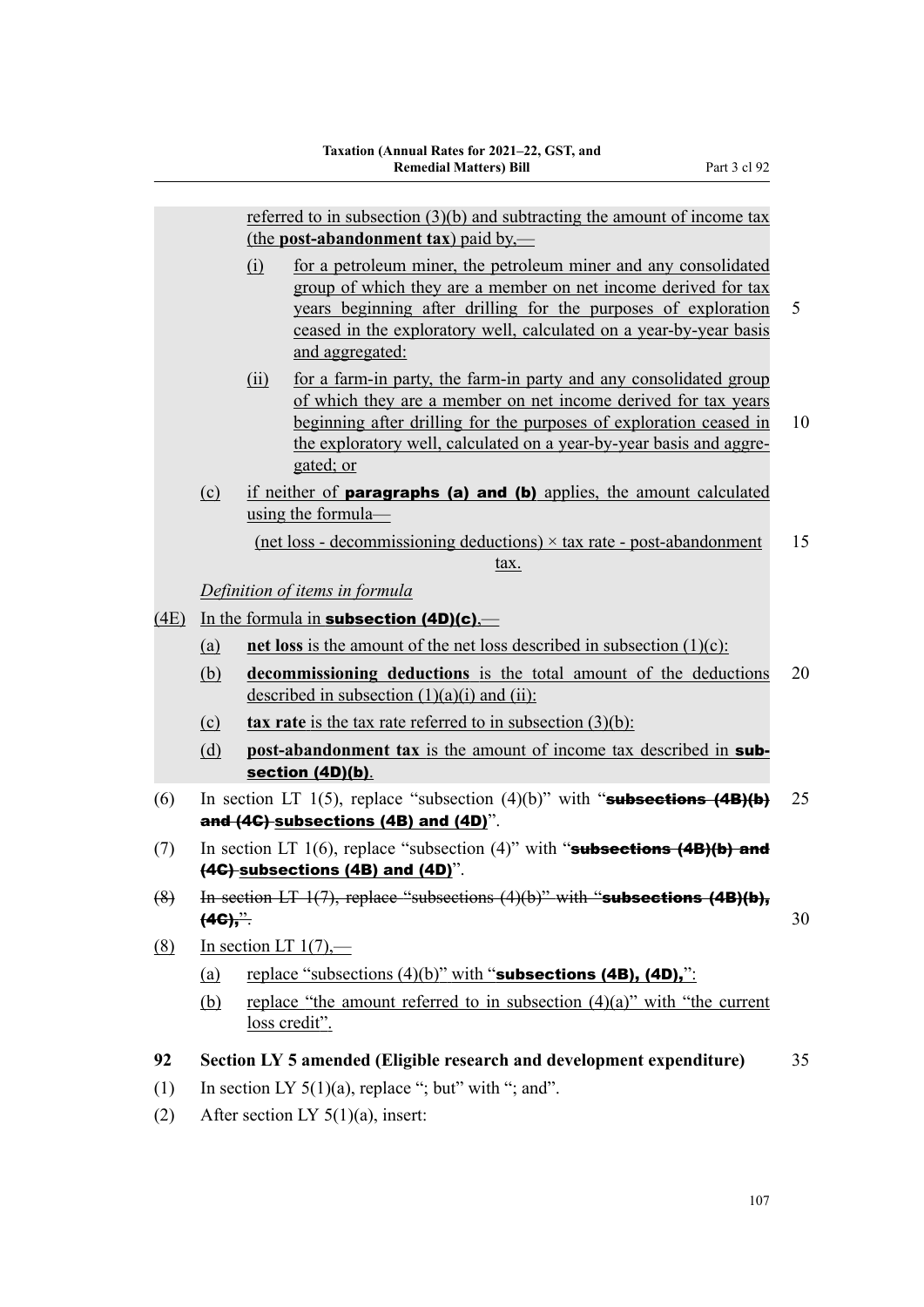referred to in subsection (3)(b) and subtracting the amount of income tax (the **post-abandonment tax**) paid by,—

(i) for a petroleum miner, the petroleum miner and any consolidated group of which they are a member on net income derived for tax years beginning after drilling for the purposes of exploration ceased in the exploratory well, calculated on a year-by-year basis and aggregated:

(ii) for a farm-in party, the farm-in party and any consolidated group of which they are a member on net income derived for tax years beginning after drilling for the purposes of exploration ceased in the exploratory well, calculated on a year-by-year basis and aggregated; or

(c) if neither of **paragraphs (a) and (b)** applies, the amount calculated using the formula—

(net loss - decommissioning deductions) × tax rate - post-abandonment tax.

*Definition of items in formula*

(4E) In the formula in **subsection (4D)(c)**,—

(a) **net loss** is the amount of the net loss described in subsection (1)(c):

(b) **decommissioning deductions** is the total amount of the deductions described in subsection (1)(a)(i) and (ii):

(c) **tax rate** is the tax rate referred to in subsection (3)(b):

(d) **post-abandonment tax** is the amount of income tax described in **subsection (4D)(b)**.

(6) In section LT 1(5), replace "subsection (4)(b)" with "~~**subsections (4B)(b) and (4C)**~~ **subsections (4B) and (4D)**".

(7) In section LT 1(6), replace "subsection (4)" with "~~**subsections (4B)(b) and (4C)**~~ **subsections (4B) and (4D)**".

~~(8) In section LT 1(7), replace "subsections (4)(b)" with "**subsections (4B)(b), (4C),**".~~

(8) In section LT 1(7),—

(a) replace "subsections (4)(b)" with "**subsections (4B), (4D),**":

(b) replace "the amount referred to in subsection (4)(a)" with "the current loss credit".

**92 Section LY 5 amended (Eligible research and development expenditure)**

(1) In section LY 5(1)(a), replace "; but" with "; and".

(2) After section LY 5(1)(a), insert: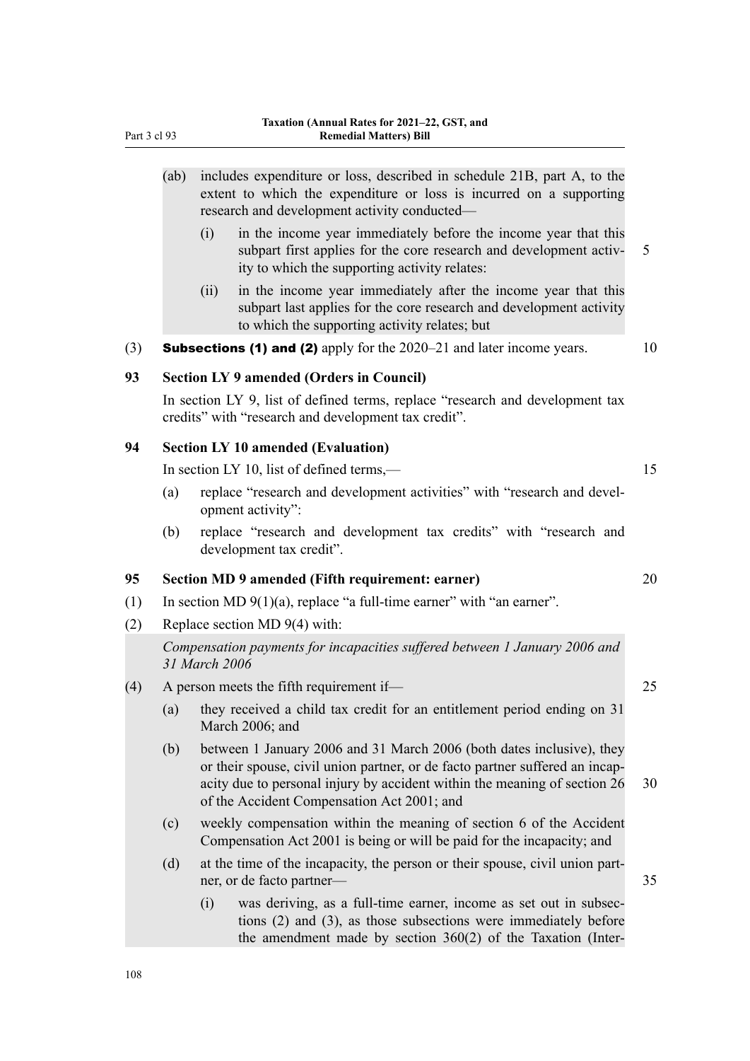(ab) includes expenditure or loss, described in schedule 21B, part A, to the extent to which the expenditure or loss is incurred on a supporting research and development activity conducted—

(i) in the income year immediately before the income year that this subpart first applies for the core research and development activity to which the supporting activity relates:

(ii) in the income year immediately after the income year that this subpart last applies for the core research and development activity to which the supporting activity relates; but

(3) **Subsections (1) and (2)** apply for the 2020–21 and later income years.

### 93 Section LY 9 amended (Orders in Council)

In section LY 9, list of defined terms, replace "research and development tax credits" with "research and development tax credit".

### 94 Section LY 10 amended (Evaluation)

In section LY 10, list of defined terms,—

(a) replace "research and development activities" with "research and development activity":

(b) replace "research and development tax credits" with "research and development tax credit".

### 95 Section MD 9 amended (Fifth requirement: earner)

(1) In section MD 9(1)(a), replace "a full-time earner" with "an earner".

(2) Replace section MD 9(4) with:

*Compensation payments for incapacities suffered between 1 January 2006 and 31 March 2006*

(4) A person meets the fifth requirement if—

(a) they received a child tax credit for an entitlement period ending on 31 March 2006; and

(b) between 1 January 2006 and 31 March 2006 (both dates inclusive), they or their spouse, civil union partner, or de facto partner suffered an incapacity due to personal injury by accident within the meaning of section 26 of the Accident Compensation Act 2001; and

(c) weekly compensation within the meaning of section 6 of the Accident Compensation Act 2001 is being or will be paid for the incapacity; and

(d) at the time of the incapacity, the person or their spouse, civil union partner, or de facto partner—

(i) was deriving, as a full-time earner, income as set out in subsections (2) and (3), as those subsections were immediately before the amendment made by section 360(2) of the Taxation (Inter-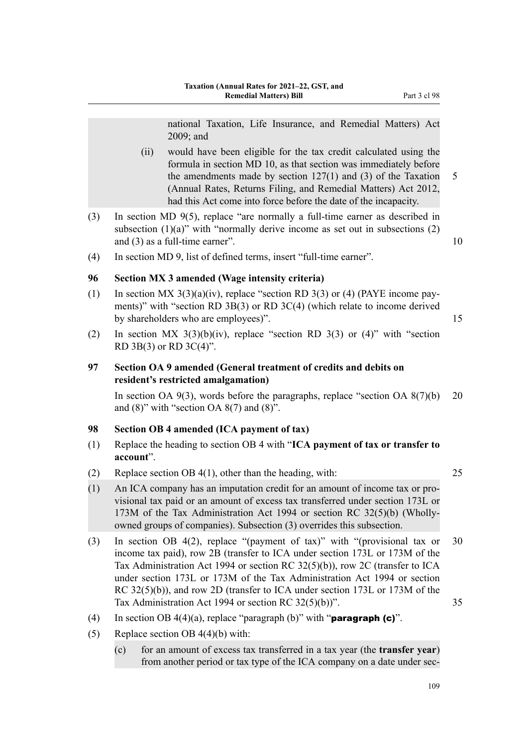national Taxation, Life Insurance, and Remedial Matters) Act 2009; and

(ii) would have been eligible for the tax credit calculated using the formula in section MD 10, as that section was immediately before the amendments made by section 127(1) and (3) of the Taxation (Annual Rates, Returns Filing, and Remedial Matters) Act 2012, had this Act come into force before the date of the incapacity.

(3) In section MD 9(5), replace "are normally a full-time earner as described in subsection (1)(a)" with "normally derive income as set out in subsections (2) and (3) as a full-time earner".

(4) In section MD 9, list of defined terms, insert "full-time earner".

### 96 Section MX 3 amended (Wage intensity criteria)

(1) In section MX 3(3)(a)(iv), replace "section RD 3(3) or (4) (PAYE income payments)" with "section RD 3B(3) or RD 3C(4) (which relate to income derived by shareholders who are employees)".

(2) In section MX 3(3)(b)(iv), replace "section RD 3(3) or (4)" with "section RD 3B(3) or RD 3C(4)".

### 97 Section OA 9 amended (General treatment of credits and debits on resident's restricted amalgamation)

In section OA 9(3), words before the paragraphs, replace "section OA 8(7)(b) and (8)" with "section OA 8(7) and (8)".

### 98 Section OB 4 amended (ICA payment of tax)

(1) Replace the heading to section OB 4 with "**ICA payment of tax or transfer to account**".

(2) Replace section OB 4(1), other than the heading, with:

(1) An ICA company has an imputation credit for an amount of income tax or provisional tax paid or an amount of excess tax transferred under section 173L or 173M of the Tax Administration Act 1994 or section RC 32(5)(b) (Wholly-owned groups of companies). Subsection (3) overrides this subsection.

(3) In section OB 4(2), replace "(payment of tax)" with "(provisional tax or income tax paid), row 2B (transfer to ICA under section 173L or 173M of the Tax Administration Act 1994 or section RC 32(5)(b)), row 2C (transfer to ICA under section 173L or 173M of the Tax Administration Act 1994 or section RC 32(5)(b)), and row 2D (transfer to ICA under section 173L or 173M of the Tax Administration Act 1994 or section RC 32(5)(b))".

(4) In section OB 4(4)(a), replace "paragraph (b)" with "**paragraph (c)**".

(5) Replace section OB 4(4)(b) with:

(c) for an amount of excess tax transferred in a tax year (the **transfer year**) from another period or tax type of the ICA company on a date under sec-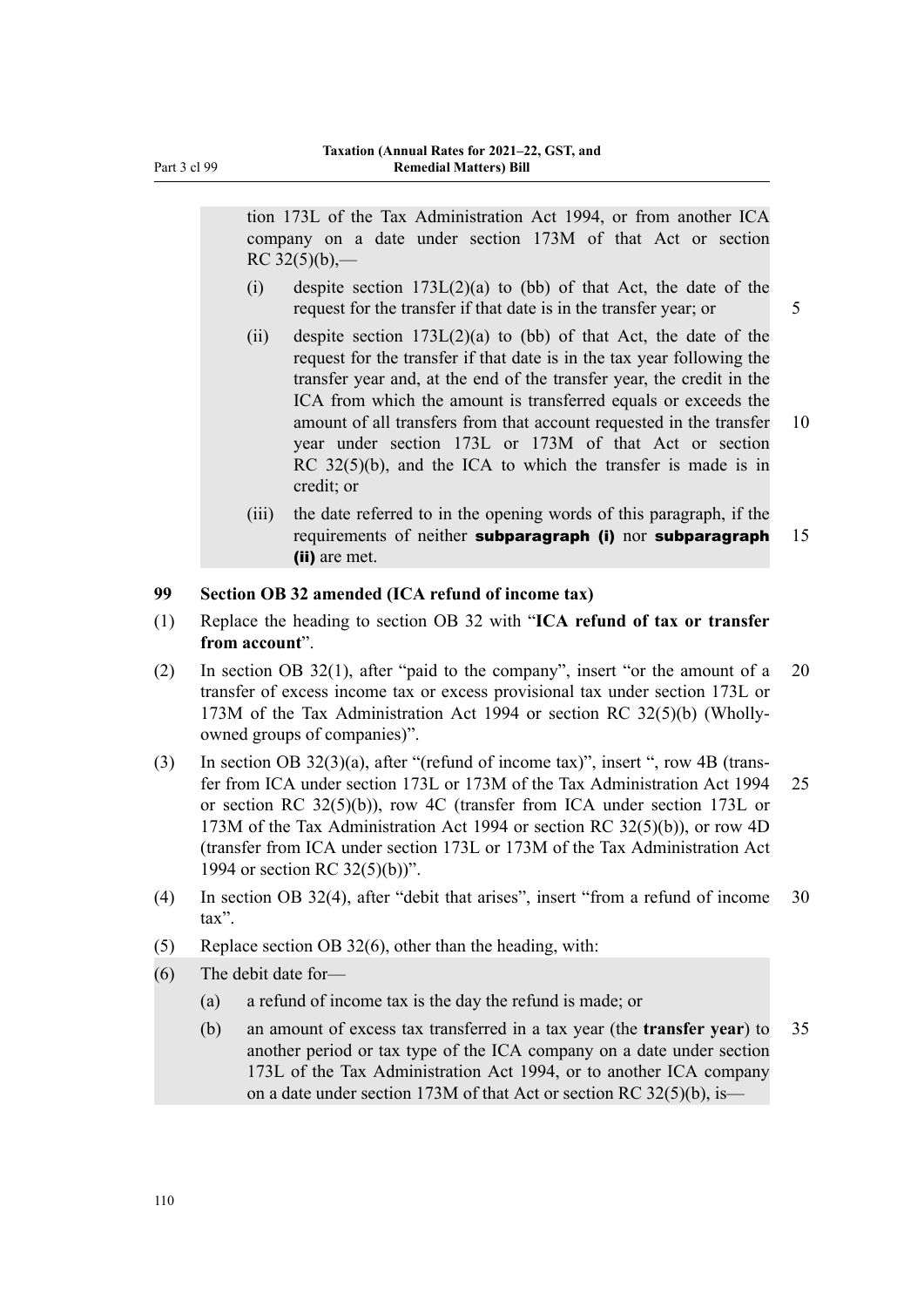tion 173L of the Tax Administration Act 1994, or from another ICA company on a date under section 173M of that Act or section RC 32(5)(b),—

(i) despite section 173L(2)(a) to (bb) of that Act, the date of the request for the transfer if that date is in the transfer year; or

(ii) despite section 173L(2)(a) to (bb) of that Act, the date of the request for the transfer if that date is in the tax year following the transfer year and, at the end of the transfer year, the credit in the ICA from which the amount is transferred equals or exceeds the amount of all transfers from that account requested in the transfer year under section 173L or 173M of that Act or section RC 32(5)(b), and the ICA to which the transfer is made is in credit; or

(iii) the date referred to in the opening words of this paragraph, if the requirements of neither **subparagraph (i)** nor **subparagraph (ii)** are met.

### 99 Section OB 32 amended (ICA refund of income tax)

(1) Replace the heading to section OB 32 with "**ICA refund of tax or transfer from account**".

(2) In section OB 32(1), after "paid to the company", insert "or the amount of a transfer of excess income tax or excess provisional tax under section 173L or 173M of the Tax Administration Act 1994 or section RC 32(5)(b) (Wholly-owned groups of companies)".

(3) In section OB 32(3)(a), after "(refund of income tax)", insert ", row 4B (transfer from ICA under section 173L or 173M of the Tax Administration Act 1994 or section RC 32(5)(b)), row 4C (transfer from ICA under section 173L or 173M of the Tax Administration Act 1994 or section RC 32(5)(b)), or row 4D (transfer from ICA under section 173L or 173M of the Tax Administration Act 1994 or section RC 32(5)(b))".

(4) In section OB 32(4), after "debit that arises", insert "from a refund of income tax".

(5) Replace section OB 32(6), other than the heading, with:

(6) The debit date for—

(a) a refund of income tax is the day the refund is made; or

(b) an amount of excess tax transferred in a tax year (the **transfer year**) to another period or tax type of the ICA company on a date under section 173L of the Tax Administration Act 1994, or to another ICA company on a date under section 173M of that Act or section RC 32(5)(b), is—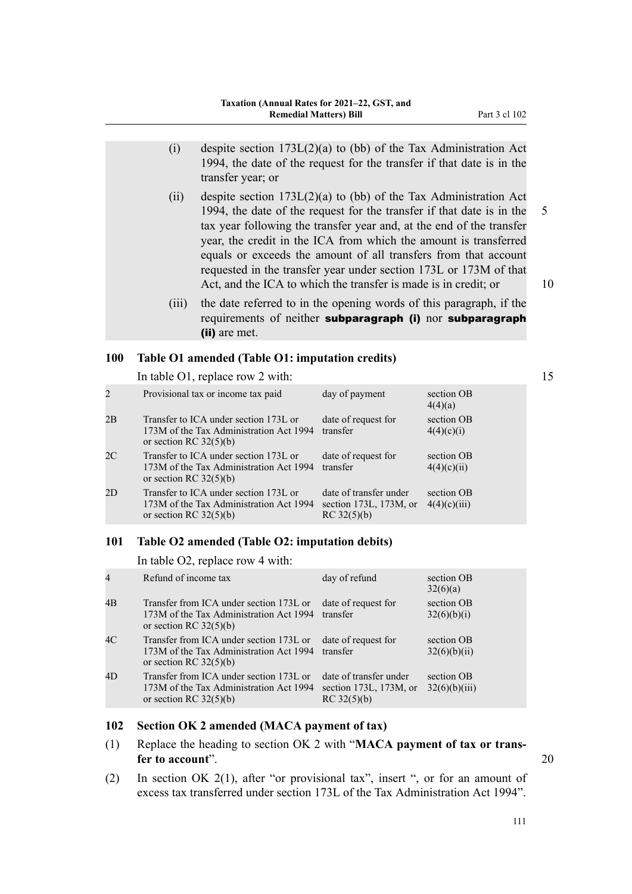(i) despite section 173L(2)(a) to (bb) of the Tax Administration Act 1994, the date of the request for the transfer if that date is in the transfer year; or

(ii) despite section 173L(2)(a) to (bb) of the Tax Administration Act 1994, the date of the request for the transfer if that date is in the tax year following the transfer year and, at the end of the transfer year, the credit in the ICA from which the amount is transferred equals or exceeds the amount of all transfers from that account requested in the transfer year under section 173L or 173M of that Act, and the ICA to which the transfer is made is in credit; or

(iii) the date referred to in the opening words of this paragraph, if the requirements of neither **subparagraph (i)** nor **subparagraph (ii)** are met.

### 100 Table O1 amended (Table O1: imputation credits)

In table O1, replace row 2 with:

| | | | |
|---|---|---|---|
| 2 | Provisional tax or income tax paid | day of payment | section OB 4(4)(a) |
| 2B | Transfer to ICA under section 173L or 173M of the Tax Administration Act 1994 or section RC 32(5)(b) | date of request for transfer | section OB 4(4)(c)(i) |
| 2C | Transfer to ICA under section 173L or 173M of the Tax Administration Act 1994 or section RC 32(5)(b) | date of request for transfer | section OB 4(4)(c)(ii) |
| 2D | Transfer to ICA under section 173L or 173M of the Tax Administration Act 1994 or section RC 32(5)(b) | date of transfer under section 173L, 173M, or RC 32(5)(b) | section OB 4(4)(c)(iii) |

### 101 Table O2 amended (Table O2: imputation debits)

In table O2, replace row 4 with:

| | | | |
|---|---|---|---|
| 4 | Refund of income tax | day of refund | section OB 32(6)(a) |
| 4B | Transfer from ICA under section 173L or 173M of the Tax Administration Act 1994 or section RC 32(5)(b) | date of request for transfer | section OB 32(6)(b)(i) |
| 4C | Transfer from ICA under section 173L or 173M of the Tax Administration Act 1994 or section RC 32(5)(b) | date of request for transfer | section OB 32(6)(b)(ii) |
| 4D | Transfer from ICA under section 173L or 173M of the Tax Administration Act 1994 or section RC 32(5)(b) | date of transfer under section 173L, 173M, or RC 32(5)(b) | section OB 32(6)(b)(iii) |

### 102 Section OK 2 amended (MACA payment of tax)

(1) Replace the heading to section OK 2 with "**MACA payment of tax or transfer to account**".

(2) In section OK 2(1), after "or provisional tax", insert ", or for an amount of excess tax transferred under section 173L of the Tax Administration Act 1994".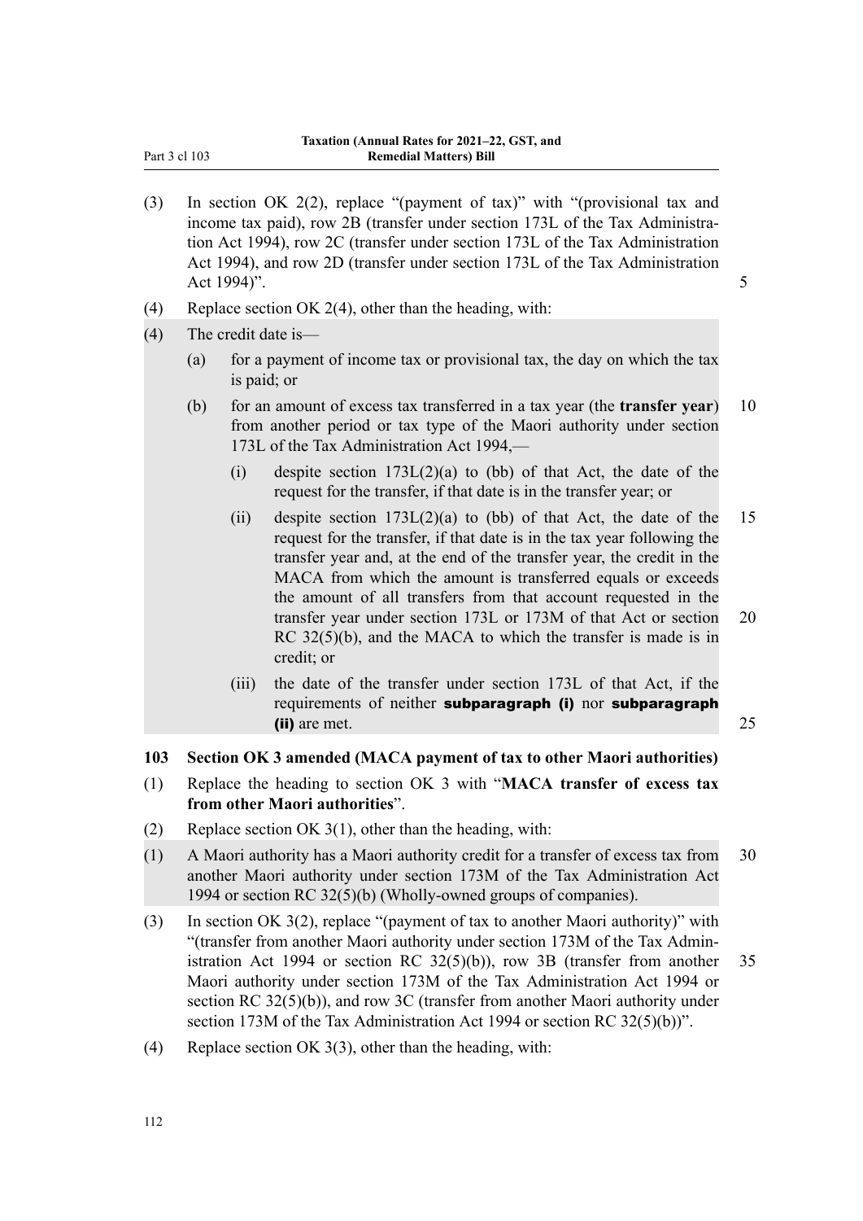(3) In section OK 2(2), replace "(payment of tax)" with "(provisional tax and income tax paid), row 2B (transfer under section 173L of the Tax Administration Act 1994), row 2C (transfer under section 173L of the Tax Administration Act 1994), and row 2D (transfer under section 173L of the Tax Administration Act 1994)".

(4) Replace section OK 2(4), other than the heading, with:

(4) The credit date is—

- (a) for a payment of income tax or provisional tax, the day on which the tax is paid; or
- (b) for an amount of excess tax transferred in a tax year (the **transfer year**) from another period or tax type of the Maori authority under section 173L of the Tax Administration Act 1994,—
  - (i) despite section 173L(2)(a) to (bb) of that Act, the date of the request for the transfer, if that date is in the transfer year; or
  - (ii) despite section 173L(2)(a) to (bb) of that Act, the date of the request for the transfer, if that date is in the tax year following the transfer year and, at the end of the transfer year, the credit in the MACA from which the amount is transferred equals or exceeds the amount of all transfers from that account requested in the transfer year under section 173L or 173M of that Act or section RC 32(5)(b), and the MACA to which the transfer is made is in credit; or
  - (iii) the date of the transfer under section 173L of that Act, if the requirements of neither **subparagraph (i)** nor **subparagraph (ii)** are met.

### 103 Section OK 3 amended (MACA payment of tax to other Maori authorities)

(1) Replace the heading to section OK 3 with "**MACA transfer of excess tax from other Maori authorities**".

(2) Replace section OK 3(1), other than the heading, with:

(1) A Maori authority has a Maori authority credit for a transfer of excess tax from another Maori authority under section 173M of the Tax Administration Act 1994 or section RC 32(5)(b) (Wholly-owned groups of companies).

(3) In section OK 3(2), replace "(payment of tax to another Maori authority)" with "(transfer from another Maori authority under section 173M of the Tax Administration Act 1994 or section RC 32(5)(b)), row 3B (transfer from another Maori authority under section 173M of the Tax Administration Act 1994 or section RC 32(5)(b)), and row 3C (transfer from another Maori authority under section 173M of the Tax Administration Act 1994 or section RC 32(5)(b))".

(4) Replace section OK 3(3), other than the heading, with: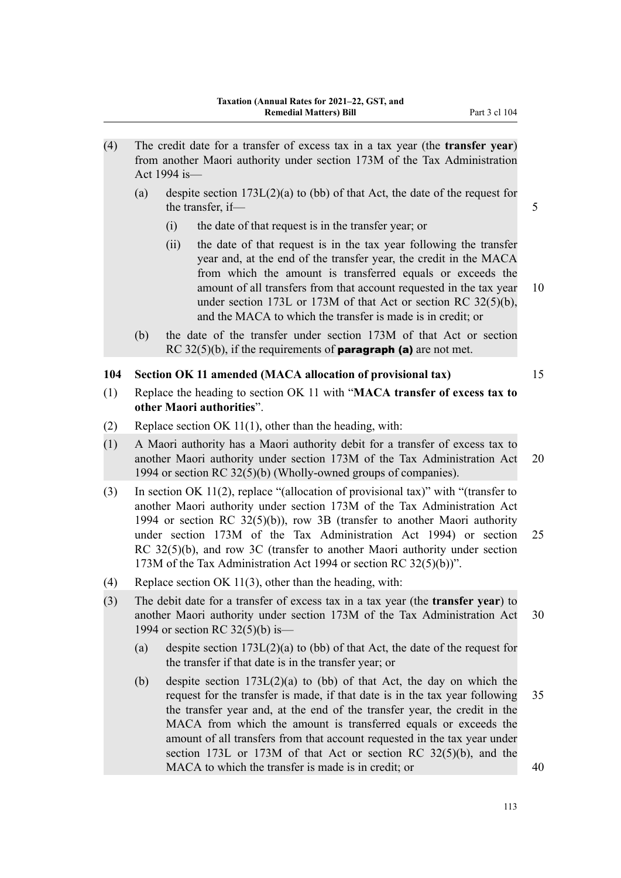(4) The credit date for a transfer of excess tax in a tax year (the **transfer year**) from another Maori authority under section 173M of the Tax Administration Act 1994 is—

(a) despite section 173L(2)(a) to (bb) of that Act, the date of the request for the transfer, if—

(i) the date of that request is in the transfer year; or

(ii) the date of that request is in the tax year following the transfer year and, at the end of the transfer year, the credit in the MACA from which the amount is transferred equals or exceeds the amount of all transfers from that account requested in the tax year under section 173L or 173M of that Act or section RC 32(5)(b), and the MACA to which the transfer is made is in credit; or

(b) the date of the transfer under section 173M of that Act or section RC 32(5)(b), if the requirements of **paragraph (a)** are not met.

**104 Section OK 11 amended (MACA allocation of provisional tax)**

(1) Replace the heading to section OK 11 with "**MACA transfer of excess tax to other Maori authorities**".

(2) Replace section OK 11(1), other than the heading, with:

(1) A Maori authority has a Maori authority debit for a transfer of excess tax to another Maori authority under section 173M of the Tax Administration Act 1994 or section RC 32(5)(b) (Wholly-owned groups of companies).

(3) In section OK 11(2), replace "(allocation of provisional tax)" with "(transfer to another Maori authority under section 173M of the Tax Administration Act 1994 or section RC 32(5)(b)), row 3B (transfer to another Maori authority under section 173M of the Tax Administration Act 1994) or section RC 32(5)(b), and row 3C (transfer to another Maori authority under section 173M of the Tax Administration Act 1994 or section RC 32(5)(b))".

(4) Replace section OK 11(3), other than the heading, with:

(3) The debit date for a transfer of excess tax in a tax year (the **transfer year**) to another Maori authority under section 173M of the Tax Administration Act 1994 or section RC 32(5)(b) is—

(a) despite section 173L(2)(a) to (bb) of that Act, the date of the request for the transfer if that date is in the transfer year; or

(b) despite section 173L(2)(a) to (bb) of that Act, the day on which the request for the transfer is made, if that date is in the tax year following the transfer year and, at the end of the transfer year, the credit in the MACA from which the amount is transferred equals or exceeds the amount of all transfers from that account requested in the tax year under section 173L or 173M of that Act or section RC 32(5)(b), and the MACA to which the transfer is made is in credit; or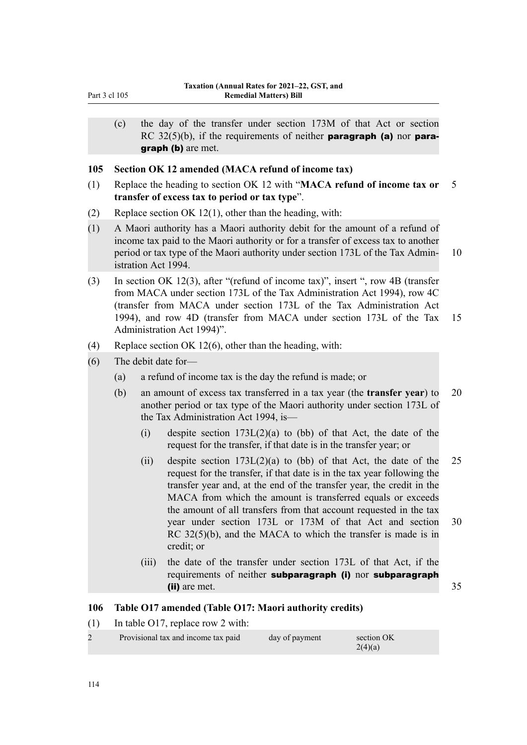(c) the day of the transfer under section 173M of that Act or section RC 32(5)(b), if the requirements of neither **paragraph (a)** nor **paragraph (b)** are met.

### 105 Section OK 12 amended (MACA refund of income tax)

(1) Replace the heading to section OK 12 with "**MACA refund of income tax or transfer of excess tax to period or tax type**".

(2) Replace section OK 12(1), other than the heading, with:

(1) A Maori authority has a Maori authority debit for the amount of a refund of income tax paid to the Maori authority or for a transfer of excess tax to another period or tax type of the Maori authority under section 173L of the Tax Administration Act 1994.

(3) In section OK 12(3), after "(refund of income tax)", insert ", row 4B (transfer from MACA under section 173L of the Tax Administration Act 1994), row 4C (transfer from MACA under section 173L of the Tax Administration Act 1994), and row 4D (transfer from MACA under section 173L of the Tax Administration Act 1994)".

(4) Replace section OK 12(6), other than the heading, with:

(6) The debit date for—

- (a) a refund of income tax is the day the refund is made; or
- (b) an amount of excess tax transferred in a tax year (the **transfer year**) to another period or tax type of the Maori authority under section 173L of the Tax Administration Act 1994, is—
  - (i) despite section 173L(2)(a) to (bb) of that Act, the date of the request for the transfer, if that date is in the transfer year; or
  - (ii) despite section 173L(2)(a) to (bb) of that Act, the date of the request for the transfer, if that date is in the tax year following the transfer year and, at the end of the transfer year, the credit in the MACA from which the amount is transferred equals or exceeds the amount of all transfers from that account requested in the tax year under section 173L or 173M of that Act and section RC 32(5)(b), and the MACA to which the transfer is made is in credit; or
  - (iii) the date of the transfer under section 173L of that Act, if the requirements of neither **subparagraph (i)** nor **subparagraph (ii)** are met.

### 106 Table O17 amended (Table O17: Maori authority credits)

(1) In table O17, replace row 2 with:

| | | | |
|---|---|---|---|
| 2 | Provisional tax and income tax paid | day of payment | section OK 2(4)(a) |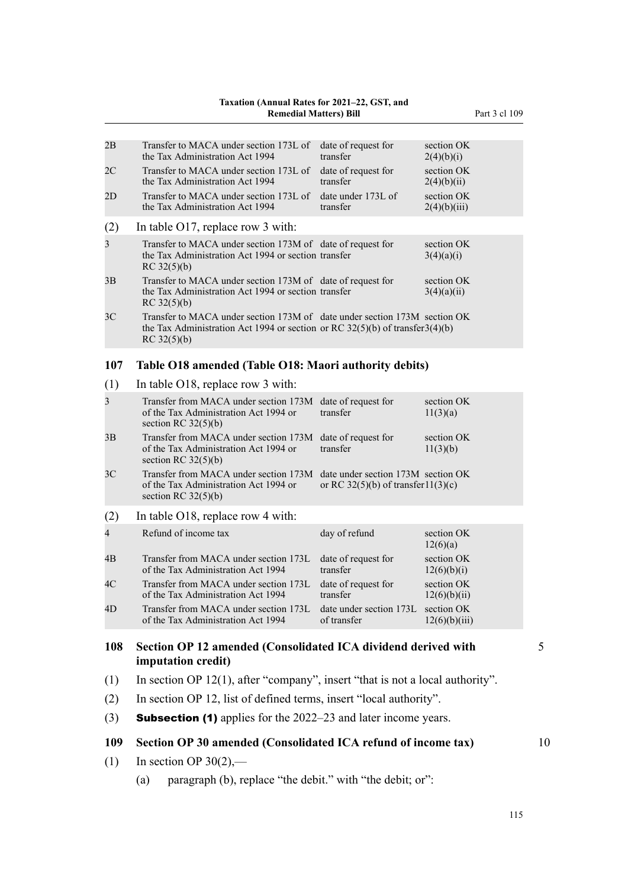| | | | |
|---|---|---|---|
| 2B | Transfer to MACA under section 173L of the Tax Administration Act 1994 | date of request for transfer | section OK 2(4)(b)(i) |
| 2C | Transfer to MACA under section 173L of the Tax Administration Act 1994 | date of request for transfer | section OK 2(4)(b)(ii) |
| 2D | Transfer to MACA under section 173L of the Tax Administration Act 1994 | date under 173L of transfer | section OK 2(4)(b)(iii) |

(2) In table O17, replace row 3 with:

| | | | |
|---|---|---|---|
| 3 | Transfer to MACA under section 173M of the Tax Administration Act 1994 or section RC 32(5)(b) | date of request for transfer | section OK 3(4)(a)(i) |
| 3B | Transfer to MACA under section 173M of the Tax Administration Act 1994 or section RC 32(5)(b) | date of request for transfer | section OK 3(4)(a)(ii) |
| 3C | Transfer to MACA under section 173M of the Tax Administration Act 1994 or section RC 32(5)(b) | date under section 173M or RC 32(5)(b) of transfer | section OK 3(4)(b) |

## 107 Table O18 amended (Table O18: Maori authority debits)

(1) In table O18, replace row 3 with:

| | | | |
|---|---|---|---|
| 3 | Transfer from MACA under section 173M of the Tax Administration Act 1994 or section RC 32(5)(b) | date of request for transfer | section OK 11(3)(a) |
| 3B | Transfer from MACA under section 173M of the Tax Administration Act 1994 or section RC 32(5)(b) | date of request for transfer | section OK 11(3)(b) |
| 3C | Transfer from MACA under section 173M of the Tax Administration Act 1994 or section RC 32(5)(b) | date under section 173M or RC 32(5)(b) of transfer | section OK 11(3)(c) |

(2) In table O18, replace row 4 with:

| | | | |
|---|---|---|---|
| 4 | Refund of income tax | day of refund | section OK 12(6)(a) |
| 4B | Transfer from MACA under section 173L of the Tax Administration Act 1994 | date of request for transfer | section OK 12(6)(b)(i) |
| 4C | Transfer from MACA under section 173L of the Tax Administration Act 1994 | date of request for transfer | section OK 12(6)(b)(ii) |
| 4D | Transfer from MACA under section 173L of the Tax Administration Act 1994 | date under section 173L of transfer | section OK 12(6)(b)(iii) |

## 108 Section OP 12 amended (Consolidated ICA dividend derived with imputation credit)

(1) In section OP 12(1), after "company", insert "that is not a local authority".

(2) In section OP 12, list of defined terms, insert "local authority".

(3) **Subsection (1)** applies for the 2022–23 and later income years.

## 109 Section OP 30 amended (Consolidated ICA refund of income tax)

(1) In section OP 30(2),—

(a) paragraph (b), replace "the debit." with "the debit; or":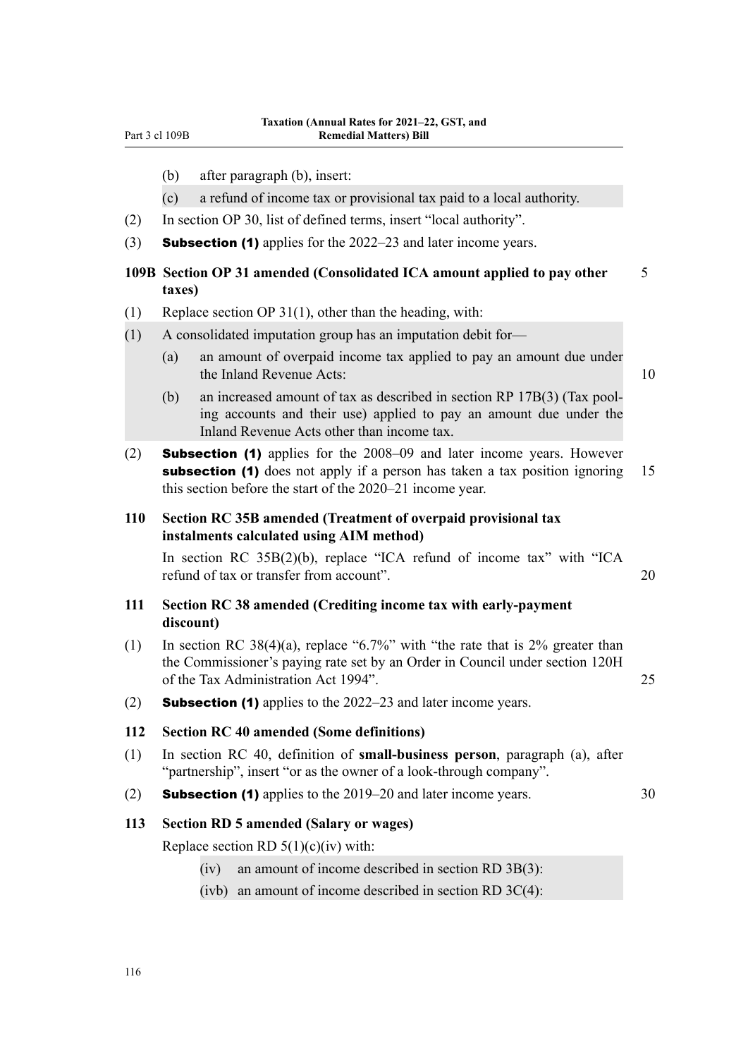(b) after paragraph (b), insert:

(c) a refund of income tax or provisional tax paid to a local authority.

(2) In section OP 30, list of defined terms, insert "local authority".

(3) **Subsection (1)** applies for the 2022–23 and later income years.

### 109B Section OP 31 amended (Consolidated ICA amount applied to pay other taxes)

(1) Replace section OP 31(1), other than the heading, with:

(1) A consolidated imputation group has an imputation debit for—

(a) an amount of overpaid income tax applied to pay an amount due under the Inland Revenue Acts:

(b) an increased amount of tax as described in section RP 17B(3) (Tax pooling accounts and their use) applied to pay an amount due under the Inland Revenue Acts other than income tax.

(2) **Subsection (1)** applies for the 2008–09 and later income years. However **subsection (1)** does not apply if a person has taken a tax position ignoring this section before the start of the 2020–21 income year.

### 110 Section RC 35B amended (Treatment of overpaid provisional tax instalments calculated using AIM method)

In section RC 35B(2)(b), replace "ICA refund of income tax" with "ICA refund of tax or transfer from account".

### 111 Section RC 38 amended (Crediting income tax with early-payment discount)

(1) In section RC 38(4)(a), replace "6.7%" with "the rate that is 2% greater than the Commissioner's paying rate set by an Order in Council under section 120H of the Tax Administration Act 1994".

(2) **Subsection (1)** applies to the 2022–23 and later income years.

### 112 Section RC 40 amended (Some definitions)

(1) In section RC 40, definition of **small-business person**, paragraph (a), after "partnership", insert "or as the owner of a look-through company".

(2) **Subsection (1)** applies to the 2019–20 and later income years.

### 113 Section RD 5 amended (Salary or wages)

Replace section RD 5(1)(c)(iv) with:

(iv) an amount of income described in section RD 3B(3):

(ivb) an amount of income described in section RD 3C(4):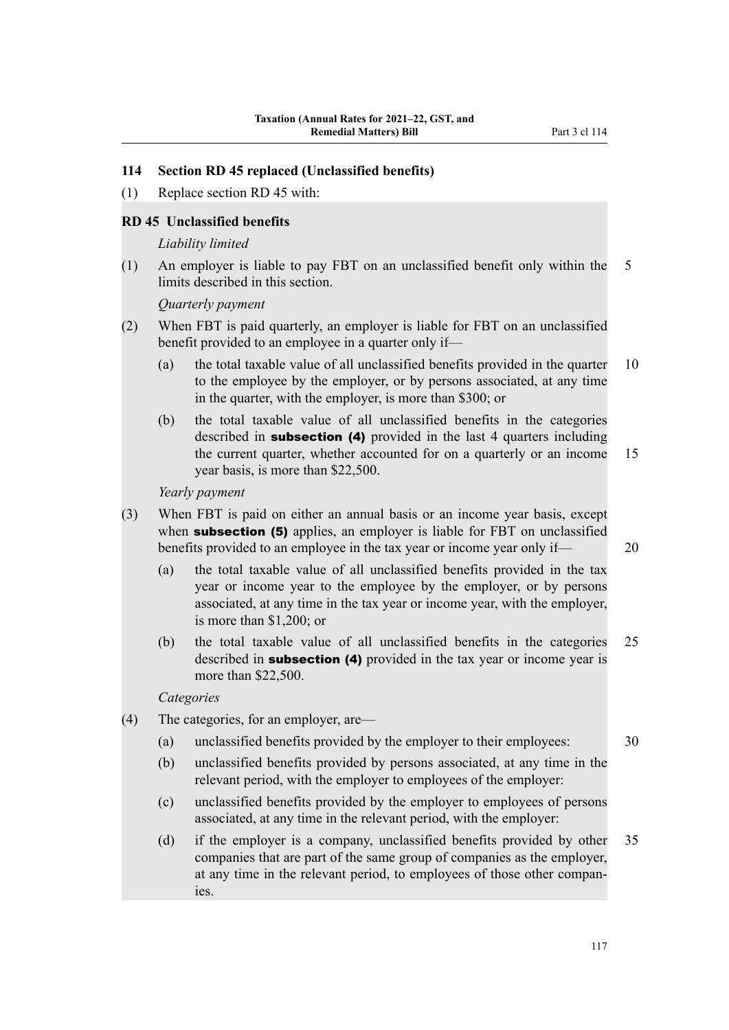## 114 Section RD 45 replaced (Unclassified benefits)

(1) Replace section RD 45 with:

### RD 45 Unclassified benefits

*Liability limited*

(1) An employer is liable to pay FBT on an unclassified benefit only within the limits described in this section.

*Quarterly payment*

(2) When FBT is paid quarterly, an employer is liable for FBT on an unclassified benefit provided to an employee in a quarter only if—

- (a) the total taxable value of all unclassified benefits provided in the quarter to the employee by the employer, or by persons associated, at any time in the quarter, with the employer, is more than $300; or
- (b) the total taxable value of all unclassified benefits in the categories described in **subsection (4)** provided in the last 4 quarters including the current quarter, whether accounted for on a quarterly or an income year basis, is more than $22,500.

*Yearly payment*

(3) When FBT is paid on either an annual basis or an income year basis, except when **subsection (5)** applies, an employer is liable for FBT on unclassified benefits provided to an employee in the tax year or income year only if—

- (a) the total taxable value of all unclassified benefits provided in the tax year or income year to the employee by the employer, or by persons associated, at any time in the tax year or income year, with the employer, is more than $1,200; or
- (b) the total taxable value of all unclassified benefits in the categories described in **subsection (4)** provided in the tax year or income year is more than $22,500.

*Categories*

(4) The categories, for an employer, are—

- (a) unclassified benefits provided by the employer to their employees:
- (b) unclassified benefits provided by persons associated, at any time in the relevant period, with the employer to employees of the employer:
- (c) unclassified benefits provided by the employer to employees of persons associated, at any time in the relevant period, with the employer:
- (d) if the employer is a company, unclassified benefits provided by other companies that are part of the same group of companies as the employer, at any time in the relevant period, to employees of those other companies.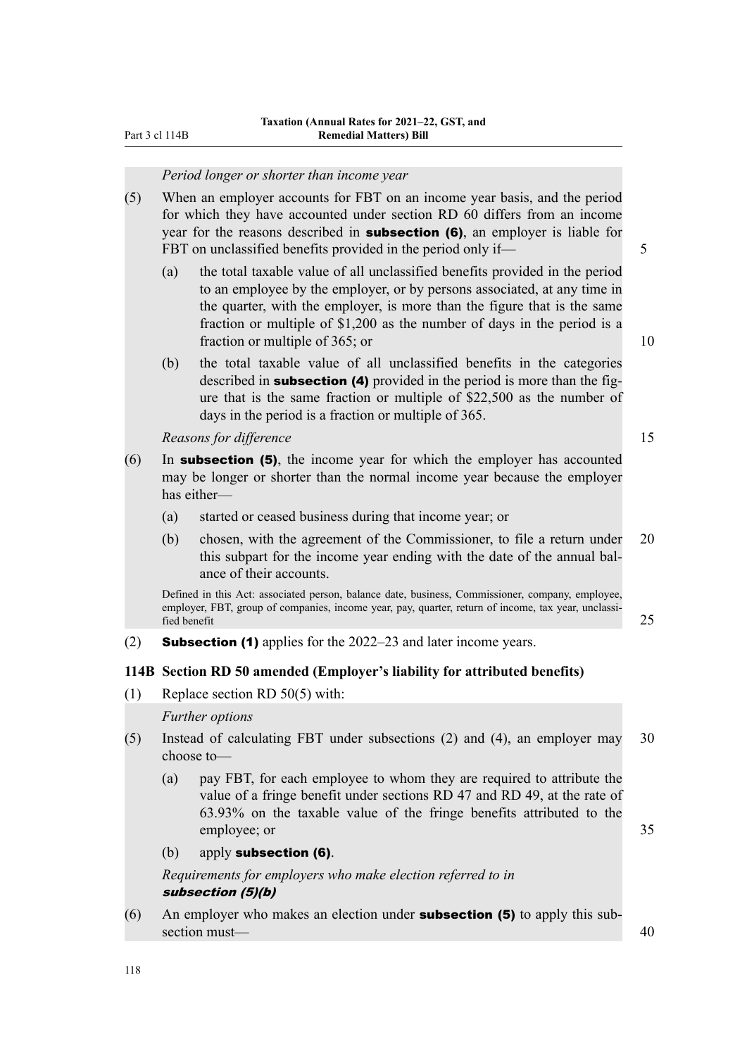*Period longer or shorter than income year*

(5) When an employer accounts for FBT on an income year basis, and the period for which they have accounted under section RD 60 differs from an income year for the reasons described in **subsection (6)**, an employer is liable for FBT on unclassified benefits provided in the period only if—

(a) the total taxable value of all unclassified benefits provided in the period to an employee by the employer, or by persons associated, at any time in the quarter, with the employer, is more than the figure that is the same fraction or multiple of $1,200 as the number of days in the period is a fraction or multiple of 365; or

(b) the total taxable value of all unclassified benefits in the categories described in **subsection (4)** provided in the period is more than the figure that is the same fraction or multiple of $22,500 as the number of days in the period is a fraction or multiple of 365.

*Reasons for difference*

(6) In **subsection (5)**, the income year for which the employer has accounted may be longer or shorter than the normal income year because the employer has either—

(a) started or ceased business during that income year; or

(b) chosen, with the agreement of the Commissioner, to file a return under this subpart for the income year ending with the date of the annual balance of their accounts.

Defined in this Act: associated person, balance date, business, Commissioner, company, employee, employer, FBT, group of companies, income year, pay, quarter, return of income, tax year, unclassified benefit

(2) **Subsection (1)** applies for the 2022–23 and later income years.

### 114B Section RD 50 amended (Employer's liability for attributed benefits)

(1) Replace section RD 50(5) with:

*Further options*

(5) Instead of calculating FBT under subsections (2) and (4), an employer may choose to—

(a) pay FBT, for each employee to whom they are required to attribute the value of a fringe benefit under sections RD 47 and RD 49, at the rate of 63.93% on the taxable value of the fringe benefits attributed to the employee; or

(b) apply **subsection (6)**.

*Requirements for employers who make election referred to in* ***subsection (5)(b)***

(6) An employer who makes an election under **subsection (5)** to apply this subsection must—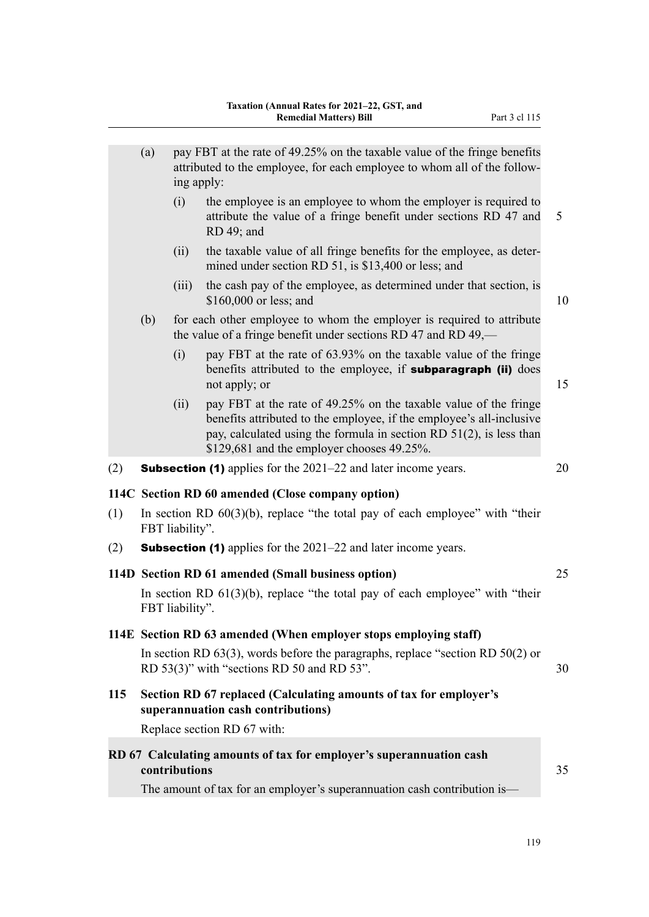(a) pay FBT at the rate of 49.25% on the taxable value of the fringe benefits attributed to the employee, for each employee to whom all of the following apply:

  (i) the employee is an employee to whom the employer is required to attribute the value of a fringe benefit under sections RD 47 and RD 49; and

  (ii) the taxable value of all fringe benefits for the employee, as determined under section RD 51, is $13,400 or less; and

  (iii) the cash pay of the employee, as determined under that section, is $160,000 or less; and

(b) for each other employee to whom the employer is required to attribute the value of a fringe benefit under sections RD 47 and RD 49,—

  (i) pay FBT at the rate of 63.93% on the taxable value of the fringe benefits attributed to the employee, if **subparagraph (ii)** does not apply; or

  (ii) pay FBT at the rate of 49.25% on the taxable value of the fringe benefits attributed to the employee, if the employee's all-inclusive pay, calculated using the formula in section RD 51(2), is less than $129,681 and the employer chooses 49.25%.

(2) **Subsection (1)** applies for the 2021–22 and later income years.

### 114C Section RD 60 amended (Close company option)

(1) In section RD 60(3)(b), replace "the total pay of each employee" with "their FBT liability".

(2) **Subsection (1)** applies for the 2021–22 and later income years.

### 114D Section RD 61 amended (Small business option)

In section RD 61(3)(b), replace "the total pay of each employee" with "their FBT liability".

### 114E Section RD 63 amended (When employer stops employing staff)

In section RD 63(3), words before the paragraphs, replace "section RD 50(2) or RD 53(3)" with "sections RD 50 and RD 53".

### 115 Section RD 67 replaced (Calculating amounts of tax for employer's superannuation cash contributions)

Replace section RD 67 with:

### RD 67 Calculating amounts of tax for employer's superannuation cash contributions

The amount of tax for an employer's superannuation cash contribution is—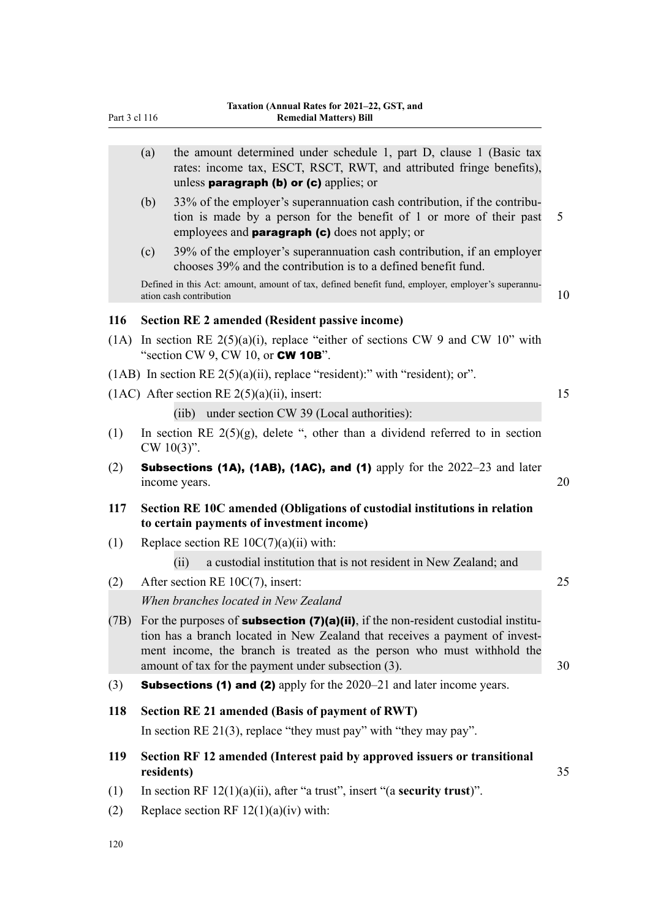(a) the amount determined under schedule 1, part D, clause 1 (Basic tax rates: income tax, ESCT, RSCT, RWT, and attributed fringe benefits), unless **paragraph (b) or (c)** applies; or

(b) 33% of the employer's superannuation cash contribution, if the contribution is made by a person for the benefit of 1 or more of their past employees and **paragraph (c)** does not apply; or

(c) 39% of the employer's superannuation cash contribution, if an employer chooses 39% and the contribution is to a defined benefit fund.

Defined in this Act: amount, amount of tax, defined benefit fund, employer, employer's superannuation cash contribution

**116 Section RE 2 amended (Resident passive income)**

(1A) In section RE 2(5)(a)(i), replace "either of sections CW 9 and CW 10" with "section CW 9, CW 10, or **CW 10B**".

(1AB) In section RE 2(5)(a)(ii), replace "resident):" with "resident); or".

(1AC) After section RE 2(5)(a)(ii), insert:

(iib) under section CW 39 (Local authorities):

(1) In section RE 2(5)(g), delete ", other than a dividend referred to in section CW 10(3)".

(2) **Subsections (1A), (1AB), (1AC), and (1)** apply for the 2022–23 and later income years.

**117 Section RE 10C amended (Obligations of custodial institutions in relation to certain payments of investment income)**

(1) Replace section RE 10C(7)(a)(ii) with:

(ii) a custodial institution that is not resident in New Zealand; and

(2) After section RE 10C(7), insert:

*When branches located in New Zealand*

(7B) For the purposes of **subsection (7)(a)(ii)**, if the non-resident custodial institution has a branch located in New Zealand that receives a payment of investment income, the branch is treated as the person who must withhold the amount of tax for the payment under subsection (3).

(3) **Subsections (1) and (2)** apply for the 2020–21 and later income years.

**118 Section RE 21 amended (Basis of payment of RWT)**

In section RE 21(3), replace "they must pay" with "they may pay".

**119 Section RF 12 amended (Interest paid by approved issuers or transitional residents)**

(1) In section RF 12(1)(a)(ii), after "a trust", insert "(a **security trust**)".

(2) Replace section RF 12(1)(a)(iv) with: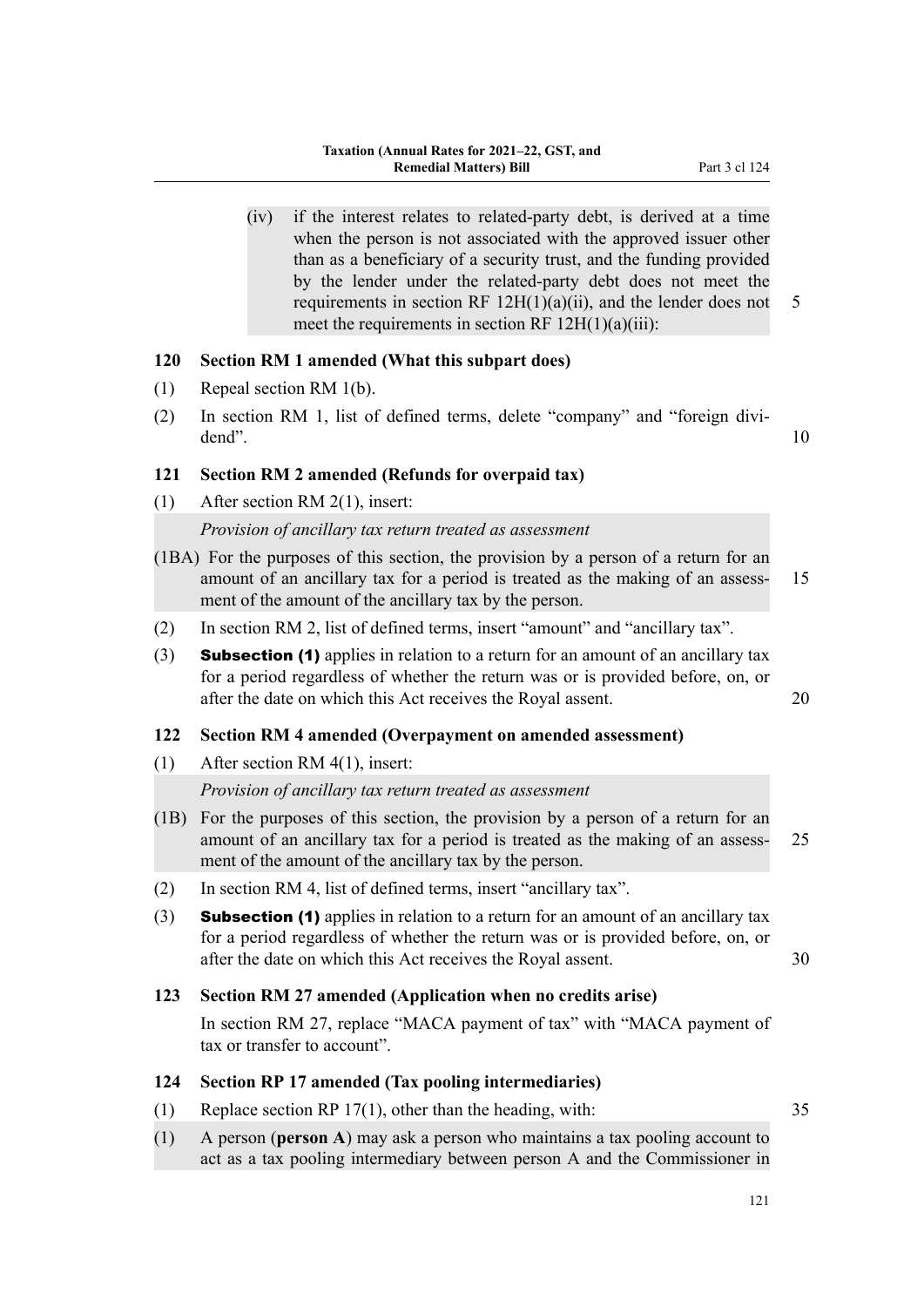(iv) if the interest relates to related-party debt, is derived at a time when the person is not associated with the approved issuer other than as a beneficiary of a security trust, and the funding provided by the lender under the related-party debt does not meet the requirements in section RF 12H(1)(a)(ii), and the lender does not meet the requirements in section RF 12H(1)(a)(iii):

### 120 Section RM 1 amended (What this subpart does)

(1) Repeal section RM 1(b).

(2) In section RM 1, list of defined terms, delete "company" and "foreign dividend".

### 121 Section RM 2 amended (Refunds for overpaid tax)

(1) After section RM 2(1), insert:

*Provision of ancillary tax return treated as assessment*

(1BA) For the purposes of this section, the provision by a person of a return for an amount of an ancillary tax for a period is treated as the making of an assessment of the amount of the ancillary tax by the person.

(2) In section RM 2, list of defined terms, insert "amount" and "ancillary tax".

(3) **Subsection (1)** applies in relation to a return for an amount of an ancillary tax for a period regardless of whether the return was or is provided before, on, or after the date on which this Act receives the Royal assent.

### 122 Section RM 4 amended (Overpayment on amended assessment)

(1) After section RM 4(1), insert:

*Provision of ancillary tax return treated as assessment*

(1B) For the purposes of this section, the provision by a person of a return for an amount of an ancillary tax for a period is treated as the making of an assessment of the amount of the ancillary tax by the person.

(2) In section RM 4, list of defined terms, insert "ancillary tax".

(3) **Subsection (1)** applies in relation to a return for an amount of an ancillary tax for a period regardless of whether the return was or is provided before, on, or after the date on which this Act receives the Royal assent.

### 123 Section RM 27 amended (Application when no credits arise)

In section RM 27, replace "MACA payment of tax" with "MACA payment of tax or transfer to account".

### 124 Section RP 17 amended (Tax pooling intermediaries)

(1) Replace section RP 17(1), other than the heading, with:

(1) A person (**person A**) may ask a person who maintains a tax pooling account to act as a tax pooling intermediary between person A and the Commissioner in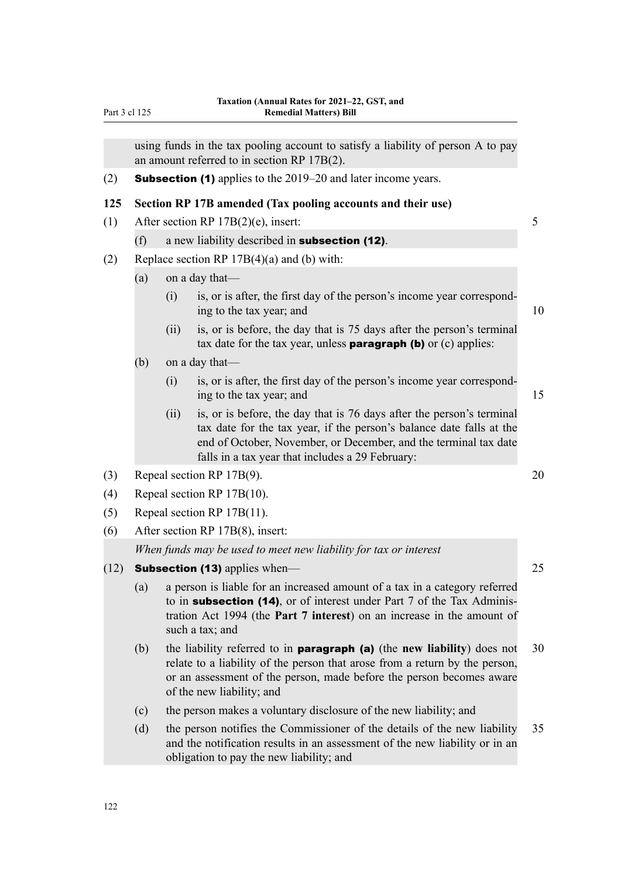using funds in the tax pooling account to satisfy a liability of person A to pay an amount referred to in section RP 17B(2).

(2) **Subsection (1)** applies to the 2019–20 and later income years.

**125 Section RP 17B amended (Tax pooling accounts and their use)**

(1) After section RP 17B(2)(e), insert:

(f) a new liability described in **subsection (12)**.

(2) Replace section RP 17B(4)(a) and (b) with:

(a) on a day that—

(i) is, or is after, the first day of the person's income year corresponding to the tax year; and

(ii) is, or is before, the day that is 75 days after the person's terminal tax date for the tax year, unless **paragraph (b)** or (c) applies:

(b) on a day that—

(i) is, or is after, the first day of the person's income year corresponding to the tax year; and

(ii) is, or is before, the day that is 76 days after the person's terminal tax date for the tax year, if the person's balance date falls at the end of October, November, or December, and the terminal tax date falls in a tax year that includes a 29 February:

(3) Repeal section RP 17B(9).

(4) Repeal section RP 17B(10).

(5) Repeal section RP 17B(11).

(6) After section RP 17B(8), insert:

*When funds may be used to meet new liability for tax or interest*

(12) **Subsection (13)** applies when—

(a) a person is liable for an increased amount of a tax in a category referred to in **subsection (14)**, or of interest under Part 7 of the Tax Administration Act 1994 (the **Part 7 interest**) on an increase in the amount of such a tax; and

(b) the liability referred to in **paragraph (a)** (the **new liability**) does not relate to a liability of the person that arose from a return by the person, or an assessment of the person, made before the person becomes aware of the new liability; and

(c) the person makes a voluntary disclosure of the new liability; and

(d) the person notifies the Commissioner of the details of the new liability and the notification results in an assessment of the new liability or in an obligation to pay the new liability; and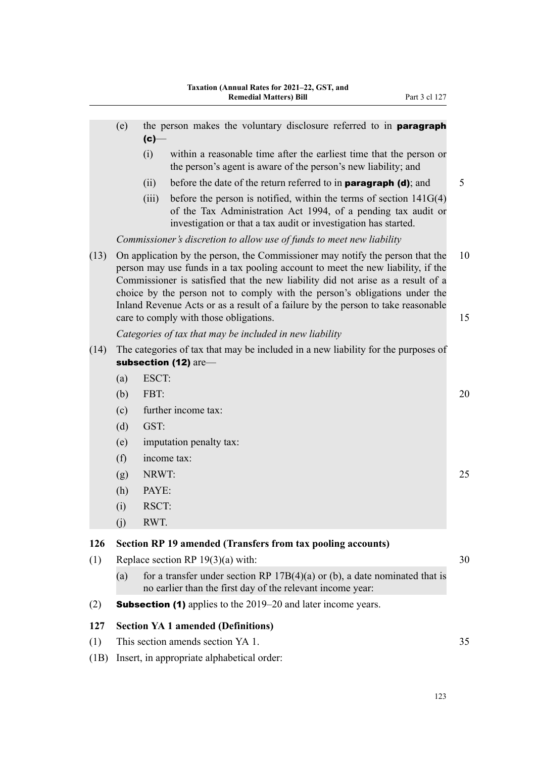(e) the person makes the voluntary disclosure referred to in **paragraph (c)**—

(i) within a reasonable time after the earliest time that the person or the person's agent is aware of the person's new liability; and

(ii) before the date of the return referred to in **paragraph (d)**; and

(iii) before the person is notified, within the terms of section 141G(4) of the Tax Administration Act 1994, of a pending tax audit or investigation or that a tax audit or investigation has started.

*Commissioner's discretion to allow use of funds to meet new liability*

(13) On application by the person, the Commissioner may notify the person that the person may use funds in a tax pooling account to meet the new liability, if the Commissioner is satisfied that the new liability did not arise as a result of a choice by the person not to comply with the person's obligations under the Inland Revenue Acts or as a result of a failure by the person to take reasonable care to comply with those obligations.

*Categories of tax that may be included in new liability*

(14) The categories of tax that may be included in a new liability for the purposes of **subsection (12)** are—

(a) ESCT:

(b) FBT:

(c) further income tax:

(d) GST:

(e) imputation penalty tax:

(f) income tax:

(g) NRWT:

(h) PAYE:

(i) RSCT:

(j) RWT.

**126 Section RP 19 amended (Transfers from tax pooling accounts)**

(1) Replace section RP 19(3)(a) with:

(a) for a transfer under section RP 17B(4)(a) or (b), a date nominated that is no earlier than the first day of the relevant income year:

(2) **Subsection (1)** applies to the 2019–20 and later income years.

**127 Section YA 1 amended (Definitions)**

(1) This section amends section YA 1.

(1B) Insert, in appropriate alphabetical order: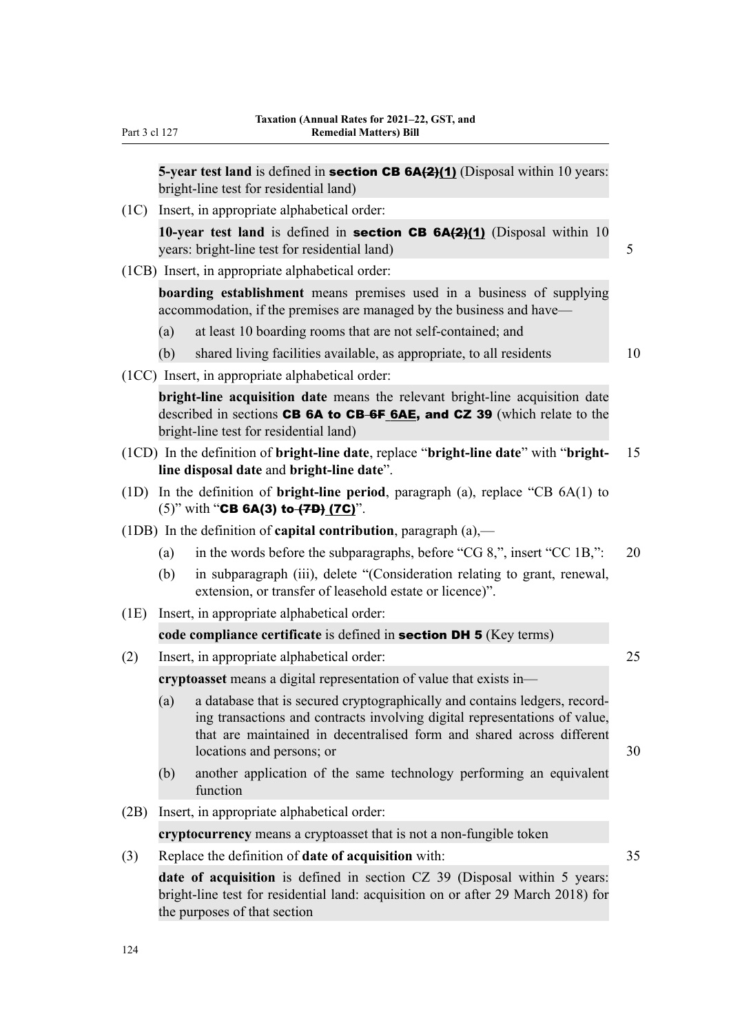**5-year test land** is defined in **section CB 6A~~(2)~~(1)** (Disposal within 10 years: bright-line test for residential land)

(1C) Insert, in appropriate alphabetical order:

**10-year test land** is defined in **section CB 6A~~(2)~~(1)** (Disposal within 10 years: bright-line test for residential land)

(1CB) Insert, in appropriate alphabetical order:

**boarding establishment** means premises used in a business of supplying accommodation, if the premises are managed by the business and have—

(a) at least 10 boarding rooms that are not self-contained; and

(b) shared living facilities available, as appropriate, to all residents

(1CC) Insert, in appropriate alphabetical order:

**bright-line acquisition date** means the relevant bright-line acquisition date described in sections **CB 6A to CB ~~6F~~ 6AE, and CZ 39** (which relate to the bright-line test for residential land)

(1CD) In the definition of **bright-line date**, replace "**bright-line date**" with "**bright-line disposal date** and **bright-line date**".

(1D) In the definition of **bright-line period**, paragraph (a), replace "CB 6A(1) to (5)" with "**CB 6A(3) to ~~(7D)~~ (7C)**".

(1DB) In the definition of **capital contribution**, paragraph (a),—

(a) in the words before the subparagraphs, before "CG 8,", insert "CC 1B,":

(b) in subparagraph (iii), delete "(Consideration relating to grant, renewal, extension, or transfer of leasehold estate or licence)".

(1E) Insert, in appropriate alphabetical order:

**code compliance certificate** is defined in **section DH 5** (Key terms)

(2) Insert, in appropriate alphabetical order:

**cryptoasset** means a digital representation of value that exists in—

(a) a database that is secured cryptographically and contains ledgers, recording transactions and contracts involving digital representations of value, that are maintained in decentralised form and shared across different locations and persons; or

(b) another application of the same technology performing an equivalent function

(2B) Insert, in appropriate alphabetical order:

**cryptocurrency** means a cryptoasset that is not a non-fungible token

(3) Replace the definition of **date of acquisition** with:

**date of acquisition** is defined in section CZ 39 (Disposal within 5 years: bright-line test for residential land: acquisition on or after 29 March 2018) for the purposes of that section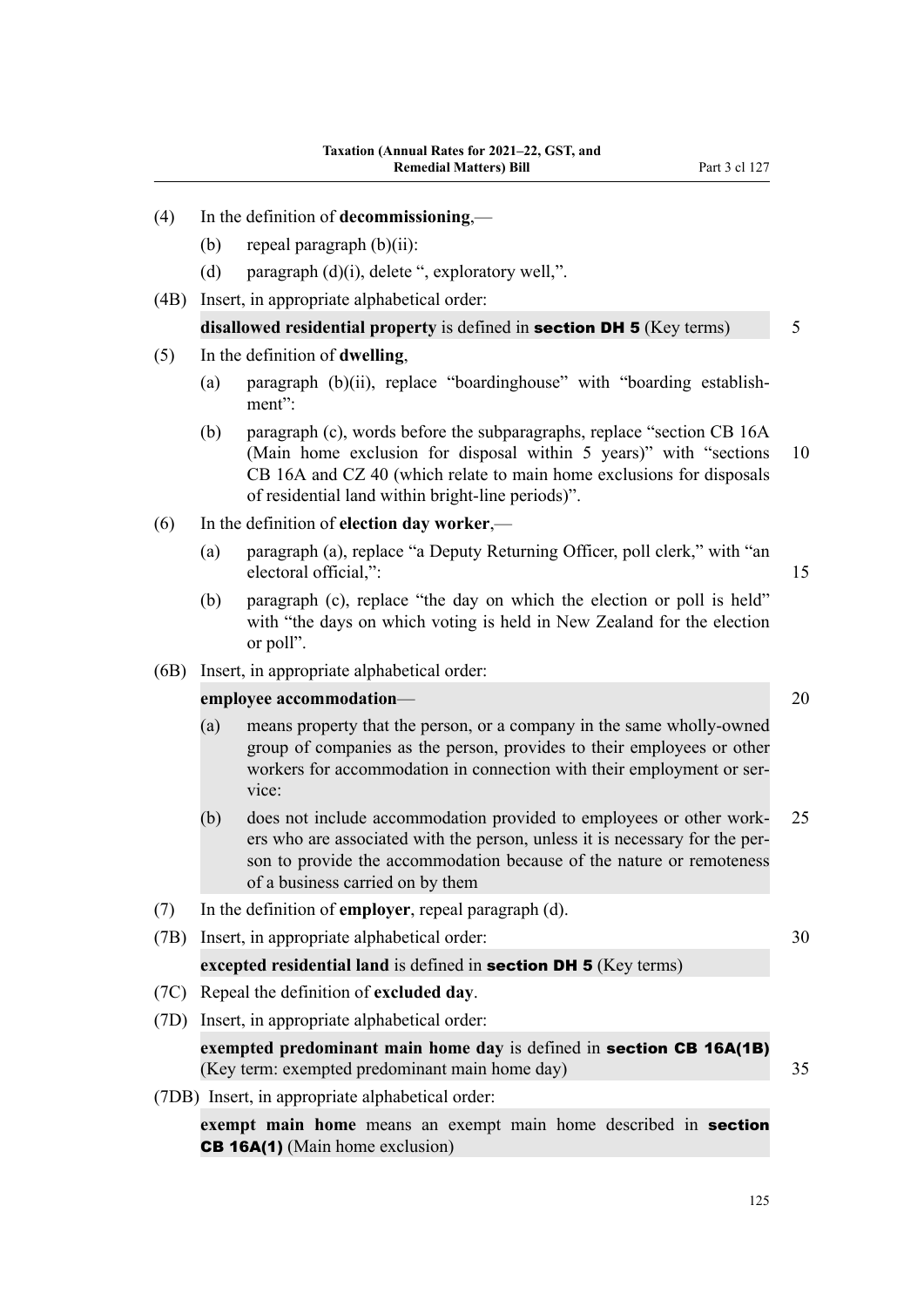(4) In the definition of **decommissioning**,—

  (b) repeal paragraph (b)(ii):

  (d) paragraph (d)(i), delete ", exploratory well,".

(4B) Insert, in appropriate alphabetical order:

  **disallowed residential property** is defined in **section DH 5** (Key terms)

(5) In the definition of **dwelling**,

  (a) paragraph (b)(ii), replace "boardinghouse" with "boarding establishment":

  (b) paragraph (c), words before the subparagraphs, replace "section CB 16A (Main home exclusion for disposal within 5 years)" with "sections CB 16A and CZ 40 (which relate to main home exclusions for disposals of residential land within bright-line periods)".

(6) In the definition of **election day worker**,—

  (a) paragraph (a), replace "a Deputy Returning Officer, poll clerk," with "an electoral official,":

  (b) paragraph (c), replace "the day on which the election or poll is held" with "the days on which voting is held in New Zealand for the election or poll".

(6B) Insert, in appropriate alphabetical order:

  **employee accommodation**—

  (a) means property that the person, or a company in the same wholly-owned group of companies as the person, provides to their employees or other workers for accommodation in connection with their employment or service:

  (b) does not include accommodation provided to employees or other workers who are associated with the person, unless it is necessary for the person to provide the accommodation because of the nature or remoteness of a business carried on by them

(7) In the definition of **employer**, repeal paragraph (d).

(7B) Insert, in appropriate alphabetical order:

  **excepted residential land** is defined in **section DH 5** (Key terms)

(7C) Repeal the definition of **excluded day**.

(7D) Insert, in appropriate alphabetical order:

  **exempted predominant main home day** is defined in **section CB 16A(1B)** (Key term: exempted predominant main home day)

(7DB) Insert, in appropriate alphabetical order:

  **exempt main home** means an exempt main home described in **section CB 16A(1)** (Main home exclusion)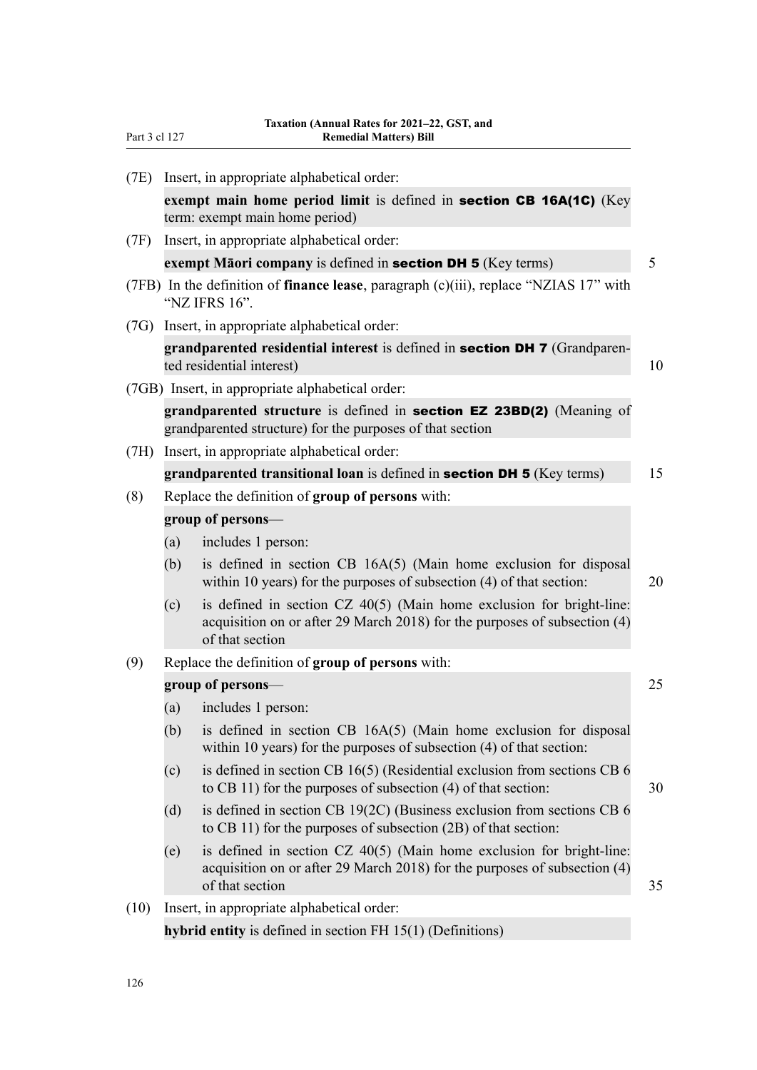(7E) Insert, in appropriate alphabetical order:

**exempt main home period limit** is defined in **section CB 16A(1C)** (Key term: exempt main home period)

(7F) Insert, in appropriate alphabetical order:

**exempt Māori company** is defined in **section DH 5** (Key terms)

(7FB) In the definition of **finance lease**, paragraph (c)(iii), replace "NZIAS 17" with "NZ IFRS 16".

(7G) Insert, in appropriate alphabetical order:

**grandparented residential interest** is defined in **section DH 7** (Grandparented residential interest)

(7GB) Insert, in appropriate alphabetical order:

**grandparented structure** is defined in **section EZ 23BD(2)** (Meaning of grandparented structure) for the purposes of that section

(7H) Insert, in appropriate alphabetical order:

**grandparented transitional loan** is defined in **section DH 5** (Key terms)

(8) Replace the definition of **group of persons** with:

**group of persons**—

(a) includes 1 person:

(b) is defined in section CB 16A(5) (Main home exclusion for disposal within 10 years) for the purposes of subsection (4) of that section:

(c) is defined in section CZ 40(5) (Main home exclusion for bright-line: acquisition on or after 29 March 2018) for the purposes of subsection (4) of that section

(9) Replace the definition of **group of persons** with:

**group of persons**—

(a) includes 1 person:

(b) is defined in section CB 16A(5) (Main home exclusion for disposal within 10 years) for the purposes of subsection (4) of that section:

(c) is defined in section CB 16(5) (Residential exclusion from sections CB 6 to CB 11) for the purposes of subsection (4) of that section:

(d) is defined in section CB 19(2C) (Business exclusion from sections CB 6 to CB 11) for the purposes of subsection (2B) of that section:

(e) is defined in section CZ 40(5) (Main home exclusion for bright-line: acquisition on or after 29 March 2018) for the purposes of subsection (4) of that section

(10) Insert, in appropriate alphabetical order:

**hybrid entity** is defined in section FH 15(1) (Definitions)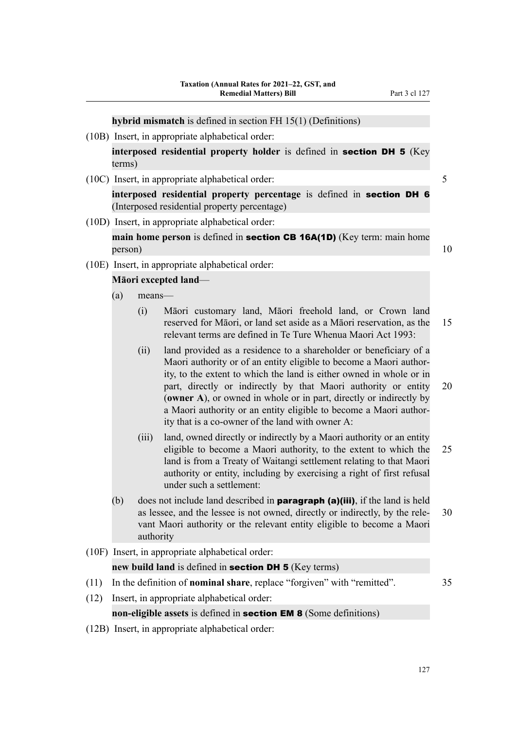**hybrid mismatch** is defined in section FH 15(1) (Definitions)

(10B) Insert, in appropriate alphabetical order:

**interposed residential property holder** is defined in **section DH 5** (Key terms)

(10C) Insert, in appropriate alphabetical order:

**interposed residential property percentage** is defined in **section DH 6** (Interposed residential property percentage)

(10D) Insert, in appropriate alphabetical order:

**main home person** is defined in **section CB 16A(1D)** (Key term: main home person)

(10E) Insert, in appropriate alphabetical order:

**Māori excepted land**—

(a) means—

(i) Māori customary land, Māori freehold land, or Crown land reserved for Māori, or land set aside as a Māori reservation, as the relevant terms are defined in Te Ture Whenua Maori Act 1993:

(ii) land provided as a residence to a shareholder or beneficiary of a Maori authority or of an entity eligible to become a Maori authority, to the extent to which the land is either owned in whole or in part, directly or indirectly by that Maori authority or entity (**owner A**), or owned in whole or in part, directly or indirectly by a Maori authority or an entity eligible to become a Maori authority that is a co-owner of the land with owner A:

(iii) land, owned directly or indirectly by a Maori authority or an entity eligible to become a Maori authority, to the extent to which the land is from a Treaty of Waitangi settlement relating to that Maori authority or entity, including by exercising a right of first refusal under such a settlement:

(b) does not include land described in **paragraph (a)(iii)**, if the land is held as lessee, and the lessee is not owned, directly or indirectly, by the relevant Maori authority or the relevant entity eligible to become a Maori authority

(10F) Insert, in appropriate alphabetical order:

**new build land** is defined in **section DH 5** (Key terms)

(11) In the definition of **nominal share**, replace "forgiven" with "remitted".

(12) Insert, in appropriate alphabetical order:

**non-eligible assets** is defined in **section EM 8** (Some definitions)

(12B) Insert, in appropriate alphabetical order: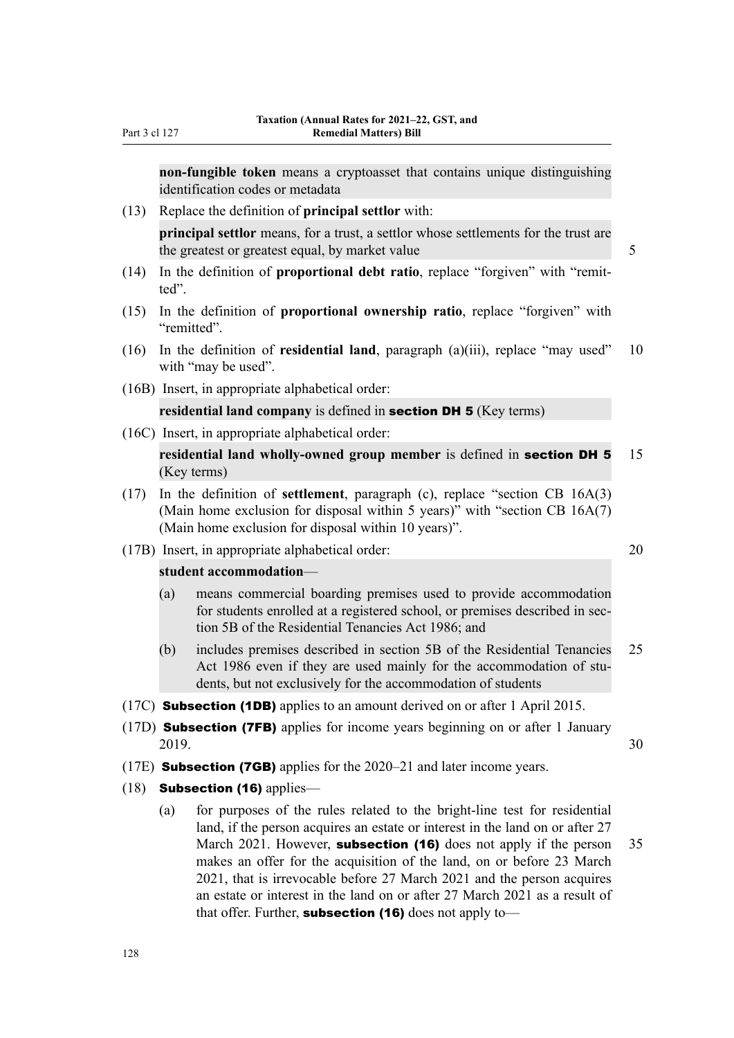**non-fungible token** means a cryptoasset that contains unique distinguishing identification codes or metadata

(13) Replace the definition of **principal settlor** with:

**principal settlor** means, for a trust, a settlor whose settlements for the trust are the greatest or greatest equal, by market value

(14) In the definition of **proportional debt ratio**, replace "forgiven" with "remitted".

(15) In the definition of **proportional ownership ratio**, replace "forgiven" with "remitted".

(16) In the definition of **residential land**, paragraph (a)(iii), replace "may used" with "may be used".

(16B) Insert, in appropriate alphabetical order:

**residential land company** is defined in **section DH 5** (Key terms)

(16C) Insert, in appropriate alphabetical order:

**residential land wholly-owned group member** is defined in **section DH 5** (Key terms)

(17) In the definition of **settlement**, paragraph (c), replace "section CB 16A(3) (Main home exclusion for disposal within 5 years)" with "section CB 16A(7) (Main home exclusion for disposal within 10 years)".

(17B) Insert, in appropriate alphabetical order:

**student accommodation**—

(a) means commercial boarding premises used to provide accommodation for students enrolled at a registered school, or premises described in section 5B of the Residential Tenancies Act 1986; and

(b) includes premises described in section 5B of the Residential Tenancies Act 1986 even if they are used mainly for the accommodation of students, but not exclusively for the accommodation of students

(17C) **Subsection (1DB)** applies to an amount derived on or after 1 April 2015.

(17D) **Subsection (7FB)** applies for income years beginning on or after 1 January 2019.

(17E) **Subsection (7GB)** applies for the 2020–21 and later income years.

(18) **Subsection (16)** applies—

(a) for purposes of the rules related to the bright-line test for residential land, if the person acquires an estate or interest in the land on or after 27 March 2021. However, **subsection (16)** does not apply if the person makes an offer for the acquisition of the land, on or before 23 March 2021, that is irrevocable before 27 March 2021 and the person acquires an estate or interest in the land on or after 27 March 2021 as a result of that offer. Further, **subsection (16)** does not apply to—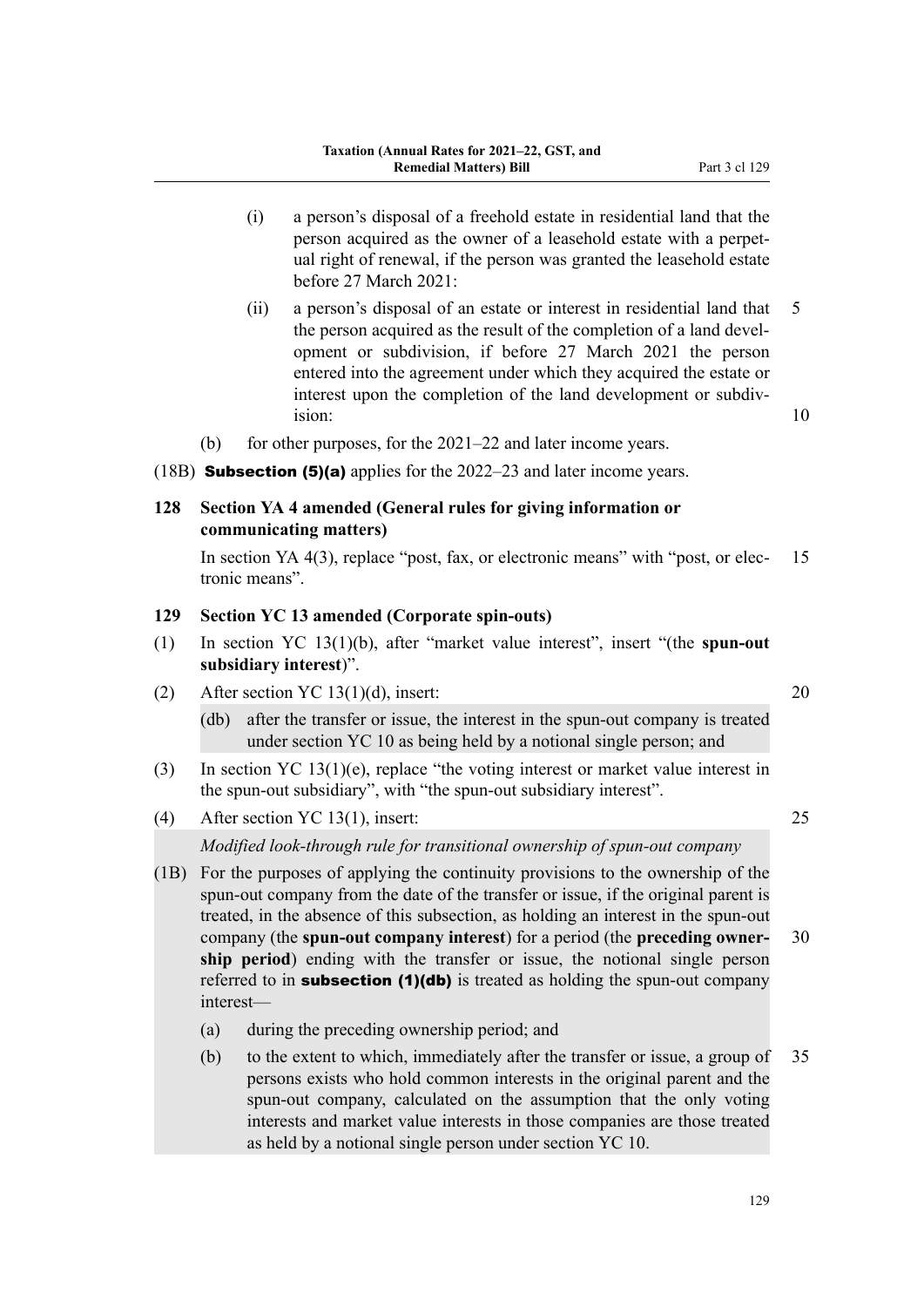(i) a person's disposal of a freehold estate in residential land that the person acquired as the owner of a leasehold estate with a perpetual right of renewal, if the person was granted the leasehold estate before 27 March 2021:

(ii) a person's disposal of an estate or interest in residential land that the person acquired as the result of the completion of a land development or subdivision, if before 27 March 2021 the person entered into the agreement under which they acquired the estate or interest upon the completion of the land development or subdivision:

(b) for other purposes, for the 2021–22 and later income years.

(18B) **Subsection (5)(a)** applies for the 2022–23 and later income years.

### 128 Section YA 4 amended (General rules for giving information or communicating matters)

In section YA 4(3), replace "post, fax, or electronic means" with "post, or electronic means".

### 129 Section YC 13 amended (Corporate spin-outs)

(1) In section YC 13(1)(b), after "market value interest", insert "(the **spun-out subsidiary interest**)".

(2) After section YC 13(1)(d), insert:

(db) after the transfer or issue, the interest in the spun-out company is treated under section YC 10 as being held by a notional single person; and

(3) In section YC 13(1)(e), replace "the voting interest or market value interest in the spun-out subsidiary", with "the spun-out subsidiary interest".

(4) After section YC 13(1), insert:

*Modified look-through rule for transitional ownership of spun-out company*

(1B) For the purposes of applying the continuity provisions to the ownership of the spun-out company from the date of the transfer or issue, if the original parent is treated, in the absence of this subsection, as holding an interest in the spun-out company (the **spun-out company interest**) for a period (the **preceding ownership period**) ending with the transfer or issue, the notional single person referred to in **subsection (1)(db)** is treated as holding the spun-out company interest—

(a) during the preceding ownership period; and

(b) to the extent to which, immediately after the transfer or issue, a group of persons exists who hold common interests in the original parent and the spun-out company, calculated on the assumption that the only voting interests and market value interests in those companies are those treated as held by a notional single person under section YC 10.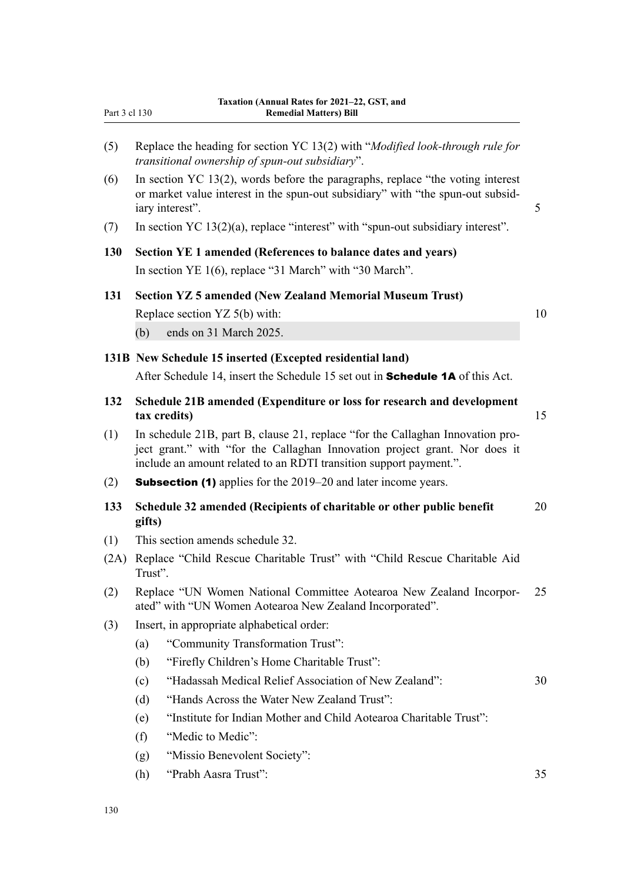(5) Replace the heading for section YC 13(2) with "*Modified look-through rule for transitional ownership of spun-out subsidiary*".

(6) In section YC 13(2), words before the paragraphs, replace "the voting interest or market value interest in the spun-out subsidiary" with "the spun-out subsidiary interest".

(7) In section YC 13(2)(a), replace "interest" with "spun-out subsidiary interest".

### 130 Section YE 1 amended (References to balance dates and years)

In section YE 1(6), replace "31 March" with "30 March".

### 131 Section YZ 5 amended (New Zealand Memorial Museum Trust)

Replace section YZ 5(b) with:

(b) ends on 31 March 2025.

### 131B New Schedule 15 inserted (Excepted residential land)

After Schedule 14, insert the Schedule 15 set out in **Schedule 1A** of this Act.

### 132 Schedule 21B amended (Expenditure or loss for research and development tax credits)

(1) In schedule 21B, part B, clause 21, replace "for the Callaghan Innovation project grant." with "for the Callaghan Innovation project grant. Nor does it include an amount related to an RDTI transition support payment.".

(2) **Subsection (1)** applies for the 2019–20 and later income years.

### 133 Schedule 32 amended (Recipients of charitable or other public benefit gifts)

(1) This section amends schedule 32.

(2A) Replace "Child Rescue Charitable Trust" with "Child Rescue Charitable Aid Trust".

(2) Replace "UN Women National Committee Aotearoa New Zealand Incorporated" with "UN Women Aotearoa New Zealand Incorporated".

(3) Insert, in appropriate alphabetical order:

- (a) "Community Transformation Trust":
- (b) "Firefly Children's Home Charitable Trust":
- (c) "Hadassah Medical Relief Association of New Zealand":
- (d) "Hands Across the Water New Zealand Trust":
- (e) "Institute for Indian Mother and Child Aotearoa Charitable Trust":
- (f) "Medic to Medic":
- (g) "Missio Benevolent Society":
- (h) "Prabh Aasra Trust":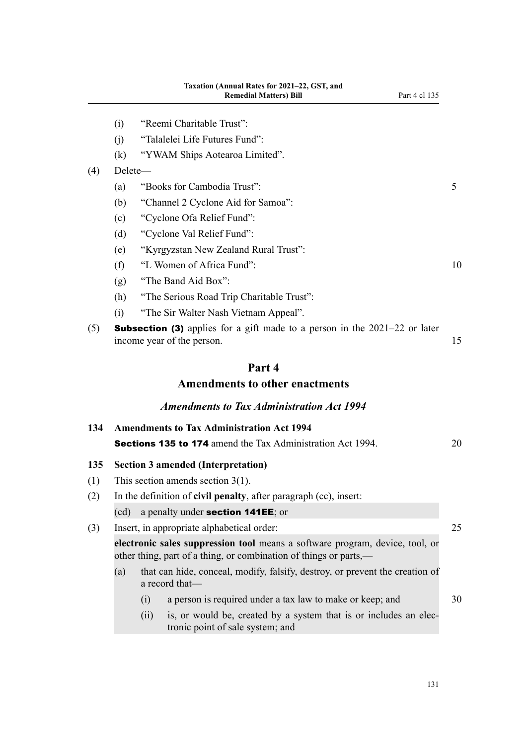(i) “Reemi Charitable Trust”:

(j) “Talalelei Life Futures Fund”:

(k) “YWAM Ships Aotearoa Limited”.

(4) Delete—

(a) “Books for Cambodia Trust”:

(b) “Channel 2 Cyclone Aid for Samoa”:

(c) “Cyclone Ofa Relief Fund”:

(d) “Cyclone Val Relief Fund”:

(e) “Kyrgyzstan New Zealand Rural Trust”:

(f) “L Women of Africa Fund”:

(g) “The Band Aid Box”:

(h) “The Serious Road Trip Charitable Trust”:

(i) “The Sir Walter Nash Vietnam Appeal”.

(5) **Subsection (3)** applies for a gift made to a person in the 2021–22 or later income year of the person.

# Part 4
# Amendments to other enactments

### *Amendments to Tax Administration Act 1994*

**134 Amendments to Tax Administration Act 1994**

**Sections 135 to 174** amend the Tax Administration Act 1994.

**135 Section 3 amended (Interpretation)**

(1) This section amends section 3(1).

(2) In the definition of **civil penalty**, after paragraph (cc), insert:

(cd) a penalty under **section 141EE**; or

(3) Insert, in appropriate alphabetical order:

**electronic sales suppression tool** means a software program, device, tool, or other thing, part of a thing, or combination of things or parts,—

(a) that can hide, conceal, modify, falsify, destroy, or prevent the creation of a record that—

(i) a person is required under a tax law to make or keep; and

(ii) is, or would be, created by a system that is or includes an electronic point of sale system; and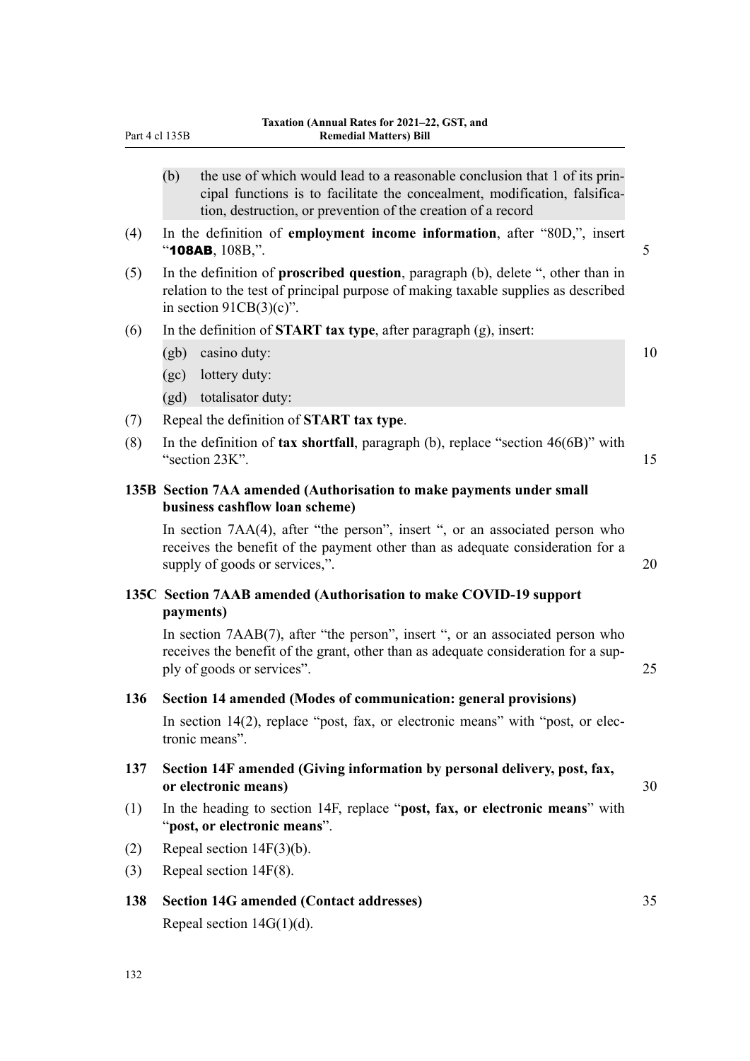(b) the use of which would lead to a reasonable conclusion that 1 of its principal functions is to facilitate the concealment, modification, falsification, destruction, or prevention of the creation of a record

(4) In the definition of **employment income information**, after "80D,", insert "**108AB**, 108B,".

(5) In the definition of **proscribed question**, paragraph (b), delete ", other than in relation to the test of principal purpose of making taxable supplies as described in section 91CB(3)(c)".

(6) In the definition of **START tax type**, after paragraph (g), insert:

(gb) casino duty:

(gc) lottery duty:

(gd) totalisator duty:

(7) Repeal the definition of **START tax type**.

(8) In the definition of **tax shortfall**, paragraph (b), replace "section 46(6B)" with "section 23K".

### 135B Section 7AA amended (Authorisation to make payments under small business cashflow loan scheme)

In section 7AA(4), after "the person", insert ", or an associated person who receives the benefit of the payment other than as adequate consideration for a supply of goods or services,".

### 135C Section 7AAB amended (Authorisation to make COVID-19 support payments)

In section 7AAB(7), after "the person", insert ", or an associated person who receives the benefit of the grant, other than as adequate consideration for a supply of goods or services".

### 136 Section 14 amended (Modes of communication: general provisions)

In section 14(2), replace "post, fax, or electronic means" with "post, or electronic means".

### 137 Section 14F amended (Giving information by personal delivery, post, fax, or electronic means)

(1) In the heading to section 14F, replace "**post, fax, or electronic means**" with "**post, or electronic means**".

(2) Repeal section 14F(3)(b).

(3) Repeal section 14F(8).

### 138 Section 14G amended (Contact addresses)

Repeal section 14G(1)(d).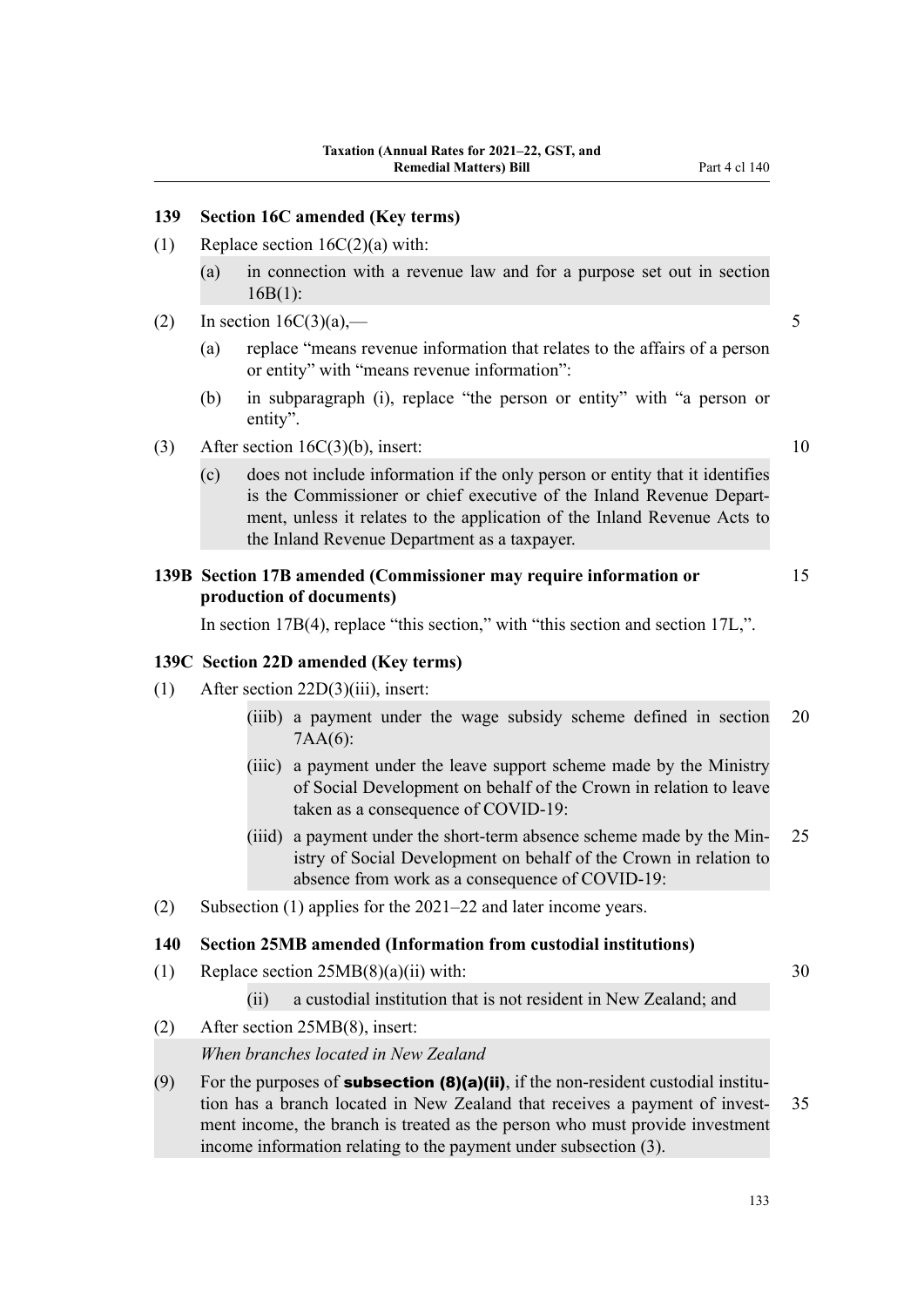### 139 Section 16C amended (Key terms)

(1) Replace section 16C(2)(a) with:

(a) in connection with a revenue law and for a purpose set out in section 16B(1):

(2) In section 16C(3)(a),—

(a) replace "means revenue information that relates to the affairs of a person or entity" with "means revenue information":

(b) in subparagraph (i), replace "the person or entity" with "a person or entity".

(3) After section 16C(3)(b), insert:

(c) does not include information if the only person or entity that it identifies is the Commissioner or chief executive of the Inland Revenue Department, unless it relates to the application of the Inland Revenue Acts to the Inland Revenue Department as a taxpayer.

### 139B Section 17B amended (Commissioner may require information or production of documents)

In section 17B(4), replace "this section," with "this section and section 17L,".

### 139C Section 22D amended (Key terms)

(1) After section 22D(3)(iii), insert:

(iiib) a payment under the wage subsidy scheme defined in section 7AA(6):

(iiic) a payment under the leave support scheme made by the Ministry of Social Development on behalf of the Crown in relation to leave taken as a consequence of COVID-19:

(iiid) a payment under the short-term absence scheme made by the Ministry of Social Development on behalf of the Crown in relation to absence from work as a consequence of COVID-19:

(2) Subsection (1) applies for the 2021–22 and later income years.

### 140 Section 25MB amended (Information from custodial institutions)

(1) Replace section 25MB(8)(a)(ii) with:

(ii) a custodial institution that is not resident in New Zealand; and

(2) After section 25MB(8), insert:

*When branches located in New Zealand*

(9) For the purposes of **subsection (8)(a)(ii)**, if the non-resident custodial institution has a branch located in New Zealand that receives a payment of investment income, the branch is treated as the person who must provide investment income information relating to the payment under subsection (3).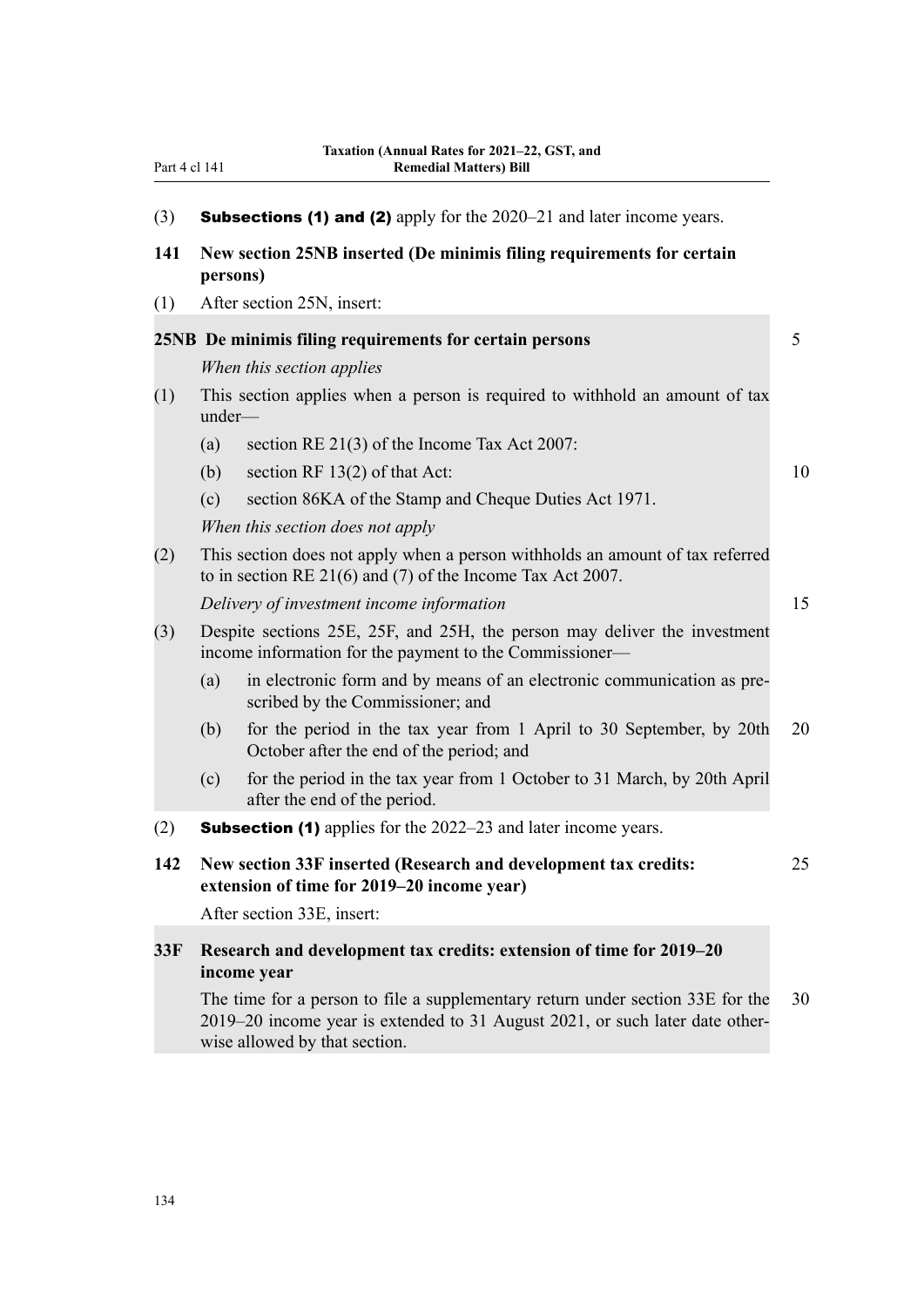(3) **Subsections (1) and (2)** apply for the 2020–21 and later income years.

**141 New section 25NB inserted (De minimis filing requirements for certain persons)**

(1) After section 25N, insert:

**25NB De minimis filing requirements for certain persons**

*When this section applies*

(1) This section applies when a person is required to withhold an amount of tax under—

(a) section RE 21(3) of the Income Tax Act 2007:

(b) section RF 13(2) of that Act:

(c) section 86KA of the Stamp and Cheque Duties Act 1971.

*When this section does not apply*

(2) This section does not apply when a person withholds an amount of tax referred to in section RE 21(6) and (7) of the Income Tax Act 2007.

*Delivery of investment income information*

(3) Despite sections 25E, 25F, and 25H, the person may deliver the investment income information for the payment to the Commissioner—

(a) in electronic form and by means of an electronic communication as prescribed by the Commissioner; and

(b) for the period in the tax year from 1 April to 30 September, by 20th October after the end of the period; and

(c) for the period in the tax year from 1 October to 31 March, by 20th April after the end of the period.

(2) **Subsection (1)** applies for the 2022–23 and later income years.

**142 New section 33F inserted (Research and development tax credits: extension of time for 2019–20 income year)**

After section 33E, insert:

**33F Research and development tax credits: extension of time for 2019–20 income year**

The time for a person to file a supplementary return under section 33E for the 2019–20 income year is extended to 31 August 2021, or such later date otherwise allowed by that section.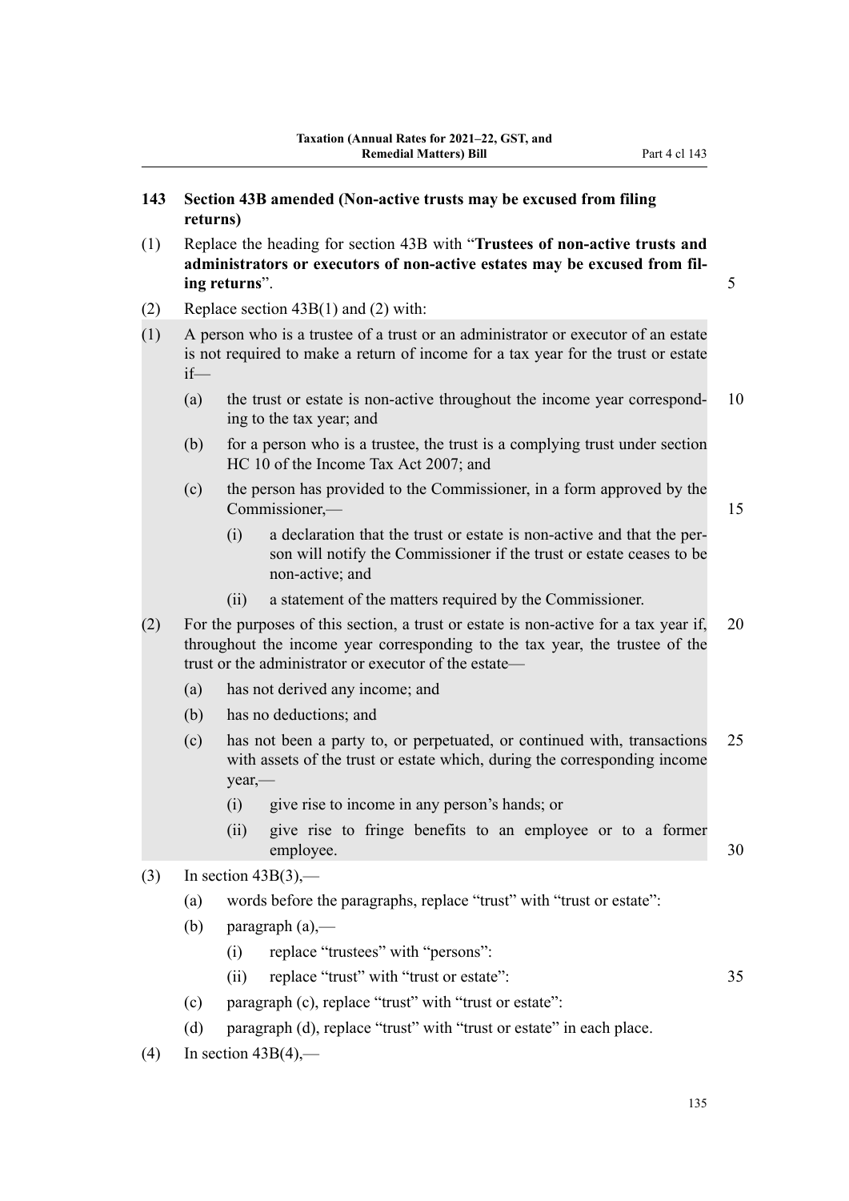### 143 Section 43B amended (Non-active trusts may be excused from filing returns)

(1) Replace the heading for section 43B with "**Trustees of non-active trusts and administrators or executors of non-active estates may be excused from filing returns**".

(2) Replace section 43B(1) and (2) with:

(1) A person who is a trustee of a trust or an administrator or executor of an estate is not required to make a return of income for a tax year for the trust or estate if—

  (a) the trust or estate is non-active throughout the income year corresponding to the tax year; and

  (b) for a person who is a trustee, the trust is a complying trust under section HC 10 of the Income Tax Act 2007; and

  (c) the person has provided to the Commissioner, in a form approved by the Commissioner,—

    (i) a declaration that the trust or estate is non-active and that the person will notify the Commissioner if the trust or estate ceases to be non-active; and

    (ii) a statement of the matters required by the Commissioner.

(2) For the purposes of this section, a trust or estate is non-active for a tax year if, throughout the income year corresponding to the tax year, the trustee of the trust or the administrator or executor of the estate—

  (a) has not derived any income; and

  (b) has no deductions; and

  (c) has not been a party to, or perpetuated, or continued with, transactions with assets of the trust or estate which, during the corresponding income year,—

    (i) give rise to income in any person's hands; or

    (ii) give rise to fringe benefits to an employee or to a former employee.

(3) In section 43B(3),—

  (a) words before the paragraphs, replace "trust" with "trust or estate":

  (b) paragraph (a),—

    (i) replace "trustees" with "persons":

    (ii) replace "trust" with "trust or estate":

  (c) paragraph (c), replace "trust" with "trust or estate":

  (d) paragraph (d), replace "trust" with "trust or estate" in each place.

(4) In section 43B(4),—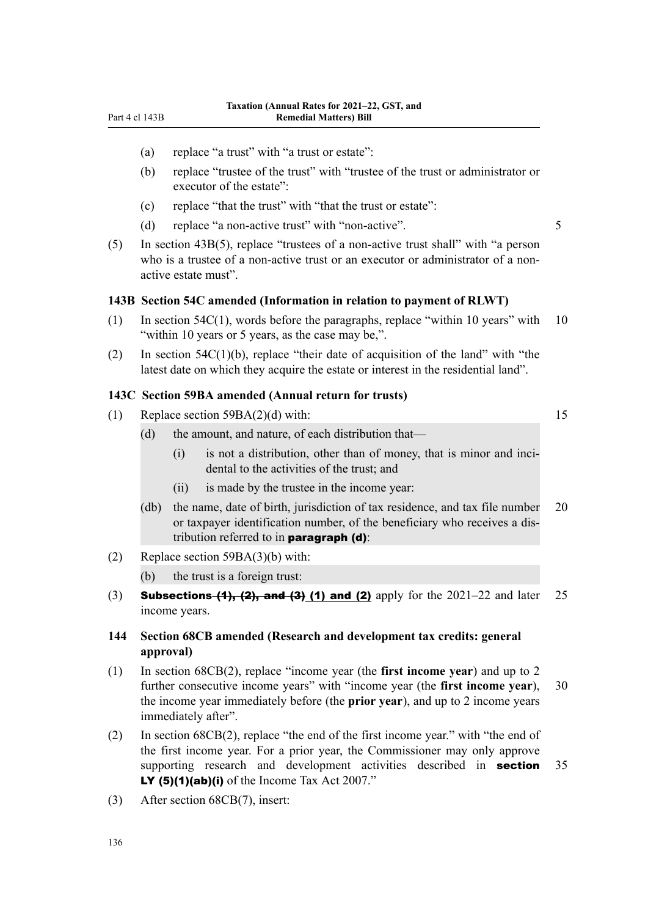(a) replace "a trust" with "a trust or estate":

(b) replace "trustee of the trust" with "trustee of the trust or administrator or executor of the estate":

(c) replace "that the trust" with "that the trust or estate":

(d) replace "a non-active trust" with "non-active".

(5) In section 43B(5), replace "trustees of a non-active trust shall" with "a person who is a trustee of a non-active trust or an executor or administrator of a non-active estate must".

### 143B Section 54C amended (Information in relation to payment of RLWT)

(1) In section 54C(1), words before the paragraphs, replace "within 10 years" with "within 10 years or 5 years, as the case may be,".

(2) In section 54C(1)(b), replace "their date of acquisition of the land" with "the latest date on which they acquire the estate or interest in the residential land".

### 143C Section 59BA amended (Annual return for trusts)

(1) Replace section 59BA(2)(d) with:

> (d) the amount, and nature, of each distribution that—
>
> > (i) is not a distribution, other than of money, that is minor and incidental to the activities of the trust; and
> >
> > (ii) is made by the trustee in the income year:
>
> (db) the name, date of birth, jurisdiction of tax residence, and tax file number or taxpayer identification number, of the beneficiary who receives a distribution referred to in **paragraph (d)**:

(2) Replace section 59BA(3)(b) with:

> (b) the trust is a foreign trust:

(3) **Subsections ~~(1), (2), and (3)~~ (1) and (2)** apply for the 2021–22 and later income years.

### 144 Section 68CB amended (Research and development tax credits: general approval)

(1) In section 68CB(2), replace "income year (the **first income year**) and up to 2 further consecutive income years" with "income year (the **first income year**), the income year immediately before (the **prior year**), and up to 2 income years immediately after".

(2) In section 68CB(2), replace "the end of the first income year." with "the end of the first income year. For a prior year, the Commissioner may only approve supporting research and development activities described in **section LY (5)(1)(ab)(i)** of the Income Tax Act 2007."

(3) After section 68CB(7), insert: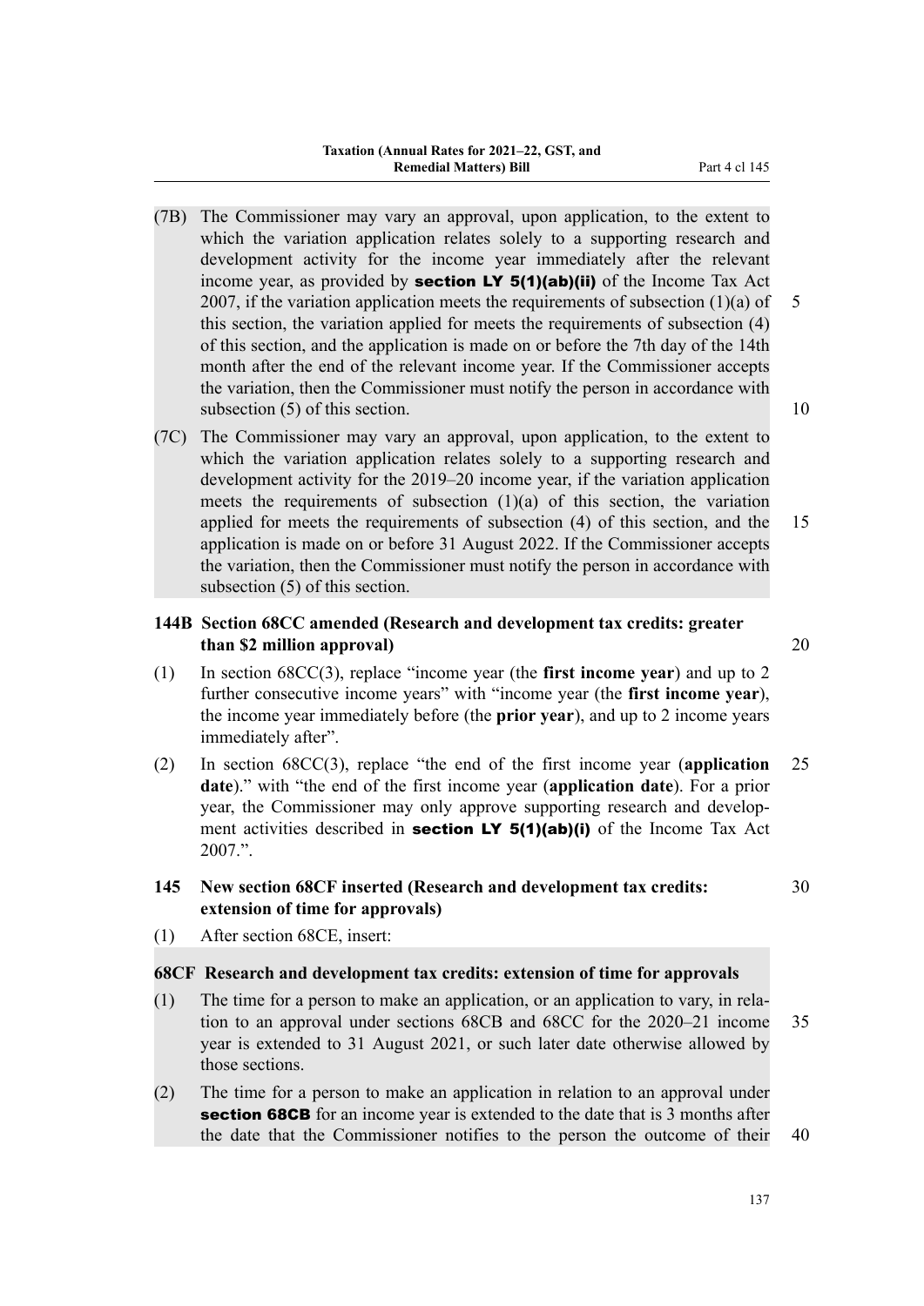(7B) The Commissioner may vary an approval, upon application, to the extent to which the variation application relates solely to a supporting research and development activity for the income year immediately after the relevant income year, as provided by **section LY 5(1)(ab)(ii)** of the Income Tax Act 2007, if the variation application meets the requirements of subsection (1)(a) of this section, the variation applied for meets the requirements of subsection (4) of this section, and the application is made on or before the 7th day of the 14th month after the end of the relevant income year. If the Commissioner accepts the variation, then the Commissioner must notify the person in accordance with subsection (5) of this section.

(7C) The Commissioner may vary an approval, upon application, to the extent to which the variation application relates solely to a supporting research and development activity for the 2019–20 income year, if the variation application meets the requirements of subsection (1)(a) of this section, the variation applied for meets the requirements of subsection (4) of this section, and the application is made on or before 31 August 2022. If the Commissioner accepts the variation, then the Commissioner must notify the person in accordance with subsection (5) of this section.

### 144B Section 68CC amended (Research and development tax credits: greater than $2 million approval)

(1) In section 68CC(3), replace "income year (the **first income year**) and up to 2 further consecutive income years" with "income year (the **first income year**), the income year immediately before (the **prior year**), and up to 2 income years immediately after".

(2) In section 68CC(3), replace "the end of the first income year (**application date**)." with "the end of the first income year (**application date**). For a prior year, the Commissioner may only approve supporting research and development activities described in **section LY 5(1)(ab)(i)** of the Income Tax Act 2007.".

### 145 New section 68CF inserted (Research and development tax credits: extension of time for approvals)

(1) After section 68CE, insert:

#### 68CF Research and development tax credits: extension of time for approvals

(1) The time for a person to make an application, or an application to vary, in relation to an approval under sections 68CB and 68CC for the 2020–21 income year is extended to 31 August 2021, or such later date otherwise allowed by those sections.

(2) The time for a person to make an application in relation to an approval under **section 68CB** for an income year is extended to the date that is 3 months after the date that the Commissioner notifies to the person the outcome of their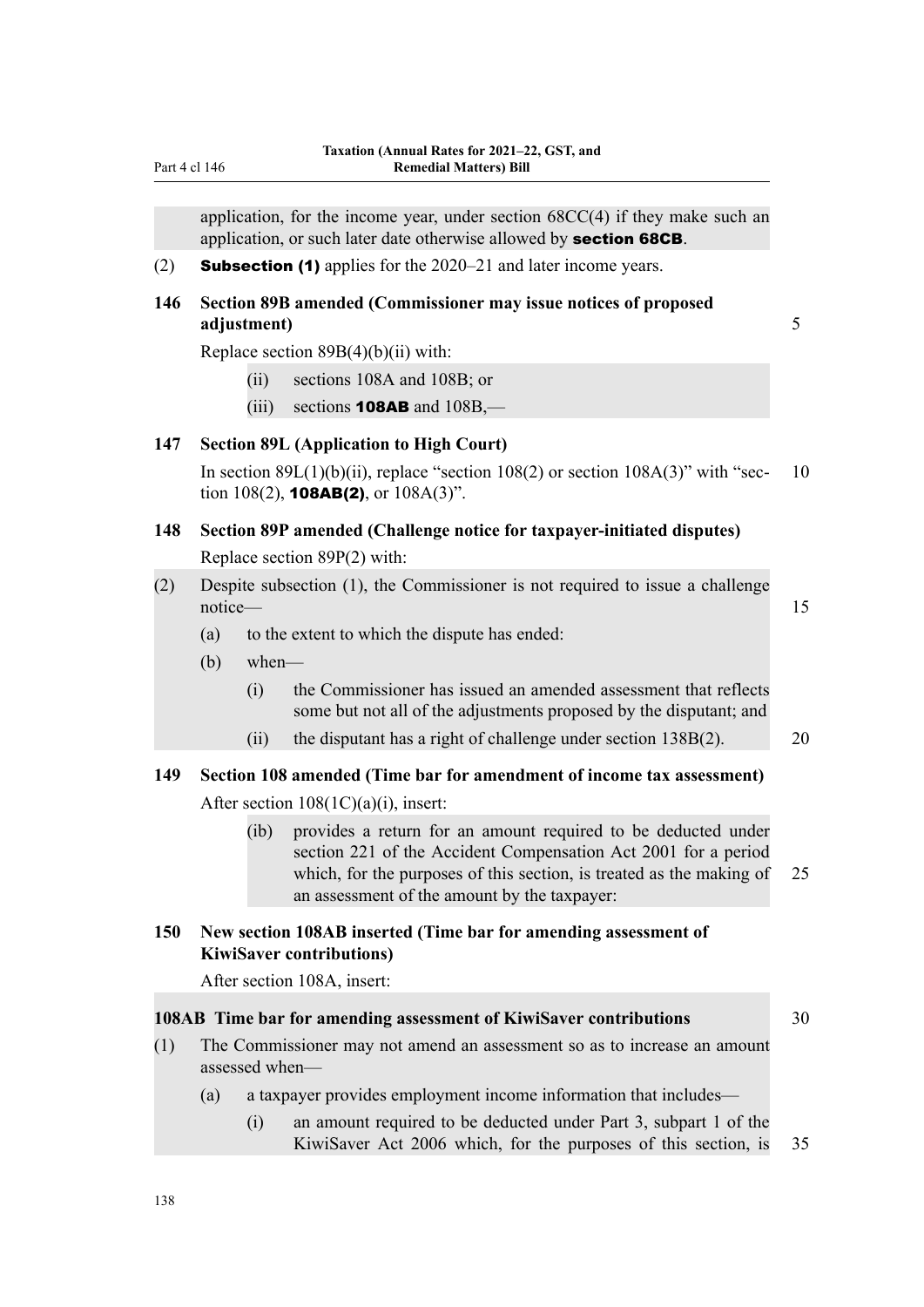application, for the income year, under section 68CC(4) if they make such an application, or such later date otherwise allowed by **section 68CB**.

(2) **Subsection (1)** applies for the 2020–21 and later income years.

### 146 Section 89B amended (Commissioner may issue notices of proposed adjustment)

Replace section 89B(4)(b)(ii) with:

(ii) sections 108A and 108B; or

(iii) sections **108AB** and 108B,—

### 147 Section 89L (Application to High Court)

In section 89L(1)(b)(ii), replace "section 108(2) or section 108A(3)" with "section 108(2), **108AB(2)**, or 108A(3)".

### 148 Section 89P amended (Challenge notice for taxpayer-initiated disputes)

Replace section 89P(2) with:

(2) Despite subsection (1), the Commissioner is not required to issue a challenge notice—

(a) to the extent to which the dispute has ended:

(b) when—

(i) the Commissioner has issued an amended assessment that reflects some but not all of the adjustments proposed by the disputant; and

(ii) the disputant has a right of challenge under section 138B(2).

### 149 Section 108 amended (Time bar for amendment of income tax assessment)

After section 108(1C)(a)(i), insert:

(ib) provides a return for an amount required to be deducted under section 221 of the Accident Compensation Act 2001 for a period which, for the purposes of this section, is treated as the making of an assessment of the amount by the taxpayer:

### 150 New section 108AB inserted (Time bar for amending assessment of KiwiSaver contributions)

After section 108A, insert:

#### 108AB Time bar for amending assessment of KiwiSaver contributions

(1) The Commissioner may not amend an assessment so as to increase an amount assessed when—

(a) a taxpayer provides employment income information that includes—

(i) an amount required to be deducted under Part 3, subpart 1 of the KiwiSaver Act 2006 which, for the purposes of this section, is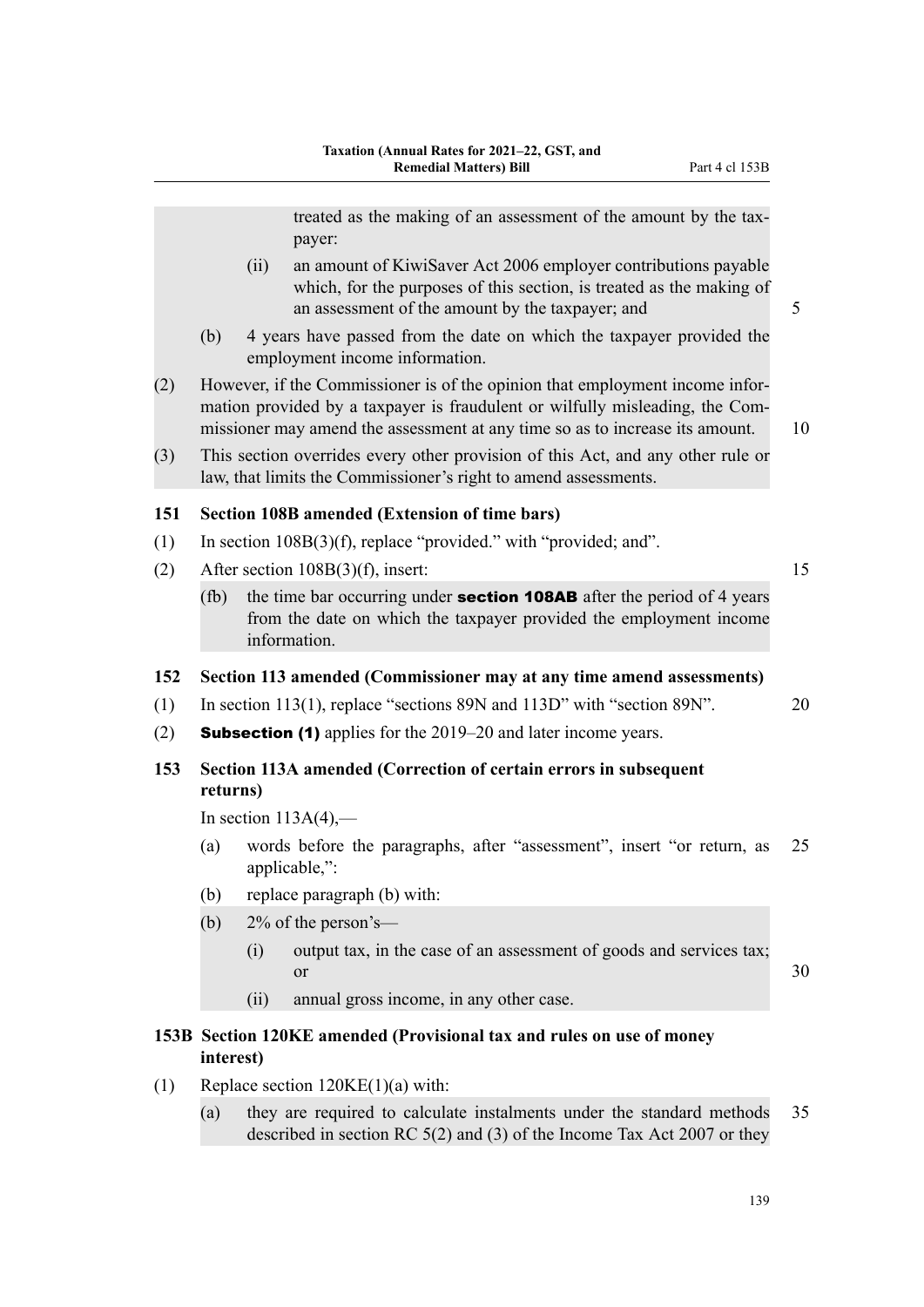treated as the making of an assessment of the amount by the taxpayer:

(ii) an amount of KiwiSaver Act 2006 employer contributions payable which, for the purposes of this section, is treated as the making of an assessment of the amount by the taxpayer; and

(b) 4 years have passed from the date on which the taxpayer provided the employment income information.

(2) However, if the Commissioner is of the opinion that employment income information provided by a taxpayer is fraudulent or wilfully misleading, the Commissioner may amend the assessment at any time so as to increase its amount.

(3) This section overrides every other provision of this Act, and any other rule or law, that limits the Commissioner's right to amend assessments.

### 151 Section 108B amended (Extension of time bars)

(1) In section 108B(3)(f), replace "provided." with "provided; and".

(2) After section 108B(3)(f), insert:

(fb) the time bar occurring under **section 108AB** after the period of 4 years from the date on which the taxpayer provided the employment income information.

### 152 Section 113 amended (Commissioner may at any time amend assessments)

(1) In section 113(1), replace "sections 89N and 113D" with "section 89N".

(2) **Subsection (1)** applies for the 2019–20 and later income years.

### 153 Section 113A amended (Correction of certain errors in subsequent returns)

In section 113A(4),—

(a) words before the paragraphs, after "assessment", insert "or return, as applicable,":

(b) replace paragraph (b) with:

(b) 2% of the person's—

(i) output tax, in the case of an assessment of goods and services tax; or

(ii) annual gross income, in any other case.

### 153B Section 120KE amended (Provisional tax and rules on use of money interest)

(1) Replace section 120KE(1)(a) with:

(a) they are required to calculate instalments under the standard methods described in section RC 5(2) and (3) of the Income Tax Act 2007 or they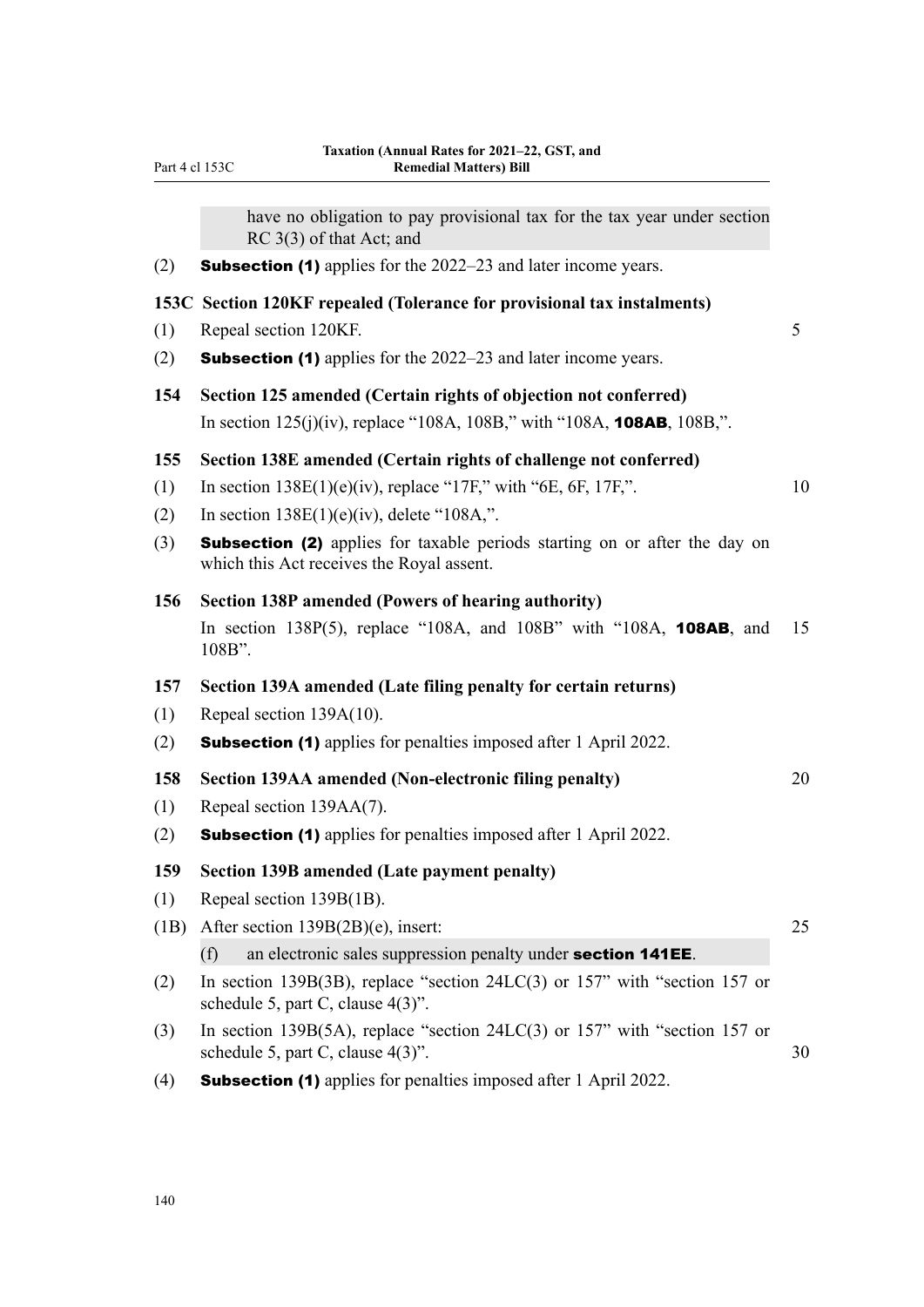have no obligation to pay provisional tax for the tax year under section RC 3(3) of that Act; and

(2) **Subsection (1)** applies for the 2022–23 and later income years.

**153C Section 120KF repealed (Tolerance for provisional tax instalments)**

(1) Repeal section 120KF.

(2) **Subsection (1)** applies for the 2022–23 and later income years.

**154 Section 125 amended (Certain rights of objection not conferred)**

In section 125(j)(iv), replace "108A, 108B," with "108A, **108AB**, 108B,".

**155 Section 138E amended (Certain rights of challenge not conferred)**

(1) In section 138E(1)(e)(iv), replace "17F," with "6E, 6F, 17F,".

(2) In section 138E(1)(e)(iv), delete "108A,".

(3) **Subsection (2)** applies for taxable periods starting on or after the day on which this Act receives the Royal assent.

**156 Section 138P amended (Powers of hearing authority)**

In section 138P(5), replace "108A, and 108B" with "108A, **108AB**, and 108B".

**157 Section 139A amended (Late filing penalty for certain returns)**

(1) Repeal section 139A(10).

(2) **Subsection (1)** applies for penalties imposed after 1 April 2022.

**158 Section 139AA amended (Non-electronic filing penalty)**

(1) Repeal section 139AA(7).

(2) **Subsection (1)** applies for penalties imposed after 1 April 2022.

**159 Section 139B amended (Late payment penalty)**

(1) Repeal section 139B(1B).

(1B) After section 139B(2B)(e), insert:

(f) an electronic sales suppression penalty under **section 141EE**.

(2) In section 139B(3B), replace "section 24LC(3) or 157" with "section 157 or schedule 5, part C, clause 4(3)".

(3) In section 139B(5A), replace "section 24LC(3) or 157" with "section 157 or schedule 5, part C, clause 4(3)".

(4) **Subsection (1)** applies for penalties imposed after 1 April 2022.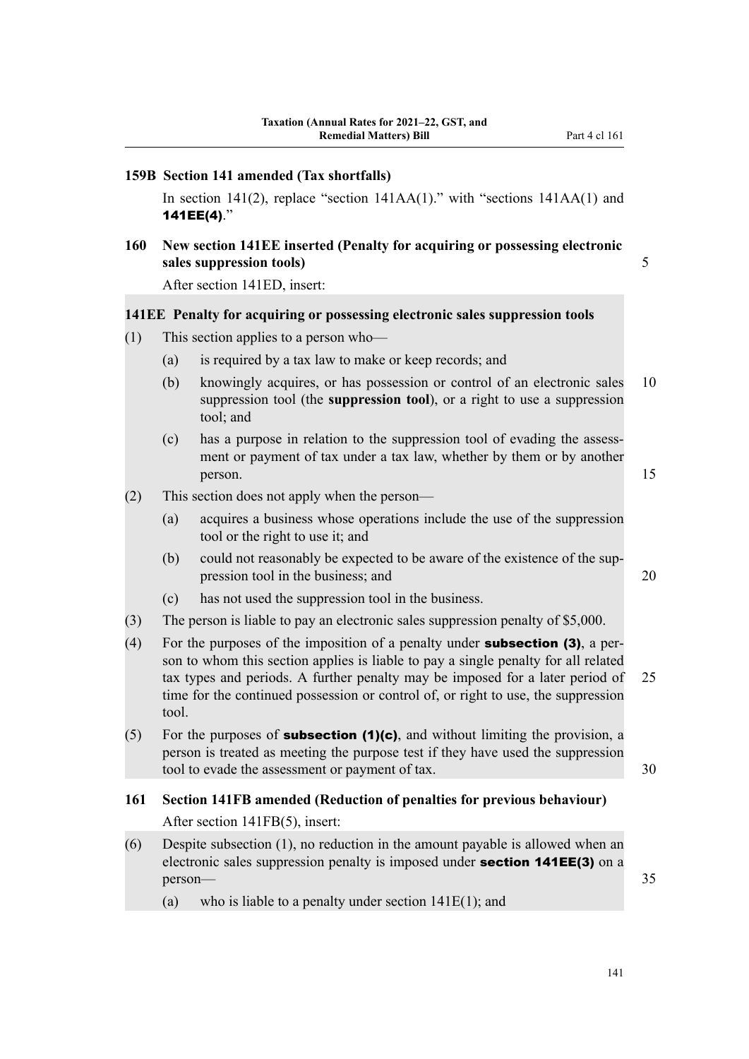### 159B Section 141 amended (Tax shortfalls)

In section 141(2), replace "section 141AA(1)." with "sections 141AA(1) and **141EE(4)**."

### 160 New section 141EE inserted (Penalty for acquiring or possessing electronic sales suppression tools)

After section 141ED, insert:

#### 141EE Penalty for acquiring or possessing electronic sales suppression tools

(1) This section applies to a person who—

  (a) is required by a tax law to make or keep records; and

  (b) knowingly acquires, or has possession or control of an electronic sales suppression tool (the **suppression tool**), or a right to use a suppression tool; and

  (c) has a purpose in relation to the suppression tool of evading the assessment or payment of tax under a tax law, whether by them or by another person.

(2) This section does not apply when the person—

  (a) acquires a business whose operations include the use of the suppression tool or the right to use it; and

  (b) could not reasonably be expected to be aware of the existence of the suppression tool in the business; and

  (c) has not used the suppression tool in the business.

(3) The person is liable to pay an electronic sales suppression penalty of $5,000.

(4) For the purposes of the imposition of a penalty under **subsection (3)**, a person to whom this section applies is liable to pay a single penalty for all related tax types and periods. A further penalty may be imposed for a later period of time for the continued possession or control of, or right to use, the suppression tool.

(5) For the purposes of **subsection (1)(c)**, and without limiting the provision, a person is treated as meeting the purpose test if they have used the suppression tool to evade the assessment or payment of tax.

### 161 Section 141FB amended (Reduction of penalties for previous behaviour)

After section 141FB(5), insert:

(6) Despite subsection (1), no reduction in the amount payable is allowed when an electronic sales suppression penalty is imposed under **section 141EE(3)** on a person—

  (a) who is liable to a penalty under section 141E(1); and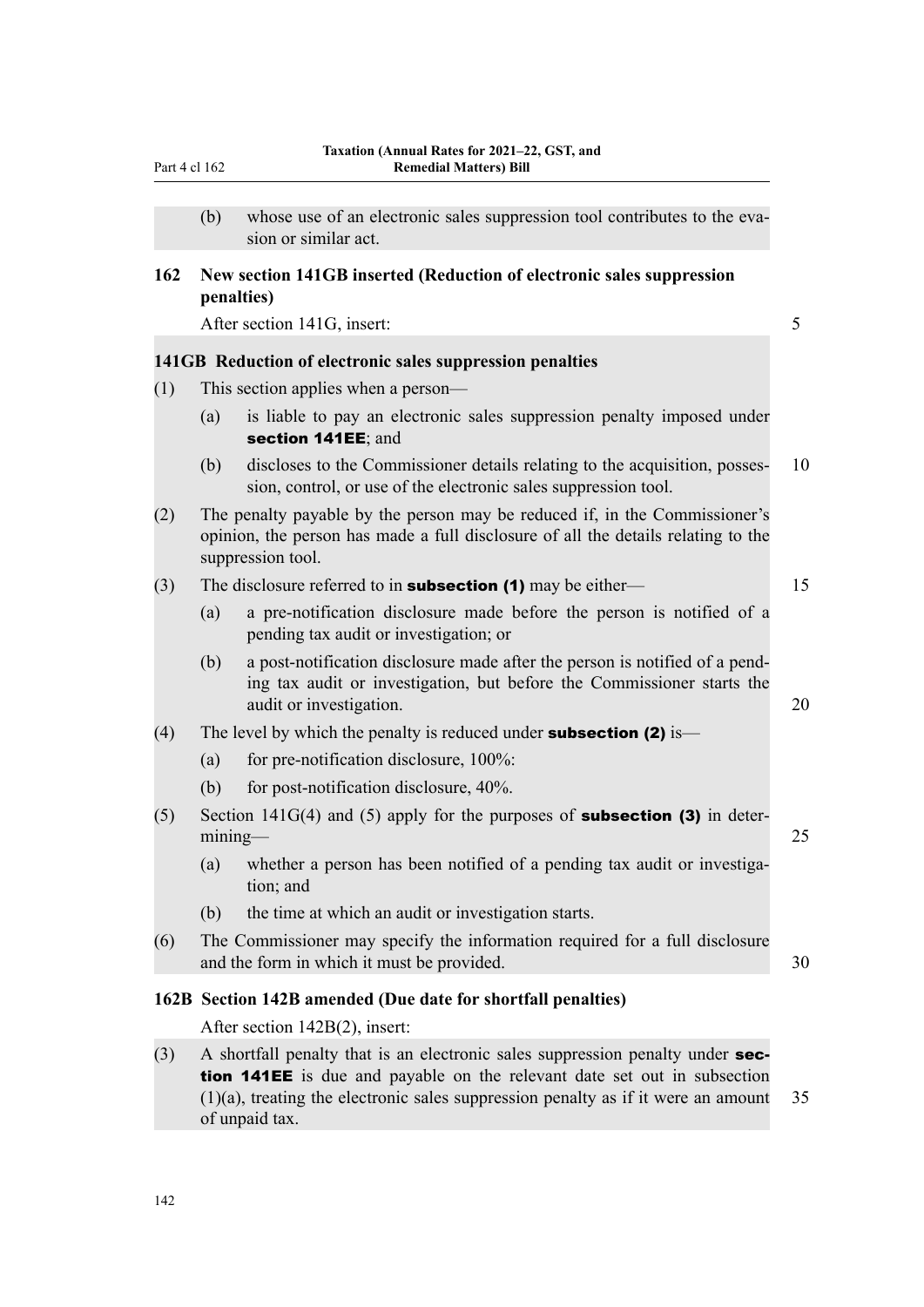(b) whose use of an electronic sales suppression tool contributes to the evasion or similar act.

**162 New section 141GB inserted (Reduction of electronic sales suppression penalties)**

After section 141G, insert:

**141GB Reduction of electronic sales suppression penalties**

(1) This section applies when a person—

(a) is liable to pay an electronic sales suppression penalty imposed under **section 141EE**; and

(b) discloses to the Commissioner details relating to the acquisition, possession, control, or use of the electronic sales suppression tool.

(2) The penalty payable by the person may be reduced if, in the Commissioner's opinion, the person has made a full disclosure of all the details relating to the suppression tool.

(3) The disclosure referred to in **subsection (1)** may be either—

(a) a pre-notification disclosure made before the person is notified of a pending tax audit or investigation; or

(b) a post-notification disclosure made after the person is notified of a pending tax audit or investigation, but before the Commissioner starts the audit or investigation.

(4) The level by which the penalty is reduced under **subsection (2)** is—

(a) for pre-notification disclosure, 100%:

(b) for post-notification disclosure, 40%.

(5) Section 141G(4) and (5) apply for the purposes of **subsection (3)** in determining—

(a) whether a person has been notified of a pending tax audit or investigation; and

(b) the time at which an audit or investigation starts.

(6) The Commissioner may specify the information required for a full disclosure and the form in which it must be provided.

**162B Section 142B amended (Due date for shortfall penalties)**

After section 142B(2), insert:

(3) A shortfall penalty that is an electronic sales suppression penalty under **section 141EE** is due and payable on the relevant date set out in subsection (1)(a), treating the electronic sales suppression penalty as if it were an amount of unpaid tax.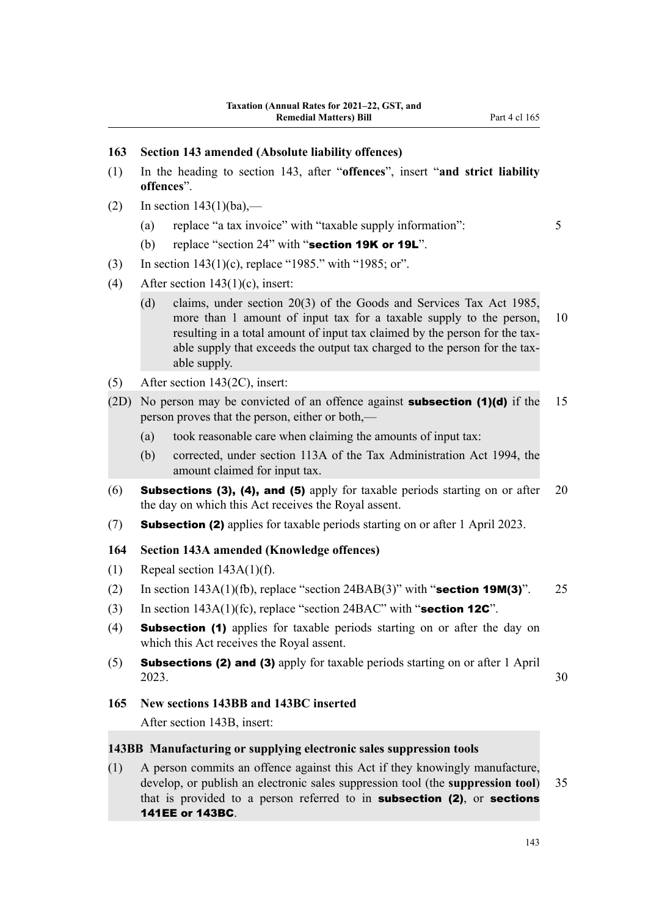### 163 Section 143 amended (Absolute liability offences)

(1) In the heading to section 143, after "**offences**", insert "**and strict liability offences**".

(2) In section 143(1)(ba),—

(a) replace "a tax invoice" with "taxable supply information":

(b) replace "section 24" with "**section 19K or 19L**".

(3) In section 143(1)(c), replace "1985." with "1985; or".

(4) After section 143(1)(c), insert:

> (d) claims, under section 20(3) of the Goods and Services Tax Act 1985, more than 1 amount of input tax for a taxable supply to the person, resulting in a total amount of input tax claimed by the person for the taxable supply that exceeds the output tax charged to the person for the taxable supply.

(5) After section 143(2C), insert:

> (2D) No person may be convicted of an offence against **subsection (1)(d)** if the person proves that the person, either or both,—
>
> (a) took reasonable care when claiming the amounts of input tax:
>
> (b) corrected, under section 113A of the Tax Administration Act 1994, the amount claimed for input tax.

(6) **Subsections (3), (4), and (5)** apply for taxable periods starting on or after the day on which this Act receives the Royal assent.

(7) **Subsection (2)** applies for taxable periods starting on or after 1 April 2023.

### 164 Section 143A amended (Knowledge offences)

(1) Repeal section 143A(1)(f).

(2) In section 143A(1)(fb), replace "section 24BAB(3)" with "**section 19M(3)**".

(3) In section 143A(1)(fc), replace "section 24BAC" with "**section 12C**".

(4) **Subsection (1)** applies for taxable periods starting on or after the day on which this Act receives the Royal assent.

(5) **Subsections (2) and (3)** apply for taxable periods starting on or after 1 April 2023.

### 165 New sections 143BB and 143BC inserted

After section 143B, insert:

> **143BB Manufacturing or supplying electronic sales suppression tools**
>
> (1) A person commits an offence against this Act if they knowingly manufacture, develop, or publish an electronic sales suppression tool (the **suppression tool**) that is provided to a person referred to in **subsection (2)**, or **sections 141EE or 143BC**.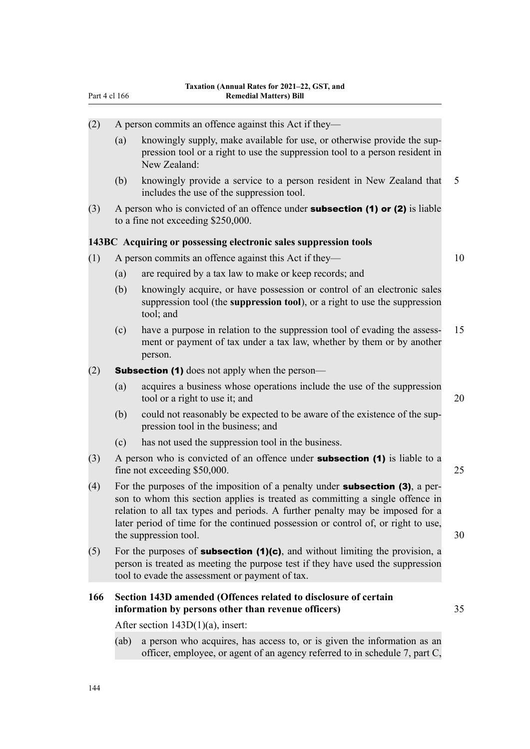(2) A person commits an offence against this Act if they—

(a) knowingly supply, make available for use, or otherwise provide the suppression tool or a right to use the suppression tool to a person resident in New Zealand:

(b) knowingly provide a service to a person resident in New Zealand that includes the use of the suppression tool.

(3) A person who is convicted of an offence under **subsection (1) or (2)** is liable to a fine not exceeding $250,000.

**143BC Acquiring or possessing electronic sales suppression tools**

(1) A person commits an offence against this Act if they—

(a) are required by a tax law to make or keep records; and

(b) knowingly acquire, or have possession or control of an electronic sales suppression tool (the **suppression tool**), or a right to use the suppression tool; and

(c) have a purpose in relation to the suppression tool of evading the assessment or payment of tax under a tax law, whether by them or by another person.

(2) **Subsection (1)** does not apply when the person—

(a) acquires a business whose operations include the use of the suppression tool or a right to use it; and

(b) could not reasonably be expected to be aware of the existence of the suppression tool in the business; and

(c) has not used the suppression tool in the business.

(3) A person who is convicted of an offence under **subsection (1)** is liable to a fine not exceeding $50,000.

(4) For the purposes of the imposition of a penalty under **subsection (3)**, a person to whom this section applies is treated as committing a single offence in relation to all tax types and periods. A further penalty may be imposed for a later period of time for the continued possession or control of, or right to use, the suppression tool.

(5) For the purposes of **subsection (1)(c)**, and without limiting the provision, a person is treated as meeting the purpose test if they have used the suppression tool to evade the assessment or payment of tax.

**166 Section 143D amended (Offences related to disclosure of certain information by persons other than revenue officers)**

After section 143D(1)(a), insert:

(ab) a person who acquires, has access to, or is given the information as an officer, employee, or agent of an agency referred to in schedule 7, part C,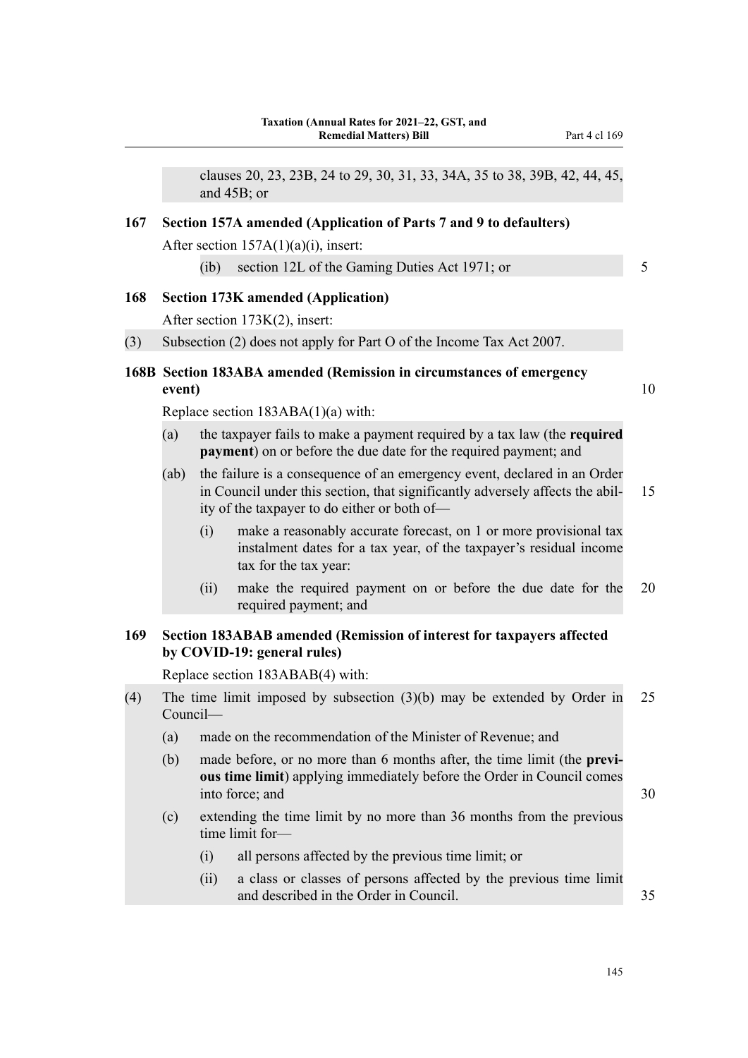clauses 20, 23, 23B, 24 to 29, 30, 31, 33, 34A, 35 to 38, 39B, 42, 44, 45, and 45B; or

### 167 Section 157A amended (Application of Parts 7 and 9 to defaulters)

After section 157A(1)(a)(i), insert:

(ib) section 12L of the Gaming Duties Act 1971; or

### 168 Section 173K amended (Application)

After section 173K(2), insert:

(3) Subsection (2) does not apply for Part O of the Income Tax Act 2007.

### 168B Section 183ABA amended (Remission in circumstances of emergency event)

Replace section 183ABA(1)(a) with:

(a) the taxpayer fails to make a payment required by a tax law (the **required payment**) on or before the due date for the required payment; and

(ab) the failure is a consequence of an emergency event, declared in an Order in Council under this section, that significantly adversely affects the ability of the taxpayer to do either or both of—

- (i) make a reasonably accurate forecast, on 1 or more provisional tax instalment dates for a tax year, of the taxpayer's residual income tax for the tax year:
- (ii) make the required payment on or before the due date for the required payment; and

### 169 Section 183ABAB amended (Remission of interest for taxpayers affected by COVID-19: general rules)

Replace section 183ABAB(4) with:

(4) The time limit imposed by subsection (3)(b) may be extended by Order in Council—

(a) made on the recommendation of the Minister of Revenue; and

(b) made before, or no more than 6 months after, the time limit (the **previous time limit**) applying immediately before the Order in Council comes into force; and

(c) extending the time limit by no more than 36 months from the previous time limit for—

- (i) all persons affected by the previous time limit; or
- (ii) a class or classes of persons affected by the previous time limit and described in the Order in Council.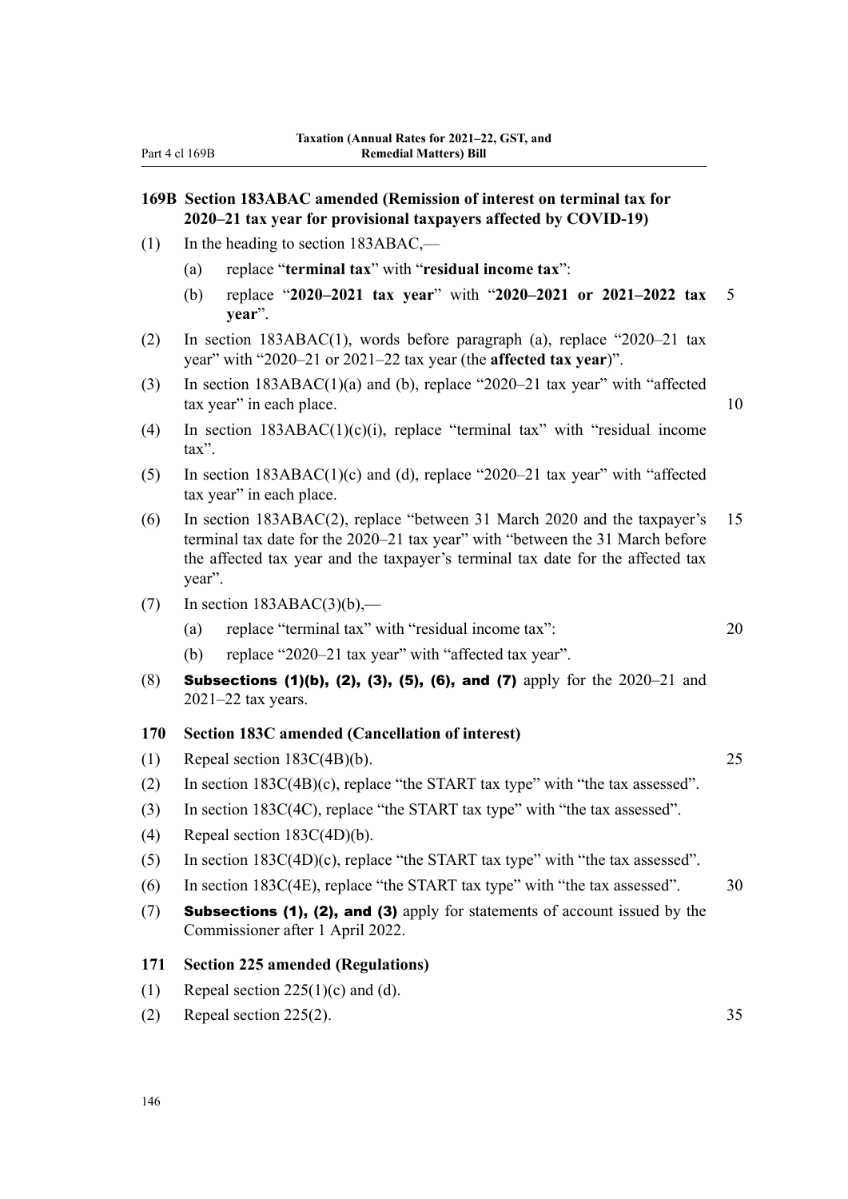### 169B Section 183ABAC amended (Remission of interest on terminal tax for 2020–21 tax year for provisional taxpayers affected by COVID-19)

(1) In the heading to section 183ABAC,—

  (a) replace "**terminal tax**" with "**residual income tax**":

  (b) replace "**2020–2021 tax year**" with "**2020–2021 or 2021–2022 tax year**".

(2) In section 183ABAC(1), words before paragraph (a), replace "2020–21 tax year" with "2020–21 or 2021–22 tax year (the **affected tax year**)".

(3) In section 183ABAC(1)(a) and (b), replace "2020–21 tax year" with "affected tax year" in each place.

(4) In section 183ABAC(1)(c)(i), replace "terminal tax" with "residual income tax".

(5) In section 183ABAC(1)(c) and (d), replace "2020–21 tax year" with "affected tax year" in each place.

(6) In section 183ABAC(2), replace "between 31 March 2020 and the taxpayer's terminal tax date for the 2020–21 tax year" with "between the 31 March before the affected tax year and the taxpayer's terminal tax date for the affected tax year".

(7) In section 183ABAC(3)(b),—

  (a) replace "terminal tax" with "residual income tax":

  (b) replace "2020–21 tax year" with "affected tax year".

(8) **Subsections (1)(b), (2), (3), (5), (6), and (7)** apply for the 2020–21 and 2021–22 tax years.

### 170 Section 183C amended (Cancellation of interest)

(1) Repeal section 183C(4B)(b).

(2) In section 183C(4B)(c), replace "the START tax type" with "the tax assessed".

(3) In section 183C(4C), replace "the START tax type" with "the tax assessed".

(4) Repeal section 183C(4D)(b).

(5) In section 183C(4D)(c), replace "the START tax type" with "the tax assessed".

(6) In section 183C(4E), replace "the START tax type" with "the tax assessed".

(7) **Subsections (1), (2), and (3)** apply for statements of account issued by the Commissioner after 1 April 2022.

### 171 Section 225 amended (Regulations)

(1) Repeal section 225(1)(c) and (d).

(2) Repeal section 225(2).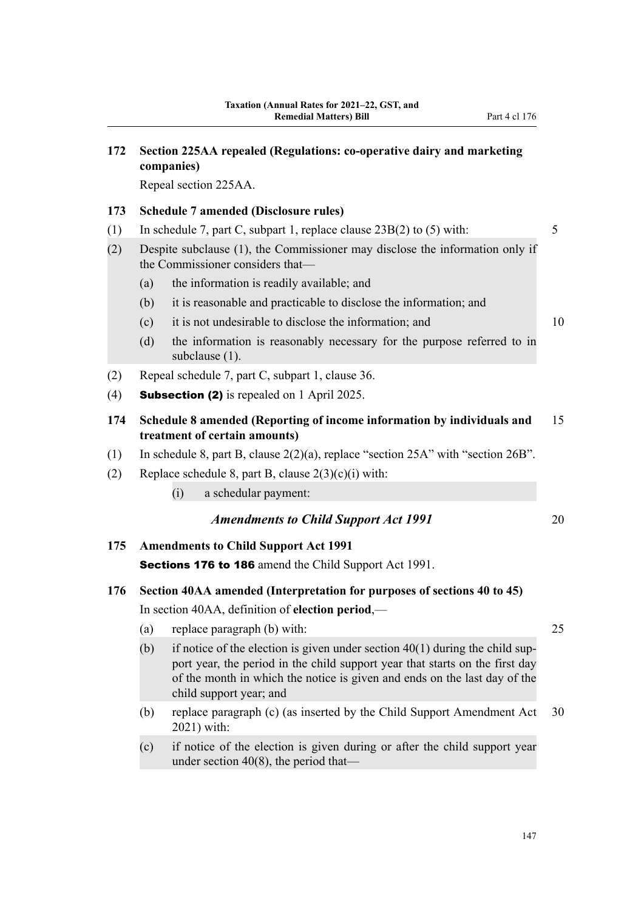### 172 Section 225AA repealed (Regulations: co-operative dairy and marketing companies)

Repeal section 225AA.

### 173 Schedule 7 amended (Disclosure rules)

(1) In schedule 7, part C, subpart 1, replace clause 23B(2) to (5) with:

> (2) Despite subclause (1), the Commissioner may disclose the information only if the Commissioner considers that—
>
> (a) the information is readily available; and
>
> (b) it is reasonable and practicable to disclose the information; and
>
> (c) it is not undesirable to disclose the information; and
>
> (d) the information is reasonably necessary for the purpose referred to in subclause (1).

(2) Repeal schedule 7, part C, subpart 1, clause 36.

(4) **Subsection (2)** is repealed on 1 April 2025.

### 174 Schedule 8 amended (Reporting of income information by individuals and treatment of certain amounts)

(1) In schedule 8, part B, clause 2(2)(a), replace "section 25A" with "section 26B".

(2) Replace schedule 8, part B, clause 2(3)(c)(i) with:

> (i) a schedular payment:

## *Amendments to Child Support Act 1991*

### 175 Amendments to Child Support Act 1991

**Sections 176 to 186** amend the Child Support Act 1991.

### 176 Section 40AA amended (Interpretation for purposes of sections 40 to 45)

In section 40AA, definition of **election period**,—

(a) replace paragraph (b) with:

> (b) if notice of the election is given under section 40(1) during the child support year, the period in the child support year that starts on the first day of the month in which the notice is given and ends on the last day of the child support year; and

(b) replace paragraph (c) (as inserted by the Child Support Amendment Act 2021) with:

> (c) if notice of the election is given during or after the child support year under section 40(8), the period that—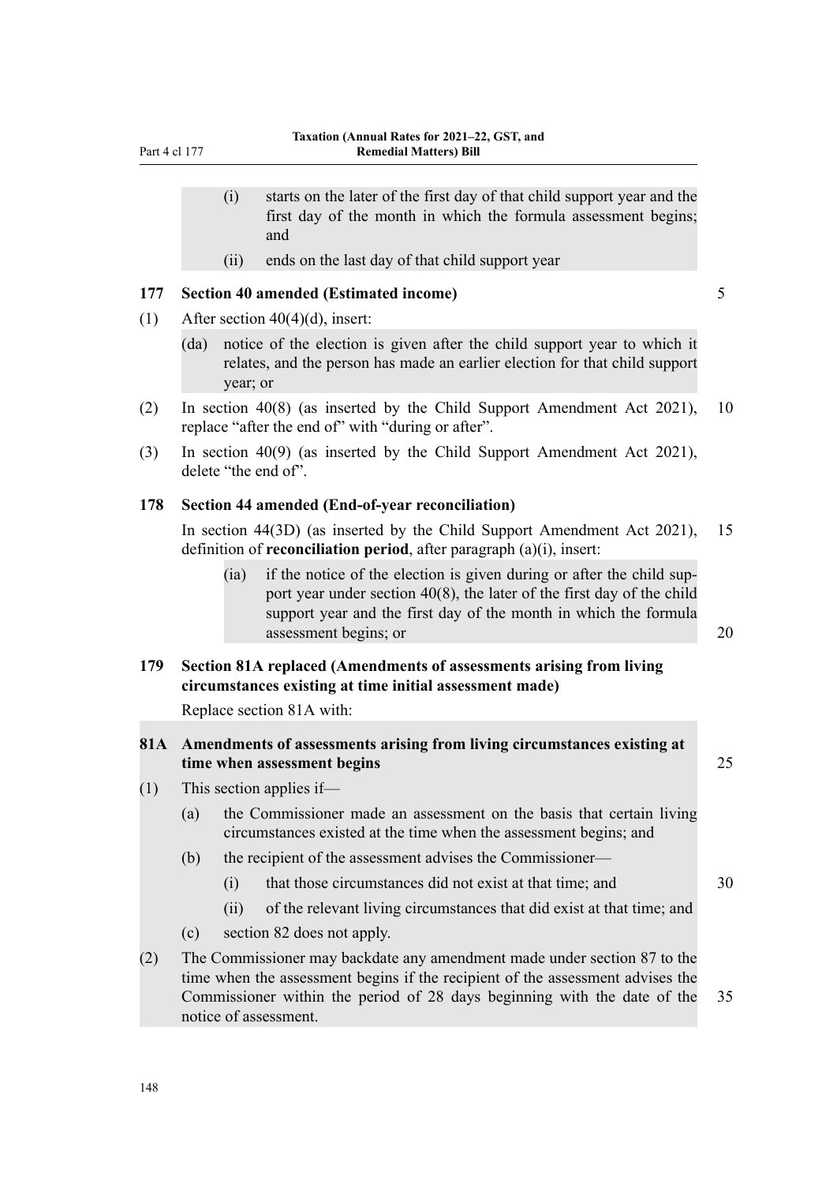(i) starts on the later of the first day of that child support year and the first day of the month in which the formula assessment begins; and

(ii) ends on the last day of that child support year

### 177 Section 40 amended (Estimated income)

(1) After section 40(4)(d), insert:

(da) notice of the election is given after the child support year to which it relates, and the person has made an earlier election for that child support year; or

(2) In section 40(8) (as inserted by the Child Support Amendment Act 2021), replace "after the end of" with "during or after".

(3) In section 40(9) (as inserted by the Child Support Amendment Act 2021), delete "the end of".

### 178 Section 44 amended (End-of-year reconciliation)

In section 44(3D) (as inserted by the Child Support Amendment Act 2021), definition of **reconciliation period**, after paragraph (a)(i), insert:

(ia) if the notice of the election is given during or after the child support year under section 40(8), the later of the first day of the child support year and the first day of the month in which the formula assessment begins; or

### 179 Section 81A replaced (Amendments of assessments arising from living circumstances existing at time initial assessment made)

Replace section 81A with:

### 81A Amendments of assessments arising from living circumstances existing at time when assessment begins

(1) This section applies if—

(a) the Commissioner made an assessment on the basis that certain living circumstances existed at the time when the assessment begins; and

(b) the recipient of the assessment advises the Commissioner—

(i) that those circumstances did not exist at that time; and

(ii) of the relevant living circumstances that did exist at that time; and

(c) section 82 does not apply.

(2) The Commissioner may backdate any amendment made under section 87 to the time when the assessment begins if the recipient of the assessment advises the Commissioner within the period of 28 days beginning with the date of the notice of assessment.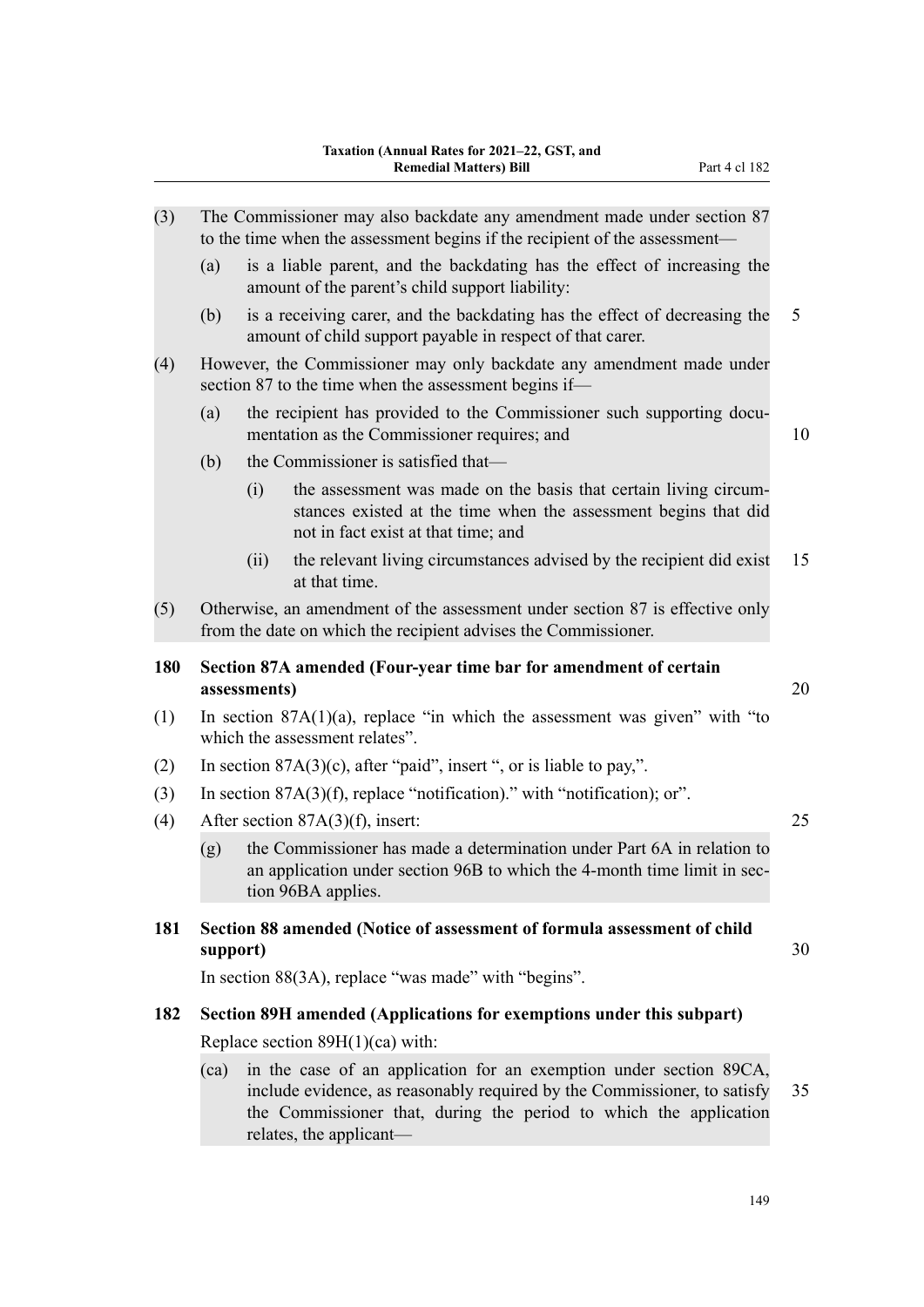(3) The Commissioner may also backdate any amendment made under section 87 to the time when the assessment begins if the recipient of the assessment—

(a) is a liable parent, and the backdating has the effect of increasing the amount of the parent's child support liability:

(b) is a receiving carer, and the backdating has the effect of decreasing the amount of child support payable in respect of that carer.

(4) However, the Commissioner may only backdate any amendment made under section 87 to the time when the assessment begins if—

(a) the recipient has provided to the Commissioner such supporting documentation as the Commissioner requires; and

(b) the Commissioner is satisfied that—

(i) the assessment was made on the basis that certain living circumstances existed at the time when the assessment begins that did not in fact exist at that time; and

(ii) the relevant living circumstances advised by the recipient did exist at that time.

(5) Otherwise, an amendment of the assessment under section 87 is effective only from the date on which the recipient advises the Commissioner.

**180 Section 87A amended (Four-year time bar for amendment of certain assessments)**

(1) In section 87A(1)(a), replace "in which the assessment was given" with "to which the assessment relates".

(2) In section 87A(3)(c), after "paid", insert ", or is liable to pay,".

(3) In section 87A(3)(f), replace "notification)." with "notification); or".

(4) After section 87A(3)(f), insert:

(g) the Commissioner has made a determination under Part 6A in relation to an application under section 96B to which the 4-month time limit in section 96BA applies.

**181 Section 88 amended (Notice of assessment of formula assessment of child support)**

In section 88(3A), replace "was made" with "begins".

**182 Section 89H amended (Applications for exemptions under this subpart)**

Replace section 89H(1)(ca) with:

(ca) in the case of an application for an exemption under section 89CA, include evidence, as reasonably required by the Commissioner, to satisfy the Commissioner that, during the period to which the application relates, the applicant—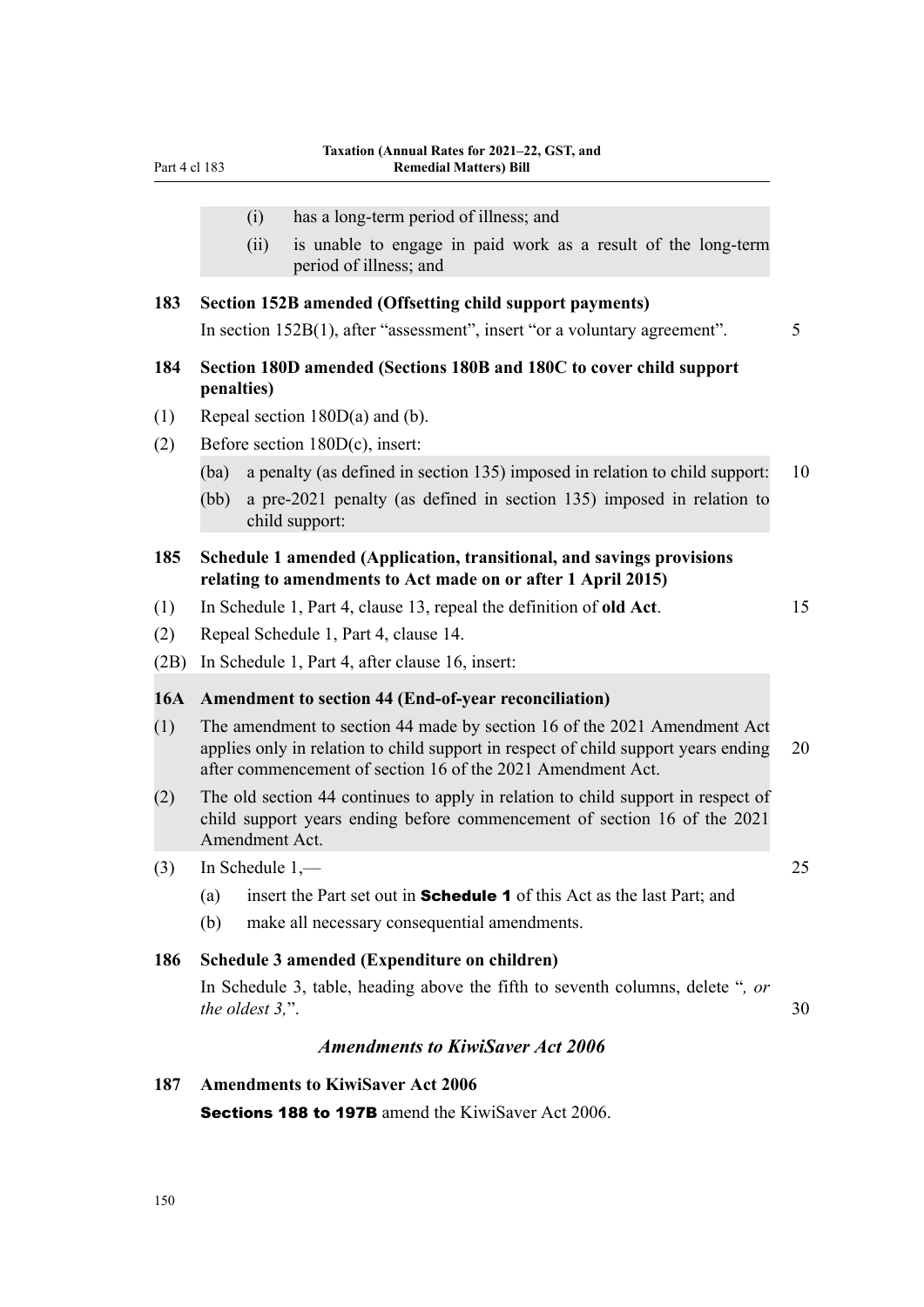(i) has a long-term period of illness; and

(ii) is unable to engage in paid work as a result of the long-term period of illness; and

### 183 Section 152B amended (Offsetting child support payments)

In section 152B(1), after "assessment", insert "or a voluntary agreement".

### 184 Section 180D amended (Sections 180B and 180C to cover child support penalties)

(1) Repeal section 180D(a) and (b).

(2) Before section 180D(c), insert:

(ba) a penalty (as defined in section 135) imposed in relation to child support:

(bb) a pre-2021 penalty (as defined in section 135) imposed in relation to child support:

### 185 Schedule 1 amended (Application, transitional, and savings provisions relating to amendments to Act made on or after 1 April 2015)

(1) In Schedule 1, Part 4, clause 13, repeal the definition of **old Act**.

(2) Repeal Schedule 1, Part 4, clause 14.

(2B) In Schedule 1, Part 4, after clause 16, insert:

**16A Amendment to section 44 (End-of-year reconciliation)**

(1) The amendment to section 44 made by section 16 of the 2021 Amendment Act applies only in relation to child support in respect of child support years ending after commencement of section 16 of the 2021 Amendment Act.

(2) The old section 44 continues to apply in relation to child support in respect of child support years ending before commencement of section 16 of the 2021 Amendment Act.

(3) In Schedule 1,—

(a) insert the Part set out in **Schedule 1** of this Act as the last Part; and

(b) make all necessary consequential amendments.

### 186 Schedule 3 amended (Expenditure on children)

In Schedule 3, table, heading above the fifth to seventh columns, delete "*, or the oldest 3,*".

## *Amendments to KiwiSaver Act 2006*

### 187 Amendments to KiwiSaver Act 2006

**Sections 188 to 197B** amend the KiwiSaver Act 2006.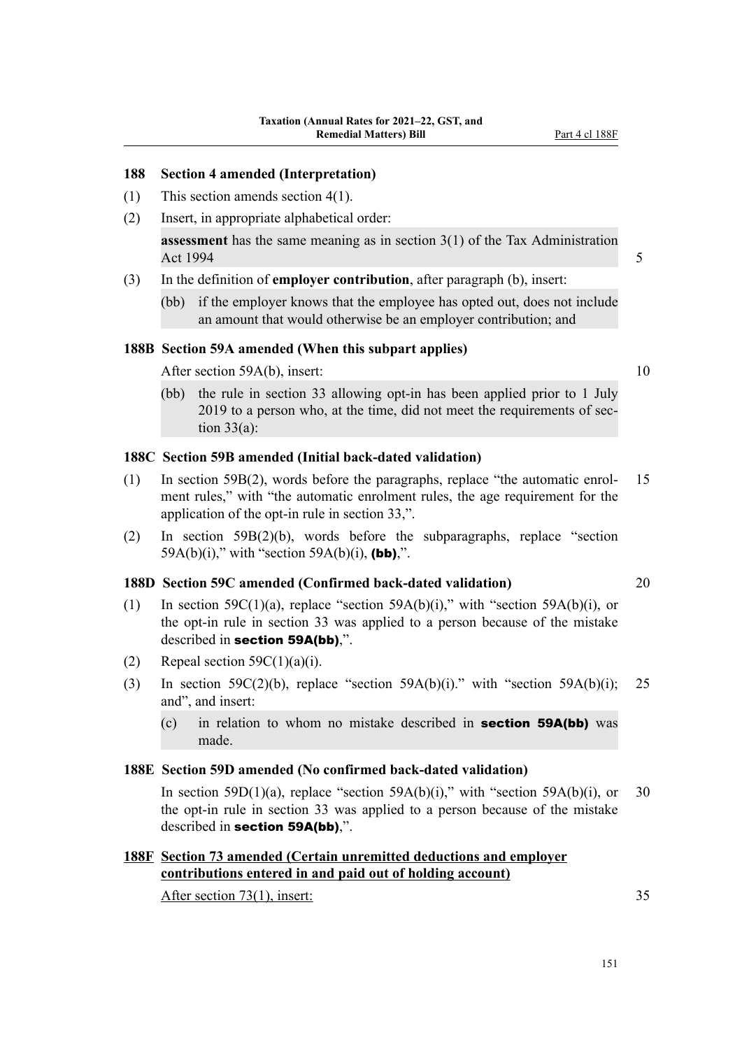## 188 Section 4 amended (Interpretation)

(1) This section amends section 4(1).

(2) Insert, in appropriate alphabetical order:

**assessment** has the same meaning as in section 3(1) of the Tax Administration Act 1994

(3) In the definition of **employer contribution**, after paragraph (b), insert:

(bb) if the employer knows that the employee has opted out, does not include an amount that would otherwise be an employer contribution; and

## 188B Section 59A amended (When this subpart applies)

After section 59A(b), insert:

(bb) the rule in section 33 allowing opt-in has been applied prior to 1 July 2019 to a person who, at the time, did not meet the requirements of section 33(a):

## 188C Section 59B amended (Initial back-dated validation)

(1) In section 59B(2), words before the paragraphs, replace "the automatic enrolment rules," with "the automatic enrolment rules, the age requirement for the application of the opt-in rule in section 33,".

(2) In section 59B(2)(b), words before the subparagraphs, replace "section 59A(b)(i)," with "section 59A(b)(i), **(bb)**,".

## 188D Section 59C amended (Confirmed back-dated validation)

(1) In section 59C(1)(a), replace "section 59A(b)(i)," with "section 59A(b)(i), or the opt-in rule in section 33 was applied to a person because of the mistake described in **section 59A(bb)**,".

(2) Repeal section 59C(1)(a)(i).

(3) In section 59C(2)(b), replace "section 59A(b)(i)." with "section 59A(b)(i); and", and insert:

(c) in relation to whom no mistake described in **section 59A(bb)** was made.

## 188E Section 59D amended (No confirmed back-dated validation)

In section 59D(1)(a), replace "section 59A(b)(i)," with "section 59A(b)(i), or the opt-in rule in section 33 was applied to a person because of the mistake described in **section 59A(bb)**,".

## 188F Section 73 amended (Certain unremitted deductions and employer contributions entered in and paid out of holding account)

After section 73(1), insert: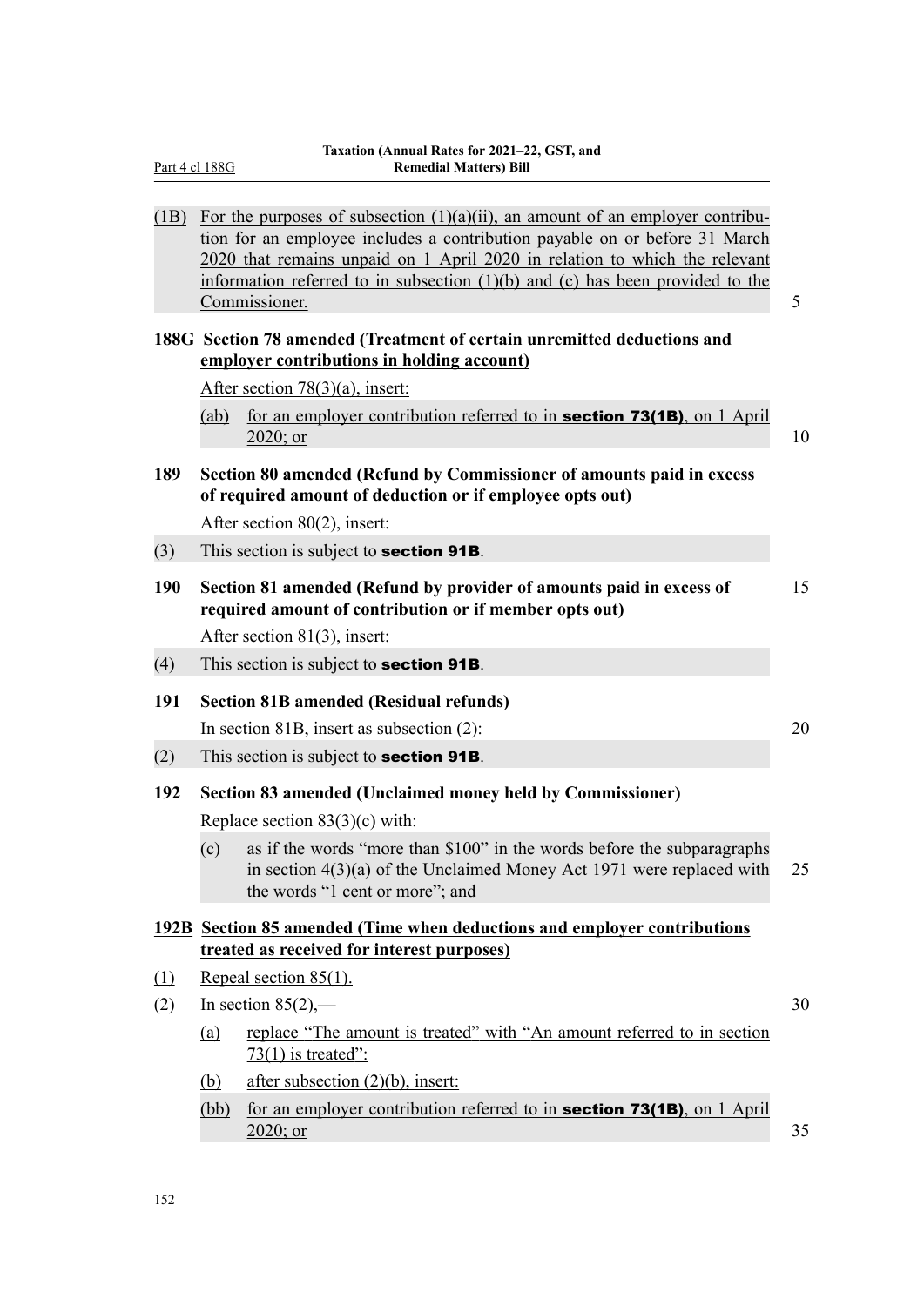(1B) For the purposes of subsection (1)(a)(ii), an amount of an employer contribution for an employee includes a contribution payable on or before 31 March 2020 that remains unpaid on 1 April 2020 in relation to which the relevant information referred to in subsection (1)(b) and (c) has been provided to the Commissioner.

**188G Section 78 amended (Treatment of certain unremitted deductions and employer contributions in holding account)**

After section 78(3)(a), insert:

(ab) for an employer contribution referred to in **section 73(1B)**, on 1 April 2020; or

**189 Section 80 amended (Refund by Commissioner of amounts paid in excess of required amount of deduction or if employee opts out)**

After section 80(2), insert:

(3) This section is subject to **section 91B**.

**190 Section 81 amended (Refund by provider of amounts paid in excess of required amount of contribution or if member opts out)**

After section 81(3), insert:

(4) This section is subject to **section 91B**.

**191 Section 81B amended (Residual refunds)**

In section 81B, insert as subsection (2):

(2) This section is subject to **section 91B**.

**192 Section 83 amended (Unclaimed money held by Commissioner)**

Replace section 83(3)(c) with:

(c) as if the words "more than $100" in the words before the subparagraphs in section 4(3)(a) of the Unclaimed Money Act 1971 were replaced with the words "1 cent or more"; and

**192B Section 85 amended (Time when deductions and employer contributions treated as received for interest purposes)**

(1) Repeal section 85(1).

(2) In section 85(2),—

(a) replace "The amount is treated" with "An amount referred to in section 73(1) is treated":

(b) after subsection (2)(b), insert:

(bb) for an employer contribution referred to in **section 73(1B)**, on 1 April 2020; or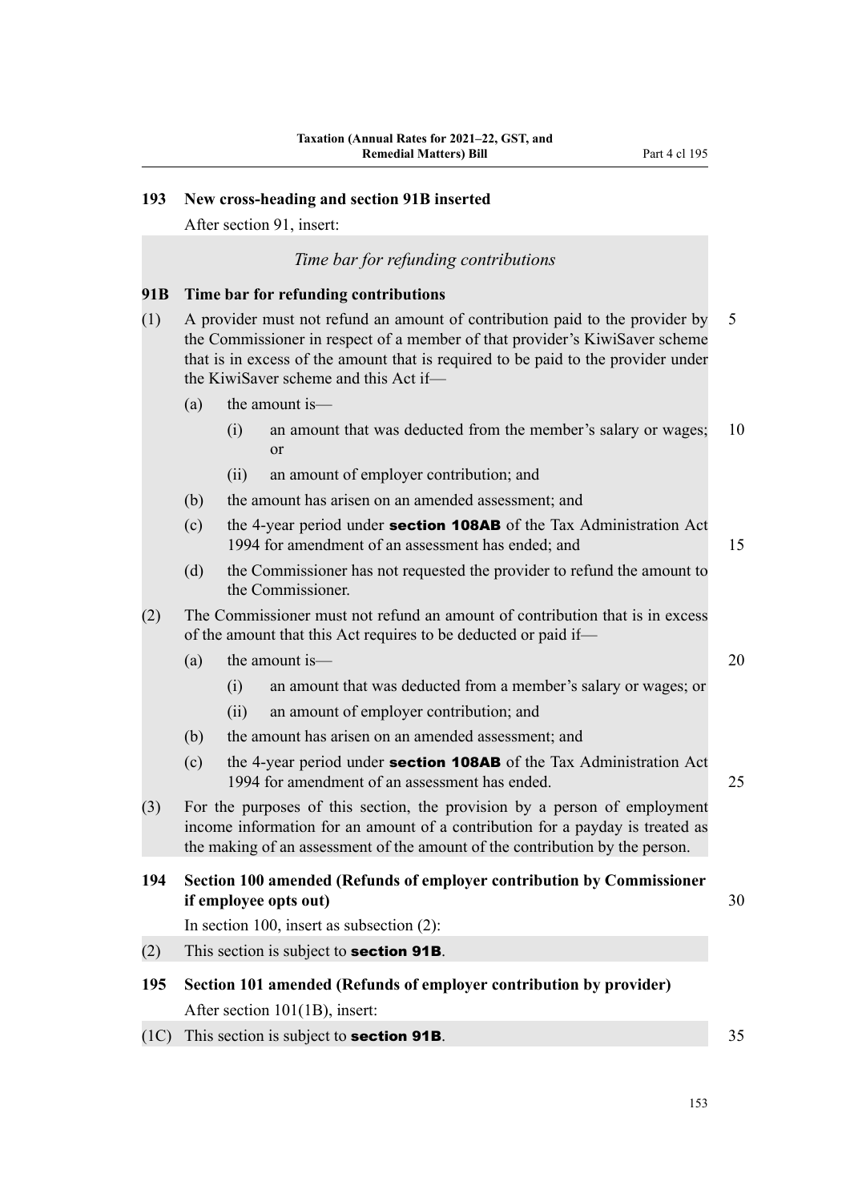## 193 New cross-heading and section 91B inserted

After section 91, insert:

*Time bar for refunding contributions*

### 91B Time bar for refunding contributions

(1) A provider must not refund an amount of contribution paid to the provider by the Commissioner in respect of a member of that provider's KiwiSaver scheme that is in excess of the amount that is required to be paid to the provider under the KiwiSaver scheme and this Act if—

- (a) the amount is—
  - (i) an amount that was deducted from the member's salary or wages; or
  - (ii) an amount of employer contribution; and
- (b) the amount has arisen on an amended assessment; and
- (c) the 4-year period under **section 108AB** of the Tax Administration Act 1994 for amendment of an assessment has ended; and
- (d) the Commissioner has not requested the provider to refund the amount to the Commissioner.

(2) The Commissioner must not refund an amount of contribution that is in excess of the amount that this Act requires to be deducted or paid if—

- (a) the amount is—
  - (i) an amount that was deducted from a member's salary or wages; or
  - (ii) an amount of employer contribution; and
- (b) the amount has arisen on an amended assessment; and
- (c) the 4-year period under **section 108AB** of the Tax Administration Act 1994 for amendment of an assessment has ended.

(3) For the purposes of this section, the provision by a person of employment income information for an amount of a contribution for a payday is treated as the making of an assessment of the amount of the contribution by the person.

## 194 Section 100 amended (Refunds of employer contribution by Commissioner if employee opts out)

In section 100, insert as subsection (2):

(2) This section is subject to **section 91B**.

## 195 Section 101 amended (Refunds of employer contribution by provider)

After section 101(1B), insert:

(1C) This section is subject to **section 91B**.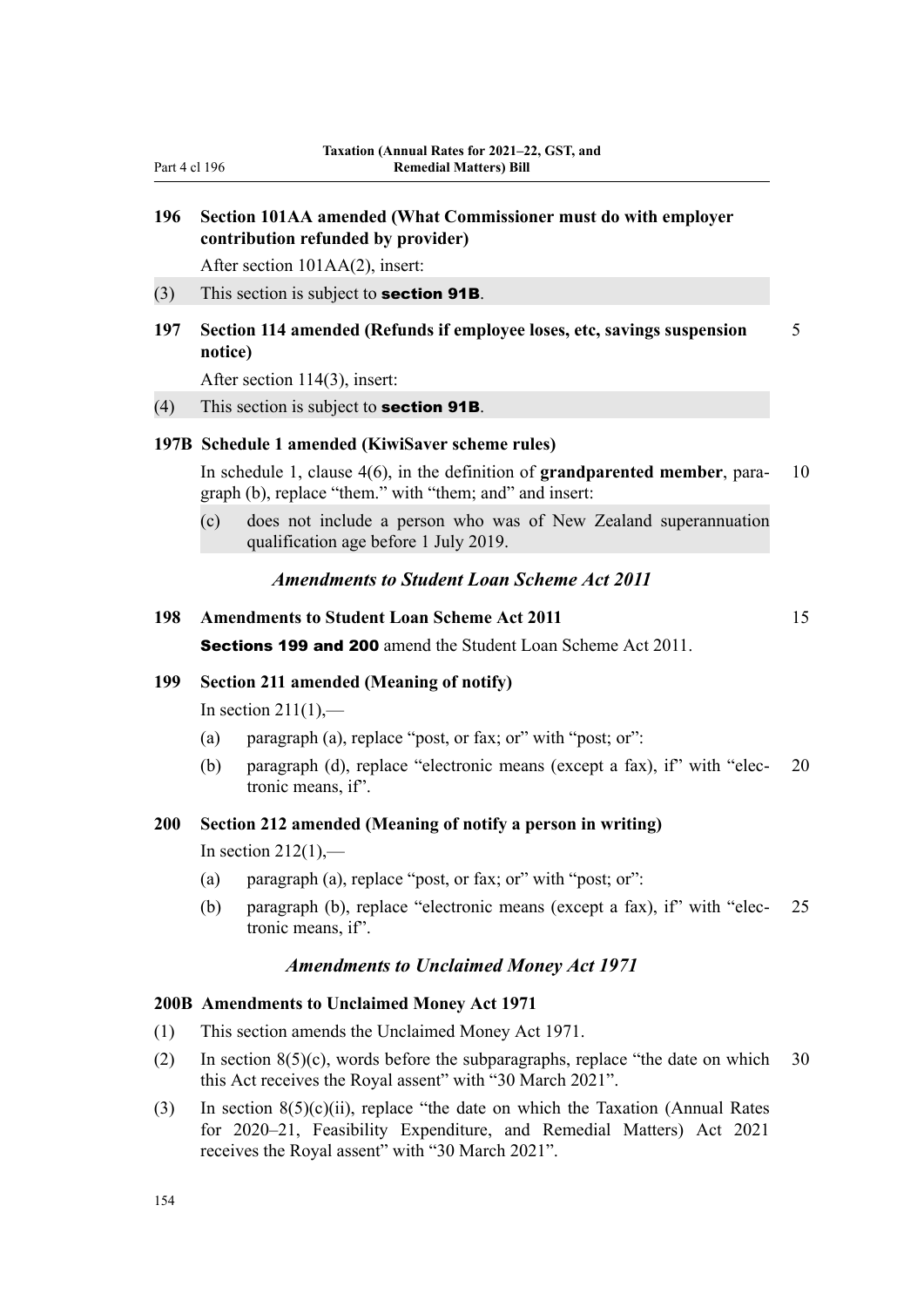### 196 Section 101AA amended (What Commissioner must do with employer contribution refunded by provider)

After section 101AA(2), insert:

(3) This section is subject to **section 91B**.

### 197 Section 114 amended (Refunds if employee loses, etc, savings suspension notice)

After section 114(3), insert:

(4) This section is subject to **section 91B**.

### 197B Schedule 1 amended (KiwiSaver scheme rules)

In schedule 1, clause 4(6), in the definition of **grandparented member**, paragraph (b), replace "them." with "them; and" and insert:

(c) does not include a person who was of New Zealand superannuation qualification age before 1 July 2019.

## *Amendments to Student Loan Scheme Act 2011*

### 198 Amendments to Student Loan Scheme Act 2011

**Sections 199 and 200** amend the Student Loan Scheme Act 2011.

### 199 Section 211 amended (Meaning of notify)

In section 211(1),—

(a) paragraph (a), replace "post, or fax; or" with "post; or":

(b) paragraph (d), replace "electronic means (except a fax), if" with "electronic means, if".

### 200 Section 212 amended (Meaning of notify a person in writing)

In section 212(1),—

(a) paragraph (a), replace "post, or fax; or" with "post; or":

(b) paragraph (b), replace "electronic means (except a fax), if" with "electronic means, if".

## *Amendments to Unclaimed Money Act 1971*

### 200B Amendments to Unclaimed Money Act 1971

(1) This section amends the Unclaimed Money Act 1971.

(2) In section 8(5)(c), words before the subparagraphs, replace "the date on which this Act receives the Royal assent" with "30 March 2021".

(3) In section 8(5)(c)(ii), replace "the date on which the Taxation (Annual Rates for 2020–21, Feasibility Expenditure, and Remedial Matters) Act 2021 receives the Royal assent" with "30 March 2021".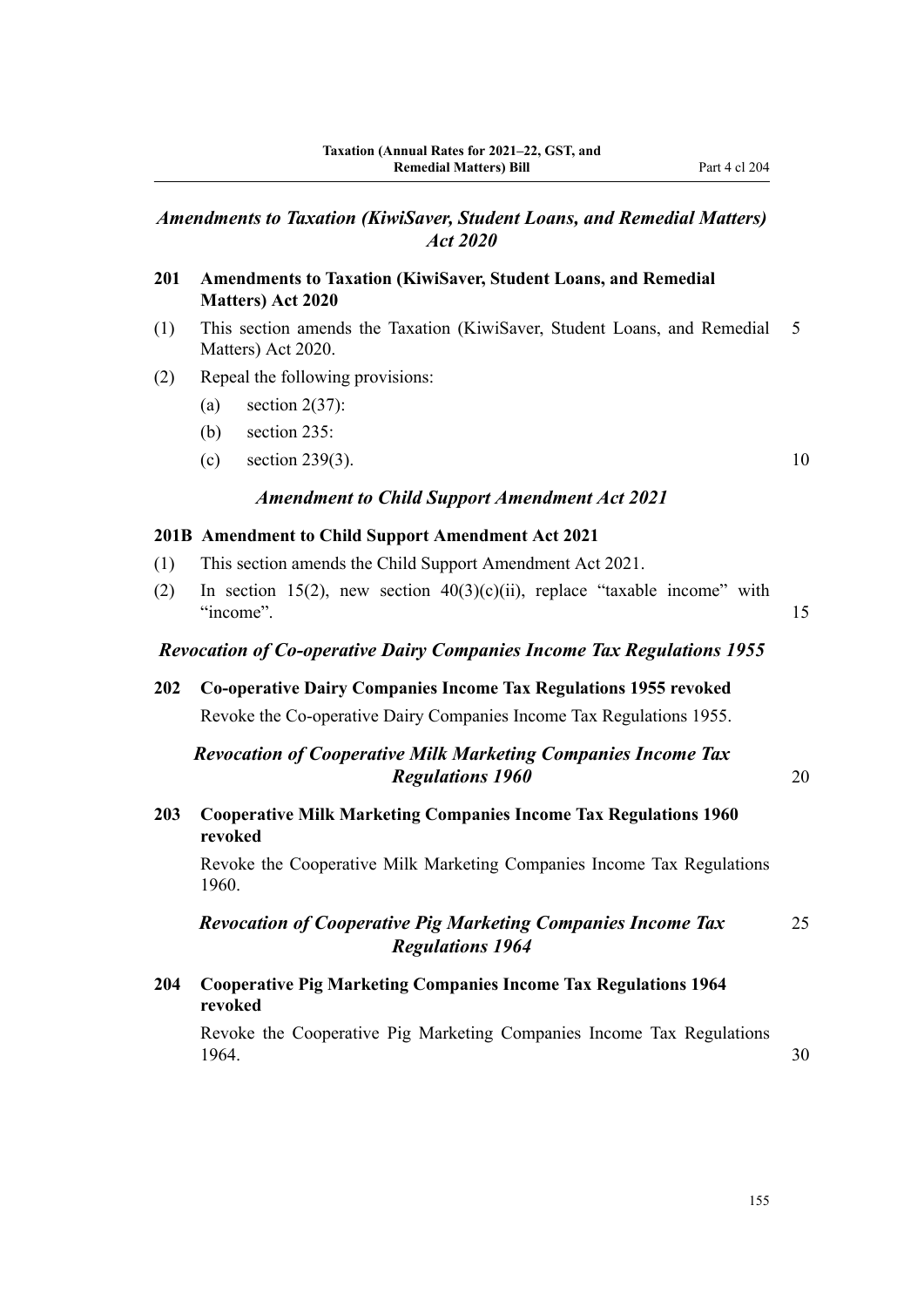*Amendments to Taxation (KiwiSaver, Student Loans, and Remedial Matters) Act 2020*

**201 Amendments to Taxation (KiwiSaver, Student Loans, and Remedial Matters) Act 2020**

(1) This section amends the Taxation (KiwiSaver, Student Loans, and Remedial Matters) Act 2020.

(2) Repeal the following provisions:

- (a) section 2(37):
- (b) section 235:
- (c) section 239(3).

*Amendment to Child Support Amendment Act 2021*

**201B Amendment to Child Support Amendment Act 2021**

(1) This section amends the Child Support Amendment Act 2021.

(2) In section 15(2), new section 40(3)(c)(ii), replace "taxable income" with "income".

*Revocation of Co-operative Dairy Companies Income Tax Regulations 1955*

**202 Co-operative Dairy Companies Income Tax Regulations 1955 revoked**

Revoke the Co-operative Dairy Companies Income Tax Regulations 1955.

*Revocation of Cooperative Milk Marketing Companies Income Tax Regulations 1960*

**203 Cooperative Milk Marketing Companies Income Tax Regulations 1960 revoked**

Revoke the Cooperative Milk Marketing Companies Income Tax Regulations 1960.

*Revocation of Cooperative Pig Marketing Companies Income Tax Regulations 1964*

**204 Cooperative Pig Marketing Companies Income Tax Regulations 1964 revoked**

Revoke the Cooperative Pig Marketing Companies Income Tax Regulations 1964.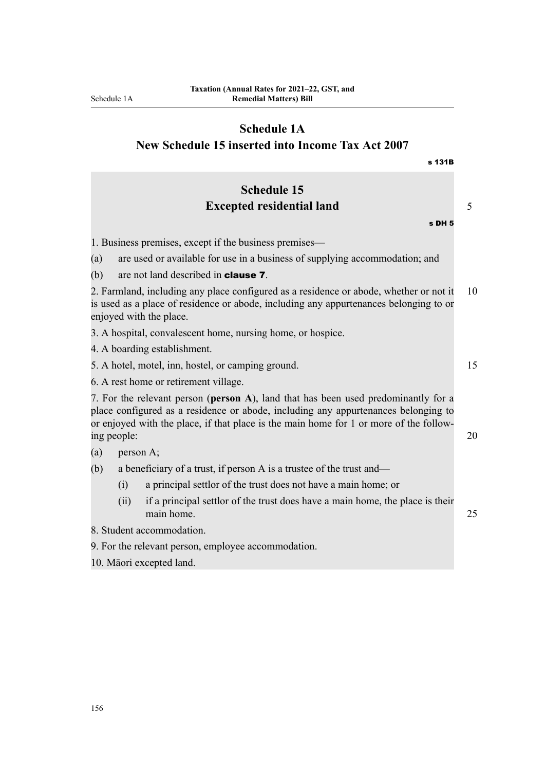# Schedule 1A
## New Schedule 15 inserted into Income Tax Act 2007

s 131B

### Schedule 15
### Excepted residential land

s DH 5

1. Business premises, except if the business premises—

(a) are used or available for use in a business of supplying accommodation; and

(b) are not land described in **clause 7**.

2. Farmland, including any place configured as a residence or abode, whether or not it is used as a place of residence or abode, including any appurtenances belonging to or enjoyed with the place.

3. A hospital, convalescent home, nursing home, or hospice.

4. A boarding establishment.

5. A hotel, motel, inn, hostel, or camping ground.

6. A rest home or retirement village.

7. For the relevant person (**person A**), land that has been used predominantly for a place configured as a residence or abode, including any appurtenances belonging to or enjoyed with the place, if that place is the main home for 1 or more of the following people:

(a) person A;

(b) a beneficiary of a trust, if person A is a trustee of the trust and—

(i) a principal settlor of the trust does not have a main home; or

(ii) if a principal settlor of the trust does have a main home, the place is their main home.

8. Student accommodation.

9. For the relevant person, employee accommodation.

10. Māori excepted land.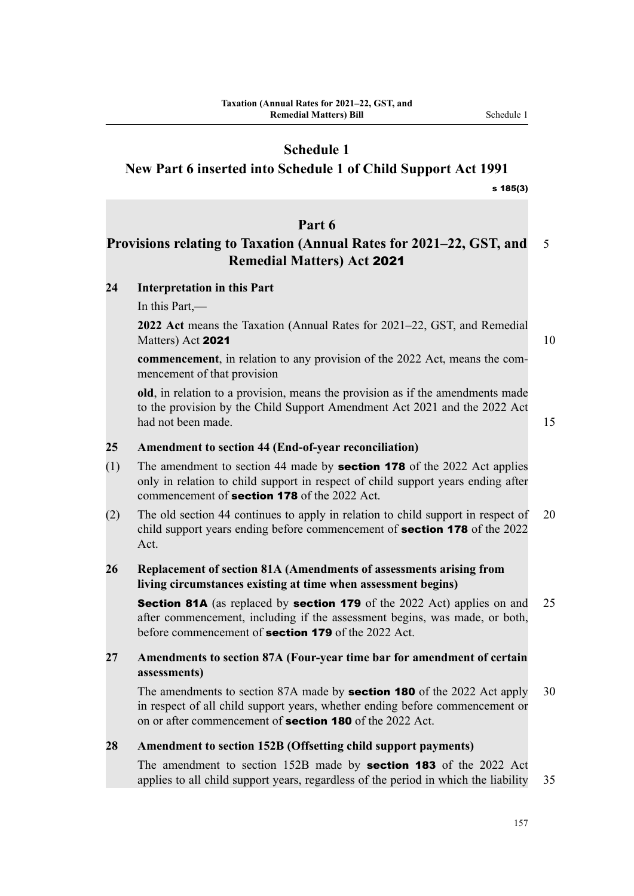# Schedule 1

## New Part 6 inserted into Schedule 1 of Child Support Act 1991

s 185(3)

## Part 6

## Provisions relating to Taxation (Annual Rates for 2021–22, GST, and Remedial Matters) Act 2021

### 24 Interpretation in this Part

In this Part,—

**2022 Act** means the Taxation (Annual Rates for 2021–22, GST, and Remedial Matters) Act 2021

**commencement**, in relation to any provision of the 2022 Act, means the commencement of that provision

**old**, in relation to a provision, means the provision as if the amendments made to the provision by the Child Support Amendment Act 2021 and the 2022 Act had not been made.

### 25 Amendment to section 44 (End-of-year reconciliation)

(1) The amendment to section 44 made by **section 178** of the 2022 Act applies only in relation to child support in respect of child support years ending after commencement of **section 178** of the 2022 Act.

(2) The old section 44 continues to apply in relation to child support in respect of child support years ending before commencement of **section 178** of the 2022 Act.

### 26 Replacement of section 81A (Amendments of assessments arising from living circumstances existing at time when assessment begins)

**Section 81A** (as replaced by **section 179** of the 2022 Act) applies on and after commencement, including if the assessment begins, was made, or both, before commencement of **section 179** of the 2022 Act.

### 27 Amendments to section 87A (Four-year time bar for amendment of certain assessments)

The amendments to section 87A made by **section 180** of the 2022 Act apply in respect of all child support years, whether ending before commencement or on or after commencement of **section 180** of the 2022 Act.

### 28 Amendment to section 152B (Offsetting child support payments)

The amendment to section 152B made by **section 183** of the 2022 Act applies to all child support years, regardless of the period in which the liability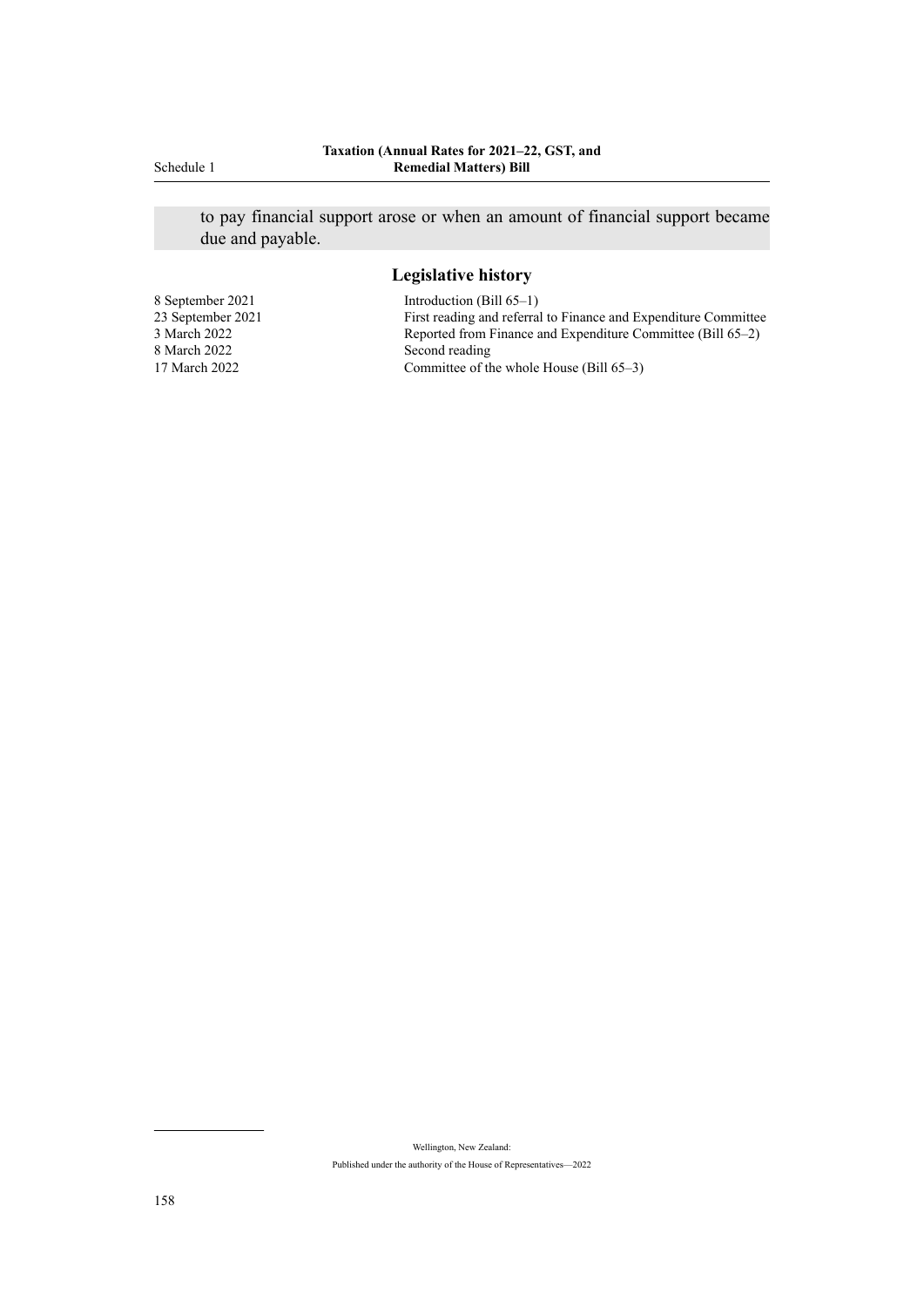to pay financial support arose or when an amount of financial support became due and payable.

## Legislative history

| | |
|---|---|
| 8 September 2021 | Introduction (Bill 65–1) |
| 23 September 2021 | First reading and referral to Finance and Expenditure Committee |
| 3 March 2022 | Reported from Finance and Expenditure Committee (Bill 65–2) |
| 8 March 2022 | Second reading |
| 17 March 2022 | Committee of the whole House (Bill 65–3) |

Wellington, New Zealand:

Published under the authority of the House of Representatives—2022